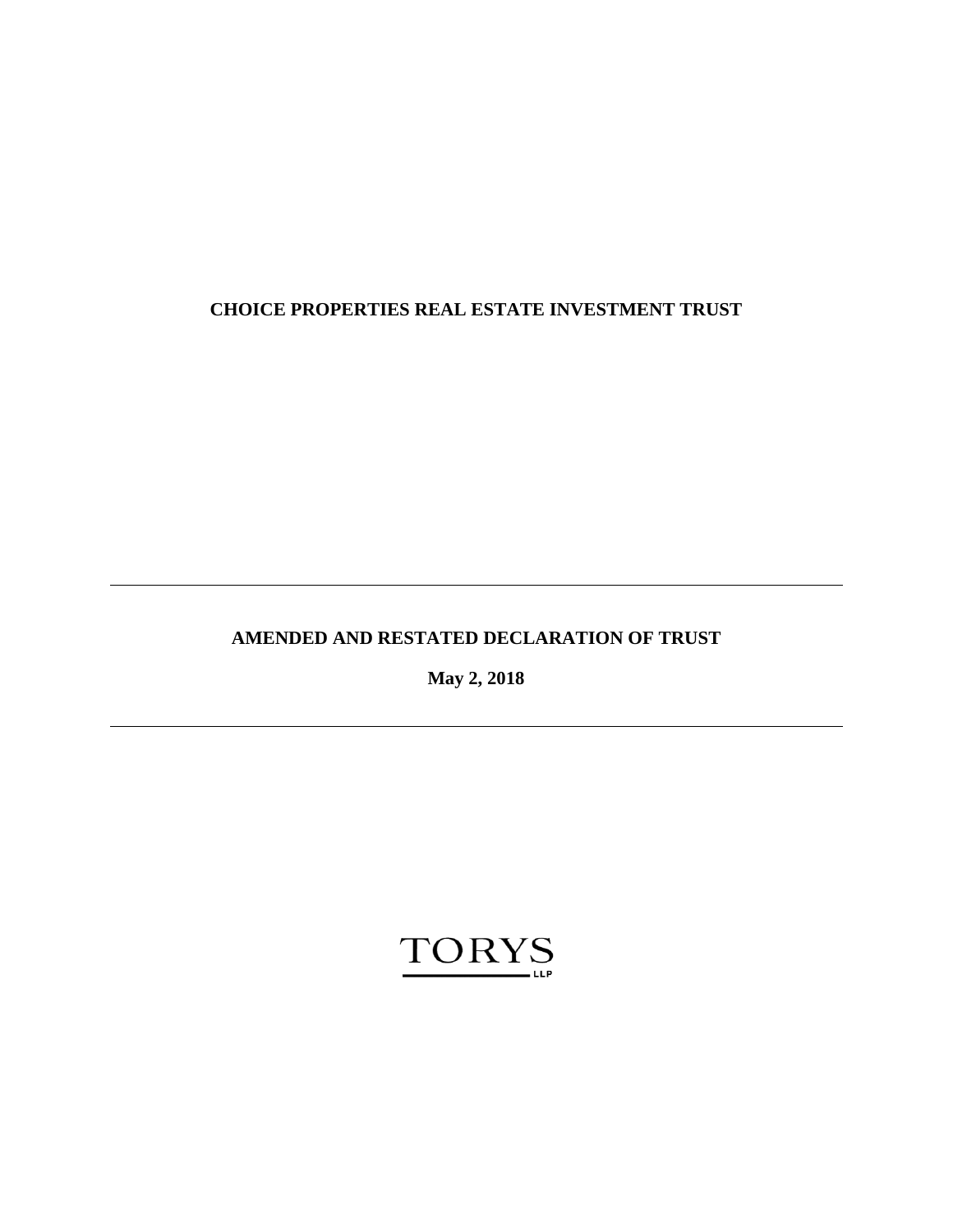# CHOICE PROPERTIES REAL ESTATE INVESTMENT TRUST

---

## AMENDED AND RESTATED DECLARATION OF TRUST

**May 2, 2018**

---

TORYS LLP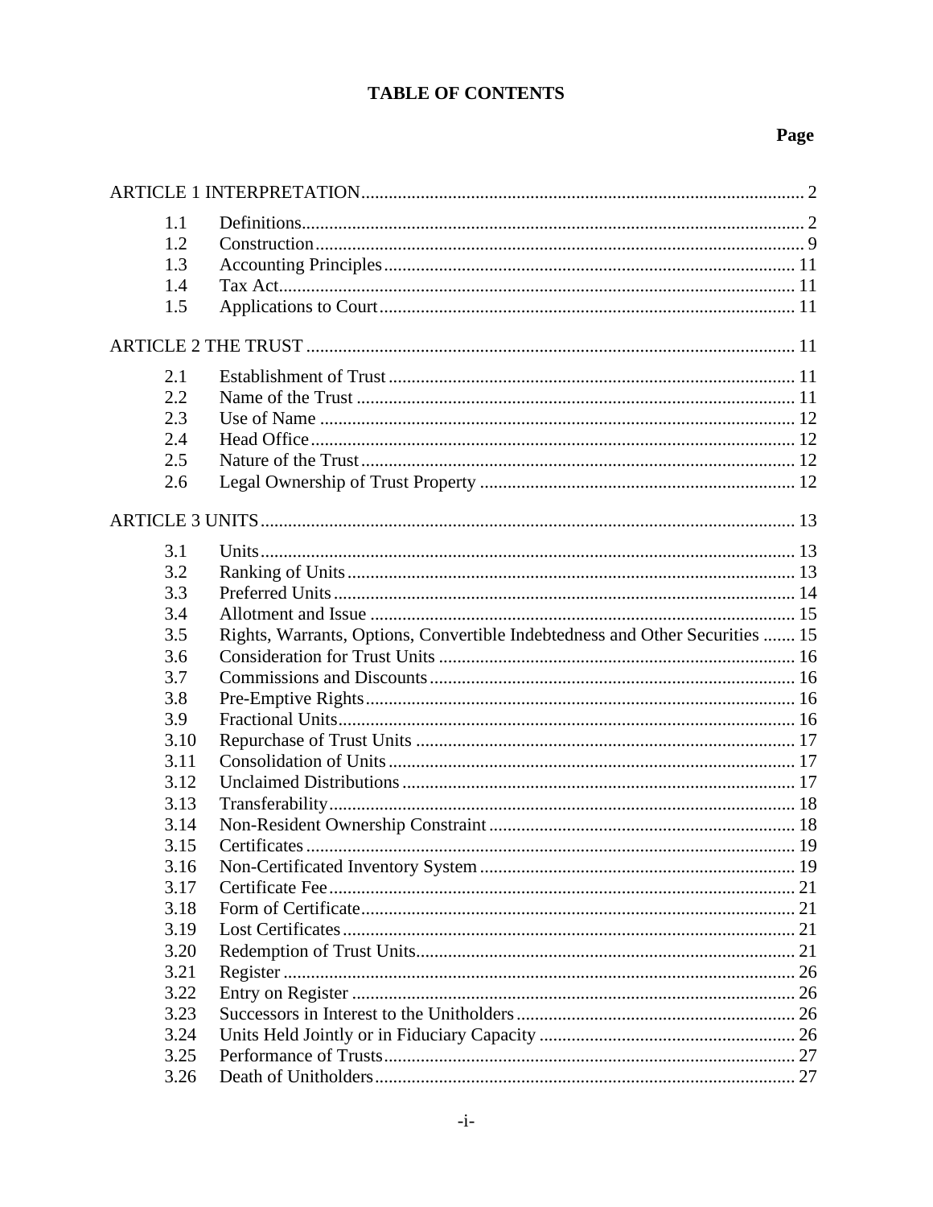# TABLE OF CONTENTS

| | | Page |
|---|---|---|
| ARTICLE 1 INTERPRETATION | | 2 |
| 1.1 | Definitions | 2 |
| 1.2 | Construction | 9 |
| 1.3 | Accounting Principles | 11 |
| 1.4 | Tax Act | 11 |
| 1.5 | Applications to Court | 11 |
| ARTICLE 2 THE TRUST | | 11 |
| 2.1 | Establishment of Trust | 11 |
| 2.2 | Name of the Trust | 11 |
| 2.3 | Use of Name | 12 |
| 2.4 | Head Office | 12 |
| 2.5 | Nature of the Trust | 12 |
| 2.6 | Legal Ownership of Trust Property | 12 |
| ARTICLE 3 UNITS | | 13 |
| 3.1 | Units | 13 |
| 3.2 | Ranking of Units | 13 |
| 3.3 | Preferred Units | 14 |
| 3.4 | Allotment and Issue | 15 |
| 3.5 | Rights, Warrants, Options, Convertible Indebtedness and Other Securities | 15 |
| 3.6 | Consideration for Trust Units | 16 |
| 3.7 | Commissions and Discounts | 16 |
| 3.8 | Pre-Emptive Rights | 16 |
| 3.9 | Fractional Units | 16 |
| 3.10 | Repurchase of Trust Units | 17 |
| 3.11 | Consolidation of Units | 17 |
| 3.12 | Unclaimed Distributions | 17 |
| 3.13 | Transferability | 18 |
| 3.14 | Non-Resident Ownership Constraint | 18 |
| 3.15 | Certificates | 19 |
| 3.16 | Non-Certificated Inventory System | 19 |
| 3.17 | Certificate Fee | 21 |
| 3.18 | Form of Certificate | 21 |
| 3.19 | Lost Certificates | 21 |
| 3.20 | Redemption of Trust Units | 21 |
| 3.21 | Register | 26 |
| 3.22 | Entry on Register | 26 |
| 3.23 | Successors in Interest to the Unitholders | 26 |
| 3.24 | Units Held Jointly or in Fiduciary Capacity | 26 |
| 3.25 | Performance of Trusts | 27 |
| 3.26 | Death of Unitholders | 27 |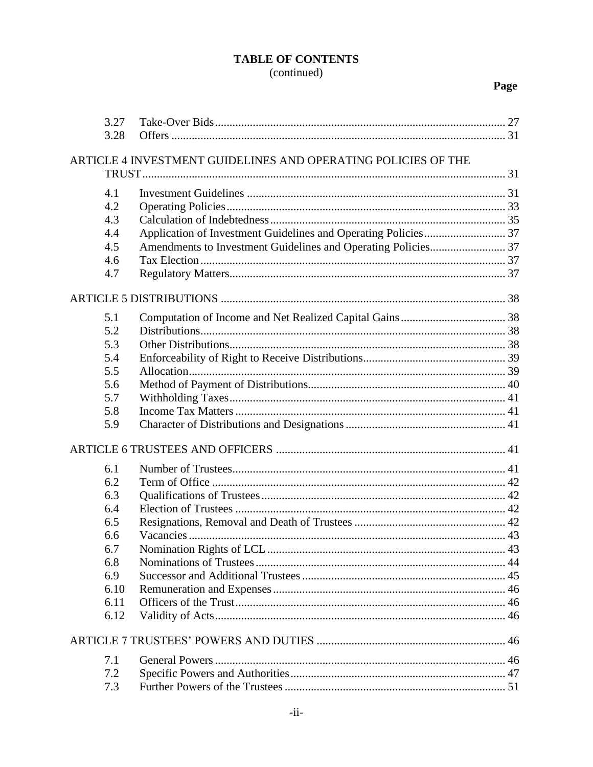**TABLE OF CONTENTS**
(continued)

| | | Page |
|---|---|---|
| 3.27 | Take-Over Bids | 27 |
| 3.28 | Offers | 31 |
| ARTICLE 4 INVESTMENT GUIDELINES AND OPERATING POLICIES OF THE TRUST | | 31 |
| 4.1 | Investment Guidelines | 31 |
| 4.2 | Operating Policies | 33 |
| 4.3 | Calculation of Indebtedness | 35 |
| 4.4 | Application of Investment Guidelines and Operating Policies | 37 |
| 4.5 | Amendments to Investment Guidelines and Operating Policies | 37 |
| 4.6 | Tax Election | 37 |
| 4.7 | Regulatory Matters | 37 |
| ARTICLE 5 DISTRIBUTIONS | | 38 |
| 5.1 | Computation of Income and Net Realized Capital Gains | 38 |
| 5.2 | Distributions | 38 |
| 5.3 | Other Distributions | 38 |
| 5.4 | Enforceability of Right to Receive Distributions | 39 |
| 5.5 | Allocation | 39 |
| 5.6 | Method of Payment of Distributions | 40 |
| 5.7 | Withholding Taxes | 41 |
| 5.8 | Income Tax Matters | 41 |
| 5.9 | Character of Distributions and Designations | 41 |
| ARTICLE 6 TRUSTEES AND OFFICERS | | 41 |
| 6.1 | Number of Trustees | 41 |
| 6.2 | Term of Office | 42 |
| 6.3 | Qualifications of Trustees | 42 |
| 6.4 | Election of Trustees | 42 |
| 6.5 | Resignations, Removal and Death of Trustees | 42 |
| 6.6 | Vacancies | 43 |
| 6.7 | Nomination Rights of LCL | 43 |
| 6.8 | Nominations of Trustees | 44 |
| 6.9 | Successor and Additional Trustees | 45 |
| 6.10 | Remuneration and Expenses | 46 |
| 6.11 | Officers of the Trust | 46 |
| 6.12 | Validity of Acts | 46 |
| ARTICLE 7 TRUSTEES' POWERS AND DUTIES | | 46 |
| 7.1 | General Powers | 46 |
| 7.2 | Specific Powers and Authorities | 47 |
| 7.3 | Further Powers of the Trustees | 51 |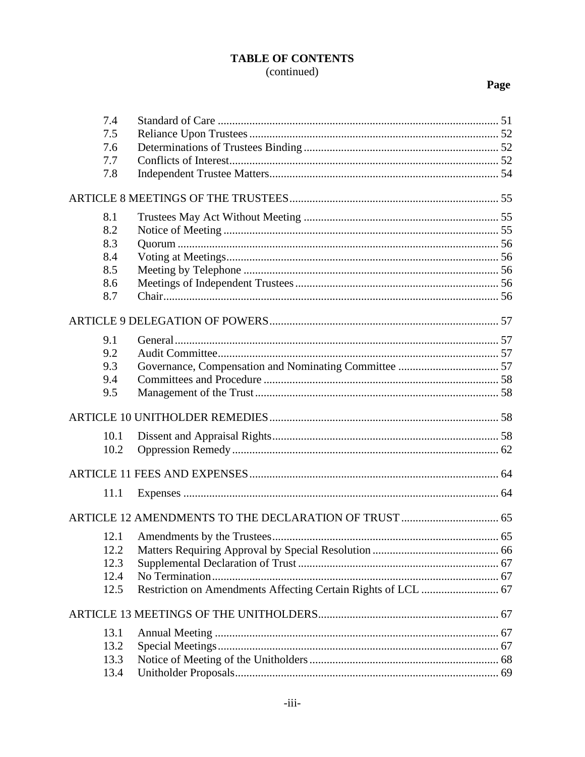**TABLE OF CONTENTS**
(continued)

| | | Page |
|---|---|---|
| 7.4 | Standard of Care | 51 |
| 7.5 | Reliance Upon Trustees | 52 |
| 7.6 | Determinations of Trustees Binding | 52 |
| 7.7 | Conflicts of Interest | 52 |
| 7.8 | Independent Trustee Matters | 54 |
| ARTICLE 8 MEETINGS OF THE TRUSTEES | | 55 |
| 8.1 | Trustees May Act Without Meeting | 55 |
| 8.2 | Notice of Meeting | 55 |
| 8.3 | Quorum | 56 |
| 8.4 | Voting at Meetings | 56 |
| 8.5 | Meeting by Telephone | 56 |
| 8.6 | Meetings of Independent Trustees | 56 |
| 8.7 | Chair | 56 |
| ARTICLE 9 DELEGATION OF POWERS | | 57 |
| 9.1 | General | 57 |
| 9.2 | Audit Committee | 57 |
| 9.3 | Governance, Compensation and Nominating Committee | 57 |
| 9.4 | Committees and Procedure | 58 |
| 9.5 | Management of the Trust | 58 |
| ARTICLE 10 UNITHOLDER REMEDIES | | 58 |
| 10.1 | Dissent and Appraisal Rights | 58 |
| 10.2 | Oppression Remedy | 62 |
| ARTICLE 11 FEES AND EXPENSES | | 64 |
| 11.1 | Expenses | 64 |
| ARTICLE 12 AMENDMENTS TO THE DECLARATION OF TRUST | | 65 |
| 12.1 | Amendments by the Trustees | 65 |
| 12.2 | Matters Requiring Approval by Special Resolution | 66 |
| 12.3 | Supplemental Declaration of Trust | 67 |
| 12.4 | No Termination | 67 |
| 12.5 | Restriction on Amendments Affecting Certain Rights of LCL | 67 |
| ARTICLE 13 MEETINGS OF THE UNITHOLDERS | | 67 |
| 13.1 | Annual Meeting | 67 |
| 13.2 | Special Meetings | 67 |
| 13.3 | Notice of Meeting of the Unitholders | 68 |
| 13.4 | Unitholder Proposals | 69 |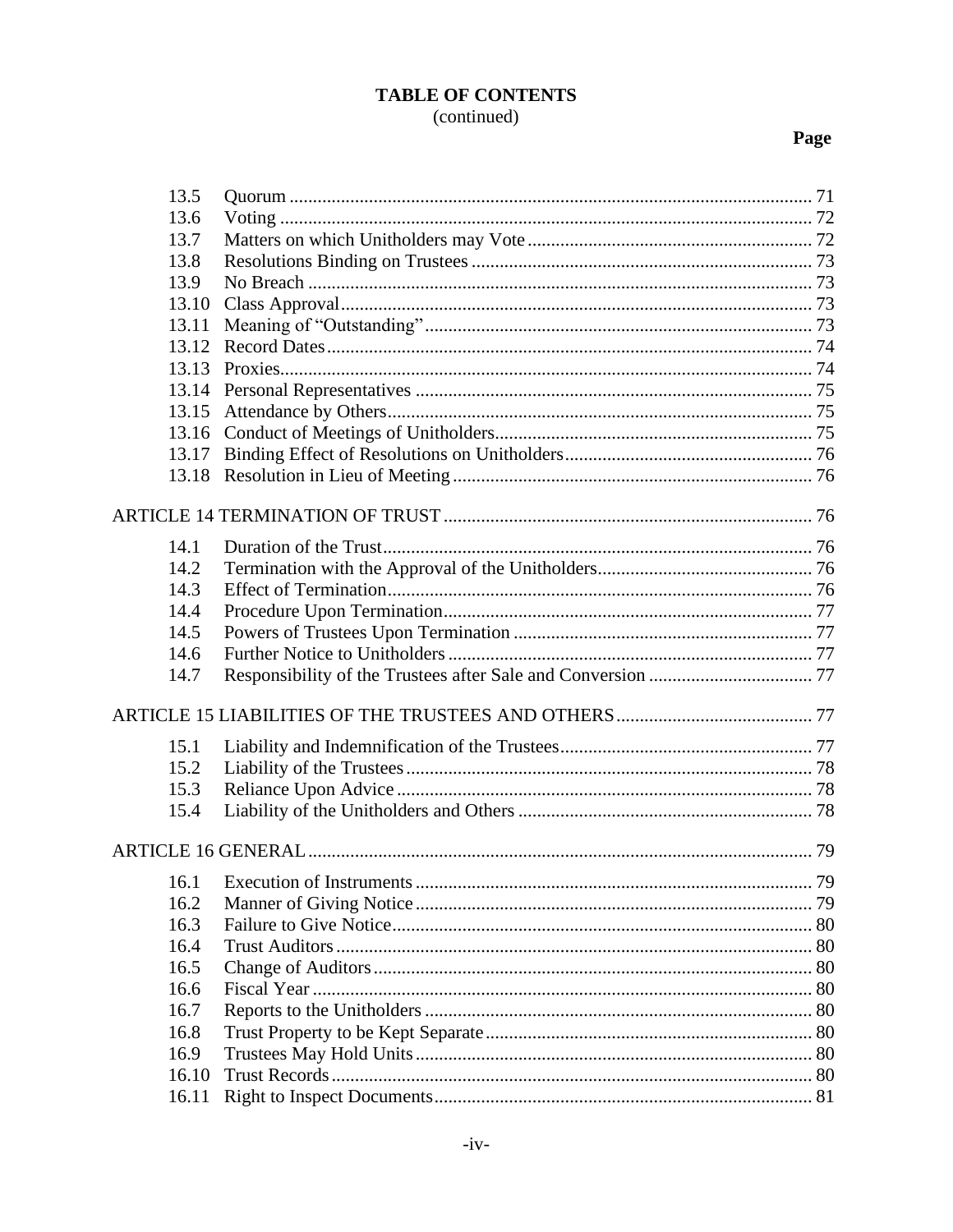**TABLE OF CONTENTS**
(continued)

| | | Page |
|---|---|---|
| 13.5 | Quorum | 71 |
| 13.6 | Voting | 72 |
| 13.7 | Matters on which Unitholders may Vote | 72 |
| 13.8 | Resolutions Binding on Trustees | 73 |
| 13.9 | No Breach | 73 |
| 13.10 | Class Approval | 73 |
| 13.11 | Meaning of "Outstanding" | 73 |
| 13.12 | Record Dates | 74 |
| 13.13 | Proxies | 74 |
| 13.14 | Personal Representatives | 75 |
| 13.15 | Attendance by Others | 75 |
| 13.16 | Conduct of Meetings of Unitholders | 75 |
| 13.17 | Binding Effect of Resolutions on Unitholders | 76 |
| 13.18 | Resolution in Lieu of Meeting | 76 |
| ARTICLE 14 TERMINATION OF TRUST | | 76 |
| 14.1 | Duration of the Trust | 76 |
| 14.2 | Termination with the Approval of the Unitholders | 76 |
| 14.3 | Effect of Termination | 76 |
| 14.4 | Procedure Upon Termination | 77 |
| 14.5 | Powers of Trustees Upon Termination | 77 |
| 14.6 | Further Notice to Unitholders | 77 |
| 14.7 | Responsibility of the Trustees after Sale and Conversion | 77 |
| ARTICLE 15 LIABILITIES OF THE TRUSTEES AND OTHERS | | 77 |
| 15.1 | Liability and Indemnification of the Trustees | 77 |
| 15.2 | Liability of the Trustees | 78 |
| 15.3 | Reliance Upon Advice | 78 |
| 15.4 | Liability of the Unitholders and Others | 78 |
| ARTICLE 16 GENERAL | | 79 |
| 16.1 | Execution of Instruments | 79 |
| 16.2 | Manner of Giving Notice | 79 |
| 16.3 | Failure to Give Notice | 80 |
| 16.4 | Trust Auditors | 80 |
| 16.5 | Change of Auditors | 80 |
| 16.6 | Fiscal Year | 80 |
| 16.7 | Reports to the Unitholders | 80 |
| 16.8 | Trust Property to be Kept Separate | 80 |
| 16.9 | Trustees May Hold Units | 80 |
| 16.10 | Trust Records | 80 |
| 16.11 | Right to Inspect Documents | 81 |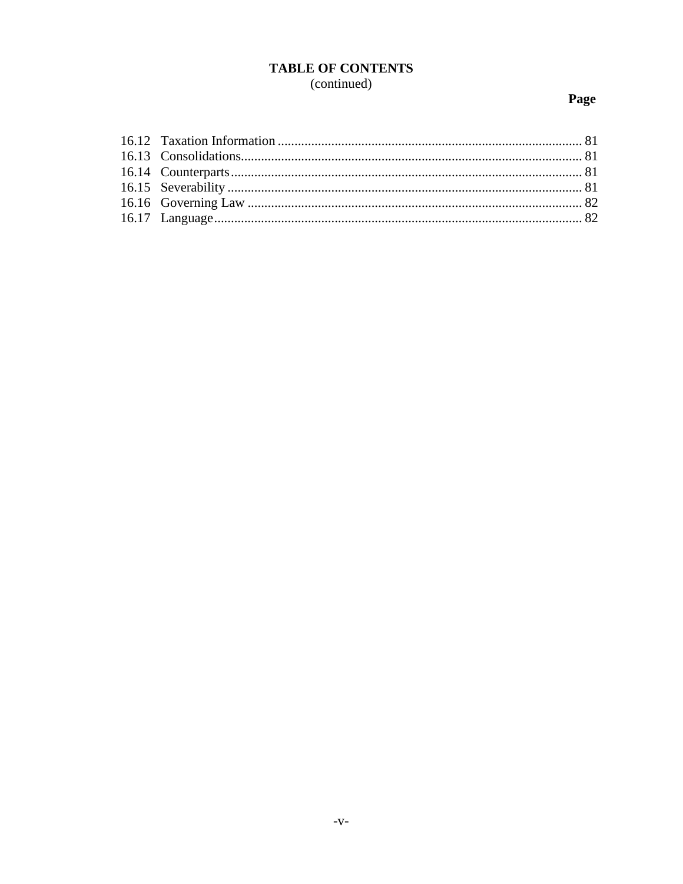**TABLE OF CONTENTS**
(continued)

| | | Page |
|---|---|---|
| 16.12 | Taxation Information | 81 |
| 16.13 | Consolidations | 81 |
| 16.14 | Counterparts | 81 |
| 16.15 | Severability | 81 |
| 16.16 | Governing Law | 82 |
| 16.17 | Language | 82 |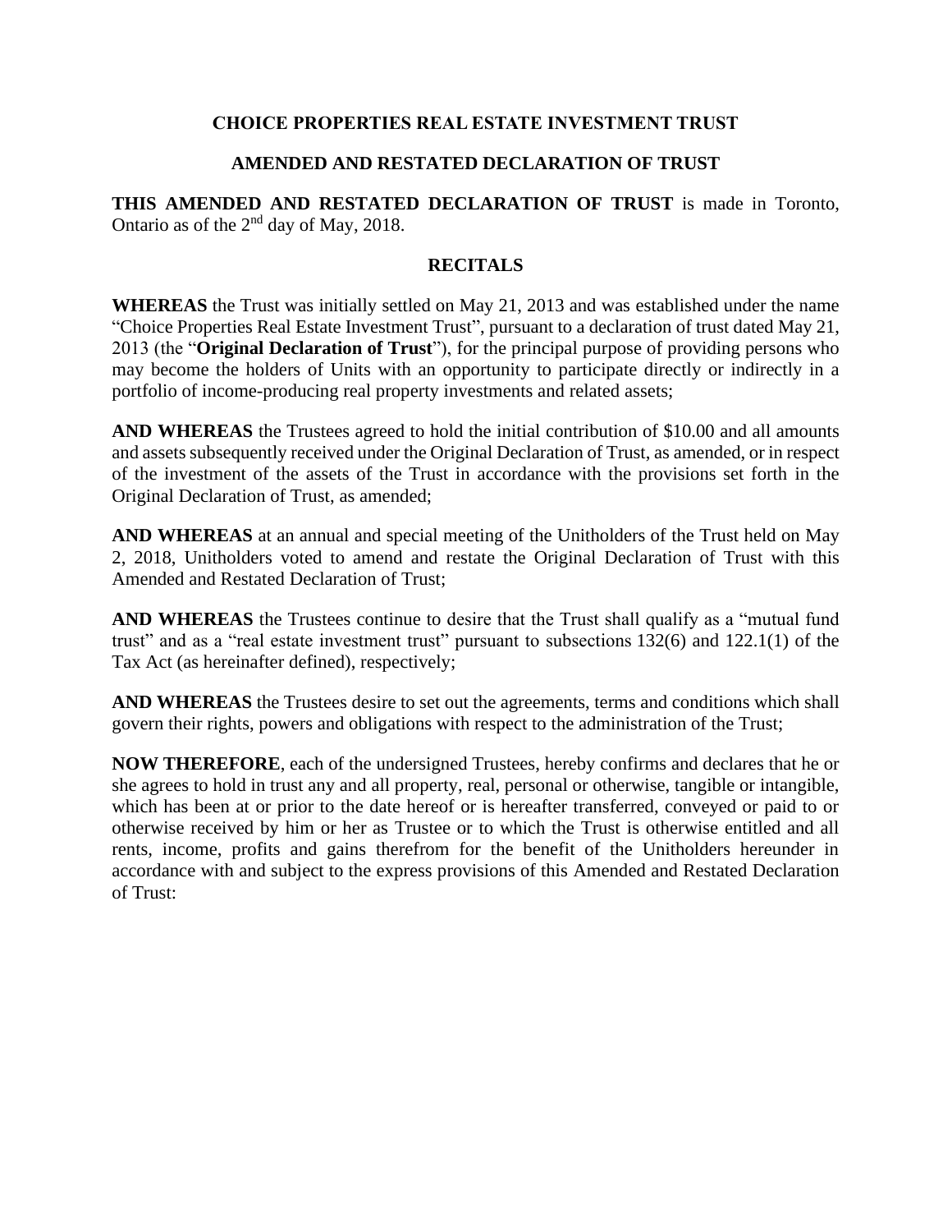# CHOICE PROPERTIES REAL ESTATE INVESTMENT TRUST

## AMENDED AND RESTATED DECLARATION OF TRUST

**THIS AMENDED AND RESTATED DECLARATION OF TRUST** is made in Toronto, Ontario as of the 2nd day of May, 2018.

## RECITALS

**WHEREAS** the Trust was initially settled on May 21, 2013 and was established under the name "Choice Properties Real Estate Investment Trust", pursuant to a declaration of trust dated May 21, 2013 (the "**Original Declaration of Trust**"), for the principal purpose of providing persons who may become the holders of Units with an opportunity to participate directly or indirectly in a portfolio of income-producing real property investments and related assets;

**AND WHEREAS** the Trustees agreed to hold the initial contribution of $10.00 and all amounts and assets subsequently received under the Original Declaration of Trust, as amended, or in respect of the investment of the assets of the Trust in accordance with the provisions set forth in the Original Declaration of Trust, as amended;

**AND WHEREAS** at an annual and special meeting of the Unitholders of the Trust held on May 2, 2018, Unitholders voted to amend and restate the Original Declaration of Trust with this Amended and Restated Declaration of Trust;

**AND WHEREAS** the Trustees continue to desire that the Trust shall qualify as a "mutual fund trust" and as a "real estate investment trust" pursuant to subsections 132(6) and 122.1(1) of the Tax Act (as hereinafter defined), respectively;

**AND WHEREAS** the Trustees desire to set out the agreements, terms and conditions which shall govern their rights, powers and obligations with respect to the administration of the Trust;

**NOW THEREFORE**, each of the undersigned Trustees, hereby confirms and declares that he or she agrees to hold in trust any and all property, real, personal or otherwise, tangible or intangible, which has been at or prior to the date hereof or is hereafter transferred, conveyed or paid to or otherwise received by him or her as Trustee or to which the Trust is otherwise entitled and all rents, income, profits and gains therefrom for the benefit of the Unitholders hereunder in accordance with and subject to the express provisions of this Amended and Restated Declaration of Trust: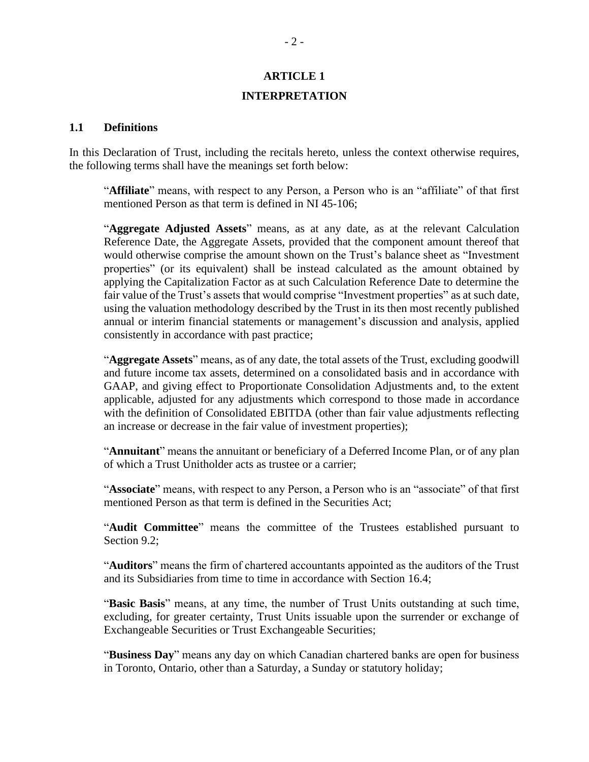## ARTICLE 1

## INTERPRETATION

### 1.1 Definitions

In this Declaration of Trust, including the recitals hereto, unless the context otherwise requires, the following terms shall have the meanings set forth below:

> "**Affiliate**" means, with respect to any Person, a Person who is an "affiliate" of that first mentioned Person as that term is defined in NI 45-106;
>
> "**Aggregate Adjusted Assets**" means, as at any date, as at the relevant Calculation Reference Date, the Aggregate Assets, provided that the component amount thereof that would otherwise comprise the amount shown on the Trust's balance sheet as "Investment properties" (or its equivalent) shall be instead calculated as the amount obtained by applying the Capitalization Factor as at such Calculation Reference Date to determine the fair value of the Trust's assets that would comprise "Investment properties" as at such date, using the valuation methodology described by the Trust in its then most recently published annual or interim financial statements or management's discussion and analysis, applied consistently in accordance with past practice;
>
> "**Aggregate Assets**" means, as of any date, the total assets of the Trust, excluding goodwill and future income tax assets, determined on a consolidated basis and in accordance with GAAP, and giving effect to Proportionate Consolidation Adjustments and, to the extent applicable, adjusted for any adjustments which correspond to those made in accordance with the definition of Consolidated EBITDA (other than fair value adjustments reflecting an increase or decrease in the fair value of investment properties);
>
> "**Annuitant**" means the annuitant or beneficiary of a Deferred Income Plan, or of any plan of which a Trust Unitholder acts as trustee or a carrier;
>
> "**Associate**" means, with respect to any Person, a Person who is an "associate" of that first mentioned Person as that term is defined in the Securities Act;
>
> "**Audit Committee**" means the committee of the Trustees established pursuant to Section 9.2;
>
> "**Auditors**" means the firm of chartered accountants appointed as the auditors of the Trust and its Subsidiaries from time to time in accordance with Section 16.4;
>
> "**Basic Basis**" means, at any time, the number of Trust Units outstanding at such time, excluding, for greater certainty, Trust Units issuable upon the surrender or exchange of Exchangeable Securities or Trust Exchangeable Securities;
>
> "**Business Day**" means any day on which Canadian chartered banks are open for business in Toronto, Ontario, other than a Saturday, a Sunday or statutory holiday;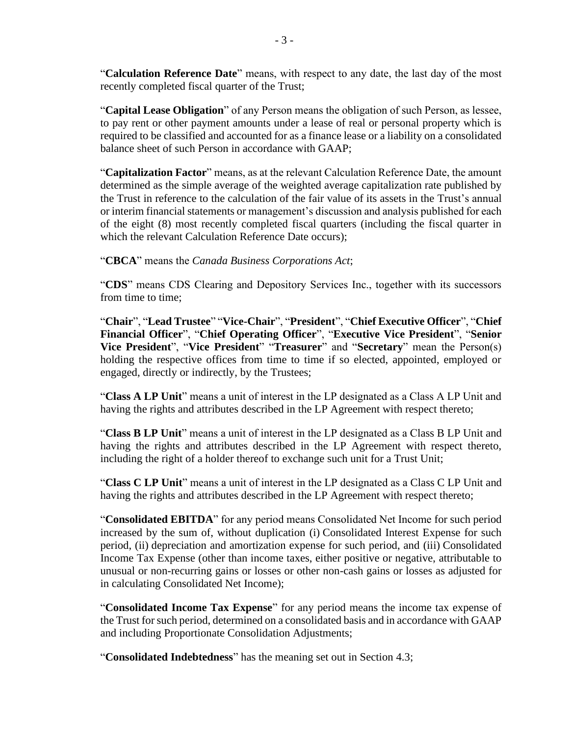"**Calculation Reference Date**" means, with respect to any date, the last day of the most recently completed fiscal quarter of the Trust;

"**Capital Lease Obligation**" of any Person means the obligation of such Person, as lessee, to pay rent or other payment amounts under a lease of real or personal property which is required to be classified and accounted for as a finance lease or a liability on a consolidated balance sheet of such Person in accordance with GAAP;

"**Capitalization Factor**" means, as at the relevant Calculation Reference Date, the amount determined as the simple average of the weighted average capitalization rate published by the Trust in reference to the calculation of the fair value of its assets in the Trust's annual or interim financial statements or management's discussion and analysis published for each of the eight (8) most recently completed fiscal quarters (including the fiscal quarter in which the relevant Calculation Reference Date occurs);

"**CBCA**" means the *Canada Business Corporations Act*;

"**CDS**" means CDS Clearing and Depository Services Inc., together with its successors from time to time;

"**Chair**", "**Lead Trustee**" "**Vice-Chair**", "**President**", "**Chief Executive Officer**", "**Chief Financial Officer**", "**Chief Operating Officer**", "**Executive Vice President**", "**Senior Vice President**", "**Vice President**" "**Treasurer**" and "**Secretary**" mean the Person(s) holding the respective offices from time to time if so elected, appointed, employed or engaged, directly or indirectly, by the Trustees;

"**Class A LP Unit**" means a unit of interest in the LP designated as a Class A LP Unit and having the rights and attributes described in the LP Agreement with respect thereto;

"**Class B LP Unit**" means a unit of interest in the LP designated as a Class B LP Unit and having the rights and attributes described in the LP Agreement with respect thereto, including the right of a holder thereof to exchange such unit for a Trust Unit;

"**Class C LP Unit**" means a unit of interest in the LP designated as a Class C LP Unit and having the rights and attributes described in the LP Agreement with respect thereto;

"**Consolidated EBITDA**" for any period means Consolidated Net Income for such period increased by the sum of, without duplication (i) Consolidated Interest Expense for such period, (ii) depreciation and amortization expense for such period, and (iii) Consolidated Income Tax Expense (other than income taxes, either positive or negative, attributable to unusual or non-recurring gains or losses or other non-cash gains or losses as adjusted for in calculating Consolidated Net Income);

"**Consolidated Income Tax Expense**" for any period means the income tax expense of the Trust for such period, determined on a consolidated basis and in accordance with GAAP and including Proportionate Consolidation Adjustments;

"**Consolidated Indebtedness**" has the meaning set out in Section 4.3;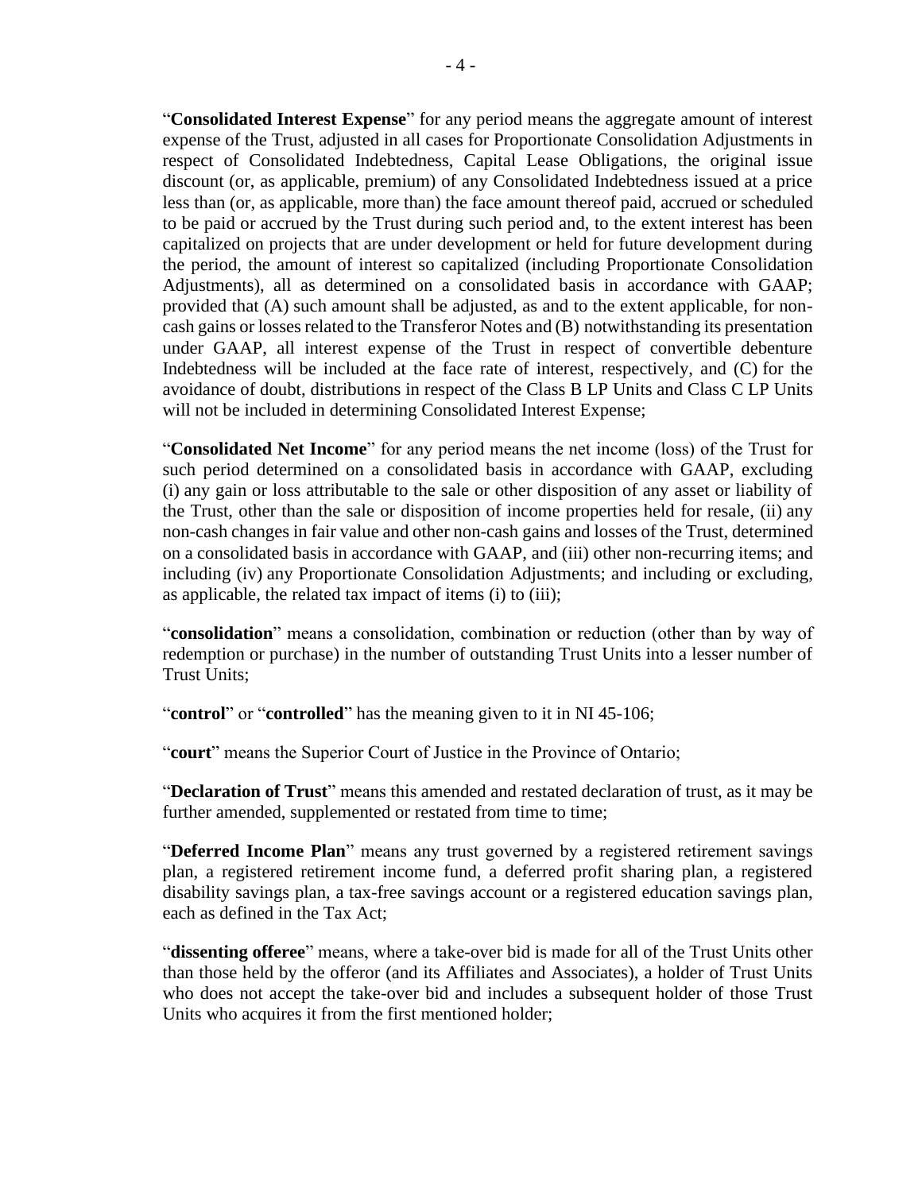"**Consolidated Interest Expense**" for any period means the aggregate amount of interest expense of the Trust, adjusted in all cases for Proportionate Consolidation Adjustments in respect of Consolidated Indebtedness, Capital Lease Obligations, the original issue discount (or, as applicable, premium) of any Consolidated Indebtedness issued at a price less than (or, as applicable, more than) the face amount thereof paid, accrued or scheduled to be paid or accrued by the Trust during such period and, to the extent interest has been capitalized on projects that are under development or held for future development during the period, the amount of interest so capitalized (including Proportionate Consolidation Adjustments), all as determined on a consolidated basis in accordance with GAAP; provided that (A) such amount shall be adjusted, as and to the extent applicable, for non-cash gains or losses related to the Transferor Notes and (B) notwithstanding its presentation under GAAP, all interest expense of the Trust in respect of convertible debenture Indebtedness will be included at the face rate of interest, respectively, and (C) for the avoidance of doubt, distributions in respect of the Class B LP Units and Class C LP Units will not be included in determining Consolidated Interest Expense;

"**Consolidated Net Income**" for any period means the net income (loss) of the Trust for such period determined on a consolidated basis in accordance with GAAP, excluding (i) any gain or loss attributable to the sale or other disposition of any asset or liability of the Trust, other than the sale or disposition of income properties held for resale, (ii) any non-cash changes in fair value and other non-cash gains and losses of the Trust, determined on a consolidated basis in accordance with GAAP, and (iii) other non-recurring items; and including (iv) any Proportionate Consolidation Adjustments; and including or excluding, as applicable, the related tax impact of items (i) to (iii);

"**consolidation**" means a consolidation, combination or reduction (other than by way of redemption or purchase) in the number of outstanding Trust Units into a lesser number of Trust Units;

"**control**" or "**controlled**" has the meaning given to it in NI 45-106;

"**court**" means the Superior Court of Justice in the Province of Ontario;

"**Declaration of Trust**" means this amended and restated declaration of trust, as it may be further amended, supplemented or restated from time to time;

"**Deferred Income Plan**" means any trust governed by a registered retirement savings plan, a registered retirement income fund, a deferred profit sharing plan, a registered disability savings plan, a tax-free savings account or a registered education savings plan, each as defined in the Tax Act;

"**dissenting offeree**" means, where a take-over bid is made for all of the Trust Units other than those held by the offeror (and its Affiliates and Associates), a holder of Trust Units who does not accept the take-over bid and includes a subsequent holder of those Trust Units who acquires it from the first mentioned holder;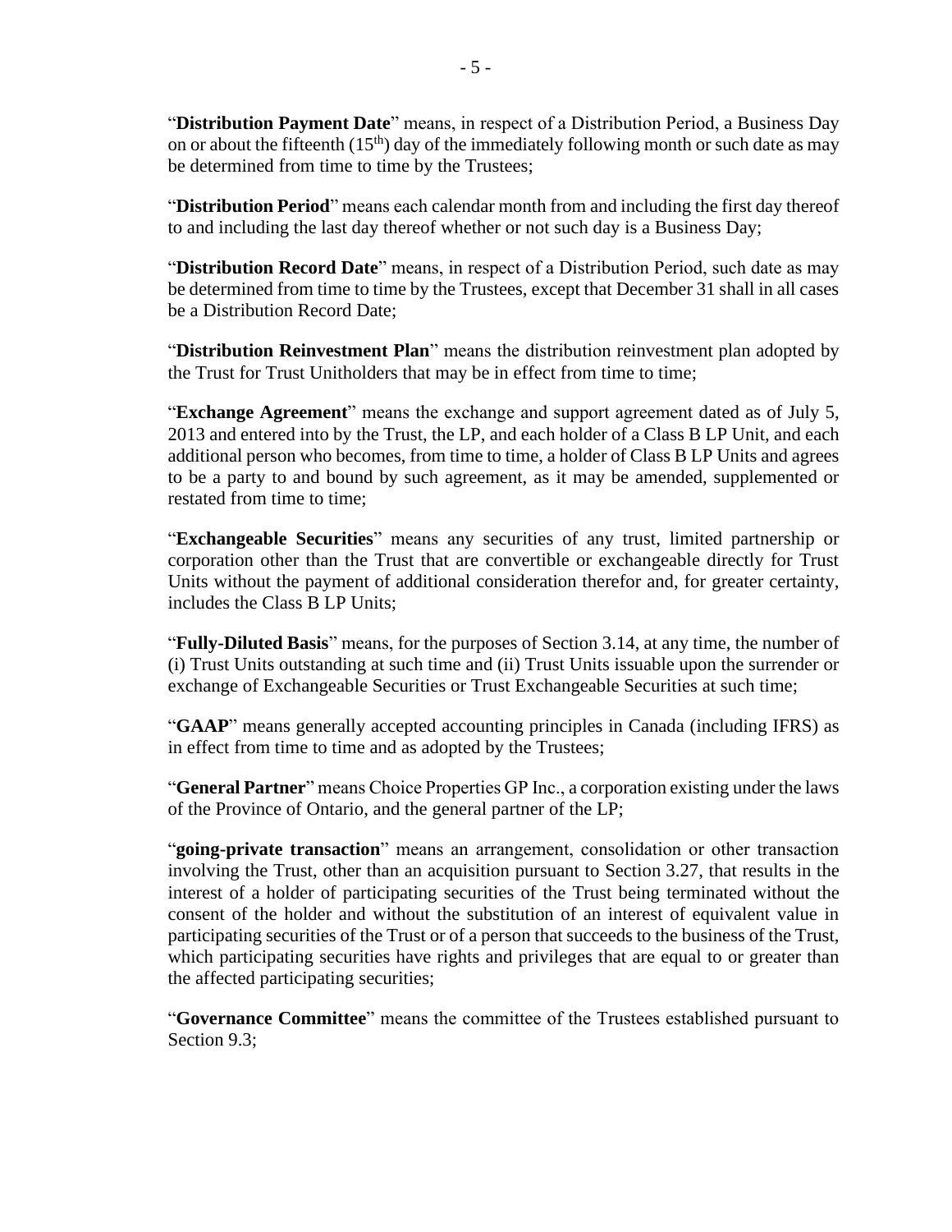"**Distribution Payment Date**" means, in respect of a Distribution Period, a Business Day on or about the fifteenth (15th) day of the immediately following month or such date as may be determined from time to time by the Trustees;

"**Distribution Period**" means each calendar month from and including the first day thereof to and including the last day thereof whether or not such day is a Business Day;

"**Distribution Record Date**" means, in respect of a Distribution Period, such date as may be determined from time to time by the Trustees, except that December 31 shall in all cases be a Distribution Record Date;

"**Distribution Reinvestment Plan**" means the distribution reinvestment plan adopted by the Trust for Trust Unitholders that may be in effect from time to time;

"**Exchange Agreement**" means the exchange and support agreement dated as of July 5, 2013 and entered into by the Trust, the LP, and each holder of a Class B LP Unit, and each additional person who becomes, from time to time, a holder of Class B LP Units and agrees to be a party to and bound by such agreement, as it may be amended, supplemented or restated from time to time;

"**Exchangeable Securities**" means any securities of any trust, limited partnership or corporation other than the Trust that are convertible or exchangeable directly for Trust Units without the payment of additional consideration therefor and, for greater certainty, includes the Class B LP Units;

"**Fully-Diluted Basis**" means, for the purposes of Section 3.14, at any time, the number of (i) Trust Units outstanding at such time and (ii) Trust Units issuable upon the surrender or exchange of Exchangeable Securities or Trust Exchangeable Securities at such time;

"**GAAP**" means generally accepted accounting principles in Canada (including IFRS) as in effect from time to time and as adopted by the Trustees;

"**General Partner**" means Choice Properties GP Inc., a corporation existing under the laws of the Province of Ontario, and the general partner of the LP;

"**going-private transaction**" means an arrangement, consolidation or other transaction involving the Trust, other than an acquisition pursuant to Section 3.27, that results in the interest of a holder of participating securities of the Trust being terminated without the consent of the holder and without the substitution of an interest of equivalent value in participating securities of the Trust or of a person that succeeds to the business of the Trust, which participating securities have rights and privileges that are equal to or greater than the affected participating securities;

"**Governance Committee**" means the committee of the Trustees established pursuant to Section 9.3;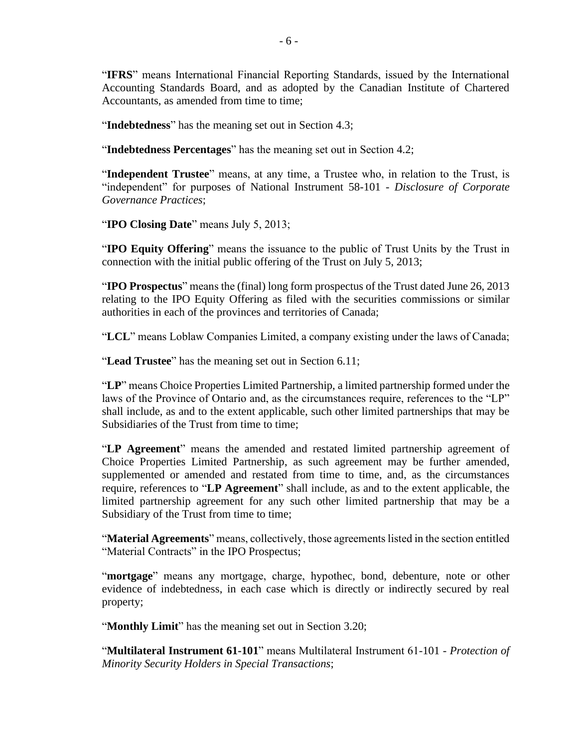"**IFRS**" means International Financial Reporting Standards, issued by the International Accounting Standards Board, and as adopted by the Canadian Institute of Chartered Accountants, as amended from time to time;

"**Indebtedness**" has the meaning set out in Section 4.3;

"**Indebtedness Percentages**" has the meaning set out in Section 4.2;

"**Independent Trustee**" means, at any time, a Trustee who, in relation to the Trust, is "independent" for purposes of National Instrument 58-101 - *Disclosure of Corporate Governance Practices*;

"**IPO Closing Date**" means July 5, 2013;

"**IPO Equity Offering**" means the issuance to the public of Trust Units by the Trust in connection with the initial public offering of the Trust on July 5, 2013;

"**IPO Prospectus**" means the (final) long form prospectus of the Trust dated June 26, 2013 relating to the IPO Equity Offering as filed with the securities commissions or similar authorities in each of the provinces and territories of Canada;

"**LCL**" means Loblaw Companies Limited, a company existing under the laws of Canada;

"**Lead Trustee**" has the meaning set out in Section 6.11;

"**LP**" means Choice Properties Limited Partnership, a limited partnership formed under the laws of the Province of Ontario and, as the circumstances require, references to the "LP" shall include, as and to the extent applicable, such other limited partnerships that may be Subsidiaries of the Trust from time to time;

"**LP Agreement**" means the amended and restated limited partnership agreement of Choice Properties Limited Partnership, as such agreement may be further amended, supplemented or amended and restated from time to time, and, as the circumstances require, references to "**LP Agreement**" shall include, as and to the extent applicable, the limited partnership agreement for any such other limited partnership that may be a Subsidiary of the Trust from time to time;

"**Material Agreements**" means, collectively, those agreements listed in the section entitled "Material Contracts" in the IPO Prospectus;

"**mortgage**" means any mortgage, charge, hypothec, bond, debenture, note or other evidence of indebtedness, in each case which is directly or indirectly secured by real property;

"**Monthly Limit**" has the meaning set out in Section 3.20;

"**Multilateral Instrument 61-101**" means Multilateral Instrument 61-101 - *Protection of Minority Security Holders in Special Transactions*;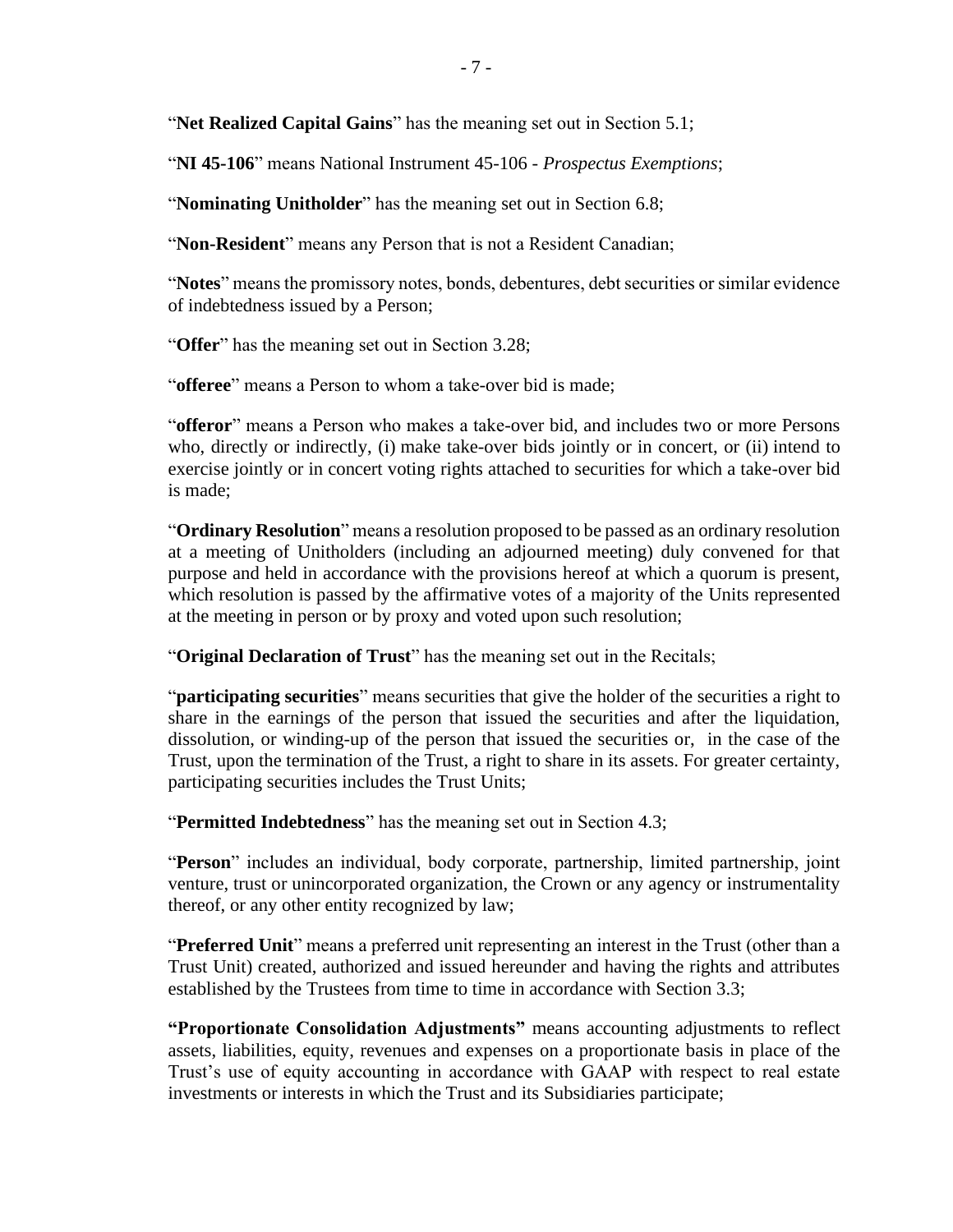"**Net Realized Capital Gains**" has the meaning set out in Section 5.1;

"**NI 45-106**" means National Instrument 45-106 - *Prospectus Exemptions*;

"**Nominating Unitholder**" has the meaning set out in Section 6.8;

"**Non-Resident**" means any Person that is not a Resident Canadian;

"**Notes**" means the promissory notes, bonds, debentures, debt securities or similar evidence of indebtedness issued by a Person;

"**Offer**" has the meaning set out in Section 3.28;

"**offeree**" means a Person to whom a take-over bid is made;

"**offeror**" means a Person who makes a take-over bid, and includes two or more Persons who, directly or indirectly, (i) make take-over bids jointly or in concert, or (ii) intend to exercise jointly or in concert voting rights attached to securities for which a take-over bid is made;

"**Ordinary Resolution**" means a resolution proposed to be passed as an ordinary resolution at a meeting of Unitholders (including an adjourned meeting) duly convened for that purpose and held in accordance with the provisions hereof at which a quorum is present, which resolution is passed by the affirmative votes of a majority of the Units represented at the meeting in person or by proxy and voted upon such resolution;

"**Original Declaration of Trust**" has the meaning set out in the Recitals;

"**participating securities**" means securities that give the holder of the securities a right to share in the earnings of the person that issued the securities and after the liquidation, dissolution, or winding-up of the person that issued the securities or, in the case of the Trust, upon the termination of the Trust, a right to share in its assets. For greater certainty, participating securities includes the Trust Units;

"**Permitted Indebtedness**" has the meaning set out in Section 4.3;

"**Person**" includes an individual, body corporate, partnership, limited partnership, joint venture, trust or unincorporated organization, the Crown or any agency or instrumentality thereof, or any other entity recognized by law;

"**Preferred Unit**" means a preferred unit representing an interest in the Trust (other than a Trust Unit) created, authorized and issued hereunder and having the rights and attributes established by the Trustees from time to time in accordance with Section 3.3;

**"Proportionate Consolidation Adjustments"** means accounting adjustments to reflect assets, liabilities, equity, revenues and expenses on a proportionate basis in place of the Trust's use of equity accounting in accordance with GAAP with respect to real estate investments or interests in which the Trust and its Subsidiaries participate;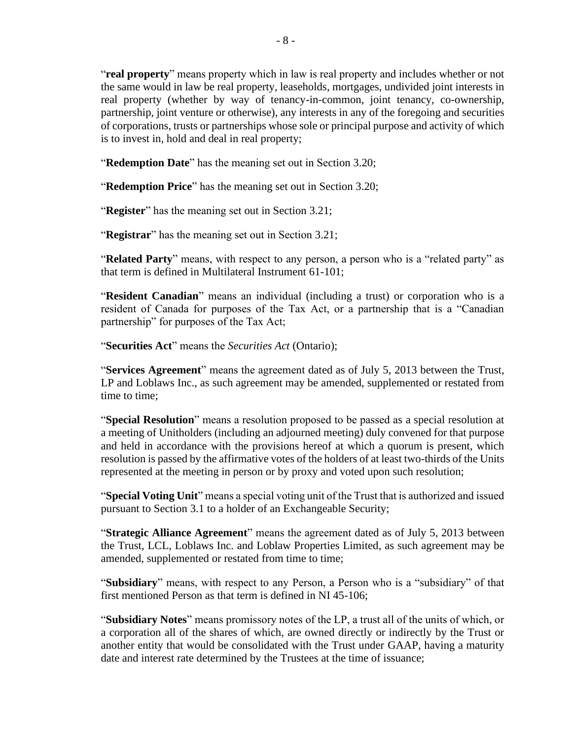"**real property**" means property which in law is real property and includes whether or not the same would in law be real property, leaseholds, mortgages, undivided joint interests in real property (whether by way of tenancy-in-common, joint tenancy, co-ownership, partnership, joint venture or otherwise), any interests in any of the foregoing and securities of corporations, trusts or partnerships whose sole or principal purpose and activity of which is to invest in, hold and deal in real property;

"**Redemption Date**" has the meaning set out in Section 3.20;

"**Redemption Price**" has the meaning set out in Section 3.20;

"**Register**" has the meaning set out in Section 3.21;

"**Registrar**" has the meaning set out in Section 3.21;

"**Related Party**" means, with respect to any person, a person who is a "related party" as that term is defined in Multilateral Instrument 61-101;

"**Resident Canadian**" means an individual (including a trust) or corporation who is a resident of Canada for purposes of the Tax Act, or a partnership that is a "Canadian partnership" for purposes of the Tax Act;

"**Securities Act**" means the *Securities Act* (Ontario);

"**Services Agreement**" means the agreement dated as of July 5, 2013 between the Trust, LP and Loblaws Inc., as such agreement may be amended, supplemented or restated from time to time;

"**Special Resolution**" means a resolution proposed to be passed as a special resolution at a meeting of Unitholders (including an adjourned meeting) duly convened for that purpose and held in accordance with the provisions hereof at which a quorum is present, which resolution is passed by the affirmative votes of the holders of at least two-thirds of the Units represented at the meeting in person or by proxy and voted upon such resolution;

"**Special Voting Unit**" means a special voting unit of the Trust that is authorized and issued pursuant to Section 3.1 to a holder of an Exchangeable Security;

"**Strategic Alliance Agreement**" means the agreement dated as of July 5, 2013 between the Trust, LCL, Loblaws Inc. and Loblaw Properties Limited, as such agreement may be amended, supplemented or restated from time to time;

"**Subsidiary**" means, with respect to any Person, a Person who is a "subsidiary" of that first mentioned Person as that term is defined in NI 45-106;

"**Subsidiary Notes**" means promissory notes of the LP, a trust all of the units of which, or a corporation all of the shares of which, are owned directly or indirectly by the Trust or another entity that would be consolidated with the Trust under GAAP, having a maturity date and interest rate determined by the Trustees at the time of issuance;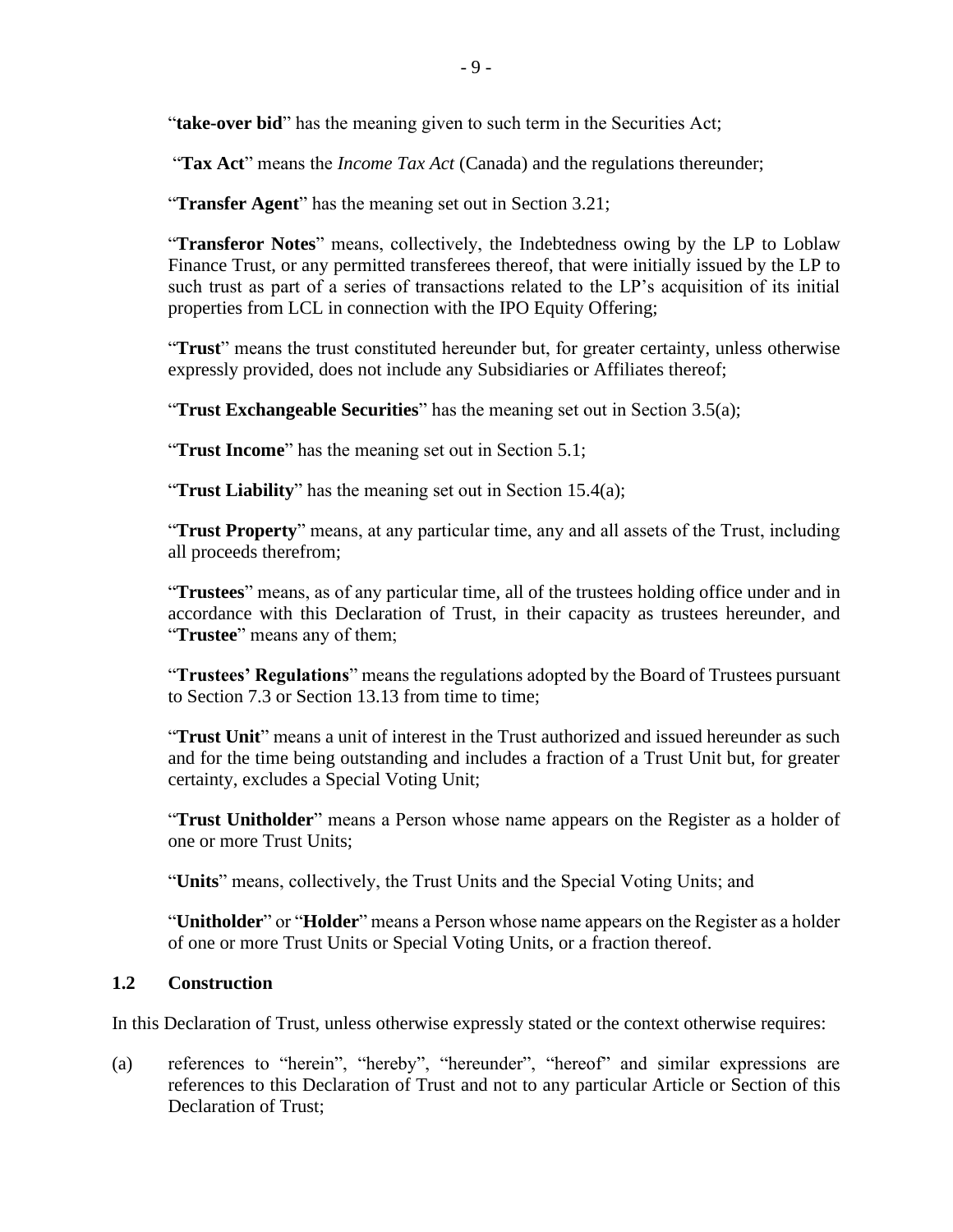"**take-over bid**" has the meaning given to such term in the Securities Act;

"**Tax Act**" means the *Income Tax Act* (Canada) and the regulations thereunder;

"**Transfer Agent**" has the meaning set out in Section 3.21;

"**Transferor Notes**" means, collectively, the Indebtedness owing by the LP to Loblaw Finance Trust, or any permitted transferees thereof, that were initially issued by the LP to such trust as part of a series of transactions related to the LP's acquisition of its initial properties from LCL in connection with the IPO Equity Offering;

"**Trust**" means the trust constituted hereunder but, for greater certainty, unless otherwise expressly provided, does not include any Subsidiaries or Affiliates thereof;

"**Trust Exchangeable Securities**" has the meaning set out in Section 3.5(a);

"**Trust Income**" has the meaning set out in Section 5.1;

"**Trust Liability**" has the meaning set out in Section 15.4(a);

"**Trust Property**" means, at any particular time, any and all assets of the Trust, including all proceeds therefrom;

"**Trustees**" means, as of any particular time, all of the trustees holding office under and in accordance with this Declaration of Trust, in their capacity as trustees hereunder, and "**Trustee**" means any of them;

"**Trustees' Regulations**" means the regulations adopted by the Board of Trustees pursuant to Section 7.3 or Section 13.13 from time to time;

"**Trust Unit**" means a unit of interest in the Trust authorized and issued hereunder as such and for the time being outstanding and includes a fraction of a Trust Unit but, for greater certainty, excludes a Special Voting Unit;

"**Trust Unitholder**" means a Person whose name appears on the Register as a holder of one or more Trust Units;

"**Units**" means, collectively, the Trust Units and the Special Voting Units; and

"**Unitholder**" or "**Holder**" means a Person whose name appears on the Register as a holder of one or more Trust Units or Special Voting Units, or a fraction thereof.

### 1.2 Construction

In this Declaration of Trust, unless otherwise expressly stated or the context otherwise requires:

(a) references to "herein", "hereby", "hereunder", "hereof" and similar expressions are references to this Declaration of Trust and not to any particular Article or Section of this Declaration of Trust;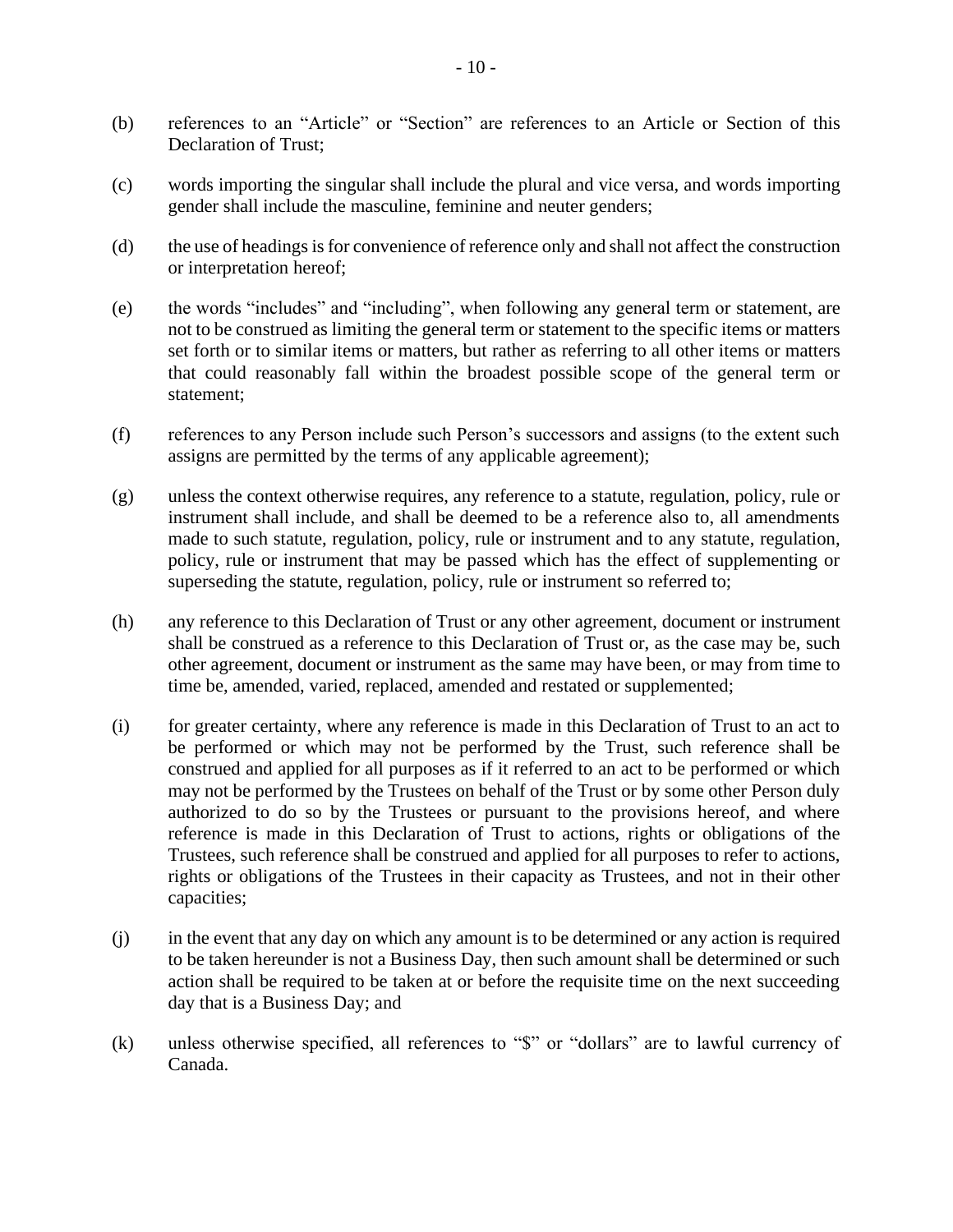(b) references to an "Article" or "Section" are references to an Article or Section of this Declaration of Trust;

(c) words importing the singular shall include the plural and vice versa, and words importing gender shall include the masculine, feminine and neuter genders;

(d) the use of headings is for convenience of reference only and shall not affect the construction or interpretation hereof;

(e) the words "includes" and "including", when following any general term or statement, are not to be construed as limiting the general term or statement to the specific items or matters set forth or to similar items or matters, but rather as referring to all other items or matters that could reasonably fall within the broadest possible scope of the general term or statement;

(f) references to any Person include such Person's successors and assigns (to the extent such assigns are permitted by the terms of any applicable agreement);

(g) unless the context otherwise requires, any reference to a statute, regulation, policy, rule or instrument shall include, and shall be deemed to be a reference also to, all amendments made to such statute, regulation, policy, rule or instrument and to any statute, regulation, policy, rule or instrument that may be passed which has the effect of supplementing or superseding the statute, regulation, policy, rule or instrument so referred to;

(h) any reference to this Declaration of Trust or any other agreement, document or instrument shall be construed as a reference to this Declaration of Trust or, as the case may be, such other agreement, document or instrument as the same may have been, or may from time to time be, amended, varied, replaced, amended and restated or supplemented;

(i) for greater certainty, where any reference is made in this Declaration of Trust to an act to be performed or which may not be performed by the Trust, such reference shall be construed and applied for all purposes as if it referred to an act to be performed or which may not be performed by the Trustees on behalf of the Trust or by some other Person duly authorized to do so by the Trustees or pursuant to the provisions hereof, and where reference is made in this Declaration of Trust to actions, rights or obligations of the Trustees, such reference shall be construed and applied for all purposes to refer to actions, rights or obligations of the Trustees in their capacity as Trustees, and not in their other capacities;

(j) in the event that any day on which any amount is to be determined or any action is required to be taken hereunder is not a Business Day, then such amount shall be determined or such action shall be required to be taken at or before the requisite time on the next succeeding day that is a Business Day; and

(k) unless otherwise specified, all references to "$" or "dollars" are to lawful currency of Canada.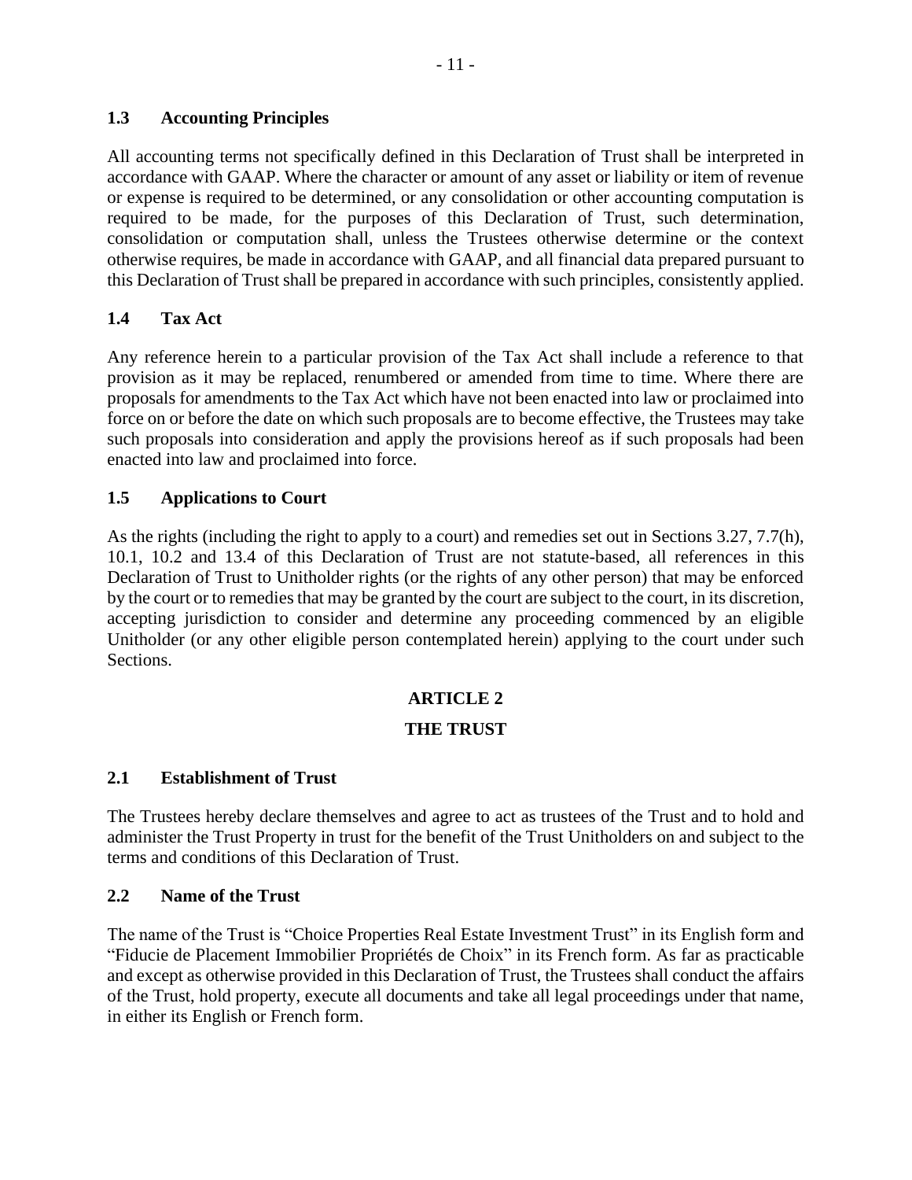### 1.3 Accounting Principles

All accounting terms not specifically defined in this Declaration of Trust shall be interpreted in accordance with GAAP. Where the character or amount of any asset or liability or item of revenue or expense is required to be determined, or any consolidation or other accounting computation is required to be made, for the purposes of this Declaration of Trust, such determination, consolidation or computation shall, unless the Trustees otherwise determine or the context otherwise requires, be made in accordance with GAAP, and all financial data prepared pursuant to this Declaration of Trust shall be prepared in accordance with such principles, consistently applied.

### 1.4 Tax Act

Any reference herein to a particular provision of the Tax Act shall include a reference to that provision as it may be replaced, renumbered or amended from time to time. Where there are proposals for amendments to the Tax Act which have not been enacted into law or proclaimed into force on or before the date on which such proposals are to become effective, the Trustees may take such proposals into consideration and apply the provisions hereof as if such proposals had been enacted into law and proclaimed into force.

### 1.5 Applications to Court

As the rights (including the right to apply to a court) and remedies set out in Sections 3.27, 7.7(h), 10.1, 10.2 and 13.4 of this Declaration of Trust are not statute-based, all references in this Declaration of Trust to Unitholder rights (or the rights of any other person) that may be enforced by the court or to remedies that may be granted by the court are subject to the court, in its discretion, accepting jurisdiction to consider and determine any proceeding commenced by an eligible Unitholder (or any other eligible person contemplated herein) applying to the court under such Sections.

## ARTICLE 2

## THE TRUST

### 2.1 Establishment of Trust

The Trustees hereby declare themselves and agree to act as trustees of the Trust and to hold and administer the Trust Property in trust for the benefit of the Trust Unitholders on and subject to the terms and conditions of this Declaration of Trust.

### 2.2 Name of the Trust

The name of the Trust is "Choice Properties Real Estate Investment Trust" in its English form and "Fiducie de Placement Immobilier Propriétés de Choix" in its French form. As far as practicable and except as otherwise provided in this Declaration of Trust, the Trustees shall conduct the affairs of the Trust, hold property, execute all documents and take all legal proceedings under that name, in either its English or French form.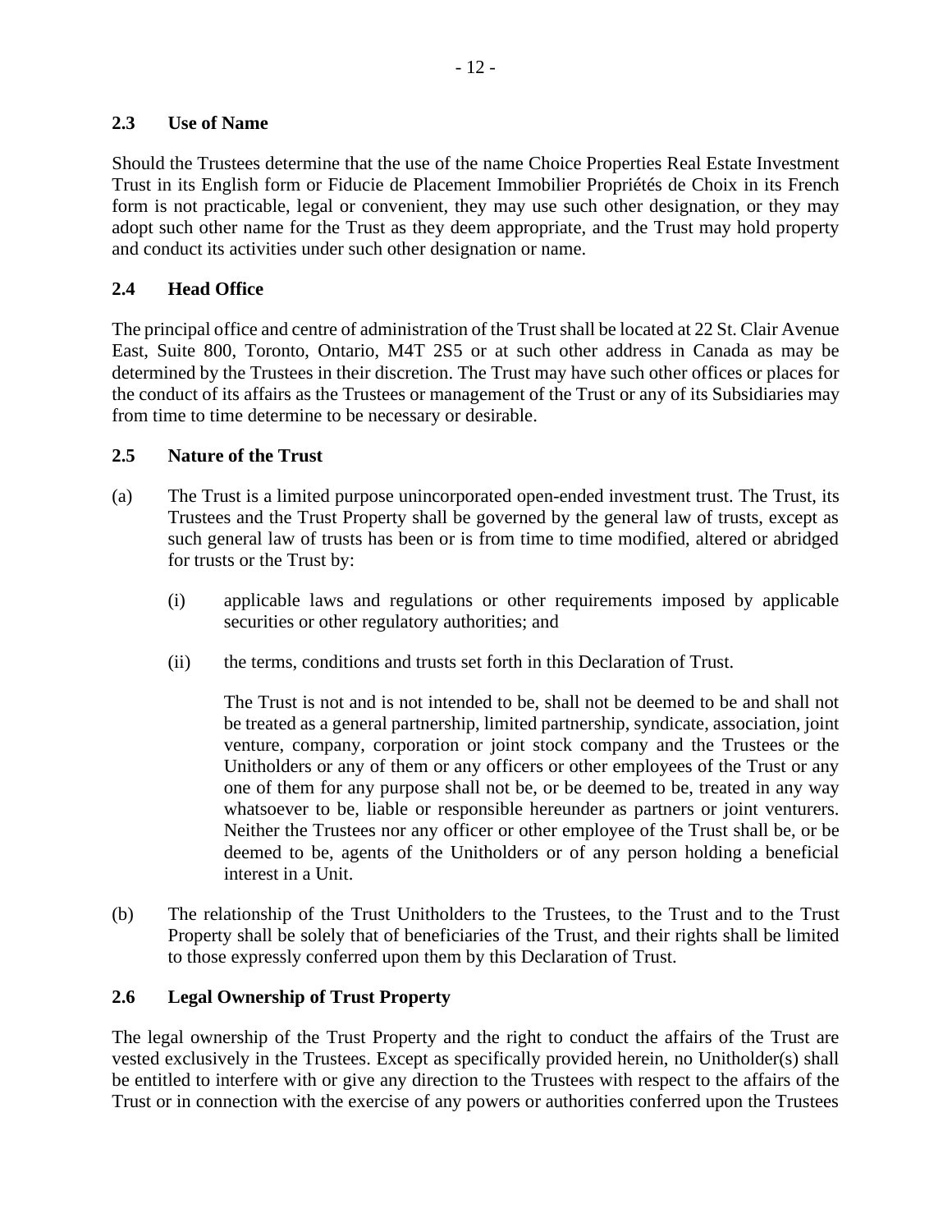## 2.3 Use of Name

Should the Trustees determine that the use of the name Choice Properties Real Estate Investment Trust in its English form or Fiducie de Placement Immobilier Propriétés de Choix in its French form is not practicable, legal or convenient, they may use such other designation, or they may adopt such other name for the Trust as they deem appropriate, and the Trust may hold property and conduct its activities under such other designation or name.

## 2.4 Head Office

The principal office and centre of administration of the Trust shall be located at 22 St. Clair Avenue East, Suite 800, Toronto, Ontario, M4T 2S5 or at such other address in Canada as may be determined by the Trustees in their discretion. The Trust may have such other offices or places for the conduct of its affairs as the Trustees or management of the Trust or any of its Subsidiaries may from time to time determine to be necessary or desirable.

## 2.5 Nature of the Trust

(a) The Trust is a limited purpose unincorporated open-ended investment trust. The Trust, its Trustees and the Trust Property shall be governed by the general law of trusts, except as such general law of trusts has been or is from time to time modified, altered or abridged for trusts or the Trust by:

(i) applicable laws and regulations or other requirements imposed by applicable securities or other regulatory authorities; and

(ii) the terms, conditions and trusts set forth in this Declaration of Trust.

The Trust is not and is not intended to be, shall not be deemed to be and shall not be treated as a general partnership, limited partnership, syndicate, association, joint venture, company, corporation or joint stock company and the Trustees or the Unitholders or any of them or any officers or other employees of the Trust or any one of them for any purpose shall not be, or be deemed to be, treated in any way whatsoever to be, liable or responsible hereunder as partners or joint venturers. Neither the Trustees nor any officer or other employee of the Trust shall be, or be deemed to be, agents of the Unitholders or of any person holding a beneficial interest in a Unit.

(b) The relationship of the Trust Unitholders to the Trustees, to the Trust and to the Trust Property shall be solely that of beneficiaries of the Trust, and their rights shall be limited to those expressly conferred upon them by this Declaration of Trust.

## 2.6 Legal Ownership of Trust Property

The legal ownership of the Trust Property and the right to conduct the affairs of the Trust are vested exclusively in the Trustees. Except as specifically provided herein, no Unitholder(s) shall be entitled to interfere with or give any direction to the Trustees with respect to the affairs of the Trust or in connection with the exercise of any powers or authorities conferred upon the Trustees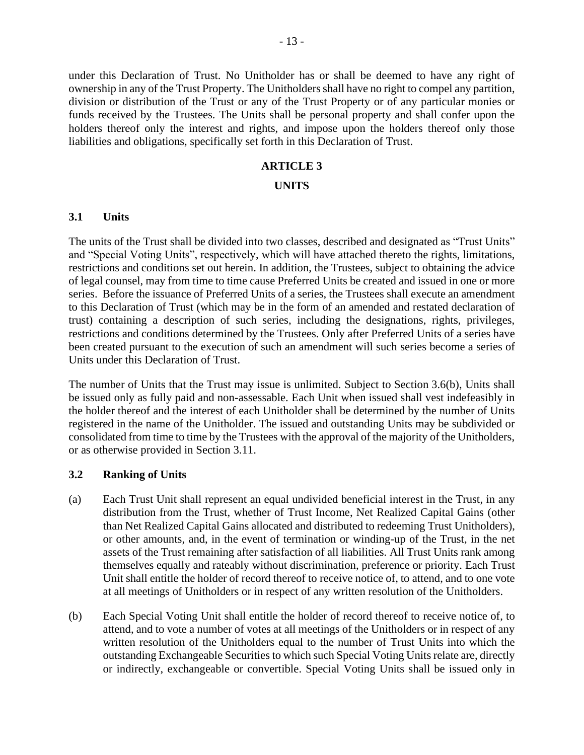under this Declaration of Trust. No Unitholder has or shall be deemed to have any right of ownership in any of the Trust Property. The Unitholders shall have no right to compel any partition, division or distribution of the Trust or any of the Trust Property or of any particular monies or funds received by the Trustees. The Units shall be personal property and shall confer upon the holders thereof only the interest and rights, and impose upon the holders thereof only those liabilities and obligations, specifically set forth in this Declaration of Trust.

# ARTICLE 3

# UNITS

### 3.1 Units

The units of the Trust shall be divided into two classes, described and designated as "Trust Units" and "Special Voting Units", respectively, which will have attached thereto the rights, limitations, restrictions and conditions set out herein. In addition, the Trustees, subject to obtaining the advice of legal counsel, may from time to time cause Preferred Units be created and issued in one or more series. Before the issuance of Preferred Units of a series, the Trustees shall execute an amendment to this Declaration of Trust (which may be in the form of an amended and restated declaration of trust) containing a description of such series, including the designations, rights, privileges, restrictions and conditions determined by the Trustees. Only after Preferred Units of a series have been created pursuant to the execution of such an amendment will such series become a series of Units under this Declaration of Trust.

The number of Units that the Trust may issue is unlimited. Subject to Section 3.6(b), Units shall be issued only as fully paid and non-assessable. Each Unit when issued shall vest indefeasibly in the holder thereof and the interest of each Unitholder shall be determined by the number of Units registered in the name of the Unitholder. The issued and outstanding Units may be subdivided or consolidated from time to time by the Trustees with the approval of the majority of the Unitholders, or as otherwise provided in Section 3.11.

### 3.2 Ranking of Units

(a) Each Trust Unit shall represent an equal undivided beneficial interest in the Trust, in any distribution from the Trust, whether of Trust Income, Net Realized Capital Gains (other than Net Realized Capital Gains allocated and distributed to redeeming Trust Unitholders), or other amounts, and, in the event of termination or winding-up of the Trust, in the net assets of the Trust remaining after satisfaction of all liabilities. All Trust Units rank among themselves equally and rateably without discrimination, preference or priority. Each Trust Unit shall entitle the holder of record thereof to receive notice of, to attend, and to one vote at all meetings of Unitholders or in respect of any written resolution of the Unitholders.

(b) Each Special Voting Unit shall entitle the holder of record thereof to receive notice of, to attend, and to vote a number of votes at all meetings of the Unitholders or in respect of any written resolution of the Unitholders equal to the number of Trust Units into which the outstanding Exchangeable Securities to which such Special Voting Units relate are, directly or indirectly, exchangeable or convertible. Special Voting Units shall be issued only in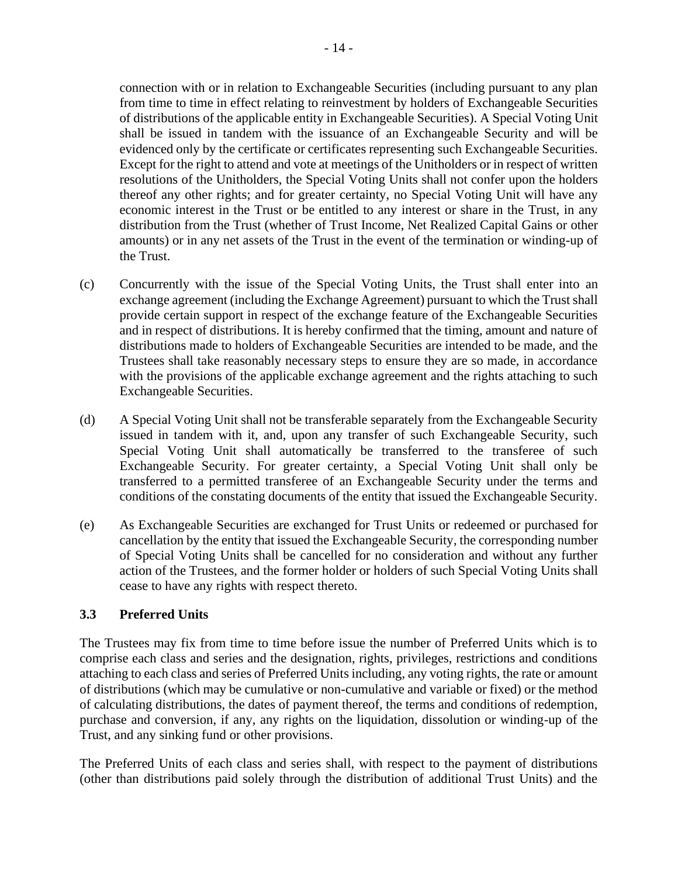connection with or in relation to Exchangeable Securities (including pursuant to any plan from time to time in effect relating to reinvestment by holders of Exchangeable Securities of distributions of the applicable entity in Exchangeable Securities). A Special Voting Unit shall be issued in tandem with the issuance of an Exchangeable Security and will be evidenced only by the certificate or certificates representing such Exchangeable Securities. Except for the right to attend and vote at meetings of the Unitholders or in respect of written resolutions of the Unitholders, the Special Voting Units shall not confer upon the holders thereof any other rights; and for greater certainty, no Special Voting Unit will have any economic interest in the Trust or be entitled to any interest or share in the Trust, in any distribution from the Trust (whether of Trust Income, Net Realized Capital Gains or other amounts) or in any net assets of the Trust in the event of the termination or winding-up of the Trust.

(c) Concurrently with the issue of the Special Voting Units, the Trust shall enter into an exchange agreement (including the Exchange Agreement) pursuant to which the Trust shall provide certain support in respect of the exchange feature of the Exchangeable Securities and in respect of distributions. It is hereby confirmed that the timing, amount and nature of distributions made to holders of Exchangeable Securities are intended to be made, and the Trustees shall take reasonably necessary steps to ensure they are so made, in accordance with the provisions of the applicable exchange agreement and the rights attaching to such Exchangeable Securities.

(d) A Special Voting Unit shall not be transferable separately from the Exchangeable Security issued in tandem with it, and, upon any transfer of such Exchangeable Security, such Special Voting Unit shall automatically be transferred to the transferee of such Exchangeable Security. For greater certainty, a Special Voting Unit shall only be transferred to a permitted transferee of an Exchangeable Security under the terms and conditions of the constating documents of the entity that issued the Exchangeable Security.

(e) As Exchangeable Securities are exchanged for Trust Units or redeemed or purchased for cancellation by the entity that issued the Exchangeable Security, the corresponding number of Special Voting Units shall be cancelled for no consideration and without any further action of the Trustees, and the former holder or holders of such Special Voting Units shall cease to have any rights with respect thereto.

### 3.3 Preferred Units

The Trustees may fix from time to time before issue the number of Preferred Units which is to comprise each class and series and the designation, rights, privileges, restrictions and conditions attaching to each class and series of Preferred Units including, any voting rights, the rate or amount of distributions (which may be cumulative or non-cumulative and variable or fixed) or the method of calculating distributions, the dates of payment thereof, the terms and conditions of redemption, purchase and conversion, if any, any rights on the liquidation, dissolution or winding-up of the Trust, and any sinking fund or other provisions.

The Preferred Units of each class and series shall, with respect to the payment of distributions (other than distributions paid solely through the distribution of additional Trust Units) and the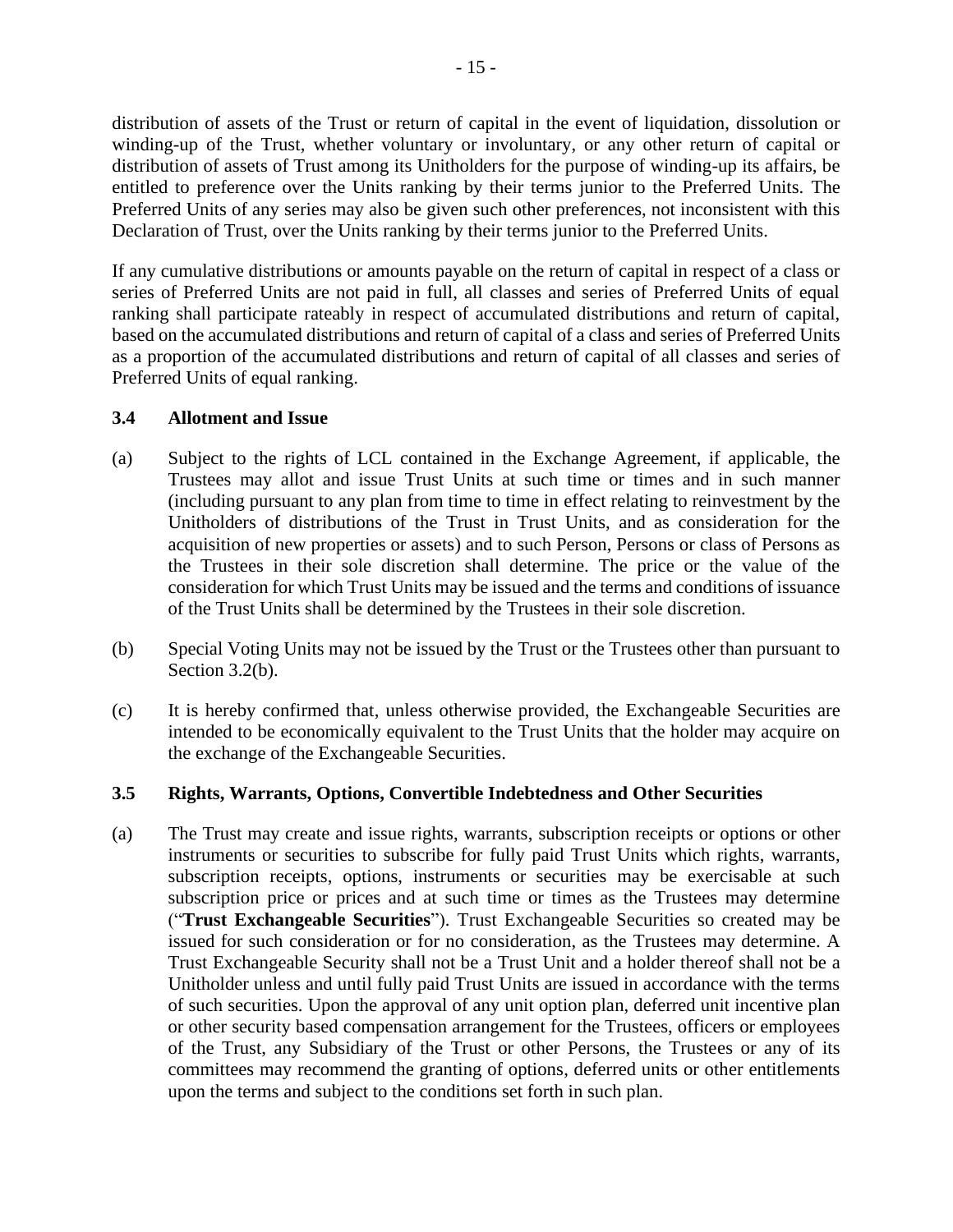distribution of assets of the Trust or return of capital in the event of liquidation, dissolution or winding-up of the Trust, whether voluntary or involuntary, or any other return of capital or distribution of assets of Trust among its Unitholders for the purpose of winding-up its affairs, be entitled to preference over the Units ranking by their terms junior to the Preferred Units. The Preferred Units of any series may also be given such other preferences, not inconsistent with this Declaration of Trust, over the Units ranking by their terms junior to the Preferred Units.

If any cumulative distributions or amounts payable on the return of capital in respect of a class or series of Preferred Units are not paid in full, all classes and series of Preferred Units of equal ranking shall participate rateably in respect of accumulated distributions and return of capital, based on the accumulated distributions and return of capital of a class and series of Preferred Units as a proportion of the accumulated distributions and return of capital of all classes and series of Preferred Units of equal ranking.

### 3.4 Allotment and Issue

(a) Subject to the rights of LCL contained in the Exchange Agreement, if applicable, the Trustees may allot and issue Trust Units at such time or times and in such manner (including pursuant to any plan from time to time in effect relating to reinvestment by the Unitholders of distributions of the Trust in Trust Units, and as consideration for the acquisition of new properties or assets) and to such Person, Persons or class of Persons as the Trustees in their sole discretion shall determine. The price or the value of the consideration for which Trust Units may be issued and the terms and conditions of issuance of the Trust Units shall be determined by the Trustees in their sole discretion.

(b) Special Voting Units may not be issued by the Trust or the Trustees other than pursuant to Section 3.2(b).

(c) It is hereby confirmed that, unless otherwise provided, the Exchangeable Securities are intended to be economically equivalent to the Trust Units that the holder may acquire on the exchange of the Exchangeable Securities.

### 3.5 Rights, Warrants, Options, Convertible Indebtedness and Other Securities

(a) The Trust may create and issue rights, warrants, subscription receipts or options or other instruments or securities to subscribe for fully paid Trust Units which rights, warrants, subscription receipts, options, instruments or securities may be exercisable at such subscription price or prices and at such time or times as the Trustees may determine ("**Trust Exchangeable Securities**"). Trust Exchangeable Securities so created may be issued for such consideration or for no consideration, as the Trustees may determine. A Trust Exchangeable Security shall not be a Trust Unit and a holder thereof shall not be a Unitholder unless and until fully paid Trust Units are issued in accordance with the terms of such securities. Upon the approval of any unit option plan, deferred unit incentive plan or other security based compensation arrangement for the Trustees, officers or employees of the Trust, any Subsidiary of the Trust or other Persons, the Trustees or any of its committees may recommend the granting of options, deferred units or other entitlements upon the terms and subject to the conditions set forth in such plan.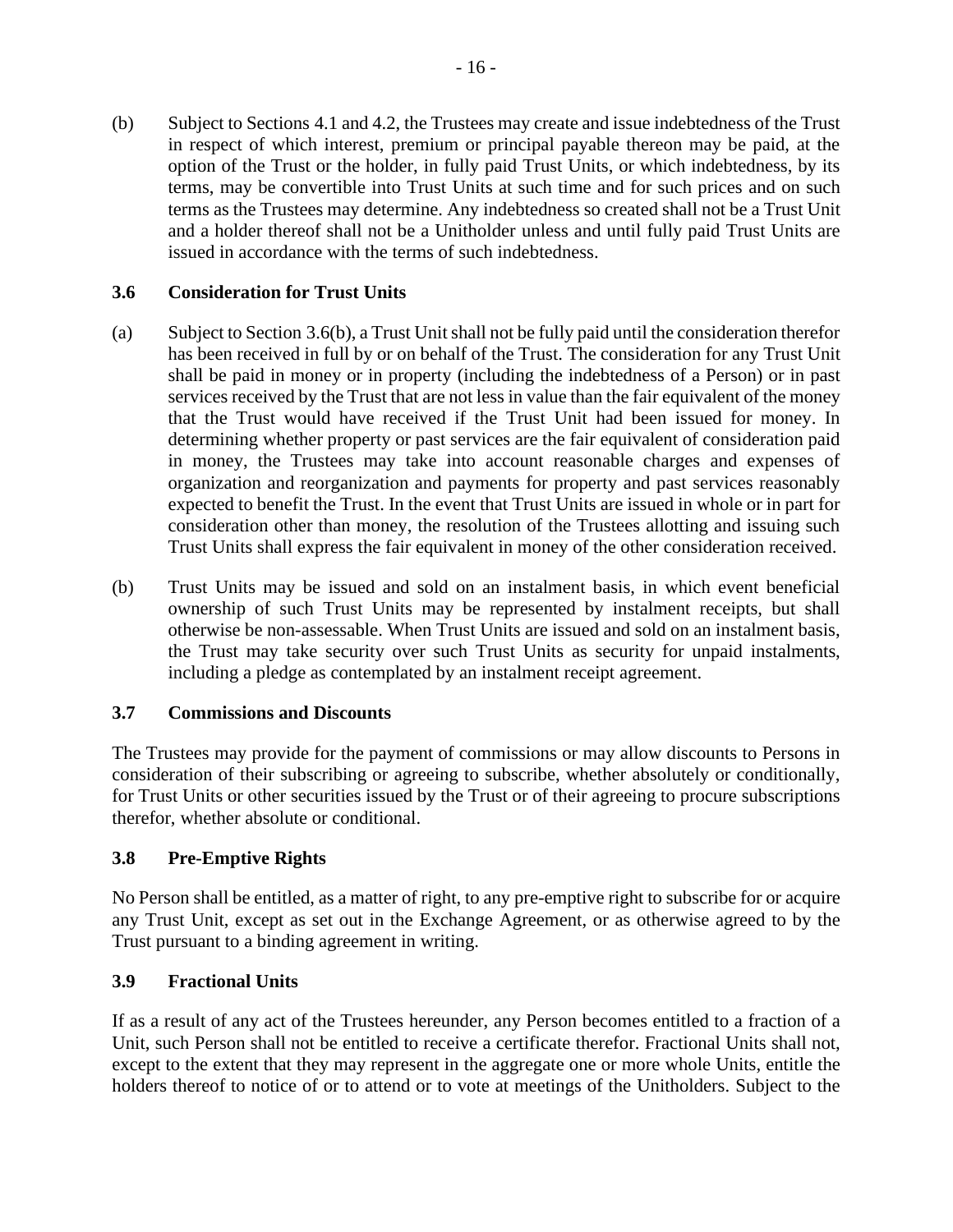(b) Subject to Sections 4.1 and 4.2, the Trustees may create and issue indebtedness of the Trust in respect of which interest, premium or principal payable thereon may be paid, at the option of the Trust or the holder, in fully paid Trust Units, or which indebtedness, by its terms, may be convertible into Trust Units at such time and for such prices and on such terms as the Trustees may determine. Any indebtedness so created shall not be a Trust Unit and a holder thereof shall not be a Unitholder unless and until fully paid Trust Units are issued in accordance with the terms of such indebtedness.

### 3.6 Consideration for Trust Units

(a) Subject to Section 3.6(b), a Trust Unit shall not be fully paid until the consideration therefor has been received in full by or on behalf of the Trust. The consideration for any Trust Unit shall be paid in money or in property (including the indebtedness of a Person) or in past services received by the Trust that are not less in value than the fair equivalent of the money that the Trust would have received if the Trust Unit had been issued for money. In determining whether property or past services are the fair equivalent of consideration paid in money, the Trustees may take into account reasonable charges and expenses of organization and reorganization and payments for property and past services reasonably expected to benefit the Trust. In the event that Trust Units are issued in whole or in part for consideration other than money, the resolution of the Trustees allotting and issuing such Trust Units shall express the fair equivalent in money of the other consideration received.

(b) Trust Units may be issued and sold on an instalment basis, in which event beneficial ownership of such Trust Units may be represented by instalment receipts, but shall otherwise be non-assessable. When Trust Units are issued and sold on an instalment basis, the Trust may take security over such Trust Units as security for unpaid instalments, including a pledge as contemplated by an instalment receipt agreement.

### 3.7 Commissions and Discounts

The Trustees may provide for the payment of commissions or may allow discounts to Persons in consideration of their subscribing or agreeing to subscribe, whether absolutely or conditionally, for Trust Units or other securities issued by the Trust or of their agreeing to procure subscriptions therefor, whether absolute or conditional.

### 3.8 Pre-Emptive Rights

No Person shall be entitled, as a matter of right, to any pre-emptive right to subscribe for or acquire any Trust Unit, except as set out in the Exchange Agreement, or as otherwise agreed to by the Trust pursuant to a binding agreement in writing.

### 3.9 Fractional Units

If as a result of any act of the Trustees hereunder, any Person becomes entitled to a fraction of a Unit, such Person shall not be entitled to receive a certificate therefor. Fractional Units shall not, except to the extent that they may represent in the aggregate one or more whole Units, entitle the holders thereof to notice of or to attend or to vote at meetings of the Unitholders. Subject to the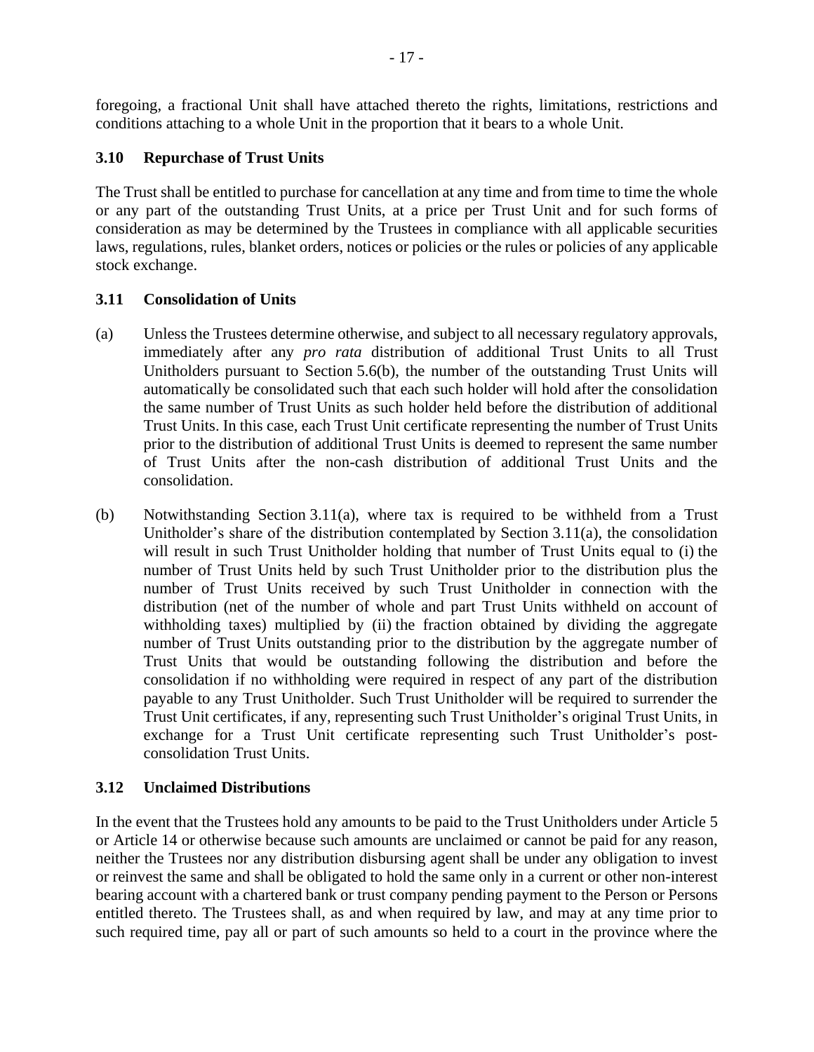foregoing, a fractional Unit shall have attached thereto the rights, limitations, restrictions and conditions attaching to a whole Unit in the proportion that it bears to a whole Unit.

### 3.10 Repurchase of Trust Units

The Trust shall be entitled to purchase for cancellation at any time and from time to time the whole or any part of the outstanding Trust Units, at a price per Trust Unit and for such forms of consideration as may be determined by the Trustees in compliance with all applicable securities laws, regulations, rules, blanket orders, notices or policies or the rules or policies of any applicable stock exchange.

### 3.11 Consolidation of Units

(a) Unless the Trustees determine otherwise, and subject to all necessary regulatory approvals, immediately after any *pro rata* distribution of additional Trust Units to all Trust Unitholders pursuant to Section 5.6(b), the number of the outstanding Trust Units will automatically be consolidated such that each such holder will hold after the consolidation the same number of Trust Units as such holder held before the distribution of additional Trust Units. In this case, each Trust Unit certificate representing the number of Trust Units prior to the distribution of additional Trust Units is deemed to represent the same number of Trust Units after the non-cash distribution of additional Trust Units and the consolidation.

(b) Notwithstanding Section 3.11(a), where tax is required to be withheld from a Trust Unitholder's share of the distribution contemplated by Section 3.11(a), the consolidation will result in such Trust Unitholder holding that number of Trust Units equal to (i) the number of Trust Units held by such Trust Unitholder prior to the distribution plus the number of Trust Units received by such Trust Unitholder in connection with the distribution (net of the number of whole and part Trust Units withheld on account of withholding taxes) multiplied by (ii) the fraction obtained by dividing the aggregate number of Trust Units outstanding prior to the distribution by the aggregate number of Trust Units that would be outstanding following the distribution and before the consolidation if no withholding were required in respect of any part of the distribution payable to any Trust Unitholder. Such Trust Unitholder will be required to surrender the Trust Unit certificates, if any, representing such Trust Unitholder's original Trust Units, in exchange for a Trust Unit certificate representing such Trust Unitholder's post-consolidation Trust Units.

### 3.12 Unclaimed Distributions

In the event that the Trustees hold any amounts to be paid to the Trust Unitholders under Article 5 or Article 14 or otherwise because such amounts are unclaimed or cannot be paid for any reason, neither the Trustees nor any distribution disbursing agent shall be under any obligation to invest or reinvest the same and shall be obligated to hold the same only in a current or other non-interest bearing account with a chartered bank or trust company pending payment to the Person or Persons entitled thereto. The Trustees shall, as and when required by law, and may at any time prior to such required time, pay all or part of such amounts so held to a court in the province where the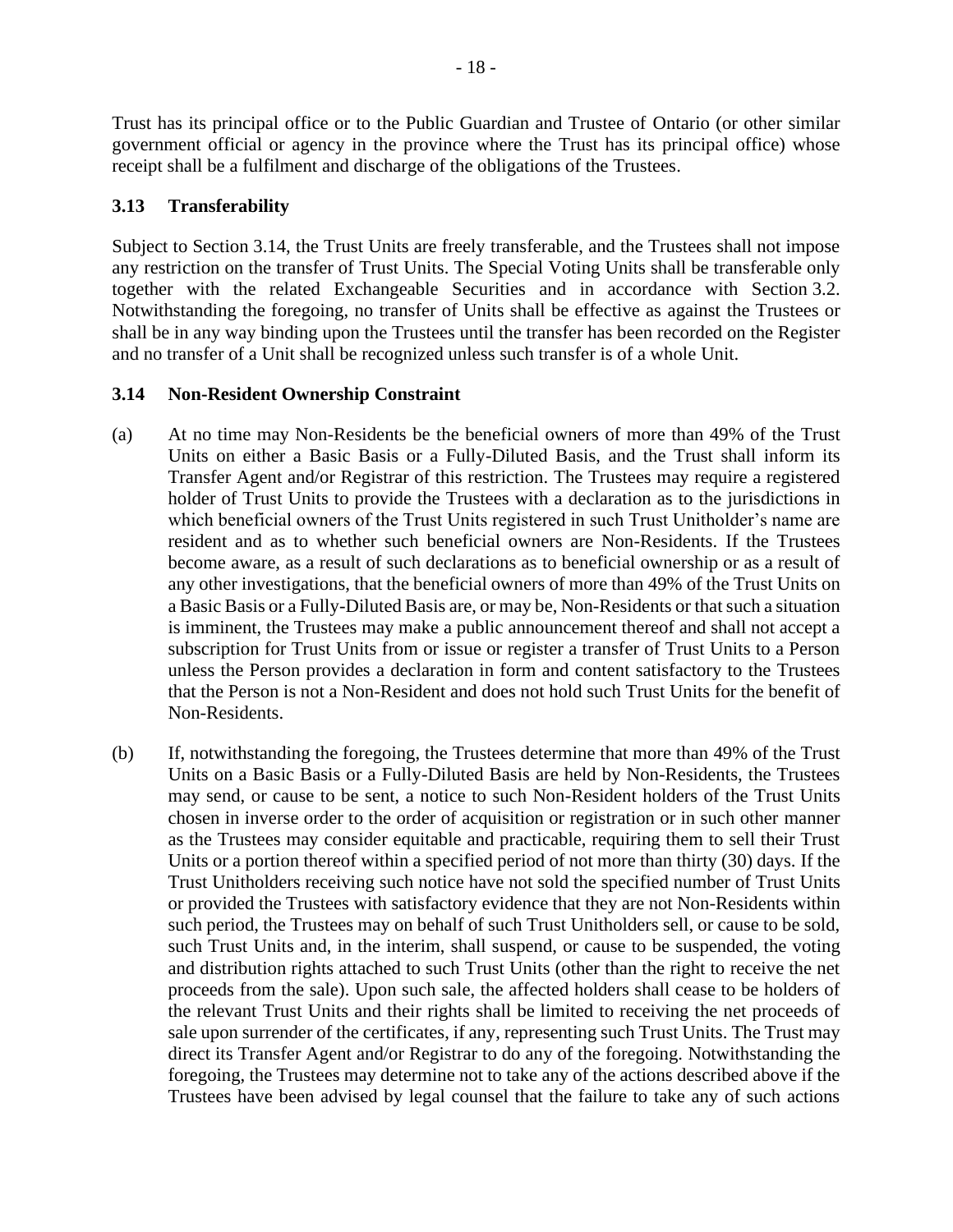Trust has its principal office or to the Public Guardian and Trustee of Ontario (or other similar government official or agency in the province where the Trust has its principal office) whose receipt shall be a fulfilment and discharge of the obligations of the Trustees.

### 3.13 Transferability

Subject to Section 3.14, the Trust Units are freely transferable, and the Trustees shall not impose any restriction on the transfer of Trust Units. The Special Voting Units shall be transferable only together with the related Exchangeable Securities and in accordance with Section 3.2. Notwithstanding the foregoing, no transfer of Units shall be effective as against the Trustees or shall be in any way binding upon the Trustees until the transfer has been recorded on the Register and no transfer of a Unit shall be recognized unless such transfer is of a whole Unit.

### 3.14 Non-Resident Ownership Constraint

(a) At no time may Non-Residents be the beneficial owners of more than 49% of the Trust Units on either a Basic Basis or a Fully-Diluted Basis, and the Trust shall inform its Transfer Agent and/or Registrar of this restriction. The Trustees may require a registered holder of Trust Units to provide the Trustees with a declaration as to the jurisdictions in which beneficial owners of the Trust Units registered in such Trust Unitholder's name are resident and as to whether such beneficial owners are Non-Residents. If the Trustees become aware, as a result of such declarations as to beneficial ownership or as a result of any other investigations, that the beneficial owners of more than 49% of the Trust Units on a Basic Basis or a Fully-Diluted Basis are, or may be, Non-Residents or that such a situation is imminent, the Trustees may make a public announcement thereof and shall not accept a subscription for Trust Units from or issue or register a transfer of Trust Units to a Person unless the Person provides a declaration in form and content satisfactory to the Trustees that the Person is not a Non-Resident and does not hold such Trust Units for the benefit of Non-Residents.

(b) If, notwithstanding the foregoing, the Trustees determine that more than 49% of the Trust Units on a Basic Basis or a Fully-Diluted Basis are held by Non-Residents, the Trustees may send, or cause to be sent, a notice to such Non-Resident holders of the Trust Units chosen in inverse order to the order of acquisition or registration or in such other manner as the Trustees may consider equitable and practicable, requiring them to sell their Trust Units or a portion thereof within a specified period of not more than thirty (30) days. If the Trust Unitholders receiving such notice have not sold the specified number of Trust Units or provided the Trustees with satisfactory evidence that they are not Non-Residents within such period, the Trustees may on behalf of such Trust Unitholders sell, or cause to be sold, such Trust Units and, in the interim, shall suspend, or cause to be suspended, the voting and distribution rights attached to such Trust Units (other than the right to receive the net proceeds from the sale). Upon such sale, the affected holders shall cease to be holders of the relevant Trust Units and their rights shall be limited to receiving the net proceeds of sale upon surrender of the certificates, if any, representing such Trust Units. The Trust may direct its Transfer Agent and/or Registrar to do any of the foregoing. Notwithstanding the foregoing, the Trustees may determine not to take any of the actions described above if the Trustees have been advised by legal counsel that the failure to take any of such actions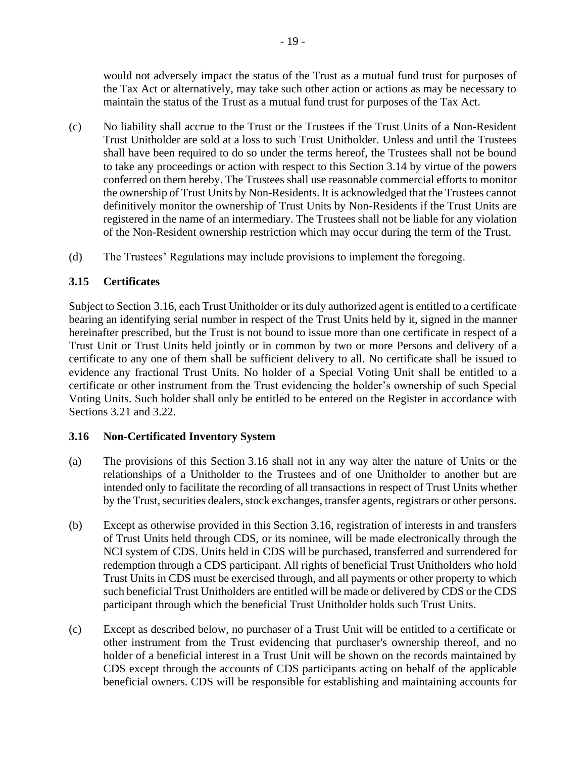would not adversely impact the status of the Trust as a mutual fund trust for purposes of the Tax Act or alternatively, may take such other action or actions as may be necessary to maintain the status of the Trust as a mutual fund trust for purposes of the Tax Act.

(c) No liability shall accrue to the Trust or the Trustees if the Trust Units of a Non-Resident Trust Unitholder are sold at a loss to such Trust Unitholder. Unless and until the Trustees shall have been required to do so under the terms hereof, the Trustees shall not be bound to take any proceedings or action with respect to this Section 3.14 by virtue of the powers conferred on them hereby. The Trustees shall use reasonable commercial efforts to monitor the ownership of Trust Units by Non-Residents. It is acknowledged that the Trustees cannot definitively monitor the ownership of Trust Units by Non-Residents if the Trust Units are registered in the name of an intermediary. The Trustees shall not be liable for any violation of the Non-Resident ownership restriction which may occur during the term of the Trust.

(d) The Trustees' Regulations may include provisions to implement the foregoing.

### 3.15 Certificates

Subject to Section 3.16, each Trust Unitholder or its duly authorized agent is entitled to a certificate bearing an identifying serial number in respect of the Trust Units held by it, signed in the manner hereinafter prescribed, but the Trust is not bound to issue more than one certificate in respect of a Trust Unit or Trust Units held jointly or in common by two or more Persons and delivery of a certificate to any one of them shall be sufficient delivery to all. No certificate shall be issued to evidence any fractional Trust Units. No holder of a Special Voting Unit shall be entitled to a certificate or other instrument from the Trust evidencing the holder's ownership of such Special Voting Units. Such holder shall only be entitled to be entered on the Register in accordance with Sections 3.21 and 3.22.

### 3.16 Non-Certificated Inventory System

(a) The provisions of this Section 3.16 shall not in any way alter the nature of Units or the relationships of a Unitholder to the Trustees and of one Unitholder to another but are intended only to facilitate the recording of all transactions in respect of Trust Units whether by the Trust, securities dealers, stock exchanges, transfer agents, registrars or other persons.

(b) Except as otherwise provided in this Section 3.16, registration of interests in and transfers of Trust Units held through CDS, or its nominee, will be made electronically through the NCI system of CDS. Units held in CDS will be purchased, transferred and surrendered for redemption through a CDS participant. All rights of beneficial Trust Unitholders who hold Trust Units in CDS must be exercised through, and all payments or other property to which such beneficial Trust Unitholders are entitled will be made or delivered by CDS or the CDS participant through which the beneficial Trust Unitholder holds such Trust Units.

(c) Except as described below, no purchaser of a Trust Unit will be entitled to a certificate or other instrument from the Trust evidencing that purchaser's ownership thereof, and no holder of a beneficial interest in a Trust Unit will be shown on the records maintained by CDS except through the accounts of CDS participants acting on behalf of the applicable beneficial owners. CDS will be responsible for establishing and maintaining accounts for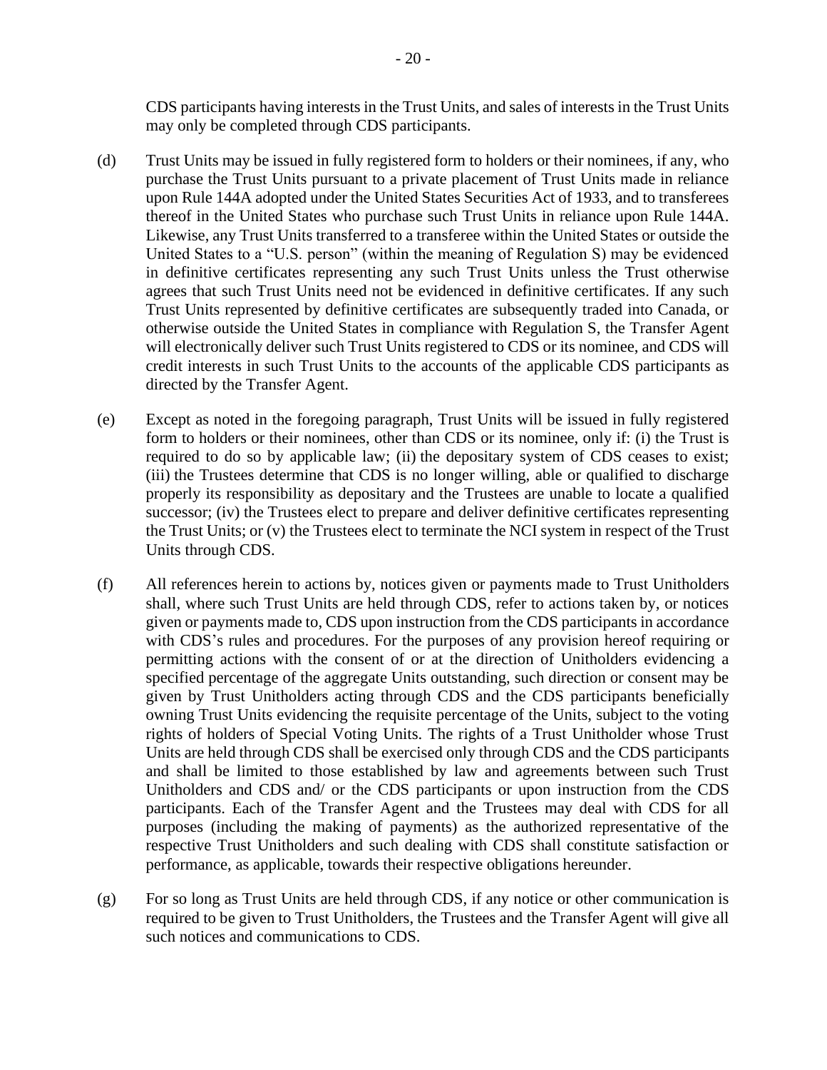CDS participants having interests in the Trust Units, and sales of interests in the Trust Units may only be completed through CDS participants.

(d) Trust Units may be issued in fully registered form to holders or their nominees, if any, who purchase the Trust Units pursuant to a private placement of Trust Units made in reliance upon Rule 144A adopted under the United States Securities Act of 1933, and to transferees thereof in the United States who purchase such Trust Units in reliance upon Rule 144A. Likewise, any Trust Units transferred to a transferee within the United States or outside the United States to a "U.S. person" (within the meaning of Regulation S) may be evidenced in definitive certificates representing any such Trust Units unless the Trust otherwise agrees that such Trust Units need not be evidenced in definitive certificates. If any such Trust Units represented by definitive certificates are subsequently traded into Canada, or otherwise outside the United States in compliance with Regulation S, the Transfer Agent will electronically deliver such Trust Units registered to CDS or its nominee, and CDS will credit interests in such Trust Units to the accounts of the applicable CDS participants as directed by the Transfer Agent.

(e) Except as noted in the foregoing paragraph, Trust Units will be issued in fully registered form to holders or their nominees, other than CDS or its nominee, only if: (i) the Trust is required to do so by applicable law; (ii) the depositary system of CDS ceases to exist; (iii) the Trustees determine that CDS is no longer willing, able or qualified to discharge properly its responsibility as depositary and the Trustees are unable to locate a qualified successor; (iv) the Trustees elect to prepare and deliver definitive certificates representing the Trust Units; or (v) the Trustees elect to terminate the NCI system in respect of the Trust Units through CDS.

(f) All references herein to actions by, notices given or payments made to Trust Unitholders shall, where such Trust Units are held through CDS, refer to actions taken by, or notices given or payments made to, CDS upon instruction from the CDS participants in accordance with CDS's rules and procedures. For the purposes of any provision hereof requiring or permitting actions with the consent of or at the direction of Unitholders evidencing a specified percentage of the aggregate Units outstanding, such direction or consent may be given by Trust Unitholders acting through CDS and the CDS participants beneficially owning Trust Units evidencing the requisite percentage of the Units, subject to the voting rights of holders of Special Voting Units. The rights of a Trust Unitholder whose Trust Units are held through CDS shall be exercised only through CDS and the CDS participants and shall be limited to those established by law and agreements between such Trust Unitholders and CDS and/ or the CDS participants or upon instruction from the CDS participants. Each of the Transfer Agent and the Trustees may deal with CDS for all purposes (including the making of payments) as the authorized representative of the respective Trust Unitholders and such dealing with CDS shall constitute satisfaction or performance, as applicable, towards their respective obligations hereunder.

(g) For so long as Trust Units are held through CDS, if any notice or other communication is required to be given to Trust Unitholders, the Trustees and the Transfer Agent will give all such notices and communications to CDS.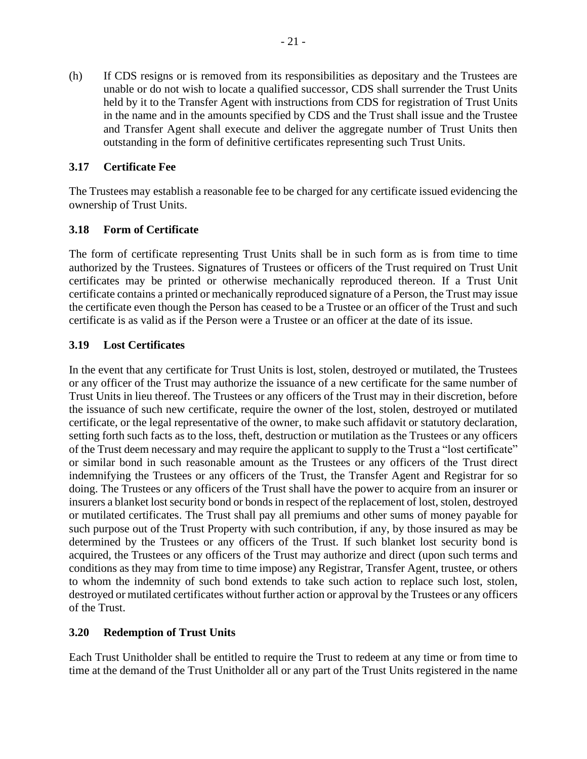(h) If CDS resigns or is removed from its responsibilities as depositary and the Trustees are unable or do not wish to locate a qualified successor, CDS shall surrender the Trust Units held by it to the Transfer Agent with instructions from CDS for registration of Trust Units in the name and in the amounts specified by CDS and the Trust shall issue and the Trustee and Transfer Agent shall execute and deliver the aggregate number of Trust Units then outstanding in the form of definitive certificates representing such Trust Units.

### 3.17 Certificate Fee

The Trustees may establish a reasonable fee to be charged for any certificate issued evidencing the ownership of Trust Units.

### 3.18 Form of Certificate

The form of certificate representing Trust Units shall be in such form as is from time to time authorized by the Trustees. Signatures of Trustees or officers of the Trust required on Trust Unit certificates may be printed or otherwise mechanically reproduced thereon. If a Trust Unit certificate contains a printed or mechanically reproduced signature of a Person, the Trust may issue the certificate even though the Person has ceased to be a Trustee or an officer of the Trust and such certificate is as valid as if the Person were a Trustee or an officer at the date of its issue.

### 3.19 Lost Certificates

In the event that any certificate for Trust Units is lost, stolen, destroyed or mutilated, the Trustees or any officer of the Trust may authorize the issuance of a new certificate for the same number of Trust Units in lieu thereof. The Trustees or any officers of the Trust may in their discretion, before the issuance of such new certificate, require the owner of the lost, stolen, destroyed or mutilated certificate, or the legal representative of the owner, to make such affidavit or statutory declaration, setting forth such facts as to the loss, theft, destruction or mutilation as the Trustees or any officers of the Trust deem necessary and may require the applicant to supply to the Trust a "lost certificate" or similar bond in such reasonable amount as the Trustees or any officers of the Trust direct indemnifying the Trustees or any officers of the Trust, the Transfer Agent and Registrar for so doing. The Trustees or any officers of the Trust shall have the power to acquire from an insurer or insurers a blanket lost security bond or bonds in respect of the replacement of lost, stolen, destroyed or mutilated certificates. The Trust shall pay all premiums and other sums of money payable for such purpose out of the Trust Property with such contribution, if any, by those insured as may be determined by the Trustees or any officers of the Trust. If such blanket lost security bond is acquired, the Trustees or any officers of the Trust may authorize and direct (upon such terms and conditions as they may from time to time impose) any Registrar, Transfer Agent, trustee, or others to whom the indemnity of such bond extends to take such action to replace such lost, stolen, destroyed or mutilated certificates without further action or approval by the Trustees or any officers of the Trust.

### 3.20 Redemption of Trust Units

Each Trust Unitholder shall be entitled to require the Trust to redeem at any time or from time to time at the demand of the Trust Unitholder all or any part of the Trust Units registered in the name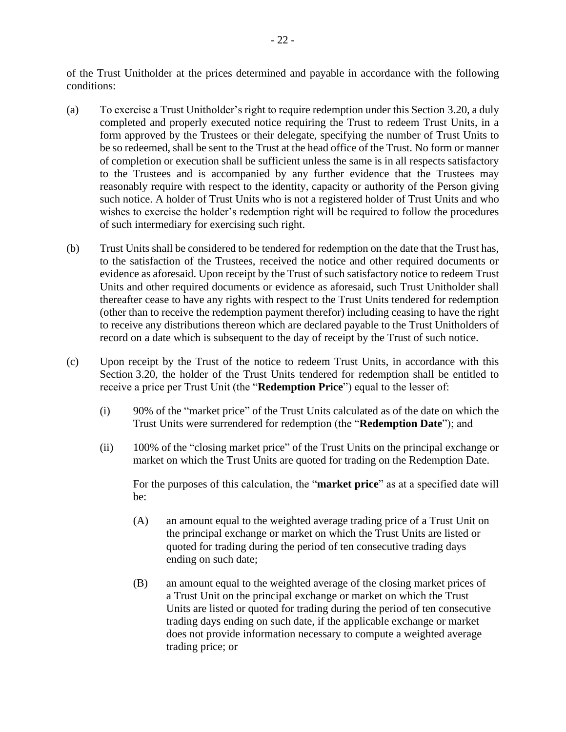of the Trust Unitholder at the prices determined and payable in accordance with the following conditions:

(a) To exercise a Trust Unitholder's right to require redemption under this Section 3.20, a duly completed and properly executed notice requiring the Trust to redeem Trust Units, in a form approved by the Trustees or their delegate, specifying the number of Trust Units to be so redeemed, shall be sent to the Trust at the head office of the Trust. No form or manner of completion or execution shall be sufficient unless the same is in all respects satisfactory to the Trustees and is accompanied by any further evidence that the Trustees may reasonably require with respect to the identity, capacity or authority of the Person giving such notice. A holder of Trust Units who is not a registered holder of Trust Units and who wishes to exercise the holder's redemption right will be required to follow the procedures of such intermediary for exercising such right.

(b) Trust Units shall be considered to be tendered for redemption on the date that the Trust has, to the satisfaction of the Trustees, received the notice and other required documents or evidence as aforesaid. Upon receipt by the Trust of such satisfactory notice to redeem Trust Units and other required documents or evidence as aforesaid, such Trust Unitholder shall thereafter cease to have any rights with respect to the Trust Units tendered for redemption (other than to receive the redemption payment therefor) including ceasing to have the right to receive any distributions thereon which are declared payable to the Trust Unitholders of record on a date which is subsequent to the day of receipt by the Trust of such notice.

(c) Upon receipt by the Trust of the notice to redeem Trust Units, in accordance with this Section 3.20, the holder of the Trust Units tendered for redemption shall be entitled to receive a price per Trust Unit (the "**Redemption Price**") equal to the lesser of:

    (i) 90% of the "market price" of the Trust Units calculated as of the date on which the Trust Units were surrendered for redemption (the "**Redemption Date**"); and

    (ii) 100% of the "closing market price" of the Trust Units on the principal exchange or market on which the Trust Units are quoted for trading on the Redemption Date.

    For the purposes of this calculation, the "**market price**" as at a specified date will be:

    (A) an amount equal to the weighted average trading price of a Trust Unit on the principal exchange or market on which the Trust Units are listed or quoted for trading during the period of ten consecutive trading days ending on such date;

    (B) an amount equal to the weighted average of the closing market prices of a Trust Unit on the principal exchange or market on which the Trust Units are listed or quoted for trading during the period of ten consecutive trading days ending on such date, if the applicable exchange or market does not provide information necessary to compute a weighted average trading price; or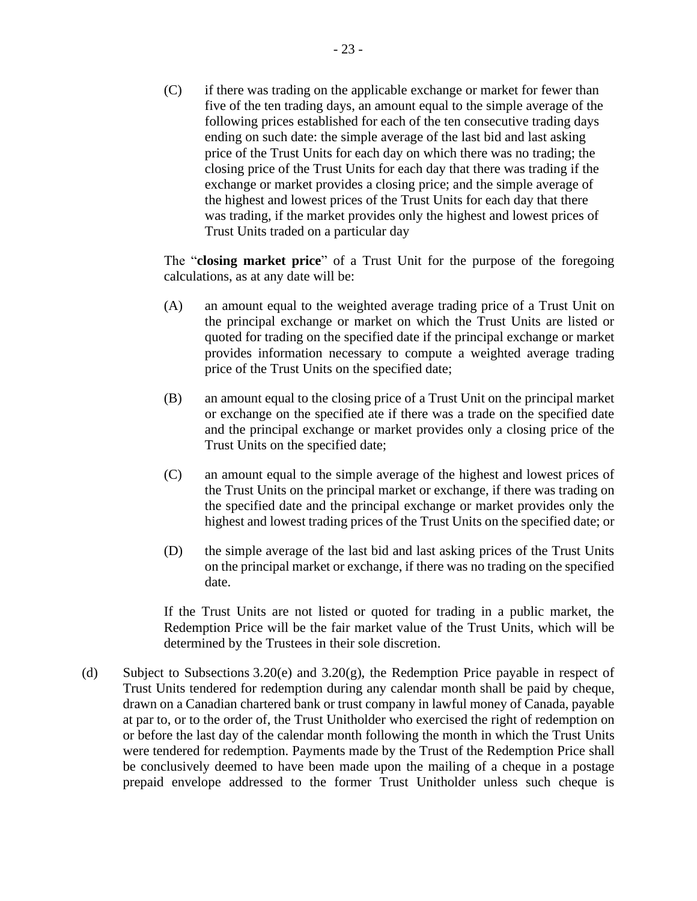(C) if there was trading on the applicable exchange or market for fewer than five of the ten trading days, an amount equal to the simple average of the following prices established for each of the ten consecutive trading days ending on such date: the simple average of the last bid and last asking price of the Trust Units for each day on which there was no trading; the closing price of the Trust Units for each day that there was trading if the exchange or market provides a closing price; and the simple average of the highest and lowest prices of the Trust Units for each day that there was trading, if the market provides only the highest and lowest prices of Trust Units traded on a particular day

The "**closing market price**" of a Trust Unit for the purpose of the foregoing calculations, as at any date will be:

(A) an amount equal to the weighted average trading price of a Trust Unit on the principal exchange or market on which the Trust Units are listed or quoted for trading on the specified date if the principal exchange or market provides information necessary to compute a weighted average trading price of the Trust Units on the specified date;

(B) an amount equal to the closing price of a Trust Unit on the principal market or exchange on the specified ate if there was a trade on the specified date and the principal exchange or market provides only a closing price of the Trust Units on the specified date;

(C) an amount equal to the simple average of the highest and lowest prices of the Trust Units on the principal market or exchange, if there was trading on the specified date and the principal exchange or market provides only the highest and lowest trading prices of the Trust Units on the specified date; or

(D) the simple average of the last bid and last asking prices of the Trust Units on the principal market or exchange, if there was no trading on the specified date.

If the Trust Units are not listed or quoted for trading in a public market, the Redemption Price will be the fair market value of the Trust Units, which will be determined by the Trustees in their sole discretion.

(d) Subject to Subsections 3.20(e) and 3.20(g), the Redemption Price payable in respect of Trust Units tendered for redemption during any calendar month shall be paid by cheque, drawn on a Canadian chartered bank or trust company in lawful money of Canada, payable at par to, or to the order of, the Trust Unitholder who exercised the right of redemption on or before the last day of the calendar month following the month in which the Trust Units were tendered for redemption. Payments made by the Trust of the Redemption Price shall be conclusively deemed to have been made upon the mailing of a cheque in a postage prepaid envelope addressed to the former Trust Unitholder unless such cheque is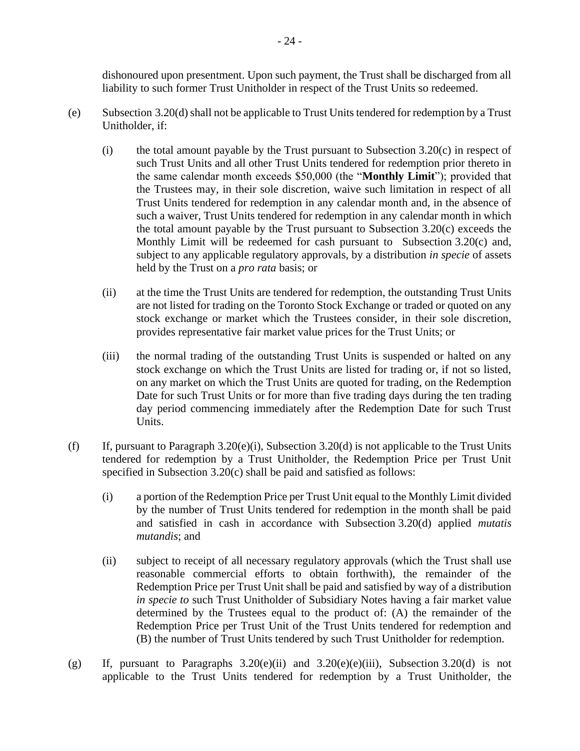dishonoured upon presentment. Upon such payment, the Trust shall be discharged from all liability to such former Trust Unitholder in respect of the Trust Units so redeemed.

(e) Subsection 3.20(d) shall not be applicable to Trust Units tendered for redemption by a Trust Unitholder, if:

(i) the total amount payable by the Trust pursuant to Subsection 3.20(c) in respect of such Trust Units and all other Trust Units tendered for redemption prior thereto in the same calendar month exceeds $50,000 (the "**Monthly Limit**"); provided that the Trustees may, in their sole discretion, waive such limitation in respect of all Trust Units tendered for redemption in any calendar month and, in the absence of such a waiver, Trust Units tendered for redemption in any calendar month in which the total amount payable by the Trust pursuant to Subsection 3.20(c) exceeds the Monthly Limit will be redeemed for cash pursuant to Subsection 3.20(c) and, subject to any applicable regulatory approvals, by a distribution *in specie* of assets held by the Trust on a *pro rata* basis; or

(ii) at the time the Trust Units are tendered for redemption, the outstanding Trust Units are not listed for trading on the Toronto Stock Exchange or traded or quoted on any stock exchange or market which the Trustees consider, in their sole discretion, provides representative fair market value prices for the Trust Units; or

(iii) the normal trading of the outstanding Trust Units is suspended or halted on any stock exchange on which the Trust Units are listed for trading or, if not so listed, on any market on which the Trust Units are quoted for trading, on the Redemption Date for such Trust Units or for more than five trading days during the ten trading day period commencing immediately after the Redemption Date for such Trust Units.

(f) If, pursuant to Paragraph 3.20(e)(i), Subsection 3.20(d) is not applicable to the Trust Units tendered for redemption by a Trust Unitholder, the Redemption Price per Trust Unit specified in Subsection 3.20(c) shall be paid and satisfied as follows:

(i) a portion of the Redemption Price per Trust Unit equal to the Monthly Limit divided by the number of Trust Units tendered for redemption in the month shall be paid and satisfied in cash in accordance with Subsection 3.20(d) applied *mutatis mutandis*; and

(ii) subject to receipt of all necessary regulatory approvals (which the Trust shall use reasonable commercial efforts to obtain forthwith), the remainder of the Redemption Price per Trust Unit shall be paid and satisfied by way of a distribution *in specie to* such Trust Unitholder of Subsidiary Notes having a fair market value determined by the Trustees equal to the product of: (A) the remainder of the Redemption Price per Trust Unit of the Trust Units tendered for redemption and (B) the number of Trust Units tendered by such Trust Unitholder for redemption.

(g) If, pursuant to Paragraphs 3.20(e)(ii) and 3.20(e)(e)(iii), Subsection 3.20(d) is not applicable to the Trust Units tendered for redemption by a Trust Unitholder, the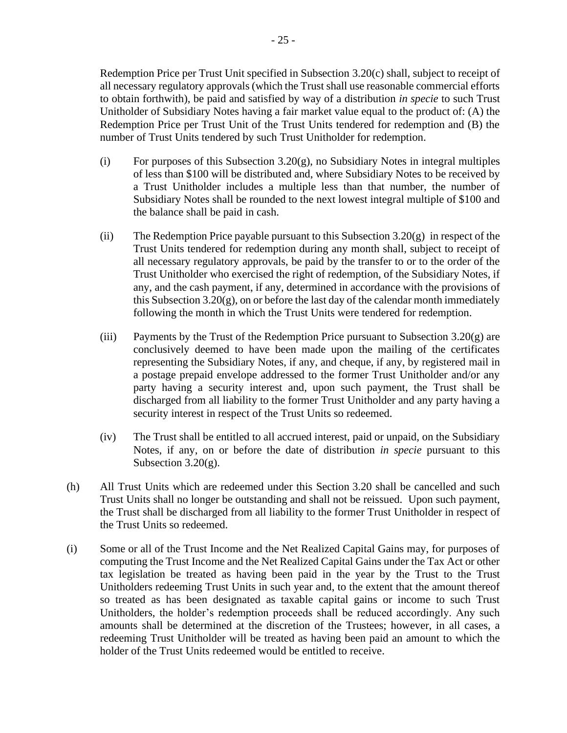Redemption Price per Trust Unit specified in Subsection 3.20(c) shall, subject to receipt of all necessary regulatory approvals (which the Trust shall use reasonable commercial efforts to obtain forthwith), be paid and satisfied by way of a distribution *in specie* to such Trust Unitholder of Subsidiary Notes having a fair market value equal to the product of: (A) the Redemption Price per Trust Unit of the Trust Units tendered for redemption and (B) the number of Trust Units tendered by such Trust Unitholder for redemption.

(i) For purposes of this Subsection 3.20(g), no Subsidiary Notes in integral multiples of less than $100 will be distributed and, where Subsidiary Notes to be received by a Trust Unitholder includes a multiple less than that number, the number of Subsidiary Notes shall be rounded to the next lowest integral multiple of $100 and the balance shall be paid in cash.

(ii) The Redemption Price payable pursuant to this Subsection 3.20(g) in respect of the Trust Units tendered for redemption during any month shall, subject to receipt of all necessary regulatory approvals, be paid by the transfer to or to the order of the Trust Unitholder who exercised the right of redemption, of the Subsidiary Notes, if any, and the cash payment, if any, determined in accordance with the provisions of this Subsection 3.20(g), on or before the last day of the calendar month immediately following the month in which the Trust Units were tendered for redemption.

(iii) Payments by the Trust of the Redemption Price pursuant to Subsection 3.20(g) are conclusively deemed to have been made upon the mailing of the certificates representing the Subsidiary Notes, if any, and cheque, if any, by registered mail in a postage prepaid envelope addressed to the former Trust Unitholder and/or any party having a security interest and, upon such payment, the Trust shall be discharged from all liability to the former Trust Unitholder and any party having a security interest in respect of the Trust Units so redeemed.

(iv) The Trust shall be entitled to all accrued interest, paid or unpaid, on the Subsidiary Notes, if any, on or before the date of distribution *in specie* pursuant to this Subsection 3.20(g).

(h) All Trust Units which are redeemed under this Section 3.20 shall be cancelled and such Trust Units shall no longer be outstanding and shall not be reissued. Upon such payment, the Trust shall be discharged from all liability to the former Trust Unitholder in respect of the Trust Units so redeemed.

(i) Some or all of the Trust Income and the Net Realized Capital Gains may, for purposes of computing the Trust Income and the Net Realized Capital Gains under the Tax Act or other tax legislation be treated as having been paid in the year by the Trust to the Trust Unitholders redeeming Trust Units in such year and, to the extent that the amount thereof so treated as has been designated as taxable capital gains or income to such Trust Unitholders, the holder's redemption proceeds shall be reduced accordingly. Any such amounts shall be determined at the discretion of the Trustees; however, in all cases, a redeeming Trust Unitholder will be treated as having been paid an amount to which the holder of the Trust Units redeemed would be entitled to receive.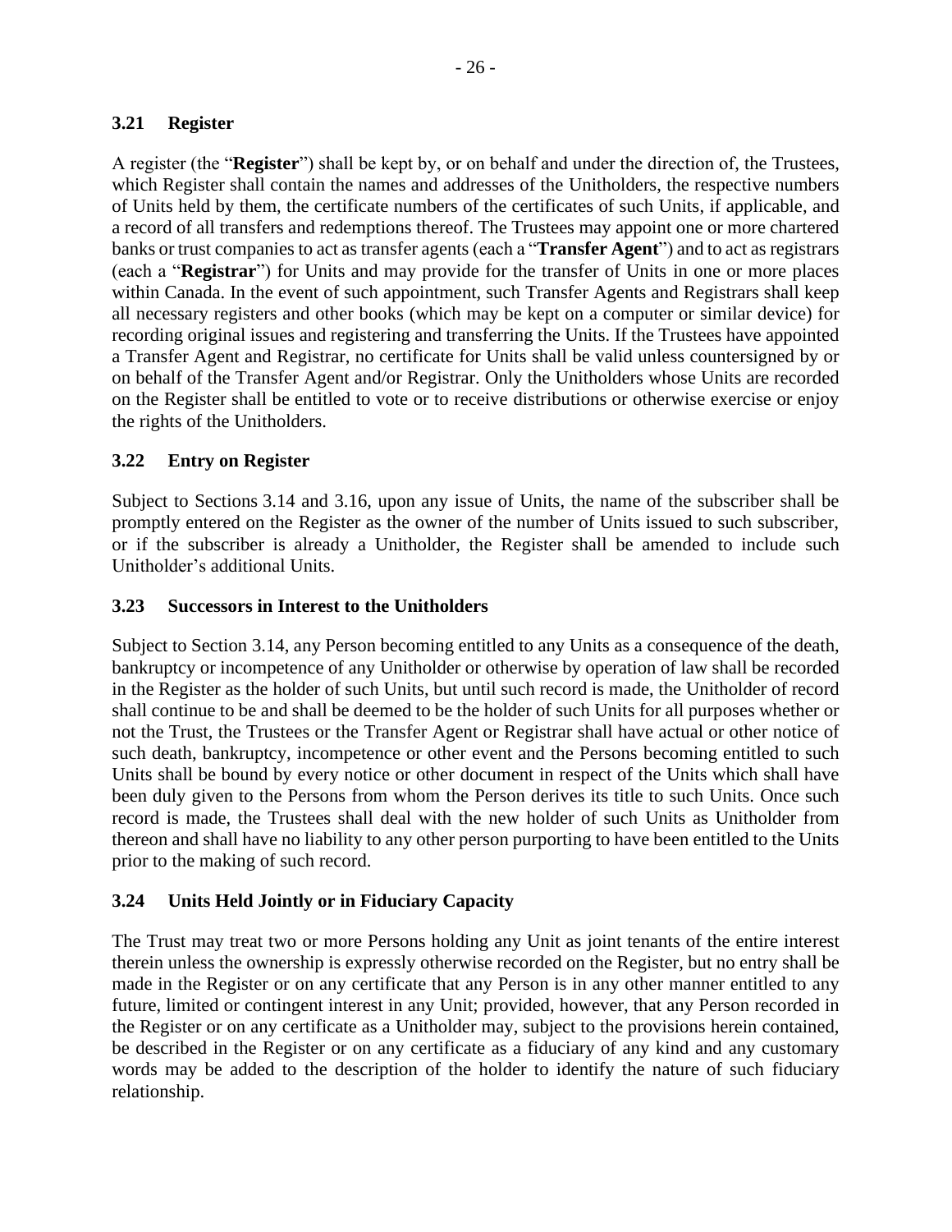### 3.21 Register

A register (the "**Register**") shall be kept by, or on behalf and under the direction of, the Trustees, which Register shall contain the names and addresses of the Unitholders, the respective numbers of Units held by them, the certificate numbers of the certificates of such Units, if applicable, and a record of all transfers and redemptions thereof. The Trustees may appoint one or more chartered banks or trust companies to act as transfer agents (each a "**Transfer Agent**") and to act as registrars (each a "**Registrar**") for Units and may provide for the transfer of Units in one or more places within Canada. In the event of such appointment, such Transfer Agents and Registrars shall keep all necessary registers and other books (which may be kept on a computer or similar device) for recording original issues and registering and transferring the Units. If the Trustees have appointed a Transfer Agent and Registrar, no certificate for Units shall be valid unless countersigned by or on behalf of the Transfer Agent and/or Registrar. Only the Unitholders whose Units are recorded on the Register shall be entitled to vote or to receive distributions or otherwise exercise or enjoy the rights of the Unitholders.

### 3.22 Entry on Register

Subject to Sections 3.14 and 3.16, upon any issue of Units, the name of the subscriber shall be promptly entered on the Register as the owner of the number of Units issued to such subscriber, or if the subscriber is already a Unitholder, the Register shall be amended to include such Unitholder's additional Units.

### 3.23 Successors in Interest to the Unitholders

Subject to Section 3.14, any Person becoming entitled to any Units as a consequence of the death, bankruptcy or incompetence of any Unitholder or otherwise by operation of law shall be recorded in the Register as the holder of such Units, but until such record is made, the Unitholder of record shall continue to be and shall be deemed to be the holder of such Units for all purposes whether or not the Trust, the Trustees or the Transfer Agent or Registrar shall have actual or other notice of such death, bankruptcy, incompetence or other event and the Persons becoming entitled to such Units shall be bound by every notice or other document in respect of the Units which shall have been duly given to the Persons from whom the Person derives its title to such Units. Once such record is made, the Trustees shall deal with the new holder of such Units as Unitholder from thereon and shall have no liability to any other person purporting to have been entitled to the Units prior to the making of such record.

### 3.24 Units Held Jointly or in Fiduciary Capacity

The Trust may treat two or more Persons holding any Unit as joint tenants of the entire interest therein unless the ownership is expressly otherwise recorded on the Register, but no entry shall be made in the Register or on any certificate that any Person is in any other manner entitled to any future, limited or contingent interest in any Unit; provided, however, that any Person recorded in the Register or on any certificate as a Unitholder may, subject to the provisions herein contained, be described in the Register or on any certificate as a fiduciary of any kind and any customary words may be added to the description of the holder to identify the nature of such fiduciary relationship.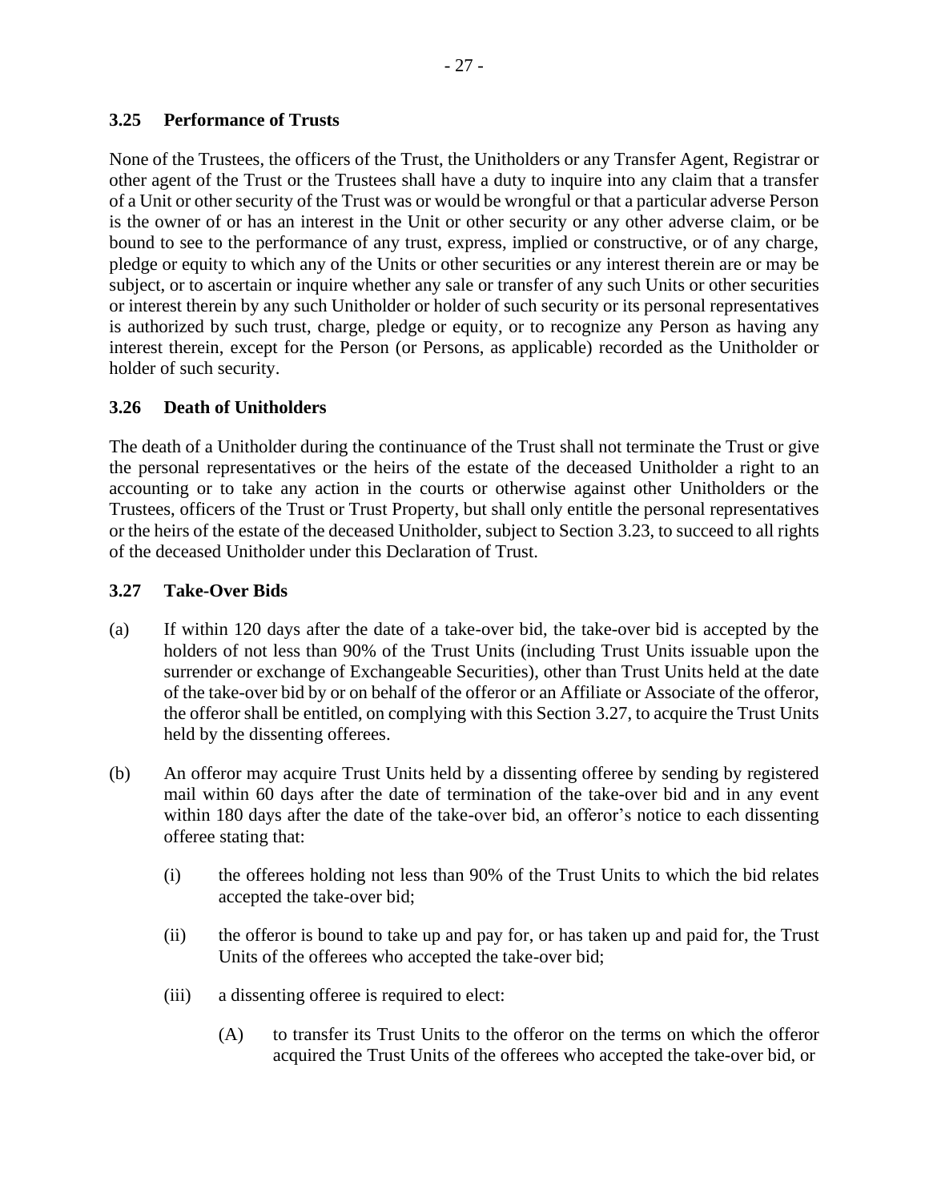### 3.25 Performance of Trusts

None of the Trustees, the officers of the Trust, the Unitholders or any Transfer Agent, Registrar or other agent of the Trust or the Trustees shall have a duty to inquire into any claim that a transfer of a Unit or other security of the Trust was or would be wrongful or that a particular adverse Person is the owner of or has an interest in the Unit or other security or any other adverse claim, or be bound to see to the performance of any trust, express, implied or constructive, or of any charge, pledge or equity to which any of the Units or other securities or any interest therein are or may be subject, or to ascertain or inquire whether any sale or transfer of any such Units or other securities or interest therein by any such Unitholder or holder of such security or its personal representatives is authorized by such trust, charge, pledge or equity, or to recognize any Person as having any interest therein, except for the Person (or Persons, as applicable) recorded as the Unitholder or holder of such security.

### 3.26 Death of Unitholders

The death of a Unitholder during the continuance of the Trust shall not terminate the Trust or give the personal representatives or the heirs of the estate of the deceased Unitholder a right to an accounting or to take any action in the courts or otherwise against other Unitholders or the Trustees, officers of the Trust or Trust Property, but shall only entitle the personal representatives or the heirs of the estate of the deceased Unitholder, subject to Section 3.23, to succeed to all rights of the deceased Unitholder under this Declaration of Trust.

### 3.27 Take-Over Bids

(a) If within 120 days after the date of a take-over bid, the take-over bid is accepted by the holders of not less than 90% of the Trust Units (including Trust Units issuable upon the surrender or exchange of Exchangeable Securities), other than Trust Units held at the date of the take-over bid by or on behalf of the offeror or an Affiliate or Associate of the offeror, the offeror shall be entitled, on complying with this Section 3.27, to acquire the Trust Units held by the dissenting offerees.

(b) An offeror may acquire Trust Units held by a dissenting offeree by sending by registered mail within 60 days after the date of termination of the take-over bid and in any event within 180 days after the date of the take-over bid, an offeror's notice to each dissenting offeree stating that:

 (i) the offerees holding not less than 90% of the Trust Units to which the bid relates accepted the take-over bid;

 (ii) the offeror is bound to take up and pay for, or has taken up and paid for, the Trust Units of the offerees who accepted the take-over bid;

 (iii) a dissenting offeree is required to elect:

  (A) to transfer its Trust Units to the offeror on the terms on which the offeror acquired the Trust Units of the offerees who accepted the take-over bid, or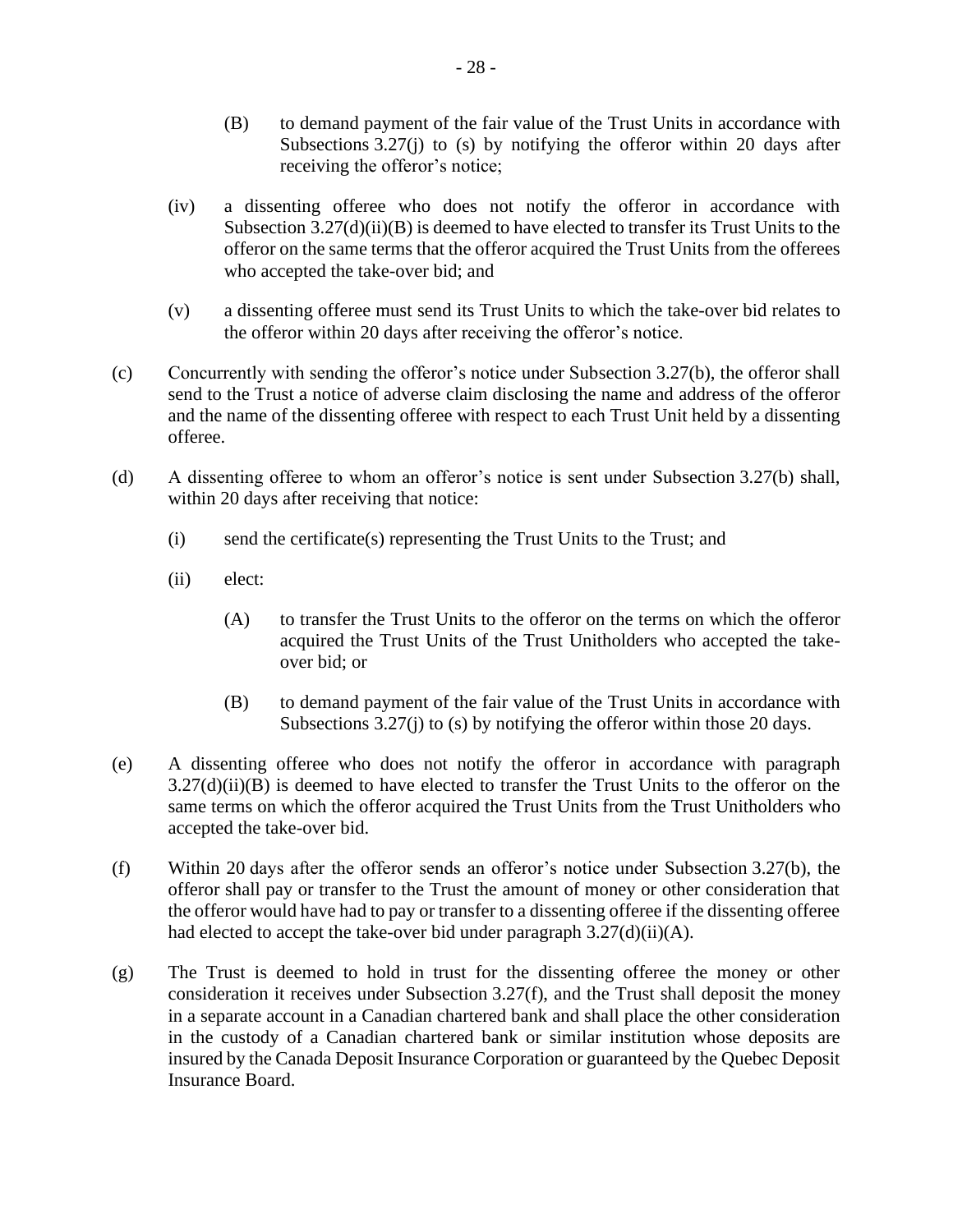(B) to demand payment of the fair value of the Trust Units in accordance with Subsections 3.27(j) to (s) by notifying the offeror within 20 days after receiving the offeror's notice;

(iv) a dissenting offeree who does not notify the offeror in accordance with Subsection 3.27(d)(ii)(B) is deemed to have elected to transfer its Trust Units to the offeror on the same terms that the offeror acquired the Trust Units from the offerees who accepted the take-over bid; and

(v) a dissenting offeree must send its Trust Units to which the take-over bid relates to the offeror within 20 days after receiving the offeror's notice.

(c) Concurrently with sending the offeror's notice under Subsection 3.27(b), the offeror shall send to the Trust a notice of adverse claim disclosing the name and address of the offeror and the name of the dissenting offeree with respect to each Trust Unit held by a dissenting offeree.

(d) A dissenting offeree to whom an offeror's notice is sent under Subsection 3.27(b) shall, within 20 days after receiving that notice:

(i) send the certificate(s) representing the Trust Units to the Trust; and

(ii) elect:

(A) to transfer the Trust Units to the offeror on the terms on which the offeror acquired the Trust Units of the Trust Unitholders who accepted the take-over bid; or

(B) to demand payment of the fair value of the Trust Units in accordance with Subsections 3.27(j) to (s) by notifying the offeror within those 20 days.

(e) A dissenting offeree who does not notify the offeror in accordance with paragraph 3.27(d)(ii)(B) is deemed to have elected to transfer the Trust Units to the offeror on the same terms on which the offeror acquired the Trust Units from the Trust Unitholders who accepted the take-over bid.

(f) Within 20 days after the offeror sends an offeror's notice under Subsection 3.27(b), the offeror shall pay or transfer to the Trust the amount of money or other consideration that the offeror would have had to pay or transfer to a dissenting offeree if the dissenting offeree had elected to accept the take-over bid under paragraph 3.27(d)(ii)(A).

(g) The Trust is deemed to hold in trust for the dissenting offeree the money or other consideration it receives under Subsection 3.27(f), and the Trust shall deposit the money in a separate account in a Canadian chartered bank and shall place the other consideration in the custody of a Canadian chartered bank or similar institution whose deposits are insured by the Canada Deposit Insurance Corporation or guaranteed by the Quebec Deposit Insurance Board.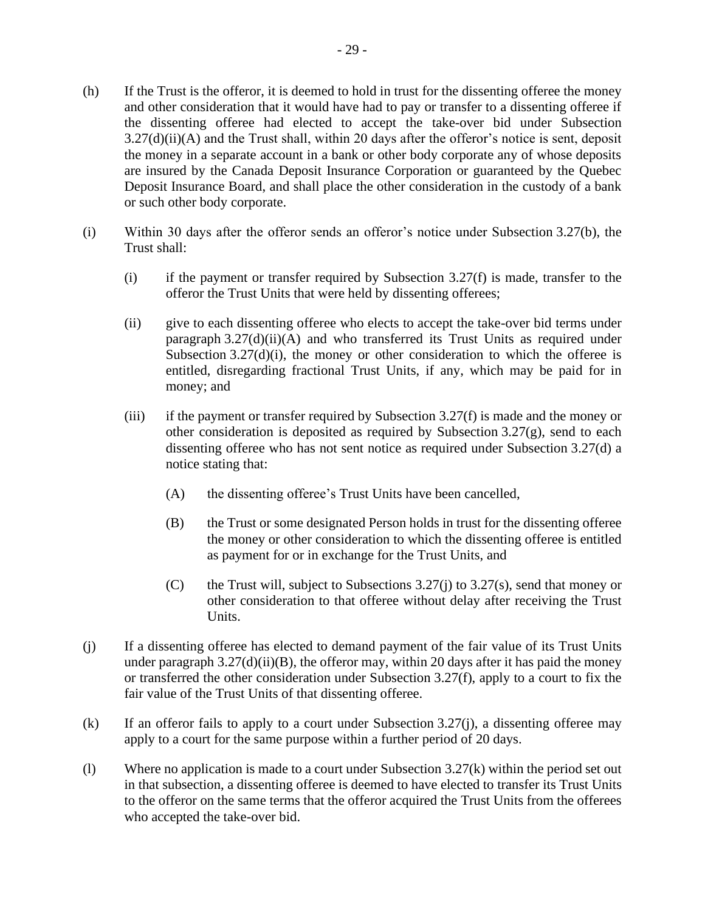(h) If the Trust is the offeror, it is deemed to hold in trust for the dissenting offeree the money and other consideration that it would have had to pay or transfer to a dissenting offeree if the dissenting offeree had elected to accept the take-over bid under Subsection 3.27(d)(ii)(A) and the Trust shall, within 20 days after the offeror's notice is sent, deposit the money in a separate account in a bank or other body corporate any of whose deposits are insured by the Canada Deposit Insurance Corporation or guaranteed by the Quebec Deposit Insurance Board, and shall place the other consideration in the custody of a bank or such other body corporate.

(i) Within 30 days after the offeror sends an offeror's notice under Subsection 3.27(b), the Trust shall:

    (i) if the payment or transfer required by Subsection 3.27(f) is made, transfer to the offeror the Trust Units that were held by dissenting offerees;

    (ii) give to each dissenting offeree who elects to accept the take-over bid terms under paragraph 3.27(d)(ii)(A) and who transferred its Trust Units as required under Subsection 3.27(d)(i), the money or other consideration to which the offeree is entitled, disregarding fractional Trust Units, if any, which may be paid for in money; and

    (iii) if the payment or transfer required by Subsection 3.27(f) is made and the money or other consideration is deposited as required by Subsection 3.27(g), send to each dissenting offeree who has not sent notice as required under Subsection 3.27(d) a notice stating that:

        (A) the dissenting offeree's Trust Units have been cancelled,

        (B) the Trust or some designated Person holds in trust for the dissenting offeree the money or other consideration to which the dissenting offeree is entitled as payment for or in exchange for the Trust Units, and

        (C) the Trust will, subject to Subsections 3.27(j) to 3.27(s), send that money or other consideration to that offeree without delay after receiving the Trust Units.

(j) If a dissenting offeree has elected to demand payment of the fair value of its Trust Units under paragraph 3.27(d)(ii)(B), the offeror may, within 20 days after it has paid the money or transferred the other consideration under Subsection 3.27(f), apply to a court to fix the fair value of the Trust Units of that dissenting offeree.

(k) If an offeror fails to apply to a court under Subsection 3.27(j), a dissenting offeree may apply to a court for the same purpose within a further period of 20 days.

(l) Where no application is made to a court under Subsection 3.27(k) within the period set out in that subsection, a dissenting offeree is deemed to have elected to transfer its Trust Units to the offeror on the same terms that the offeror acquired the Trust Units from the offerees who accepted the take-over bid.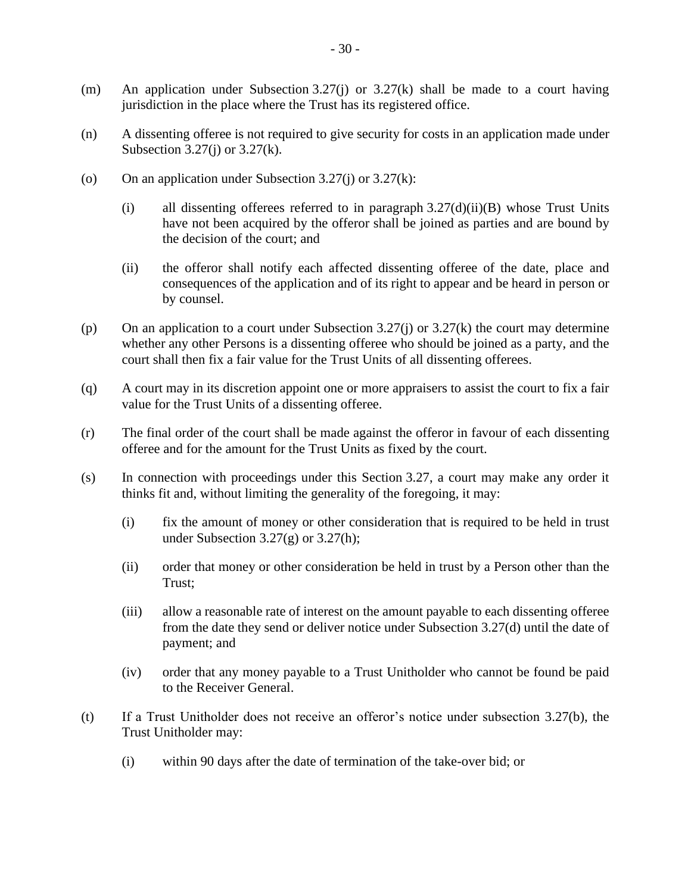(m) An application under Subsection 3.27(j) or 3.27(k) shall be made to a court having jurisdiction in the place where the Trust has its registered office.

(n) A dissenting offeree is not required to give security for costs in an application made under Subsection 3.27(j) or 3.27(k).

(o) On an application under Subsection 3.27(j) or 3.27(k):

   (i) all dissenting offerees referred to in paragraph 3.27(d)(ii)(B) whose Trust Units have not been acquired by the offeror shall be joined as parties and are bound by the decision of the court; and

   (ii) the offeror shall notify each affected dissenting offeree of the date, place and consequences of the application and of its right to appear and be heard in person or by counsel.

(p) On an application to a court under Subsection 3.27(j) or 3.27(k) the court may determine whether any other Persons is a dissenting offeree who should be joined as a party, and the court shall then fix a fair value for the Trust Units of all dissenting offerees.

(q) A court may in its discretion appoint one or more appraisers to assist the court to fix a fair value for the Trust Units of a dissenting offeree.

(r) The final order of the court shall be made against the offeror in favour of each dissenting offeree and for the amount for the Trust Units as fixed by the court.

(s) In connection with proceedings under this Section 3.27, a court may make any order it thinks fit and, without limiting the generality of the foregoing, it may:

   (i) fix the amount of money or other consideration that is required to be held in trust under Subsection 3.27(g) or 3.27(h);

   (ii) order that money or other consideration be held in trust by a Person other than the Trust;

   (iii) allow a reasonable rate of interest on the amount payable to each dissenting offeree from the date they send or deliver notice under Subsection 3.27(d) until the date of payment; and

   (iv) order that any money payable to a Trust Unitholder who cannot be found be paid to the Receiver General.

(t) If a Trust Unitholder does not receive an offeror's notice under subsection 3.27(b), the Trust Unitholder may:

   (i) within 90 days after the date of termination of the take-over bid; or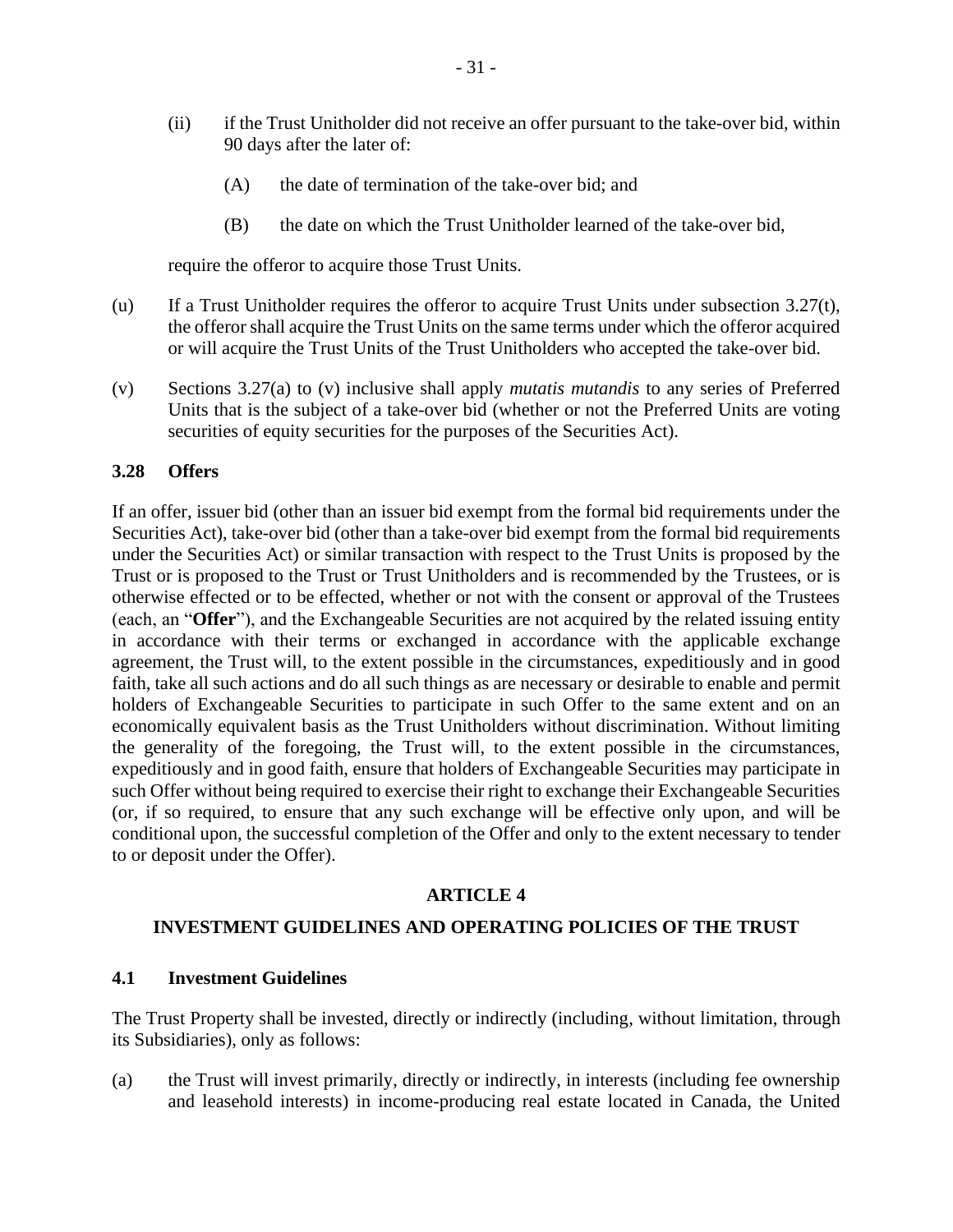(ii) if the Trust Unitholder did not receive an offer pursuant to the take-over bid, within 90 days after the later of:

(A) the date of termination of the take-over bid; and

(B) the date on which the Trust Unitholder learned of the take-over bid,

require the offeror to acquire those Trust Units.

(u) If a Trust Unitholder requires the offeror to acquire Trust Units under subsection 3.27(t), the offeror shall acquire the Trust Units on the same terms under which the offeror acquired or will acquire the Trust Units of the Trust Unitholders who accepted the take-over bid.

(v) Sections 3.27(a) to (v) inclusive shall apply *mutatis mutandis* to any series of Preferred Units that is the subject of a take-over bid (whether or not the Preferred Units are voting securities of equity securities for the purposes of the Securities Act).

### 3.28 Offers

If an offer, issuer bid (other than an issuer bid exempt from the formal bid requirements under the Securities Act), take-over bid (other than a take-over bid exempt from the formal bid requirements under the Securities Act) or similar transaction with respect to the Trust Units is proposed by the Trust or is proposed to the Trust or Trust Unitholders and is recommended by the Trustees, or is otherwise effected or to be effected, whether or not with the consent or approval of the Trustees (each, an "**Offer**"), and the Exchangeable Securities are not acquired by the related issuing entity in accordance with their terms or exchanged in accordance with the applicable exchange agreement, the Trust will, to the extent possible in the circumstances, expeditiously and in good faith, take all such actions and do all such things as are necessary or desirable to enable and permit holders of Exchangeable Securities to participate in such Offer to the same extent and on an economically equivalent basis as the Trust Unitholders without discrimination. Without limiting the generality of the foregoing, the Trust will, to the extent possible in the circumstances, expeditiously and in good faith, ensure that holders of Exchangeable Securities may participate in such Offer without being required to exercise their right to exchange their Exchangeable Securities (or, if so required, to ensure that any such exchange will be effective only upon, and will be conditional upon, the successful completion of the Offer and only to the extent necessary to tender to or deposit under the Offer).

## ARTICLE 4

## INVESTMENT GUIDELINES AND OPERATING POLICIES OF THE TRUST

### 4.1 Investment Guidelines

The Trust Property shall be invested, directly or indirectly (including, without limitation, through its Subsidiaries), only as follows:

(a) the Trust will invest primarily, directly or indirectly, in interests (including fee ownership and leasehold interests) in income-producing real estate located in Canada, the United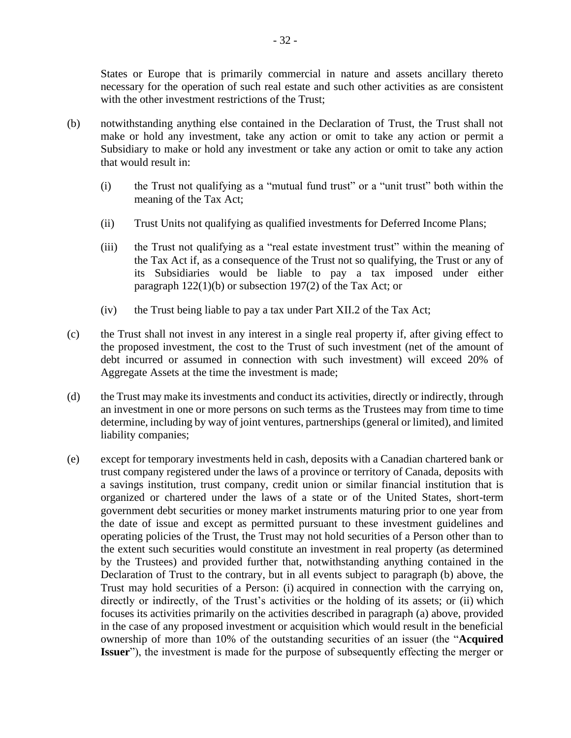States or Europe that is primarily commercial in nature and assets ancillary thereto necessary for the operation of such real estate and such other activities as are consistent with the other investment restrictions of the Trust;

(b) notwithstanding anything else contained in the Declaration of Trust, the Trust shall not make or hold any investment, take any action or omit to take any action or permit a Subsidiary to make or hold any investment or take any action or omit to take any action that would result in:

(i) the Trust not qualifying as a "mutual fund trust" or a "unit trust" both within the meaning of the Tax Act;

(ii) Trust Units not qualifying as qualified investments for Deferred Income Plans;

(iii) the Trust not qualifying as a "real estate investment trust" within the meaning of the Tax Act if, as a consequence of the Trust not so qualifying, the Trust or any of its Subsidiaries would be liable to pay a tax imposed under either paragraph 122(1)(b) or subsection 197(2) of the Tax Act; or

(iv) the Trust being liable to pay a tax under Part XII.2 of the Tax Act;

(c) the Trust shall not invest in any interest in a single real property if, after giving effect to the proposed investment, the cost to the Trust of such investment (net of the amount of debt incurred or assumed in connection with such investment) will exceed 20% of Aggregate Assets at the time the investment is made;

(d) the Trust may make its investments and conduct its activities, directly or indirectly, through an investment in one or more persons on such terms as the Trustees may from time to time determine, including by way of joint ventures, partnerships (general or limited), and limited liability companies;

(e) except for temporary investments held in cash, deposits with a Canadian chartered bank or trust company registered under the laws of a province or territory of Canada, deposits with a savings institution, trust company, credit union or similar financial institution that is organized or chartered under the laws of a state or of the United States, short-term government debt securities or money market instruments maturing prior to one year from the date of issue and except as permitted pursuant to these investment guidelines and operating policies of the Trust, the Trust may not hold securities of a Person other than to the extent such securities would constitute an investment in real property (as determined by the Trustees) and provided further that, notwithstanding anything contained in the Declaration of Trust to the contrary, but in all events subject to paragraph (b) above, the Trust may hold securities of a Person: (i) acquired in connection with the carrying on, directly or indirectly, of the Trust's activities or the holding of its assets; or (ii) which focuses its activities primarily on the activities described in paragraph (a) above, provided in the case of any proposed investment or acquisition which would result in the beneficial ownership of more than 10% of the outstanding securities of an issuer (the "**Acquired Issuer**"), the investment is made for the purpose of subsequently effecting the merger or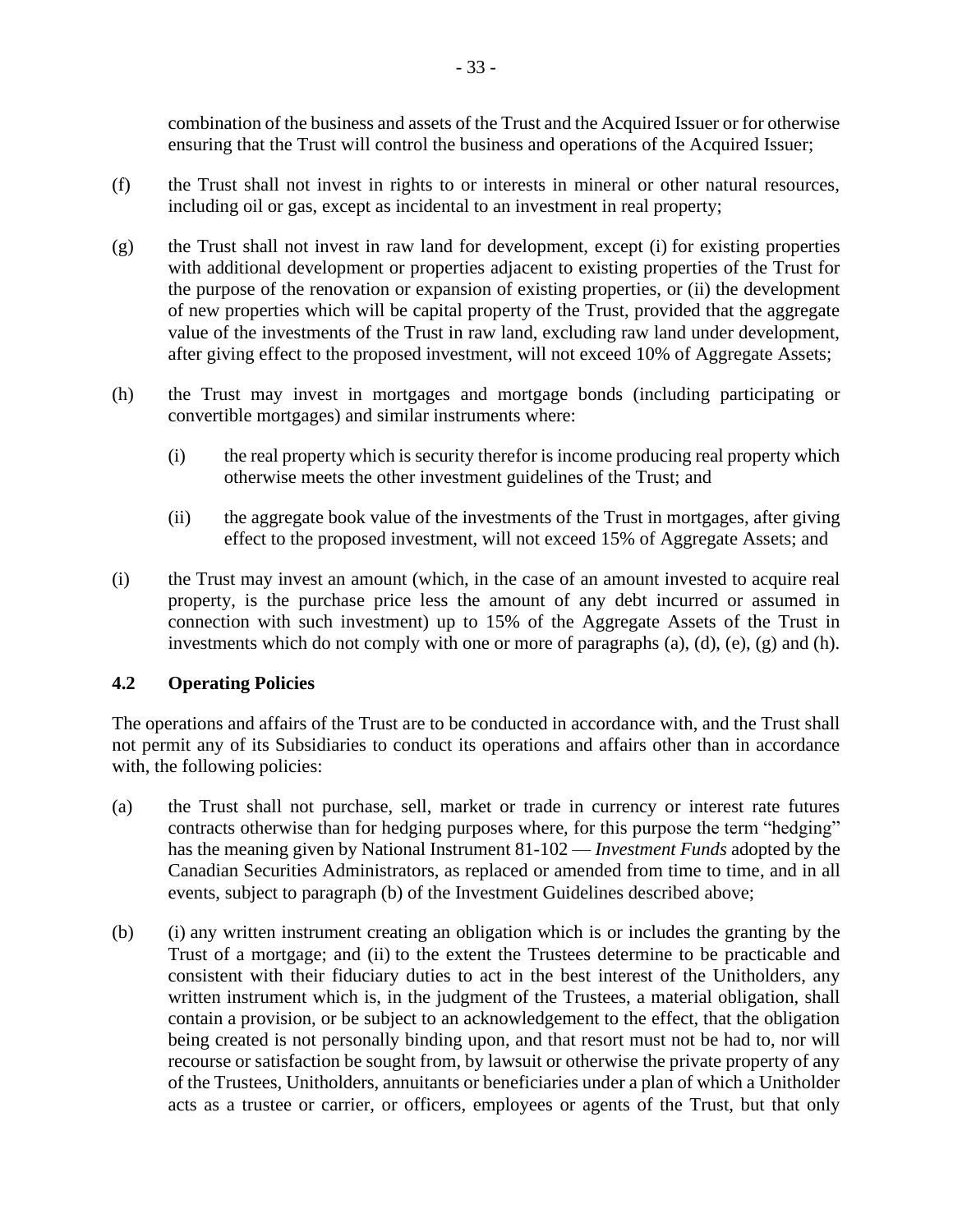combination of the business and assets of the Trust and the Acquired Issuer or for otherwise ensuring that the Trust will control the business and operations of the Acquired Issuer;

(f) the Trust shall not invest in rights to or interests in mineral or other natural resources, including oil or gas, except as incidental to an investment in real property;

(g) the Trust shall not invest in raw land for development, except (i) for existing properties with additional development or properties adjacent to existing properties of the Trust for the purpose of the renovation or expansion of existing properties, or (ii) the development of new properties which will be capital property of the Trust, provided that the aggregate value of the investments of the Trust in raw land, excluding raw land under development, after giving effect to the proposed investment, will not exceed 10% of Aggregate Assets;

(h) the Trust may invest in mortgages and mortgage bonds (including participating or convertible mortgages) and similar instruments where:

 (i) the real property which is security therefor is income producing real property which otherwise meets the other investment guidelines of the Trust; and

 (ii) the aggregate book value of the investments of the Trust in mortgages, after giving effect to the proposed investment, will not exceed 15% of Aggregate Assets; and

(i) the Trust may invest an amount (which, in the case of an amount invested to acquire real property, is the purchase price less the amount of any debt incurred or assumed in connection with such investment) up to 15% of the Aggregate Assets of the Trust in investments which do not comply with one or more of paragraphs (a), (d), (e), (g) and (h).

### 4.2 Operating Policies

The operations and affairs of the Trust are to be conducted in accordance with, and the Trust shall not permit any of its Subsidiaries to conduct its operations and affairs other than in accordance with, the following policies:

(a) the Trust shall not purchase, sell, market or trade in currency or interest rate futures contracts otherwise than for hedging purposes where, for this purpose the term "hedging" has the meaning given by National Instrument 81-102 — *Investment Funds* adopted by the Canadian Securities Administrators, as replaced or amended from time to time, and in all events, subject to paragraph (b) of the Investment Guidelines described above;

(b) (i) any written instrument creating an obligation which is or includes the granting by the Trust of a mortgage; and (ii) to the extent the Trustees determine to be practicable and consistent with their fiduciary duties to act in the best interest of the Unitholders, any written instrument which is, in the judgment of the Trustees, a material obligation, shall contain a provision, or be subject to an acknowledgement to the effect, that the obligation being created is not personally binding upon, and that resort must not be had to, nor will recourse or satisfaction be sought from, by lawsuit or otherwise the private property of any of the Trustees, Unitholders, annuitants or beneficiaries under a plan of which a Unitholder acts as a trustee or carrier, or officers, employees or agents of the Trust, but that only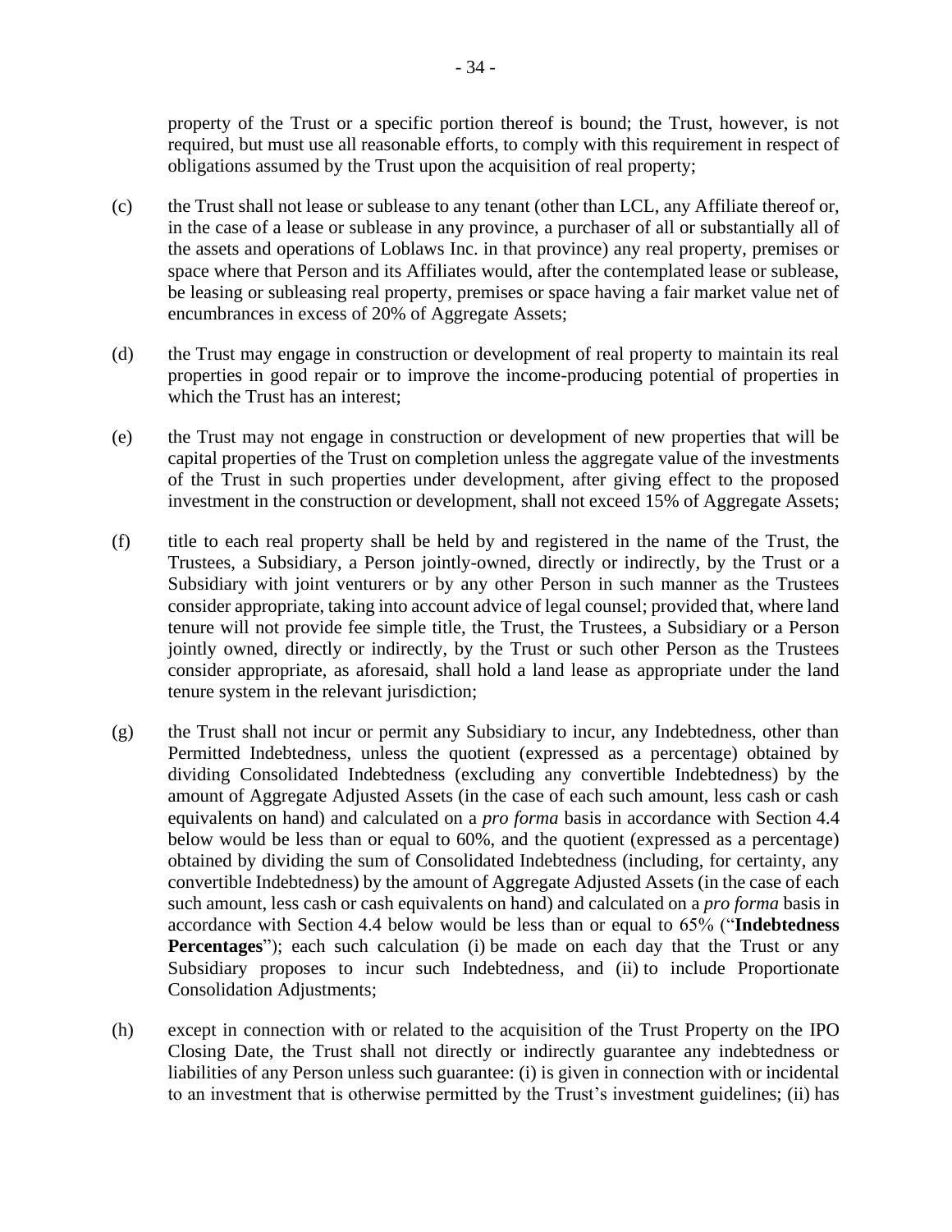property of the Trust or a specific portion thereof is bound; the Trust, however, is not required, but must use all reasonable efforts, to comply with this requirement in respect of obligations assumed by the Trust upon the acquisition of real property;

(c) the Trust shall not lease or sublease to any tenant (other than LCL, any Affiliate thereof or, in the case of a lease or sublease in any province, a purchaser of all or substantially all of the assets and operations of Loblaws Inc. in that province) any real property, premises or space where that Person and its Affiliates would, after the contemplated lease or sublease, be leasing or subleasing real property, premises or space having a fair market value net of encumbrances in excess of 20% of Aggregate Assets;

(d) the Trust may engage in construction or development of real property to maintain its real properties in good repair or to improve the income-producing potential of properties in which the Trust has an interest;

(e) the Trust may not engage in construction or development of new properties that will be capital properties of the Trust on completion unless the aggregate value of the investments of the Trust in such properties under development, after giving effect to the proposed investment in the construction or development, shall not exceed 15% of Aggregate Assets;

(f) title to each real property shall be held by and registered in the name of the Trust, the Trustees, a Subsidiary, a Person jointly-owned, directly or indirectly, by the Trust or a Subsidiary with joint venturers or by any other Person in such manner as the Trustees consider appropriate, taking into account advice of legal counsel; provided that, where land tenure will not provide fee simple title, the Trust, the Trustees, a Subsidiary or a Person jointly owned, directly or indirectly, by the Trust or such other Person as the Trustees consider appropriate, as aforesaid, shall hold a land lease as appropriate under the land tenure system in the relevant jurisdiction;

(g) the Trust shall not incur or permit any Subsidiary to incur, any Indebtedness, other than Permitted Indebtedness, unless the quotient (expressed as a percentage) obtained by dividing Consolidated Indebtedness (excluding any convertible Indebtedness) by the amount of Aggregate Adjusted Assets (in the case of each such amount, less cash or cash equivalents on hand) and calculated on a *pro forma* basis in accordance with Section 4.4 below would be less than or equal to 60%, and the quotient (expressed as a percentage) obtained by dividing the sum of Consolidated Indebtedness (including, for certainty, any convertible Indebtedness) by the amount of Aggregate Adjusted Assets (in the case of each such amount, less cash or cash equivalents on hand) and calculated on a *pro forma* basis in accordance with Section 4.4 below would be less than or equal to 65% ("**Indebtedness Percentages**"); each such calculation (i) be made on each day that the Trust or any Subsidiary proposes to incur such Indebtedness, and (ii) to include Proportionate Consolidation Adjustments;

(h) except in connection with or related to the acquisition of the Trust Property on the IPO Closing Date, the Trust shall not directly or indirectly guarantee any indebtedness or liabilities of any Person unless such guarantee: (i) is given in connection with or incidental to an investment that is otherwise permitted by the Trust's investment guidelines; (ii) has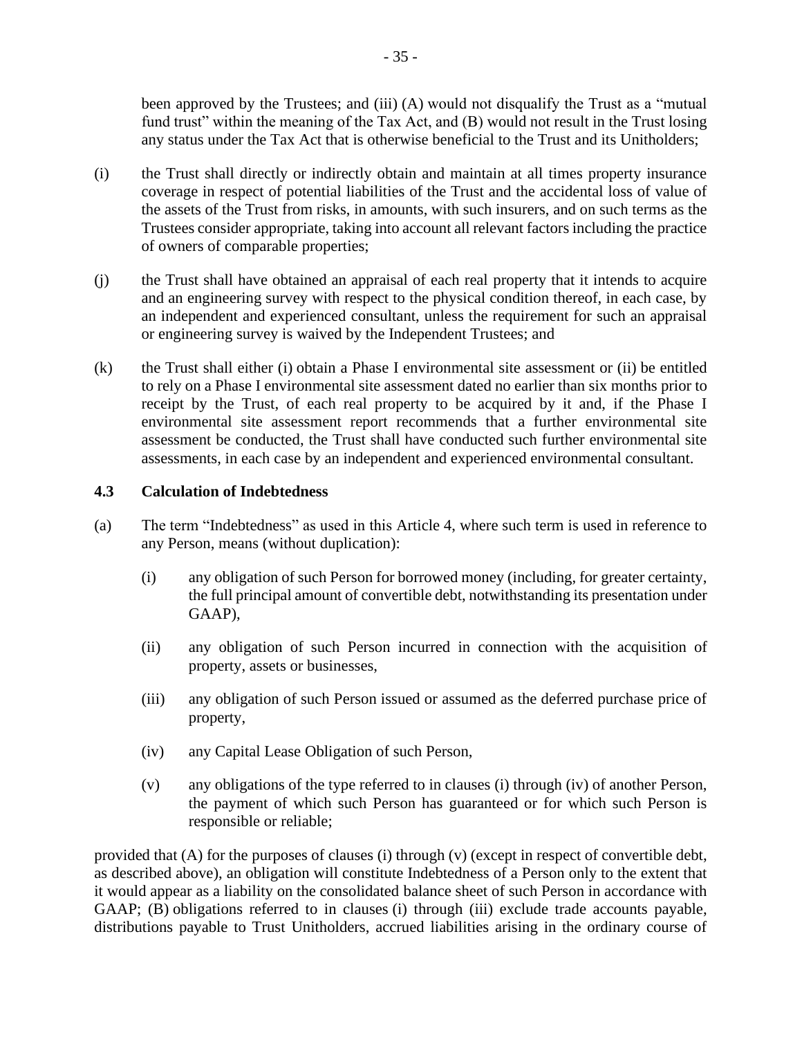been approved by the Trustees; and (iii) (A) would not disqualify the Trust as a "mutual fund trust" within the meaning of the Tax Act, and (B) would not result in the Trust losing any status under the Tax Act that is otherwise beneficial to the Trust and its Unitholders;

(i) the Trust shall directly or indirectly obtain and maintain at all times property insurance coverage in respect of potential liabilities of the Trust and the accidental loss of value of the assets of the Trust from risks, in amounts, with such insurers, and on such terms as the Trustees consider appropriate, taking into account all relevant factors including the practice of owners of comparable properties;

(j) the Trust shall have obtained an appraisal of each real property that it intends to acquire and an engineering survey with respect to the physical condition thereof, in each case, by an independent and experienced consultant, unless the requirement for such an appraisal or engineering survey is waived by the Independent Trustees; and

(k) the Trust shall either (i) obtain a Phase I environmental site assessment or (ii) be entitled to rely on a Phase I environmental site assessment dated no earlier than six months prior to receipt by the Trust, of each real property to be acquired by it and, if the Phase I environmental site assessment report recommends that a further environmental site assessment be conducted, the Trust shall have conducted such further environmental site assessments, in each case by an independent and experienced environmental consultant.

### 4.3 Calculation of Indebtedness

(a) The term "Indebtedness" as used in this Article 4, where such term is used in reference to any Person, means (without duplication):

   (i) any obligation of such Person for borrowed money (including, for greater certainty, the full principal amount of convertible debt, notwithstanding its presentation under GAAP),

   (ii) any obligation of such Person incurred in connection with the acquisition of property, assets or businesses,

   (iii) any obligation of such Person issued or assumed as the deferred purchase price of property,

   (iv) any Capital Lease Obligation of such Person,

   (v) any obligations of the type referred to in clauses (i) through (iv) of another Person, the payment of which such Person has guaranteed or for which such Person is responsible or reliable;

provided that (A) for the purposes of clauses (i) through (v) (except in respect of convertible debt, as described above), an obligation will constitute Indebtedness of a Person only to the extent that it would appear as a liability on the consolidated balance sheet of such Person in accordance with GAAP; (B) obligations referred to in clauses (i) through (iii) exclude trade accounts payable, distributions payable to Trust Unitholders, accrued liabilities arising in the ordinary course of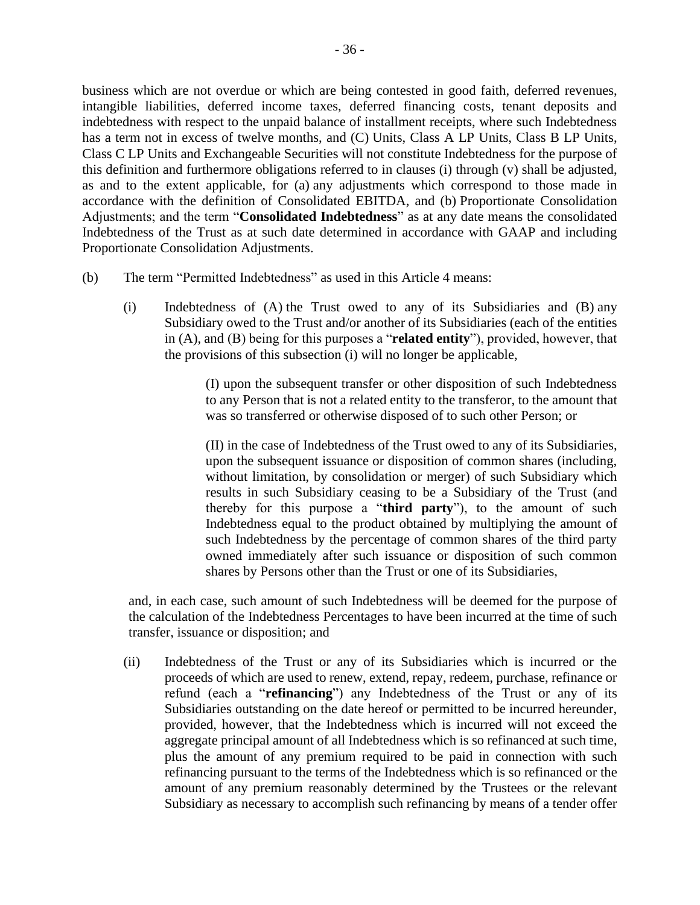business which are not overdue or which are being contested in good faith, deferred revenues, intangible liabilities, deferred income taxes, deferred financing costs, tenant deposits and indebtedness with respect to the unpaid balance of installment receipts, where such Indebtedness has a term not in excess of twelve months, and (C) Units, Class A LP Units, Class B LP Units, Class C LP Units and Exchangeable Securities will not constitute Indebtedness for the purpose of this definition and furthermore obligations referred to in clauses (i) through (v) shall be adjusted, as and to the extent applicable, for (a) any adjustments which correspond to those made in accordance with the definition of Consolidated EBITDA, and (b) Proportionate Consolidation Adjustments; and the term "**Consolidated Indebtedness**" as at any date means the consolidated Indebtedness of the Trust as at such date determined in accordance with GAAP and including Proportionate Consolidation Adjustments.

(b) The term "Permitted Indebtedness" as used in this Article 4 means:

(i) Indebtedness of (A) the Trust owed to any of its Subsidiaries and (B) any Subsidiary owed to the Trust and/or another of its Subsidiaries (each of the entities in (A), and (B) being for this purposes a "**related entity**"), provided, however, that the provisions of this subsection (i) will no longer be applicable,

(I) upon the subsequent transfer or other disposition of such Indebtedness to any Person that is not a related entity to the transferor, to the amount that was so transferred or otherwise disposed of to such other Person; or

(II) in the case of Indebtedness of the Trust owed to any of its Subsidiaries, upon the subsequent issuance or disposition of common shares (including, without limitation, by consolidation or merger) of such Subsidiary which results in such Subsidiary ceasing to be a Subsidiary of the Trust (and thereby for this purpose a "**third party**"), to the amount of such Indebtedness equal to the product obtained by multiplying the amount of such Indebtedness by the percentage of common shares of the third party owned immediately after such issuance or disposition of such common shares by Persons other than the Trust or one of its Subsidiaries,

and, in each case, such amount of such Indebtedness will be deemed for the purpose of the calculation of the Indebtedness Percentages to have been incurred at the time of such transfer, issuance or disposition; and

(ii) Indebtedness of the Trust or any of its Subsidiaries which is incurred or the proceeds of which are used to renew, extend, repay, redeem, purchase, refinance or refund (each a "**refinancing**") any Indebtedness of the Trust or any of its Subsidiaries outstanding on the date hereof or permitted to be incurred hereunder, provided, however, that the Indebtedness which is incurred will not exceed the aggregate principal amount of all Indebtedness which is so refinanced at such time, plus the amount of any premium required to be paid in connection with such refinancing pursuant to the terms of the Indebtedness which is so refinanced or the amount of any premium reasonably determined by the Trustees or the relevant Subsidiary as necessary to accomplish such refinancing by means of a tender offer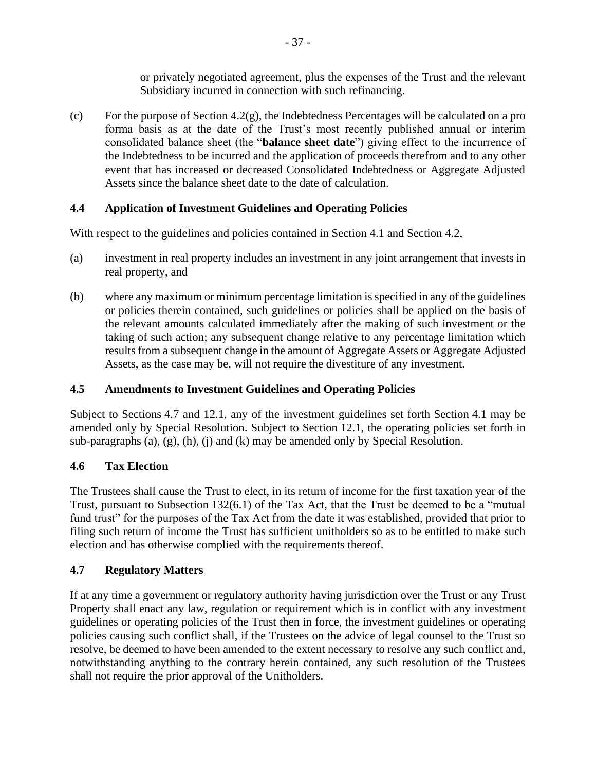or privately negotiated agreement, plus the expenses of the Trust and the relevant Subsidiary incurred in connection with such refinancing.

(c) For the purpose of Section 4.2(g), the Indebtedness Percentages will be calculated on a pro forma basis as at the date of the Trust's most recently published annual or interim consolidated balance sheet (the "**balance sheet date**") giving effect to the incurrence of the Indebtedness to be incurred and the application of proceeds therefrom and to any other event that has increased or decreased Consolidated Indebtedness or Aggregate Adjusted Assets since the balance sheet date to the date of calculation.

### 4.4 Application of Investment Guidelines and Operating Policies

With respect to the guidelines and policies contained in Section 4.1 and Section 4.2,

(a) investment in real property includes an investment in any joint arrangement that invests in real property, and

(b) where any maximum or minimum percentage limitation is specified in any of the guidelines or policies therein contained, such guidelines or policies shall be applied on the basis of the relevant amounts calculated immediately after the making of such investment or the taking of such action; any subsequent change relative to any percentage limitation which results from a subsequent change in the amount of Aggregate Assets or Aggregate Adjusted Assets, as the case may be, will not require the divestiture of any investment.

### 4.5 Amendments to Investment Guidelines and Operating Policies

Subject to Sections 4.7 and 12.1, any of the investment guidelines set forth Section 4.1 may be amended only by Special Resolution. Subject to Section 12.1, the operating policies set forth in sub-paragraphs (a), (g), (h), (j) and (k) may be amended only by Special Resolution.

### 4.6 Tax Election

The Trustees shall cause the Trust to elect, in its return of income for the first taxation year of the Trust, pursuant to Subsection 132(6.1) of the Tax Act, that the Trust be deemed to be a "mutual fund trust" for the purposes of the Tax Act from the date it was established, provided that prior to filing such return of income the Trust has sufficient unitholders so as to be entitled to make such election and has otherwise complied with the requirements thereof.

### 4.7 Regulatory Matters

If at any time a government or regulatory authority having jurisdiction over the Trust or any Trust Property shall enact any law, regulation or requirement which is in conflict with any investment guidelines or operating policies of the Trust then in force, the investment guidelines or operating policies causing such conflict shall, if the Trustees on the advice of legal counsel to the Trust so resolve, be deemed to have been amended to the extent necessary to resolve any such conflict and, notwithstanding anything to the contrary herein contained, any such resolution of the Trustees shall not require the prior approval of the Unitholders.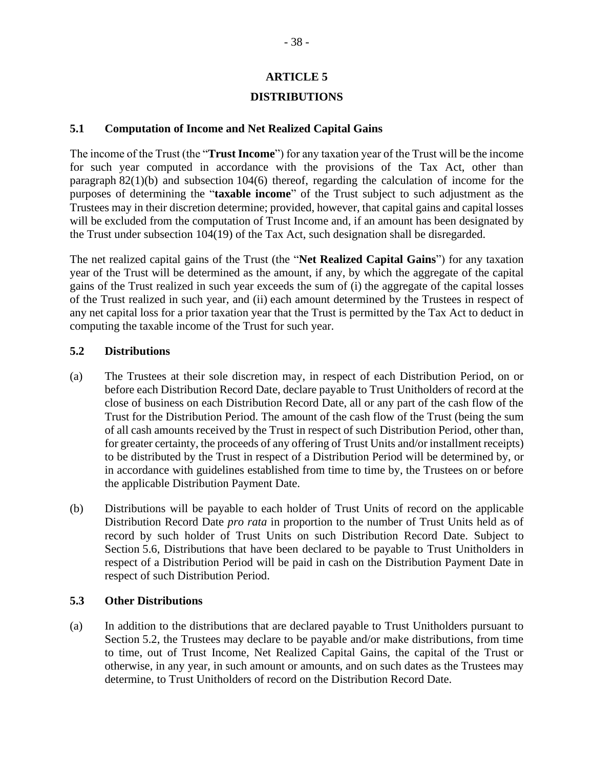# ARTICLE 5

# DISTRIBUTIONS

## 5.1 Computation of Income and Net Realized Capital Gains

The income of the Trust (the "**Trust Income**") for any taxation year of the Trust will be the income for such year computed in accordance with the provisions of the Tax Act, other than paragraph 82(1)(b) and subsection 104(6) thereof, regarding the calculation of income for the purposes of determining the "**taxable income**" of the Trust subject to such adjustment as the Trustees may in their discretion determine; provided, however, that capital gains and capital losses will be excluded from the computation of Trust Income and, if an amount has been designated by the Trust under subsection 104(19) of the Tax Act, such designation shall be disregarded.

The net realized capital gains of the Trust (the "**Net Realized Capital Gains**") for any taxation year of the Trust will be determined as the amount, if any, by which the aggregate of the capital gains of the Trust realized in such year exceeds the sum of (i) the aggregate of the capital losses of the Trust realized in such year, and (ii) each amount determined by the Trustees in respect of any net capital loss for a prior taxation year that the Trust is permitted by the Tax Act to deduct in computing the taxable income of the Trust for such year.

## 5.2 Distributions

(a) The Trustees at their sole discretion may, in respect of each Distribution Period, on or before each Distribution Record Date, declare payable to Trust Unitholders of record at the close of business on each Distribution Record Date, all or any part of the cash flow of the Trust for the Distribution Period. The amount of the cash flow of the Trust (being the sum of all cash amounts received by the Trust in respect of such Distribution Period, other than, for greater certainty, the proceeds of any offering of Trust Units and/or installment receipts) to be distributed by the Trust in respect of a Distribution Period will be determined by, or in accordance with guidelines established from time to time by, the Trustees on or before the applicable Distribution Payment Date.

(b) Distributions will be payable to each holder of Trust Units of record on the applicable Distribution Record Date *pro rata* in proportion to the number of Trust Units held as of record by such holder of Trust Units on such Distribution Record Date. Subject to Section 5.6, Distributions that have been declared to be payable to Trust Unitholders in respect of a Distribution Period will be paid in cash on the Distribution Payment Date in respect of such Distribution Period.

## 5.3 Other Distributions

(a) In addition to the distributions that are declared payable to Trust Unitholders pursuant to Section 5.2, the Trustees may declare to be payable and/or make distributions, from time to time, out of Trust Income, Net Realized Capital Gains, the capital of the Trust or otherwise, in any year, in such amount or amounts, and on such dates as the Trustees may determine, to Trust Unitholders of record on the Distribution Record Date.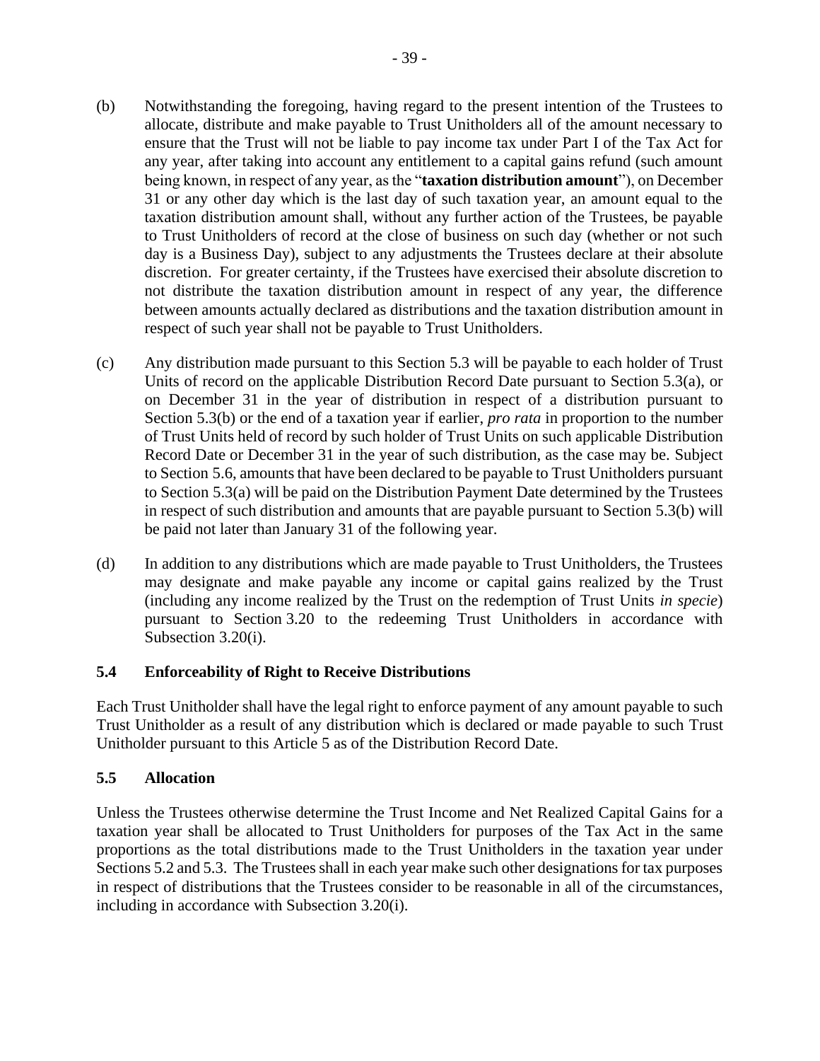(b) Notwithstanding the foregoing, having regard to the present intention of the Trustees to allocate, distribute and make payable to Trust Unitholders all of the amount necessary to ensure that the Trust will not be liable to pay income tax under Part I of the Tax Act for any year, after taking into account any entitlement to a capital gains refund (such amount being known, in respect of any year, as the "**taxation distribution amount**"), on December 31 or any other day which is the last day of such taxation year, an amount equal to the taxation distribution amount shall, without any further action of the Trustees, be payable to Trust Unitholders of record at the close of business on such day (whether or not such day is a Business Day), subject to any adjustments the Trustees declare at their absolute discretion. For greater certainty, if the Trustees have exercised their absolute discretion to not distribute the taxation distribution amount in respect of any year, the difference between amounts actually declared as distributions and the taxation distribution amount in respect of such year shall not be payable to Trust Unitholders.

(c) Any distribution made pursuant to this Section 5.3 will be payable to each holder of Trust Units of record on the applicable Distribution Record Date pursuant to Section 5.3(a), or on December 31 in the year of distribution in respect of a distribution pursuant to Section 5.3(b) or the end of a taxation year if earlier, *pro rata* in proportion to the number of Trust Units held of record by such holder of Trust Units on such applicable Distribution Record Date or December 31 in the year of such distribution, as the case may be. Subject to Section 5.6, amounts that have been declared to be payable to Trust Unitholders pursuant to Section 5.3(a) will be paid on the Distribution Payment Date determined by the Trustees in respect of such distribution and amounts that are payable pursuant to Section 5.3(b) will be paid not later than January 31 of the following year.

(d) In addition to any distributions which are made payable to Trust Unitholders, the Trustees may designate and make payable any income or capital gains realized by the Trust (including any income realized by the Trust on the redemption of Trust Units *in specie*) pursuant to Section 3.20 to the redeeming Trust Unitholders in accordance with Subsection 3.20(i).

### 5.4 Enforceability of Right to Receive Distributions

Each Trust Unitholder shall have the legal right to enforce payment of any amount payable to such Trust Unitholder as a result of any distribution which is declared or made payable to such Trust Unitholder pursuant to this Article 5 as of the Distribution Record Date.

### 5.5 Allocation

Unless the Trustees otherwise determine the Trust Income and Net Realized Capital Gains for a taxation year shall be allocated to Trust Unitholders for purposes of the Tax Act in the same proportions as the total distributions made to the Trust Unitholders in the taxation year under Sections 5.2 and 5.3. The Trustees shall in each year make such other designations for tax purposes in respect of distributions that the Trustees consider to be reasonable in all of the circumstances, including in accordance with Subsection 3.20(i).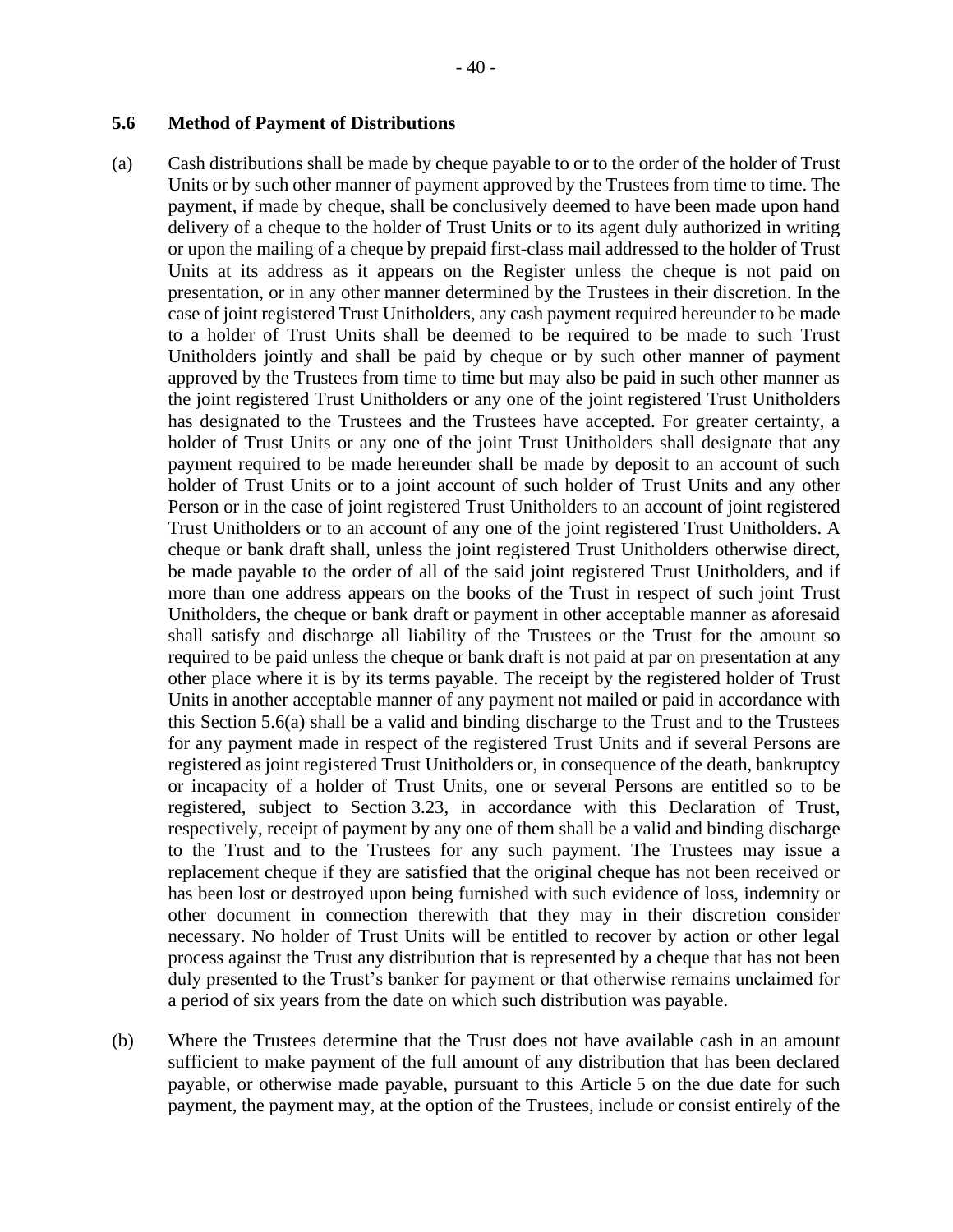### 5.6 Method of Payment of Distributions

(a) Cash distributions shall be made by cheque payable to or to the order of the holder of Trust Units or by such other manner of payment approved by the Trustees from time to time. The payment, if made by cheque, shall be conclusively deemed to have been made upon hand delivery of a cheque to the holder of Trust Units or to its agent duly authorized in writing or upon the mailing of a cheque by prepaid first-class mail addressed to the holder of Trust Units at its address as it appears on the Register unless the cheque is not paid on presentation, or in any other manner determined by the Trustees in their discretion. In the case of joint registered Trust Unitholders, any cash payment required hereunder to be made to a holder of Trust Units shall be deemed to be required to be made to such Trust Unitholders jointly and shall be paid by cheque or by such other manner of payment approved by the Trustees from time to time but may also be paid in such other manner as the joint registered Trust Unitholders or any one of the joint registered Trust Unitholders has designated to the Trustees and the Trustees have accepted. For greater certainty, a holder of Trust Units or any one of the joint Trust Unitholders shall designate that any payment required to be made hereunder shall be made by deposit to an account of such holder of Trust Units or to a joint account of such holder of Trust Units and any other Person or in the case of joint registered Trust Unitholders to an account of joint registered Trust Unitholders or to an account of any one of the joint registered Trust Unitholders. A cheque or bank draft shall, unless the joint registered Trust Unitholders otherwise direct, be made payable to the order of all of the said joint registered Trust Unitholders, and if more than one address appears on the books of the Trust in respect of such joint Trust Unitholders, the cheque or bank draft or payment in other acceptable manner as aforesaid shall satisfy and discharge all liability of the Trustees or the Trust for the amount so required to be paid unless the cheque or bank draft is not paid at par on presentation at any other place where it is by its terms payable. The receipt by the registered holder of Trust Units in another acceptable manner of any payment not mailed or paid in accordance with this Section 5.6(a) shall be a valid and binding discharge to the Trust and to the Trustees for any payment made in respect of the registered Trust Units and if several Persons are registered as joint registered Trust Unitholders or, in consequence of the death, bankruptcy or incapacity of a holder of Trust Units, one or several Persons are entitled so to be registered, subject to Section 3.23, in accordance with this Declaration of Trust, respectively, receipt of payment by any one of them shall be a valid and binding discharge to the Trust and to the Trustees for any such payment. The Trustees may issue a replacement cheque if they are satisfied that the original cheque has not been received or has been lost or destroyed upon being furnished with such evidence of loss, indemnity or other document in connection therewith that they may in their discretion consider necessary. No holder of Trust Units will be entitled to recover by action or other legal process against the Trust any distribution that is represented by a cheque that has not been duly presented to the Trust's banker for payment or that otherwise remains unclaimed for a period of six years from the date on which such distribution was payable.

(b) Where the Trustees determine that the Trust does not have available cash in an amount sufficient to make payment of the full amount of any distribution that has been declared payable, or otherwise made payable, pursuant to this Article 5 on the due date for such payment, the payment may, at the option of the Trustees, include or consist entirely of the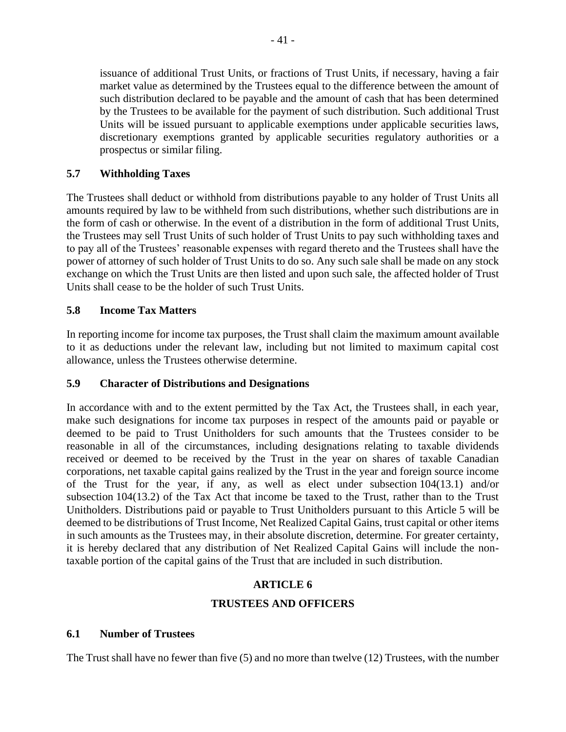issuance of additional Trust Units, or fractions of Trust Units, if necessary, having a fair market value as determined by the Trustees equal to the difference between the amount of such distribution declared to be payable and the amount of cash that has been determined by the Trustees to be available for the payment of such distribution. Such additional Trust Units will be issued pursuant to applicable exemptions under applicable securities laws, discretionary exemptions granted by applicable securities regulatory authorities or a prospectus or similar filing.

### 5.7 Withholding Taxes

The Trustees shall deduct or withhold from distributions payable to any holder of Trust Units all amounts required by law to be withheld from such distributions, whether such distributions are in the form of cash or otherwise. In the event of a distribution in the form of additional Trust Units, the Trustees may sell Trust Units of such holder of Trust Units to pay such withholding taxes and to pay all of the Trustees' reasonable expenses with regard thereto and the Trustees shall have the power of attorney of such holder of Trust Units to do so. Any such sale shall be made on any stock exchange on which the Trust Units are then listed and upon such sale, the affected holder of Trust Units shall cease to be the holder of such Trust Units.

### 5.8 Income Tax Matters

In reporting income for income tax purposes, the Trust shall claim the maximum amount available to it as deductions under the relevant law, including but not limited to maximum capital cost allowance, unless the Trustees otherwise determine.

### 5.9 Character of Distributions and Designations

In accordance with and to the extent permitted by the Tax Act, the Trustees shall, in each year, make such designations for income tax purposes in respect of the amounts paid or payable or deemed to be paid to Trust Unitholders for such amounts that the Trustees consider to be reasonable in all of the circumstances, including designations relating to taxable dividends received or deemed to be received by the Trust in the year on shares of taxable Canadian corporations, net taxable capital gains realized by the Trust in the year and foreign source income of the Trust for the year, if any, as well as elect under subsection 104(13.1) and/or subsection 104(13.2) of the Tax Act that income be taxed to the Trust, rather than to the Trust Unitholders. Distributions paid or payable to Trust Unitholders pursuant to this Article 5 will be deemed to be distributions of Trust Income, Net Realized Capital Gains, trust capital or other items in such amounts as the Trustees may, in their absolute discretion, determine. For greater certainty, it is hereby declared that any distribution of Net Realized Capital Gains will include the non-taxable portion of the capital gains of the Trust that are included in such distribution.

## ARTICLE 6

## TRUSTEES AND OFFICERS

### 6.1 Number of Trustees

The Trust shall have no fewer than five (5) and no more than twelve (12) Trustees, with the number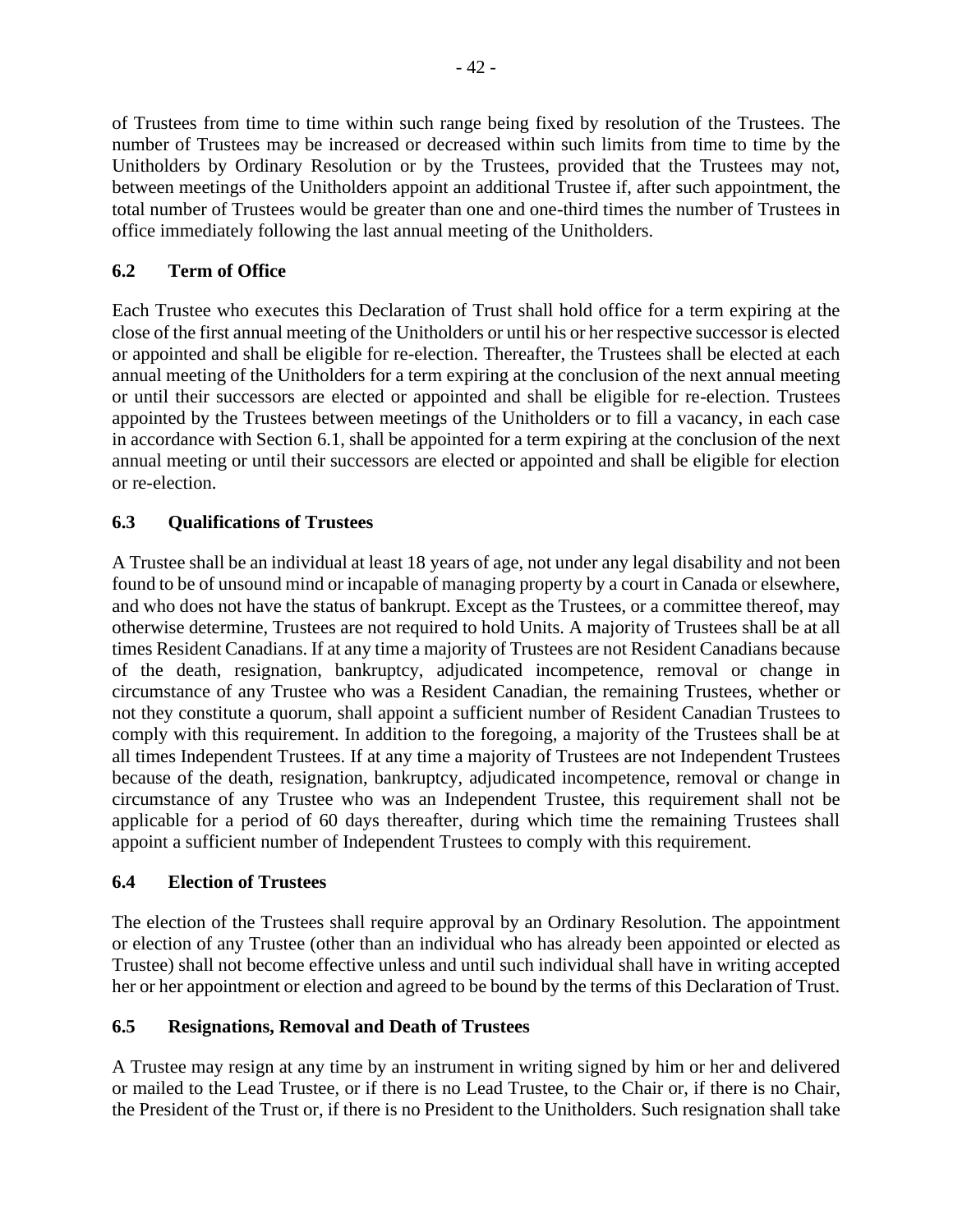of Trustees from time to time within such range being fixed by resolution of the Trustees. The number of Trustees may be increased or decreased within such limits from time to time by the Unitholders by Ordinary Resolution or by the Trustees, provided that the Trustees may not, between meetings of the Unitholders appoint an additional Trustee if, after such appointment, the total number of Trustees would be greater than one and one-third times the number of Trustees in office immediately following the last annual meeting of the Unitholders.

## 6.2 Term of Office

Each Trustee who executes this Declaration of Trust shall hold office for a term expiring at the close of the first annual meeting of the Unitholders or until his or her respective successor is elected or appointed and shall be eligible for re-election. Thereafter, the Trustees shall be elected at each annual meeting of the Unitholders for a term expiring at the conclusion of the next annual meeting or until their successors are elected or appointed and shall be eligible for re-election. Trustees appointed by the Trustees between meetings of the Unitholders or to fill a vacancy, in each case in accordance with Section 6.1, shall be appointed for a term expiring at the conclusion of the next annual meeting or until their successors are elected or appointed and shall be eligible for election or re-election.

## 6.3 Qualifications of Trustees

A Trustee shall be an individual at least 18 years of age, not under any legal disability and not been found to be of unsound mind or incapable of managing property by a court in Canada or elsewhere, and who does not have the status of bankrupt. Except as the Trustees, or a committee thereof, may otherwise determine, Trustees are not required to hold Units. A majority of Trustees shall be at all times Resident Canadians. If at any time a majority of Trustees are not Resident Canadians because of the death, resignation, bankruptcy, adjudicated incompetence, removal or change in circumstance of any Trustee who was a Resident Canadian, the remaining Trustees, whether or not they constitute a quorum, shall appoint a sufficient number of Resident Canadian Trustees to comply with this requirement. In addition to the foregoing, a majority of the Trustees shall be at all times Independent Trustees. If at any time a majority of Trustees are not Independent Trustees because of the death, resignation, bankruptcy, adjudicated incompetence, removal or change in circumstance of any Trustee who was an Independent Trustee, this requirement shall not be applicable for a period of 60 days thereafter, during which time the remaining Trustees shall appoint a sufficient number of Independent Trustees to comply with this requirement.

## 6.4 Election of Trustees

The election of the Trustees shall require approval by an Ordinary Resolution. The appointment or election of any Trustee (other than an individual who has already been appointed or elected as Trustee) shall not become effective unless and until such individual shall have in writing accepted her or her appointment or election and agreed to be bound by the terms of this Declaration of Trust.

## 6.5 Resignations, Removal and Death of Trustees

A Trustee may resign at any time by an instrument in writing signed by him or her and delivered or mailed to the Lead Trustee, or if there is no Lead Trustee, to the Chair or, if there is no Chair, the President of the Trust or, if there is no President to the Unitholders. Such resignation shall take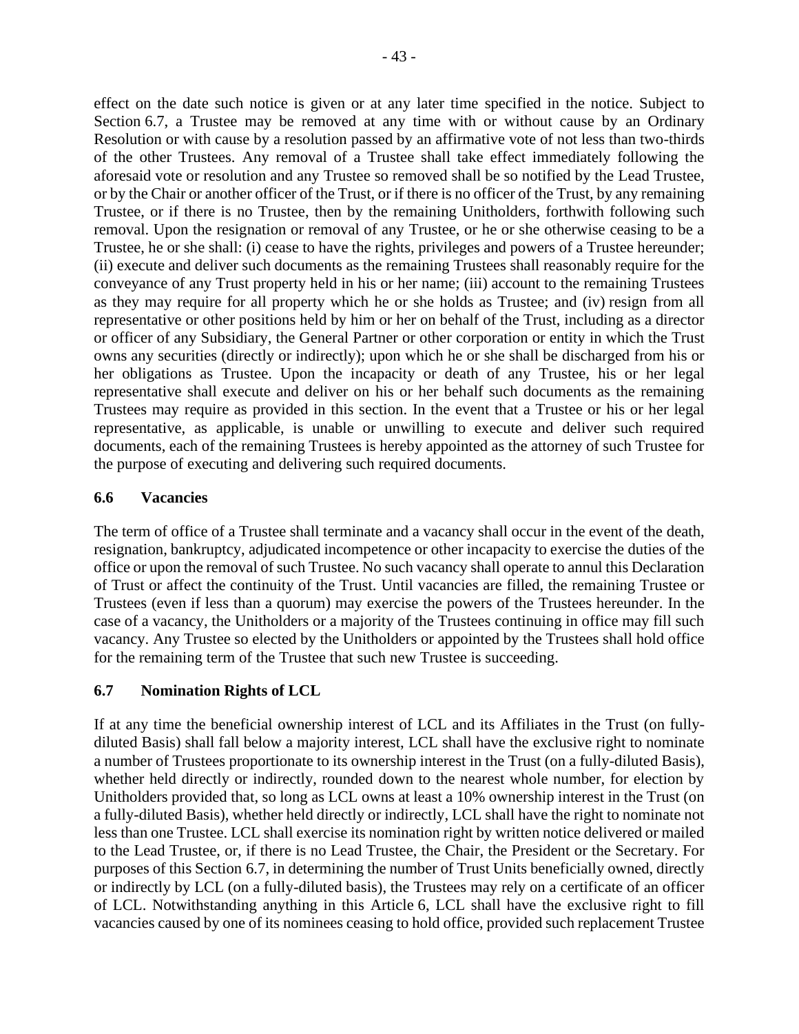effect on the date such notice is given or at any later time specified in the notice. Subject to Section 6.7, a Trustee may be removed at any time with or without cause by an Ordinary Resolution or with cause by a resolution passed by an affirmative vote of not less than two-thirds of the other Trustees. Any removal of a Trustee shall take effect immediately following the aforesaid vote or resolution and any Trustee so removed shall be so notified by the Lead Trustee, or by the Chair or another officer of the Trust, or if there is no officer of the Trust, by any remaining Trustee, or if there is no Trustee, then by the remaining Unitholders, forthwith following such removal. Upon the resignation or removal of any Trustee, or he or she otherwise ceasing to be a Trustee, he or she shall: (i) cease to have the rights, privileges and powers of a Trustee hereunder; (ii) execute and deliver such documents as the remaining Trustees shall reasonably require for the conveyance of any Trust property held in his or her name; (iii) account to the remaining Trustees as they may require for all property which he or she holds as Trustee; and (iv) resign from all representative or other positions held by him or her on behalf of the Trust, including as a director or officer of any Subsidiary, the General Partner or other corporation or entity in which the Trust owns any securities (directly or indirectly); upon which he or she shall be discharged from his or her obligations as Trustee. Upon the incapacity or death of any Trustee, his or her legal representative shall execute and deliver on his or her behalf such documents as the remaining Trustees may require as provided in this section. In the event that a Trustee or his or her legal representative, as applicable, is unable or unwilling to execute and deliver such required documents, each of the remaining Trustees is hereby appointed as the attorney of such Trustee for the purpose of executing and delivering such required documents.

### 6.6 Vacancies

The term of office of a Trustee shall terminate and a vacancy shall occur in the event of the death, resignation, bankruptcy, adjudicated incompetence or other incapacity to exercise the duties of the office or upon the removal of such Trustee. No such vacancy shall operate to annul this Declaration of Trust or affect the continuity of the Trust. Until vacancies are filled, the remaining Trustee or Trustees (even if less than a quorum) may exercise the powers of the Trustees hereunder. In the case of a vacancy, the Unitholders or a majority of the Trustees continuing in office may fill such vacancy. Any Trustee so elected by the Unitholders or appointed by the Trustees shall hold office for the remaining term of the Trustee that such new Trustee is succeeding.

### 6.7 Nomination Rights of LCL

If at any time the beneficial ownership interest of LCL and its Affiliates in the Trust (on fully-diluted Basis) shall fall below a majority interest, LCL shall have the exclusive right to nominate a number of Trustees proportionate to its ownership interest in the Trust (on a fully-diluted Basis), whether held directly or indirectly, rounded down to the nearest whole number, for election by Unitholders provided that, so long as LCL owns at least a 10% ownership interest in the Trust (on a fully-diluted Basis), whether held directly or indirectly, LCL shall have the right to nominate not less than one Trustee. LCL shall exercise its nomination right by written notice delivered or mailed to the Lead Trustee, or, if there is no Lead Trustee, the Chair, the President or the Secretary. For purposes of this Section 6.7, in determining the number of Trust Units beneficially owned, directly or indirectly by LCL (on a fully-diluted basis), the Trustees may rely on a certificate of an officer of LCL. Notwithstanding anything in this Article 6, LCL shall have the exclusive right to fill vacancies caused by one of its nominees ceasing to hold office, provided such replacement Trustee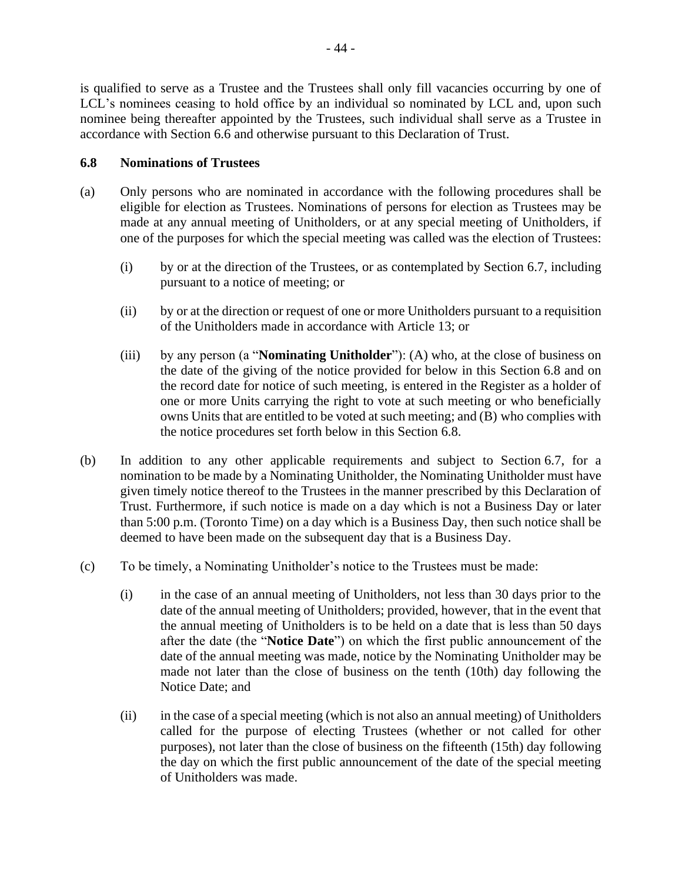is qualified to serve as a Trustee and the Trustees shall only fill vacancies occurring by one of LCL's nominees ceasing to hold office by an individual so nominated by LCL and, upon such nominee being thereafter appointed by the Trustees, such individual shall serve as a Trustee in accordance with Section 6.6 and otherwise pursuant to this Declaration of Trust.

### 6.8 Nominations of Trustees

(a) Only persons who are nominated in accordance with the following procedures shall be eligible for election as Trustees. Nominations of persons for election as Trustees may be made at any annual meeting of Unitholders, or at any special meeting of Unitholders, if one of the purposes for which the special meeting was called was the election of Trustees:

> (i) by or at the direction of the Trustees, or as contemplated by Section 6.7, including pursuant to a notice of meeting; or
>
> (ii) by or at the direction or request of one or more Unitholders pursuant to a requisition of the Unitholders made in accordance with Article 13; or
>
> (iii) by any person (a "**Nominating Unitholder**"): (A) who, at the close of business on the date of the giving of the notice provided for below in this Section 6.8 and on the record date for notice of such meeting, is entered in the Register as a holder of one or more Units carrying the right to vote at such meeting or who beneficially owns Units that are entitled to be voted at such meeting; and (B) who complies with the notice procedures set forth below in this Section 6.8.

(b) In addition to any other applicable requirements and subject to Section 6.7, for a nomination to be made by a Nominating Unitholder, the Nominating Unitholder must have given timely notice thereof to the Trustees in the manner prescribed by this Declaration of Trust. Furthermore, if such notice is made on a day which is not a Business Day or later than 5:00 p.m. (Toronto Time) on a day which is a Business Day, then such notice shall be deemed to have been made on the subsequent day that is a Business Day.

(c) To be timely, a Nominating Unitholder's notice to the Trustees must be made:

> (i) in the case of an annual meeting of Unitholders, not less than 30 days prior to the date of the annual meeting of Unitholders; provided, however, that in the event that the annual meeting of Unitholders is to be held on a date that is less than 50 days after the date (the "**Notice Date**") on which the first public announcement of the date of the annual meeting was made, notice by the Nominating Unitholder may be made not later than the close of business on the tenth (10th) day following the Notice Date; and
>
> (ii) in the case of a special meeting (which is not also an annual meeting) of Unitholders called for the purpose of electing Trustees (whether or not called for other purposes), not later than the close of business on the fifteenth (15th) day following the day on which the first public announcement of the date of the special meeting of Unitholders was made.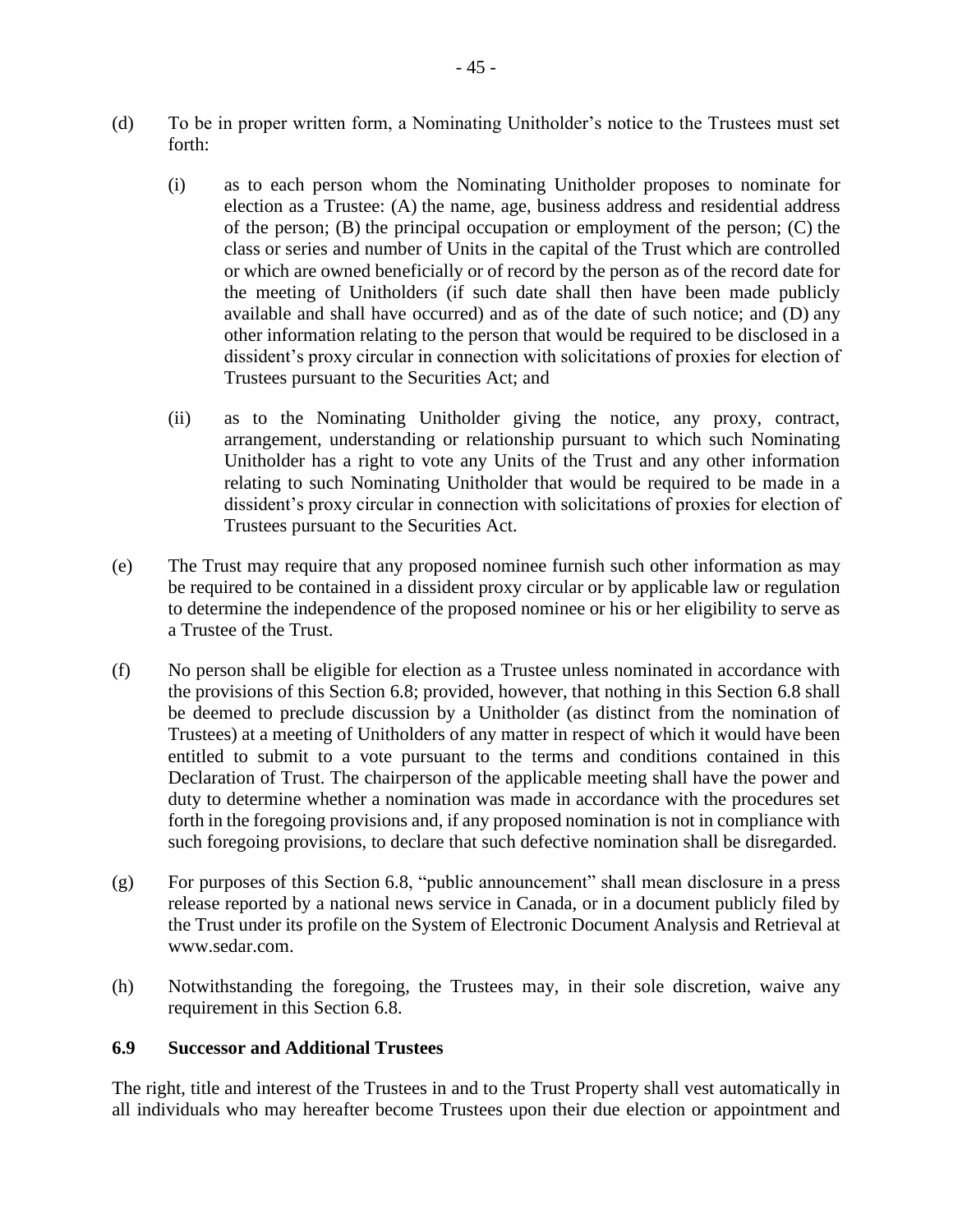(d) To be in proper written form, a Nominating Unitholder's notice to the Trustees must set forth:

   (i) as to each person whom the Nominating Unitholder proposes to nominate for election as a Trustee: (A) the name, age, business address and residential address of the person; (B) the principal occupation or employment of the person; (C) the class or series and number of Units in the capital of the Trust which are controlled or which are owned beneficially or of record by the person as of the record date for the meeting of Unitholders (if such date shall then have been made publicly available and shall have occurred) and as of the date of such notice; and (D) any other information relating to the person that would be required to be disclosed in a dissident's proxy circular in connection with solicitations of proxies for election of Trustees pursuant to the Securities Act; and

   (ii) as to the Nominating Unitholder giving the notice, any proxy, contract, arrangement, understanding or relationship pursuant to which such Nominating Unitholder has a right to vote any Units of the Trust and any other information relating to such Nominating Unitholder that would be required to be made in a dissident's proxy circular in connection with solicitations of proxies for election of Trustees pursuant to the Securities Act.

(e) The Trust may require that any proposed nominee furnish such other information as may be required to be contained in a dissident proxy circular or by applicable law or regulation to determine the independence of the proposed nominee or his or her eligibility to serve as a Trustee of the Trust.

(f) No person shall be eligible for election as a Trustee unless nominated in accordance with the provisions of this Section 6.8; provided, however, that nothing in this Section 6.8 shall be deemed to preclude discussion by a Unitholder (as distinct from the nomination of Trustees) at a meeting of Unitholders of any matter in respect of which it would have been entitled to submit to a vote pursuant to the terms and conditions contained in this Declaration of Trust. The chairperson of the applicable meeting shall have the power and duty to determine whether a nomination was made in accordance with the procedures set forth in the foregoing provisions and, if any proposed nomination is not in compliance with such foregoing provisions, to declare that such defective nomination shall be disregarded.

(g) For purposes of this Section 6.8, "public announcement" shall mean disclosure in a press release reported by a national news service in Canada, or in a document publicly filed by the Trust under its profile on the System of Electronic Document Analysis and Retrieval at www.sedar.com.

(h) Notwithstanding the foregoing, the Trustees may, in their sole discretion, waive any requirement in this Section 6.8.

### 6.9 Successor and Additional Trustees

The right, title and interest of the Trustees in and to the Trust Property shall vest automatically in all individuals who may hereafter become Trustees upon their due election or appointment and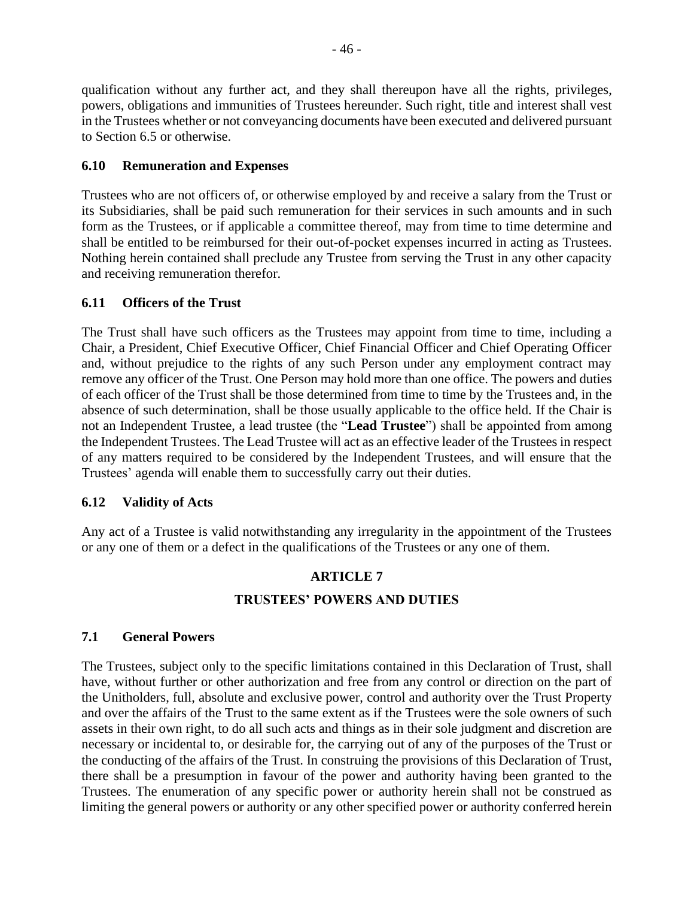qualification without any further act, and they shall thereupon have all the rights, privileges, powers, obligations and immunities of Trustees hereunder. Such right, title and interest shall vest in the Trustees whether or not conveyancing documents have been executed and delivered pursuant to Section 6.5 or otherwise.

### 6.10 Remuneration and Expenses

Trustees who are not officers of, or otherwise employed by and receive a salary from the Trust or its Subsidiaries, shall be paid such remuneration for their services in such amounts and in such form as the Trustees, or if applicable a committee thereof, may from time to time determine and shall be entitled to be reimbursed for their out-of-pocket expenses incurred in acting as Trustees. Nothing herein contained shall preclude any Trustee from serving the Trust in any other capacity and receiving remuneration therefor.

### 6.11 Officers of the Trust

The Trust shall have such officers as the Trustees may appoint from time to time, including a Chair, a President, Chief Executive Officer, Chief Financial Officer and Chief Operating Officer and, without prejudice to the rights of any such Person under any employment contract may remove any officer of the Trust. One Person may hold more than one office. The powers and duties of each officer of the Trust shall be those determined from time to time by the Trustees and, in the absence of such determination, shall be those usually applicable to the office held. If the Chair is not an Independent Trustee, a lead trustee (the "**Lead Trustee**") shall be appointed from among the Independent Trustees. The Lead Trustee will act as an effective leader of the Trustees in respect of any matters required to be considered by the Independent Trustees, and will ensure that the Trustees' agenda will enable them to successfully carry out their duties.

### 6.12 Validity of Acts

Any act of a Trustee is valid notwithstanding any irregularity in the appointment of the Trustees or any one of them or a defect in the qualifications of the Trustees or any one of them.

## ARTICLE 7

## TRUSTEES' POWERS AND DUTIES

### 7.1 General Powers

The Trustees, subject only to the specific limitations contained in this Declaration of Trust, shall have, without further or other authorization and free from any control or direction on the part of the Unitholders, full, absolute and exclusive power, control and authority over the Trust Property and over the affairs of the Trust to the same extent as if the Trustees were the sole owners of such assets in their own right, to do all such acts and things as in their sole judgment and discretion are necessary or incidental to, or desirable for, the carrying out of any of the purposes of the Trust or the conducting of the affairs of the Trust. In construing the provisions of this Declaration of Trust, there shall be a presumption in favour of the power and authority having been granted to the Trustees. The enumeration of any specific power or authority herein shall not be construed as limiting the general powers or authority or any other specified power or authority conferred herein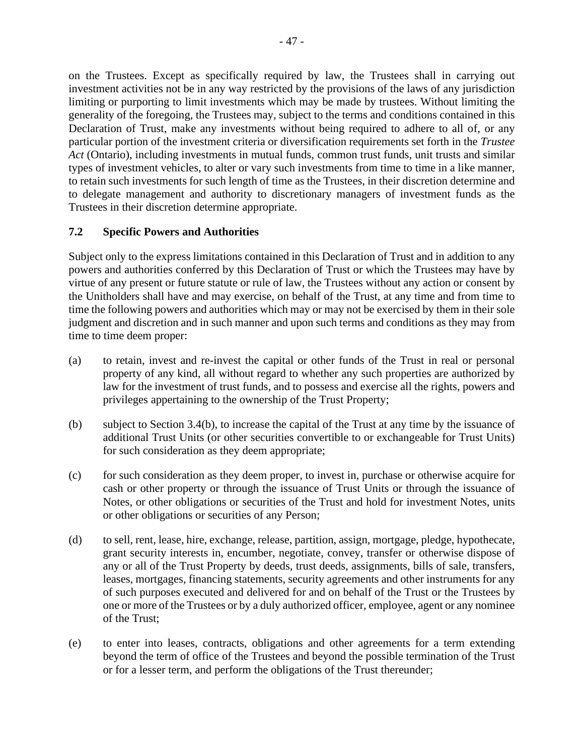on the Trustees. Except as specifically required by law, the Trustees shall in carrying out investment activities not be in any way restricted by the provisions of the laws of any jurisdiction limiting or purporting to limit investments which may be made by trustees. Without limiting the generality of the foregoing, the Trustees may, subject to the terms and conditions contained in this Declaration of Trust, make any investments without being required to adhere to all of, or any particular portion of the investment criteria or diversification requirements set forth in the *Trustee Act* (Ontario), including investments in mutual funds, common trust funds, unit trusts and similar types of investment vehicles, to alter or vary such investments from time to time in a like manner, to retain such investments for such length of time as the Trustees, in their discretion determine and to delegate management and authority to discretionary managers of investment funds as the Trustees in their discretion determine appropriate.

### 7.2 Specific Powers and Authorities

Subject only to the express limitations contained in this Declaration of Trust and in addition to any powers and authorities conferred by this Declaration of Trust or which the Trustees may have by virtue of any present or future statute or rule of law, the Trustees without any action or consent by the Unitholders shall have and may exercise, on behalf of the Trust, at any time and from time to time the following powers and authorities which may or may not be exercised by them in their sole judgment and discretion and in such manner and upon such terms and conditions as they may from time to time deem proper:

(a) to retain, invest and re-invest the capital or other funds of the Trust in real or personal property of any kind, all without regard to whether any such properties are authorized by law for the investment of trust funds, and to possess and exercise all the rights, powers and privileges appertaining to the ownership of the Trust Property;

(b) subject to Section 3.4(b), to increase the capital of the Trust at any time by the issuance of additional Trust Units (or other securities convertible to or exchangeable for Trust Units) for such consideration as they deem appropriate;

(c) for such consideration as they deem proper, to invest in, purchase or otherwise acquire for cash or other property or through the issuance of Trust Units or through the issuance of Notes, or other obligations or securities of the Trust and hold for investment Notes, units or other obligations or securities of any Person;

(d) to sell, rent, lease, hire, exchange, release, partition, assign, mortgage, pledge, hypothecate, grant security interests in, encumber, negotiate, convey, transfer or otherwise dispose of any or all of the Trust Property by deeds, trust deeds, assignments, bills of sale, transfers, leases, mortgages, financing statements, security agreements and other instruments for any of such purposes executed and delivered for and on behalf of the Trust or the Trustees by one or more of the Trustees or by a duly authorized officer, employee, agent or any nominee of the Trust;

(e) to enter into leases, contracts, obligations and other agreements for a term extending beyond the term of office of the Trustees and beyond the possible termination of the Trust or for a lesser term, and perform the obligations of the Trust thereunder;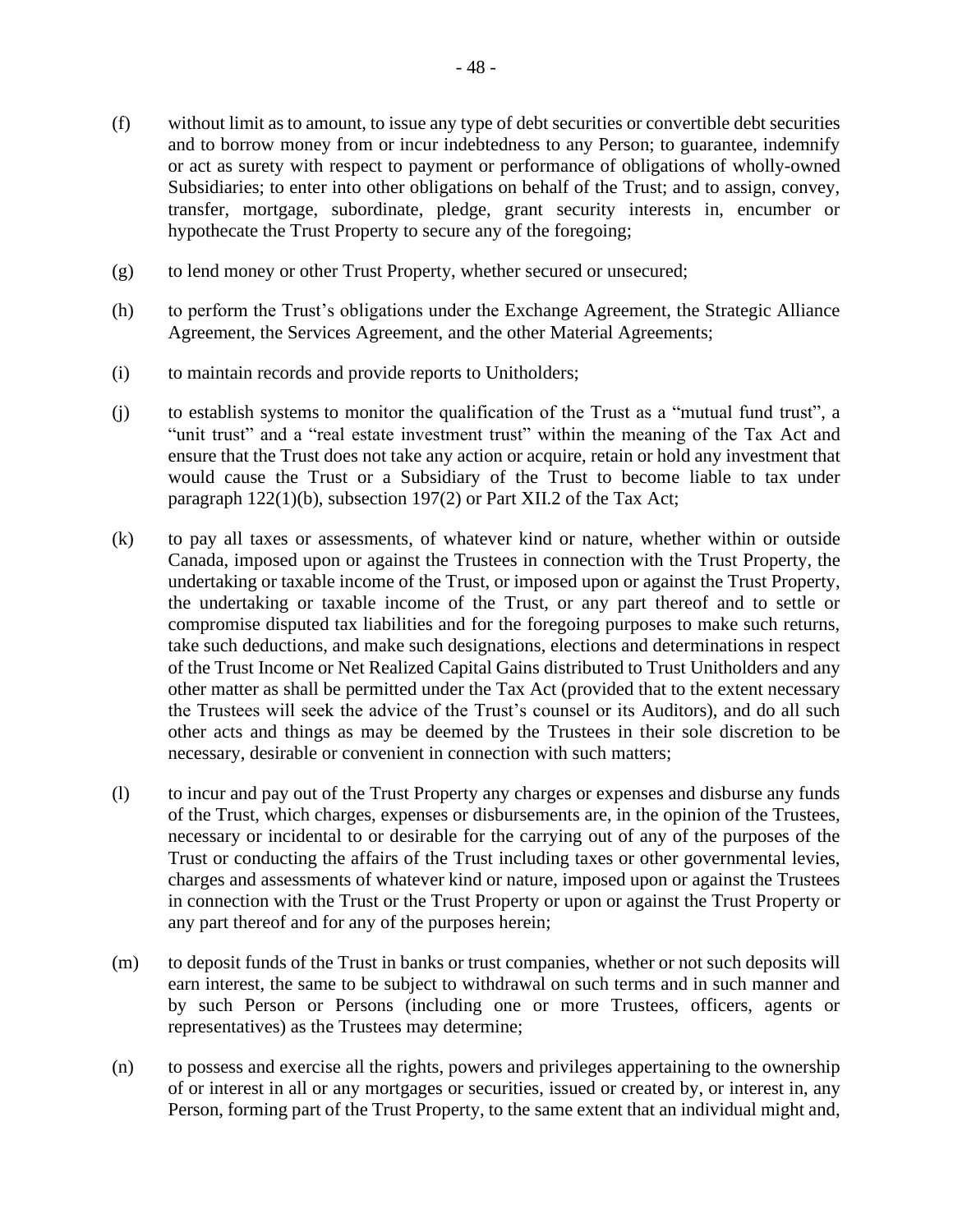(f) without limit as to amount, to issue any type of debt securities or convertible debt securities and to borrow money from or incur indebtedness to any Person; to guarantee, indemnify or act as surety with respect to payment or performance of obligations of wholly-owned Subsidiaries; to enter into other obligations on behalf of the Trust; and to assign, convey, transfer, mortgage, subordinate, pledge, grant security interests in, encumber or hypothecate the Trust Property to secure any of the foregoing;

(g) to lend money or other Trust Property, whether secured or unsecured;

(h) to perform the Trust's obligations under the Exchange Agreement, the Strategic Alliance Agreement, the Services Agreement, and the other Material Agreements;

(i) to maintain records and provide reports to Unitholders;

(j) to establish systems to monitor the qualification of the Trust as a "mutual fund trust", a "unit trust" and a "real estate investment trust" within the meaning of the Tax Act and ensure that the Trust does not take any action or acquire, retain or hold any investment that would cause the Trust or a Subsidiary of the Trust to become liable to tax under paragraph 122(1)(b), subsection 197(2) or Part XII.2 of the Tax Act;

(k) to pay all taxes or assessments, of whatever kind or nature, whether within or outside Canada, imposed upon or against the Trustees in connection with the Trust Property, the undertaking or taxable income of the Trust, or imposed upon or against the Trust Property, the undertaking or taxable income of the Trust, or any part thereof and to settle or compromise disputed tax liabilities and for the foregoing purposes to make such returns, take such deductions, and make such designations, elections and determinations in respect of the Trust Income or Net Realized Capital Gains distributed to Trust Unitholders and any other matter as shall be permitted under the Tax Act (provided that to the extent necessary the Trustees will seek the advice of the Trust's counsel or its Auditors), and do all such other acts and things as may be deemed by the Trustees in their sole discretion to be necessary, desirable or convenient in connection with such matters;

(l) to incur and pay out of the Trust Property any charges or expenses and disburse any funds of the Trust, which charges, expenses or disbursements are, in the opinion of the Trustees, necessary or incidental to or desirable for the carrying out of any of the purposes of the Trust or conducting the affairs of the Trust including taxes or other governmental levies, charges and assessments of whatever kind or nature, imposed upon or against the Trustees in connection with the Trust or the Trust Property or upon or against the Trust Property or any part thereof and for any of the purposes herein;

(m) to deposit funds of the Trust in banks or trust companies, whether or not such deposits will earn interest, the same to be subject to withdrawal on such terms and in such manner and by such Person or Persons (including one or more Trustees, officers, agents or representatives) as the Trustees may determine;

(n) to possess and exercise all the rights, powers and privileges appertaining to the ownership of or interest in all or any mortgages or securities, issued or created by, or interest in, any Person, forming part of the Trust Property, to the same extent that an individual might and,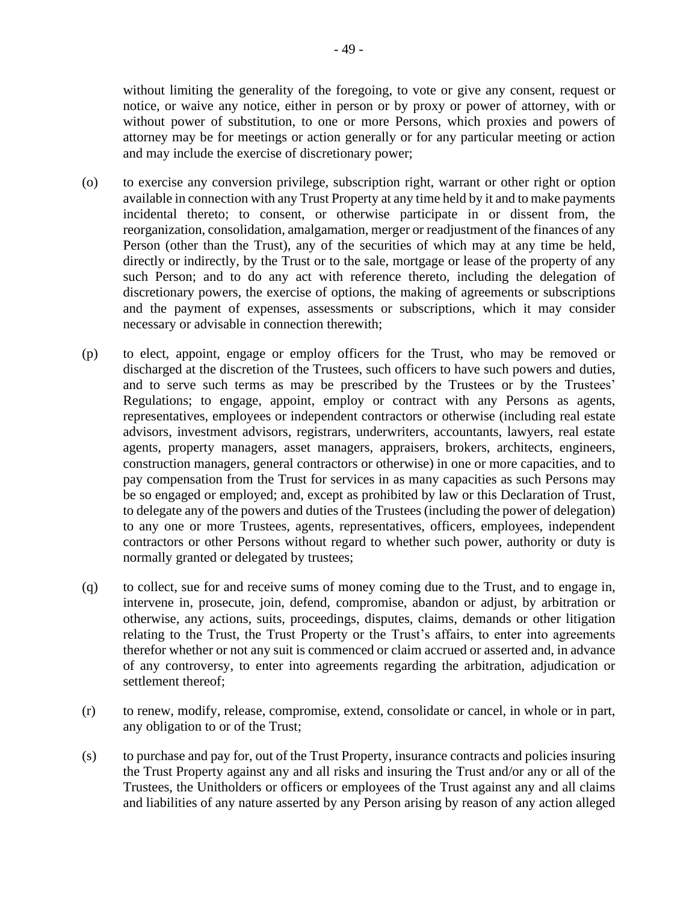without limiting the generality of the foregoing, to vote or give any consent, request or notice, or waive any notice, either in person or by proxy or power of attorney, with or without power of substitution, to one or more Persons, which proxies and powers of attorney may be for meetings or action generally or for any particular meeting or action and may include the exercise of discretionary power;

(o) to exercise any conversion privilege, subscription right, warrant or other right or option available in connection with any Trust Property at any time held by it and to make payments incidental thereto; to consent, or otherwise participate in or dissent from, the reorganization, consolidation, amalgamation, merger or readjustment of the finances of any Person (other than the Trust), any of the securities of which may at any time be held, directly or indirectly, by the Trust or to the sale, mortgage or lease of the property of any such Person; and to do any act with reference thereto, including the delegation of discretionary powers, the exercise of options, the making of agreements or subscriptions and the payment of expenses, assessments or subscriptions, which it may consider necessary or advisable in connection therewith;

(p) to elect, appoint, engage or employ officers for the Trust, who may be removed or discharged at the discretion of the Trustees, such officers to have such powers and duties, and to serve such terms as may be prescribed by the Trustees or by the Trustees' Regulations; to engage, appoint, employ or contract with any Persons as agents, representatives, employees or independent contractors or otherwise (including real estate advisors, investment advisors, registrars, underwriters, accountants, lawyers, real estate agents, property managers, asset managers, appraisers, brokers, architects, engineers, construction managers, general contractors or otherwise) in one or more capacities, and to pay compensation from the Trust for services in as many capacities as such Persons may be so engaged or employed; and, except as prohibited by law or this Declaration of Trust, to delegate any of the powers and duties of the Trustees (including the power of delegation) to any one or more Trustees, agents, representatives, officers, employees, independent contractors or other Persons without regard to whether such power, authority or duty is normally granted or delegated by trustees;

(q) to collect, sue for and receive sums of money coming due to the Trust, and to engage in, intervene in, prosecute, join, defend, compromise, abandon or adjust, by arbitration or otherwise, any actions, suits, proceedings, disputes, claims, demands or other litigation relating to the Trust, the Trust Property or the Trust's affairs, to enter into agreements therefor whether or not any suit is commenced or claim accrued or asserted and, in advance of any controversy, to enter into agreements regarding the arbitration, adjudication or settlement thereof;

(r) to renew, modify, release, compromise, extend, consolidate or cancel, in whole or in part, any obligation to or of the Trust;

(s) to purchase and pay for, out of the Trust Property, insurance contracts and policies insuring the Trust Property against any and all risks and insuring the Trust and/or any or all of the Trustees, the Unitholders or officers or employees of the Trust against any and all claims and liabilities of any nature asserted by any Person arising by reason of any action alleged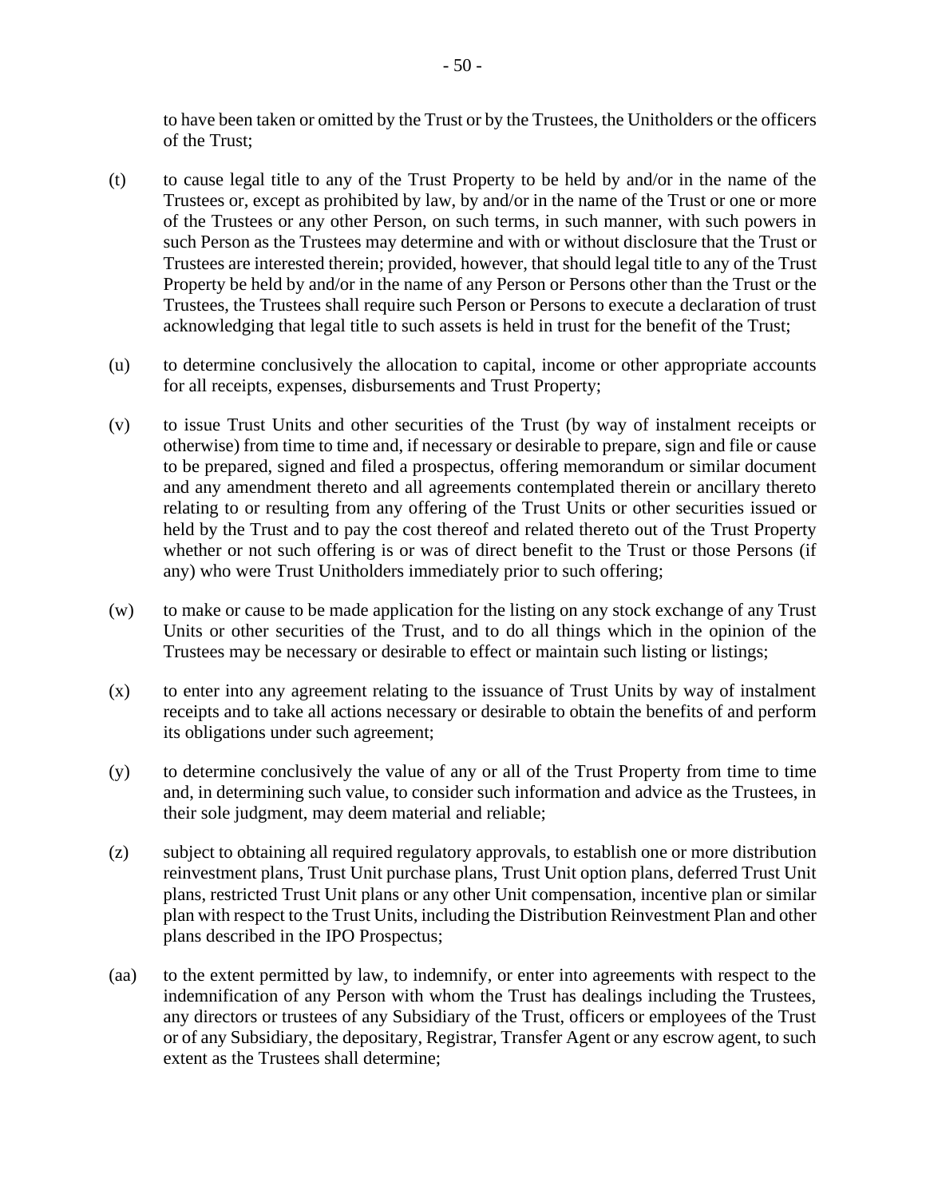to have been taken or omitted by the Trust or by the Trustees, the Unitholders or the officers of the Trust;

(t) to cause legal title to any of the Trust Property to be held by and/or in the name of the Trustees or, except as prohibited by law, by and/or in the name of the Trust or one or more of the Trustees or any other Person, on such terms, in such manner, with such powers in such Person as the Trustees may determine and with or without disclosure that the Trust or Trustees are interested therein; provided, however, that should legal title to any of the Trust Property be held by and/or in the name of any Person or Persons other than the Trust or the Trustees, the Trustees shall require such Person or Persons to execute a declaration of trust acknowledging that legal title to such assets is held in trust for the benefit of the Trust;

(u) to determine conclusively the allocation to capital, income or other appropriate accounts for all receipts, expenses, disbursements and Trust Property;

(v) to issue Trust Units and other securities of the Trust (by way of instalment receipts or otherwise) from time to time and, if necessary or desirable to prepare, sign and file or cause to be prepared, signed and filed a prospectus, offering memorandum or similar document and any amendment thereto and all agreements contemplated therein or ancillary thereto relating to or resulting from any offering of the Trust Units or other securities issued or held by the Trust and to pay the cost thereof and related thereto out of the Trust Property whether or not such offering is or was of direct benefit to the Trust or those Persons (if any) who were Trust Unitholders immediately prior to such offering;

(w) to make or cause to be made application for the listing on any stock exchange of any Trust Units or other securities of the Trust, and to do all things which in the opinion of the Trustees may be necessary or desirable to effect or maintain such listing or listings;

(x) to enter into any agreement relating to the issuance of Trust Units by way of instalment receipts and to take all actions necessary or desirable to obtain the benefits of and perform its obligations under such agreement;

(y) to determine conclusively the value of any or all of the Trust Property from time to time and, in determining such value, to consider such information and advice as the Trustees, in their sole judgment, may deem material and reliable;

(z) subject to obtaining all required regulatory approvals, to establish one or more distribution reinvestment plans, Trust Unit purchase plans, Trust Unit option plans, deferred Trust Unit plans, restricted Trust Unit plans or any other Unit compensation, incentive plan or similar plan with respect to the Trust Units, including the Distribution Reinvestment Plan and other plans described in the IPO Prospectus;

(aa) to the extent permitted by law, to indemnify, or enter into agreements with respect to the indemnification of any Person with whom the Trust has dealings including the Trustees, any directors or trustees of any Subsidiary of the Trust, officers or employees of the Trust or of any Subsidiary, the depositary, Registrar, Transfer Agent or any escrow agent, to such extent as the Trustees shall determine;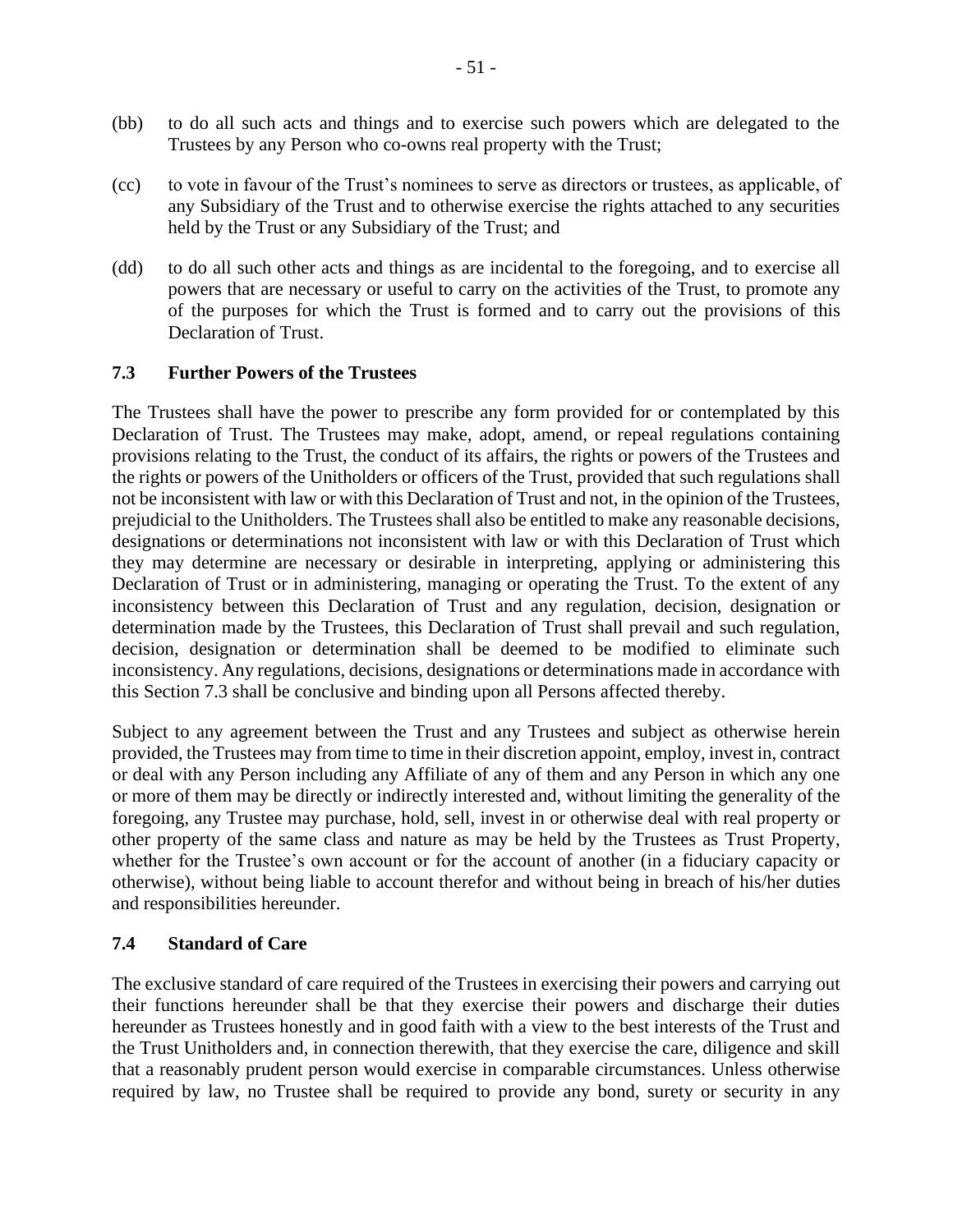(bb) to do all such acts and things and to exercise such powers which are delegated to the Trustees by any Person who co-owns real property with the Trust;

(cc) to vote in favour of the Trust's nominees to serve as directors or trustees, as applicable, of any Subsidiary of the Trust and to otherwise exercise the rights attached to any securities held by the Trust or any Subsidiary of the Trust; and

(dd) to do all such other acts and things as are incidental to the foregoing, and to exercise all powers that are necessary or useful to carry on the activities of the Trust, to promote any of the purposes for which the Trust is formed and to carry out the provisions of this Declaration of Trust.

### 7.3 Further Powers of the Trustees

The Trustees shall have the power to prescribe any form provided for or contemplated by this Declaration of Trust. The Trustees may make, adopt, amend, or repeal regulations containing provisions relating to the Trust, the conduct of its affairs, the rights or powers of the Trustees and the rights or powers of the Unitholders or officers of the Trust, provided that such regulations shall not be inconsistent with law or with this Declaration of Trust and not, in the opinion of the Trustees, prejudicial to the Unitholders. The Trustees shall also be entitled to make any reasonable decisions, designations or determinations not inconsistent with law or with this Declaration of Trust which they may determine are necessary or desirable in interpreting, applying or administering this Declaration of Trust or in administering, managing or operating the Trust. To the extent of any inconsistency between this Declaration of Trust and any regulation, decision, designation or determination made by the Trustees, this Declaration of Trust shall prevail and such regulation, decision, designation or determination shall be deemed to be modified to eliminate such inconsistency. Any regulations, decisions, designations or determinations made in accordance with this Section 7.3 shall be conclusive and binding upon all Persons affected thereby.

Subject to any agreement between the Trust and any Trustees and subject as otherwise herein provided, the Trustees may from time to time in their discretion appoint, employ, invest in, contract or deal with any Person including any Affiliate of any of them and any Person in which any one or more of them may be directly or indirectly interested and, without limiting the generality of the foregoing, any Trustee may purchase, hold, sell, invest in or otherwise deal with real property or other property of the same class and nature as may be held by the Trustees as Trust Property, whether for the Trustee's own account or for the account of another (in a fiduciary capacity or otherwise), without being liable to account therefor and without being in breach of his/her duties and responsibilities hereunder.

### 7.4 Standard of Care

The exclusive standard of care required of the Trustees in exercising their powers and carrying out their functions hereunder shall be that they exercise their powers and discharge their duties hereunder as Trustees honestly and in good faith with a view to the best interests of the Trust and the Trust Unitholders and, in connection therewith, that they exercise the care, diligence and skill that a reasonably prudent person would exercise in comparable circumstances. Unless otherwise required by law, no Trustee shall be required to provide any bond, surety or security in any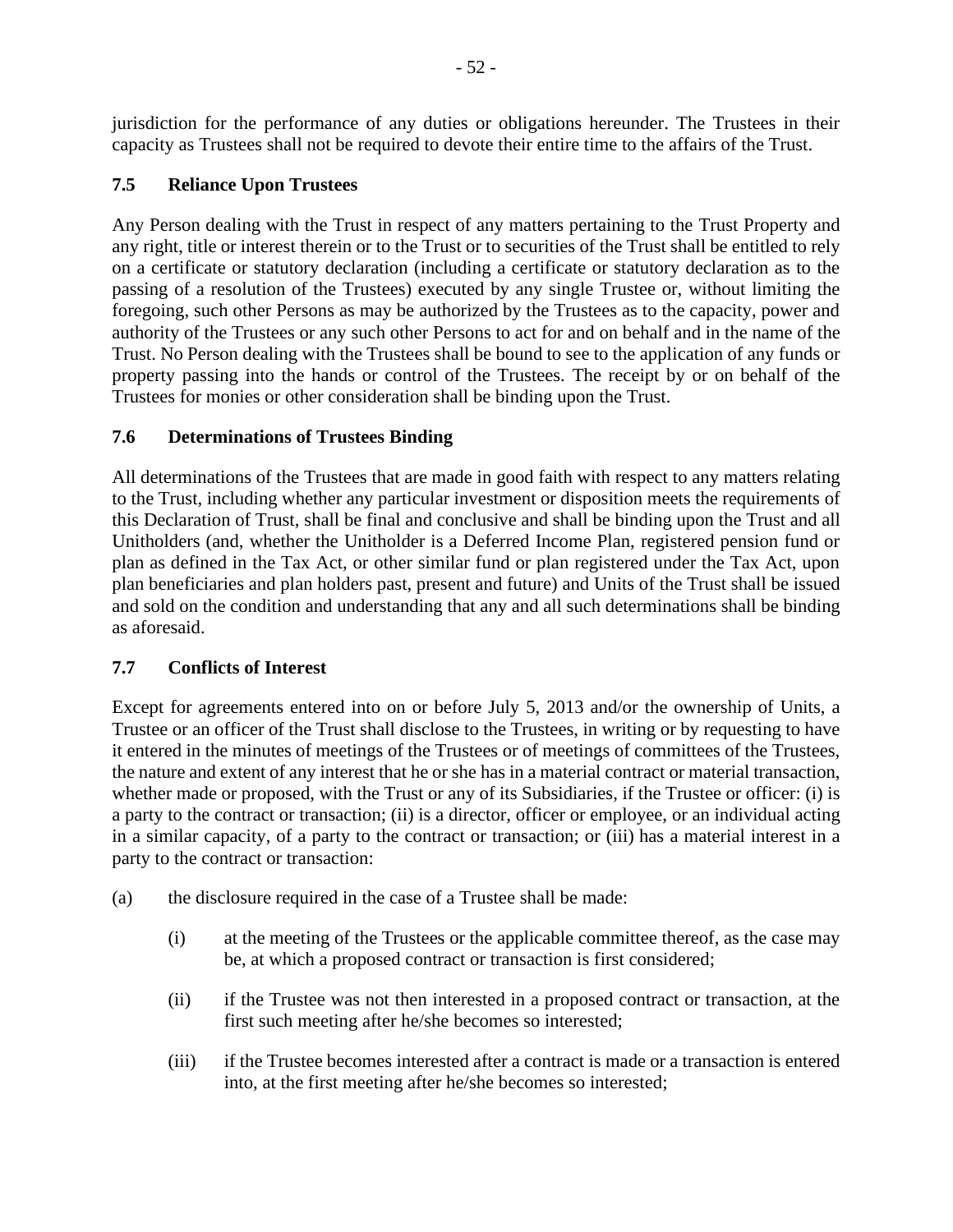jurisdiction for the performance of any duties or obligations hereunder. The Trustees in their capacity as Trustees shall not be required to devote their entire time to the affairs of the Trust.

### 7.5 Reliance Upon Trustees

Any Person dealing with the Trust in respect of any matters pertaining to the Trust Property and any right, title or interest therein or to the Trust or to securities of the Trust shall be entitled to rely on a certificate or statutory declaration (including a certificate or statutory declaration as to the passing of a resolution of the Trustees) executed by any single Trustee or, without limiting the foregoing, such other Persons as may be authorized by the Trustees as to the capacity, power and authority of the Trustees or any such other Persons to act for and on behalf and in the name of the Trust. No Person dealing with the Trustees shall be bound to see to the application of any funds or property passing into the hands or control of the Trustees. The receipt by or on behalf of the Trustees for monies or other consideration shall be binding upon the Trust.

### 7.6 Determinations of Trustees Binding

All determinations of the Trustees that are made in good faith with respect to any matters relating to the Trust, including whether any particular investment or disposition meets the requirements of this Declaration of Trust, shall be final and conclusive and shall be binding upon the Trust and all Unitholders (and, whether the Unitholder is a Deferred Income Plan, registered pension fund or plan as defined in the Tax Act, or other similar fund or plan registered under the Tax Act, upon plan beneficiaries and plan holders past, present and future) and Units of the Trust shall be issued and sold on the condition and understanding that any and all such determinations shall be binding as aforesaid.

### 7.7 Conflicts of Interest

Except for agreements entered into on or before July 5, 2013 and/or the ownership of Units, a Trustee or an officer of the Trust shall disclose to the Trustees, in writing or by requesting to have it entered in the minutes of meetings of the Trustees or of meetings of committees of the Trustees, the nature and extent of any interest that he or she has in a material contract or material transaction, whether made or proposed, with the Trust or any of its Subsidiaries, if the Trustee or officer: (i) is a party to the contract or transaction; (ii) is a director, officer or employee, or an individual acting in a similar capacity, of a party to the contract or transaction; or (iii) has a material interest in a party to the contract or transaction:

(a) the disclosure required in the case of a Trustee shall be made:

   (i) at the meeting of the Trustees or the applicable committee thereof, as the case may be, at which a proposed contract or transaction is first considered;

   (ii) if the Trustee was not then interested in a proposed contract or transaction, at the first such meeting after he/she becomes so interested;

   (iii) if the Trustee becomes interested after a contract is made or a transaction is entered into, at the first meeting after he/she becomes so interested;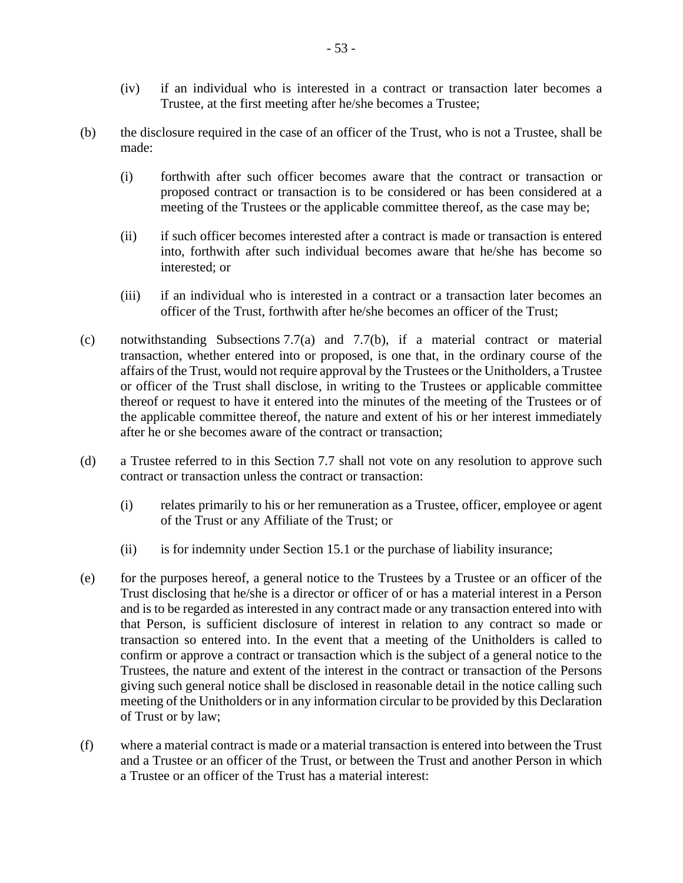(iv) if an individual who is interested in a contract or transaction later becomes a Trustee, at the first meeting after he/she becomes a Trustee;

(b) the disclosure required in the case of an officer of the Trust, who is not a Trustee, shall be made:

(i) forthwith after such officer becomes aware that the contract or transaction or proposed contract or transaction is to be considered or has been considered at a meeting of the Trustees or the applicable committee thereof, as the case may be;

(ii) if such officer becomes interested after a contract is made or transaction is entered into, forthwith after such individual becomes aware that he/she has become so interested; or

(iii) if an individual who is interested in a contract or a transaction later becomes an officer of the Trust, forthwith after he/she becomes an officer of the Trust;

(c) notwithstanding Subsections 7.7(a) and 7.7(b), if a material contract or material transaction, whether entered into or proposed, is one that, in the ordinary course of the affairs of the Trust, would not require approval by the Trustees or the Unitholders, a Trustee or officer of the Trust shall disclose, in writing to the Trustees or applicable committee thereof or request to have it entered into the minutes of the meeting of the Trustees or of the applicable committee thereof, the nature and extent of his or her interest immediately after he or she becomes aware of the contract or transaction;

(d) a Trustee referred to in this Section 7.7 shall not vote on any resolution to approve such contract or transaction unless the contract or transaction:

(i) relates primarily to his or her remuneration as a Trustee, officer, employee or agent of the Trust or any Affiliate of the Trust; or

(ii) is for indemnity under Section 15.1 or the purchase of liability insurance;

(e) for the purposes hereof, a general notice to the Trustees by a Trustee or an officer of the Trust disclosing that he/she is a director or officer of or has a material interest in a Person and is to be regarded as interested in any contract made or any transaction entered into with that Person, is sufficient disclosure of interest in relation to any contract so made or transaction so entered into. In the event that a meeting of the Unitholders is called to confirm or approve a contract or transaction which is the subject of a general notice to the Trustees, the nature and extent of the interest in the contract or transaction of the Persons giving such general notice shall be disclosed in reasonable detail in the notice calling such meeting of the Unitholders or in any information circular to be provided by this Declaration of Trust or by law;

(f) where a material contract is made or a material transaction is entered into between the Trust and a Trustee or an officer of the Trust, or between the Trust and another Person in which a Trustee or an officer of the Trust has a material interest: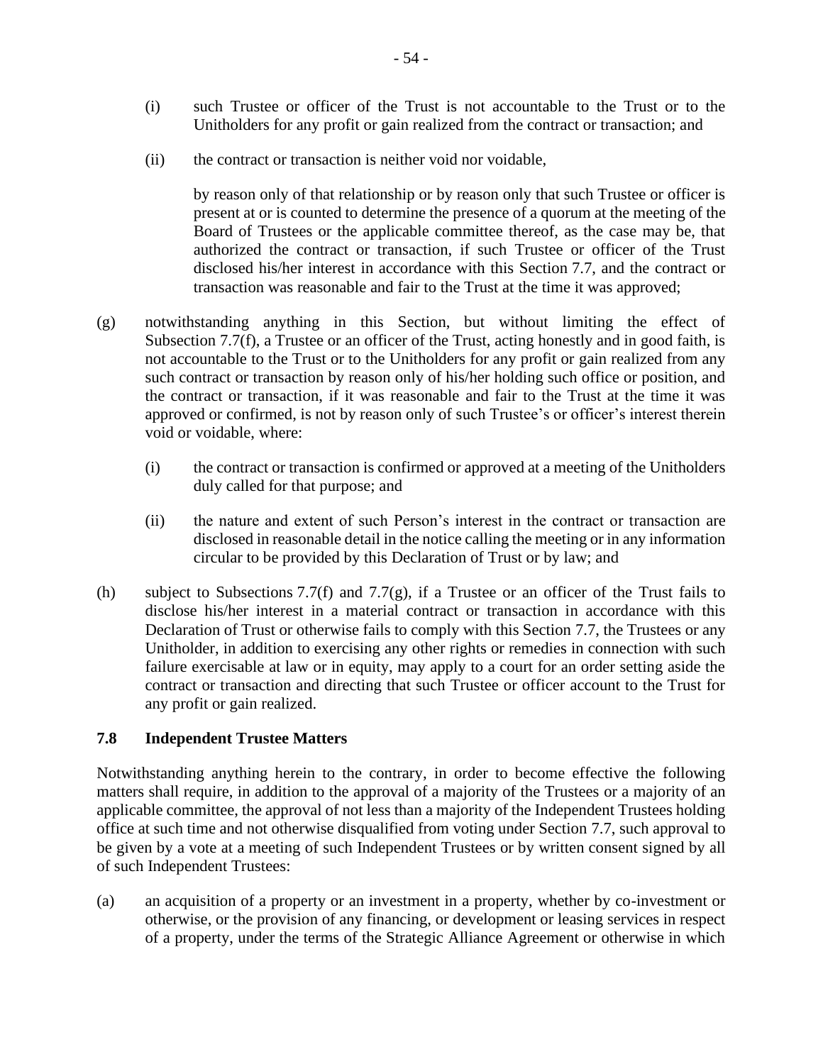(i) such Trustee or officer of the Trust is not accountable to the Trust or to the Unitholders for any profit or gain realized from the contract or transaction; and

(ii) the contract or transaction is neither void nor voidable,

by reason only of that relationship or by reason only that such Trustee or officer is present at or is counted to determine the presence of a quorum at the meeting of the Board of Trustees or the applicable committee thereof, as the case may be, that authorized the contract or transaction, if such Trustee or officer of the Trust disclosed his/her interest in accordance with this Section 7.7, and the contract or transaction was reasonable and fair to the Trust at the time it was approved;

(g) notwithstanding anything in this Section, but without limiting the effect of Subsection 7.7(f), a Trustee or an officer of the Trust, acting honestly and in good faith, is not accountable to the Trust or to the Unitholders for any profit or gain realized from any such contract or transaction by reason only of his/her holding such office or position, and the contract or transaction, if it was reasonable and fair to the Trust at the time it was approved or confirmed, is not by reason only of such Trustee's or officer's interest therein void or voidable, where:

(i) the contract or transaction is confirmed or approved at a meeting of the Unitholders duly called for that purpose; and

(ii) the nature and extent of such Person's interest in the contract or transaction are disclosed in reasonable detail in the notice calling the meeting or in any information circular to be provided by this Declaration of Trust or by law; and

(h) subject to Subsections 7.7(f) and 7.7(g), if a Trustee or an officer of the Trust fails to disclose his/her interest in a material contract or transaction in accordance with this Declaration of Trust or otherwise fails to comply with this Section 7.7, the Trustees or any Unitholder, in addition to exercising any other rights or remedies in connection with such failure exercisable at law or in equity, may apply to a court for an order setting aside the contract or transaction and directing that such Trustee or officer account to the Trust for any profit or gain realized.

### 7.8 Independent Trustee Matters

Notwithstanding anything herein to the contrary, in order to become effective the following matters shall require, in addition to the approval of a majority of the Trustees or a majority of an applicable committee, the approval of not less than a majority of the Independent Trustees holding office at such time and not otherwise disqualified from voting under Section 7.7, such approval to be given by a vote at a meeting of such Independent Trustees or by written consent signed by all of such Independent Trustees:

(a) an acquisition of a property or an investment in a property, whether by co-investment or otherwise, or the provision of any financing, or development or leasing services in respect of a property, under the terms of the Strategic Alliance Agreement or otherwise in which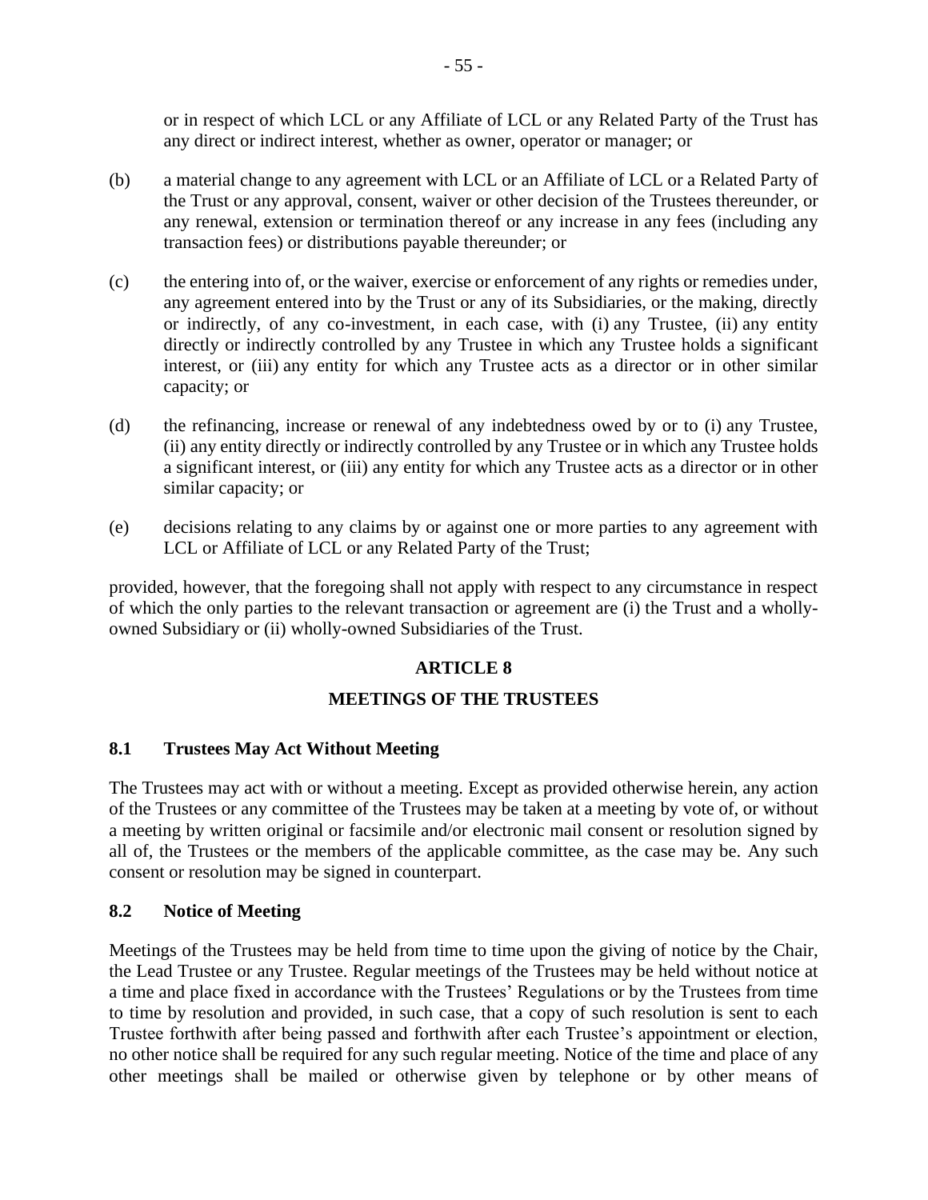or in respect of which LCL or any Affiliate of LCL or any Related Party of the Trust has any direct or indirect interest, whether as owner, operator or manager; or

(b) a material change to any agreement with LCL or an Affiliate of LCL or a Related Party of the Trust or any approval, consent, waiver or other decision of the Trustees thereunder, or any renewal, extension or termination thereof or any increase in any fees (including any transaction fees) or distributions payable thereunder; or

(c) the entering into of, or the waiver, exercise or enforcement of any rights or remedies under, any agreement entered into by the Trust or any of its Subsidiaries, or the making, directly or indirectly, of any co-investment, in each case, with (i) any Trustee, (ii) any entity directly or indirectly controlled by any Trustee in which any Trustee holds a significant interest, or (iii) any entity for which any Trustee acts as a director or in other similar capacity; or

(d) the refinancing, increase or renewal of any indebtedness owed by or to (i) any Trustee, (ii) any entity directly or indirectly controlled by any Trustee or in which any Trustee holds a significant interest, or (iii) any entity for which any Trustee acts as a director or in other similar capacity; or

(e) decisions relating to any claims by or against one or more parties to any agreement with LCL or Affiliate of LCL or any Related Party of the Trust;

provided, however, that the foregoing shall not apply with respect to any circumstance in respect of which the only parties to the relevant transaction or agreement are (i) the Trust and a wholly-owned Subsidiary or (ii) wholly-owned Subsidiaries of the Trust.

## ARTICLE 8

## MEETINGS OF THE TRUSTEES

### 8.1 Trustees May Act Without Meeting

The Trustees may act with or without a meeting. Except as provided otherwise herein, any action of the Trustees or any committee of the Trustees may be taken at a meeting by vote of, or without a meeting by written original or facsimile and/or electronic mail consent or resolution signed by all of, the Trustees or the members of the applicable committee, as the case may be. Any such consent or resolution may be signed in counterpart.

### 8.2 Notice of Meeting

Meetings of the Trustees may be held from time to time upon the giving of notice by the Chair, the Lead Trustee or any Trustee. Regular meetings of the Trustees may be held without notice at a time and place fixed in accordance with the Trustees' Regulations or by the Trustees from time to time by resolution and provided, in such case, that a copy of such resolution is sent to each Trustee forthwith after being passed and forthwith after each Trustee's appointment or election, no other notice shall be required for any such regular meeting. Notice of the time and place of any other meetings shall be mailed or otherwise given by telephone or by other means of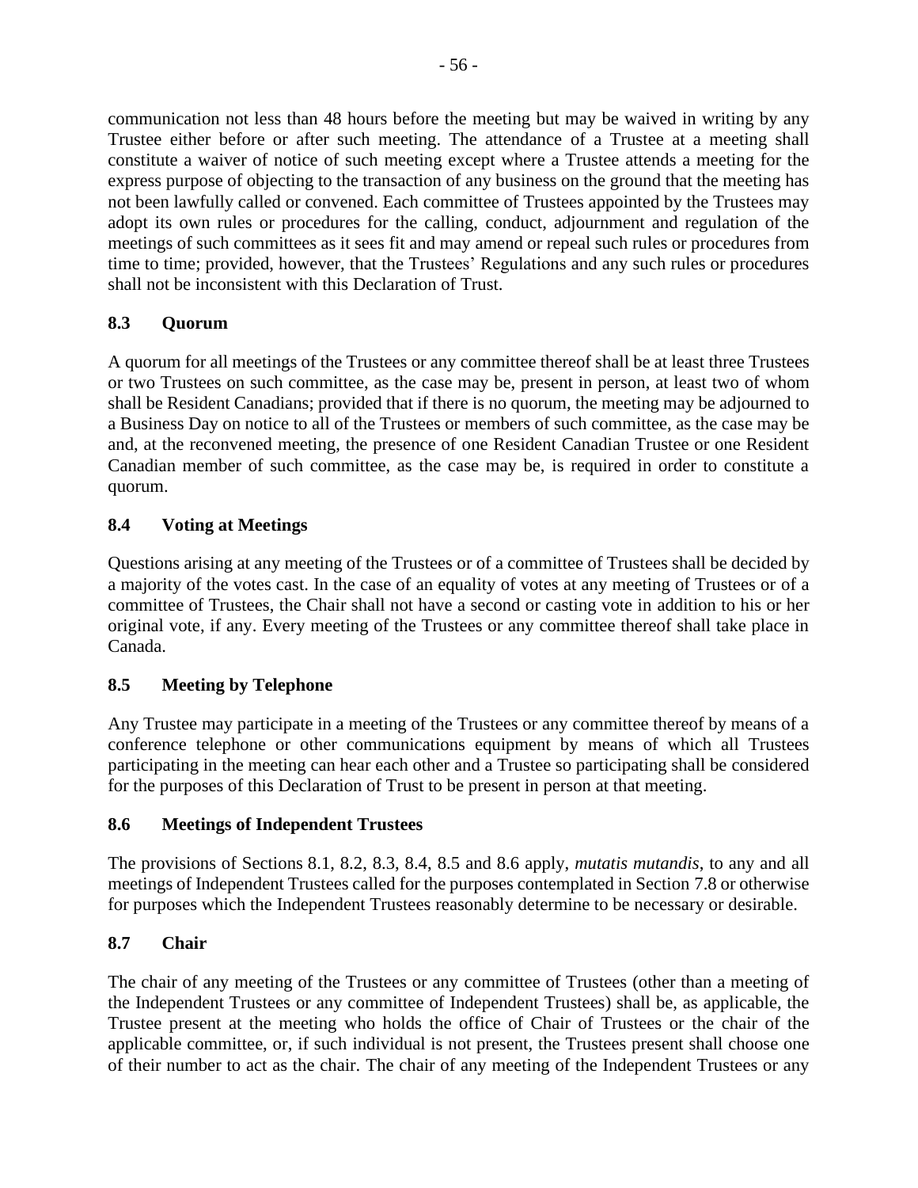communication not less than 48 hours before the meeting but may be waived in writing by any Trustee either before or after such meeting. The attendance of a Trustee at a meeting shall constitute a waiver of notice of such meeting except where a Trustee attends a meeting for the express purpose of objecting to the transaction of any business on the ground that the meeting has not been lawfully called or convened. Each committee of Trustees appointed by the Trustees may adopt its own rules or procedures for the calling, conduct, adjournment and regulation of the meetings of such committees as it sees fit and may amend or repeal such rules or procedures from time to time; provided, however, that the Trustees' Regulations and any such rules or procedures shall not be inconsistent with this Declaration of Trust.

### 8.3 Quorum

A quorum for all meetings of the Trustees or any committee thereof shall be at least three Trustees or two Trustees on such committee, as the case may be, present in person, at least two of whom shall be Resident Canadians; provided that if there is no quorum, the meeting may be adjourned to a Business Day on notice to all of the Trustees or members of such committee, as the case may be and, at the reconvened meeting, the presence of one Resident Canadian Trustee or one Resident Canadian member of such committee, as the case may be, is required in order to constitute a quorum.

### 8.4 Voting at Meetings

Questions arising at any meeting of the Trustees or of a committee of Trustees shall be decided by a majority of the votes cast. In the case of an equality of votes at any meeting of Trustees or of a committee of Trustees, the Chair shall not have a second or casting vote in addition to his or her original vote, if any. Every meeting of the Trustees or any committee thereof shall take place in Canada.

### 8.5 Meeting by Telephone

Any Trustee may participate in a meeting of the Trustees or any committee thereof by means of a conference telephone or other communications equipment by means of which all Trustees participating in the meeting can hear each other and a Trustee so participating shall be considered for the purposes of this Declaration of Trust to be present in person at that meeting.

### 8.6 Meetings of Independent Trustees

The provisions of Sections 8.1, 8.2, 8.3, 8.4, 8.5 and 8.6 apply, *mutatis mutandis*, to any and all meetings of Independent Trustees called for the purposes contemplated in Section 7.8 or otherwise for purposes which the Independent Trustees reasonably determine to be necessary or desirable.

### 8.7 Chair

The chair of any meeting of the Trustees or any committee of Trustees (other than a meeting of the Independent Trustees or any committee of Independent Trustees) shall be, as applicable, the Trustee present at the meeting who holds the office of Chair of Trustees or the chair of the applicable committee, or, if such individual is not present, the Trustees present shall choose one of their number to act as the chair. The chair of any meeting of the Independent Trustees or any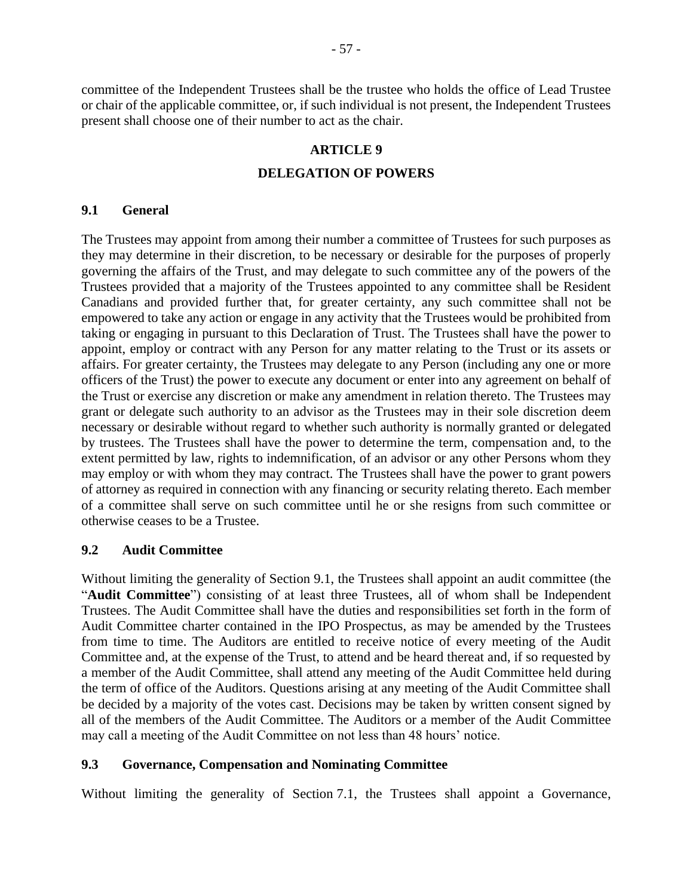committee of the Independent Trustees shall be the trustee who holds the office of Lead Trustee or chair of the applicable committee, or, if such individual is not present, the Independent Trustees present shall choose one of their number to act as the chair.

## ARTICLE 9

## DELEGATION OF POWERS

### 9.1 General

The Trustees may appoint from among their number a committee of Trustees for such purposes as they may determine in their discretion, to be necessary or desirable for the purposes of properly governing the affairs of the Trust, and may delegate to such committee any of the powers of the Trustees provided that a majority of the Trustees appointed to any committee shall be Resident Canadians and provided further that, for greater certainty, any such committee shall not be empowered to take any action or engage in any activity that the Trustees would be prohibited from taking or engaging in pursuant to this Declaration of Trust. The Trustees shall have the power to appoint, employ or contract with any Person for any matter relating to the Trust or its assets or affairs. For greater certainty, the Trustees may delegate to any Person (including any one or more officers of the Trust) the power to execute any document or enter into any agreement on behalf of the Trust or exercise any discretion or make any amendment in relation thereto. The Trustees may grant or delegate such authority to an advisor as the Trustees may in their sole discretion deem necessary or desirable without regard to whether such authority is normally granted or delegated by trustees. The Trustees shall have the power to determine the term, compensation and, to the extent permitted by law, rights to indemnification, of an advisor or any other Persons whom they may employ or with whom they may contract. The Trustees shall have the power to grant powers of attorney as required in connection with any financing or security relating thereto. Each member of a committee shall serve on such committee until he or she resigns from such committee or otherwise ceases to be a Trustee.

### 9.2 Audit Committee

Without limiting the generality of Section 9.1, the Trustees shall appoint an audit committee (the "**Audit Committee**") consisting of at least three Trustees, all of whom shall be Independent Trustees. The Audit Committee shall have the duties and responsibilities set forth in the form of Audit Committee charter contained in the IPO Prospectus, as may be amended by the Trustees from time to time. The Auditors are entitled to receive notice of every meeting of the Audit Committee and, at the expense of the Trust, to attend and be heard thereat and, if so requested by a member of the Audit Committee, shall attend any meeting of the Audit Committee held during the term of office of the Auditors. Questions arising at any meeting of the Audit Committee shall be decided by a majority of the votes cast. Decisions may be taken by written consent signed by all of the members of the Audit Committee. The Auditors or a member of the Audit Committee may call a meeting of the Audit Committee on not less than 48 hours' notice.

### 9.3 Governance, Compensation and Nominating Committee

Without limiting the generality of Section 7.1, the Trustees shall appoint a Governance,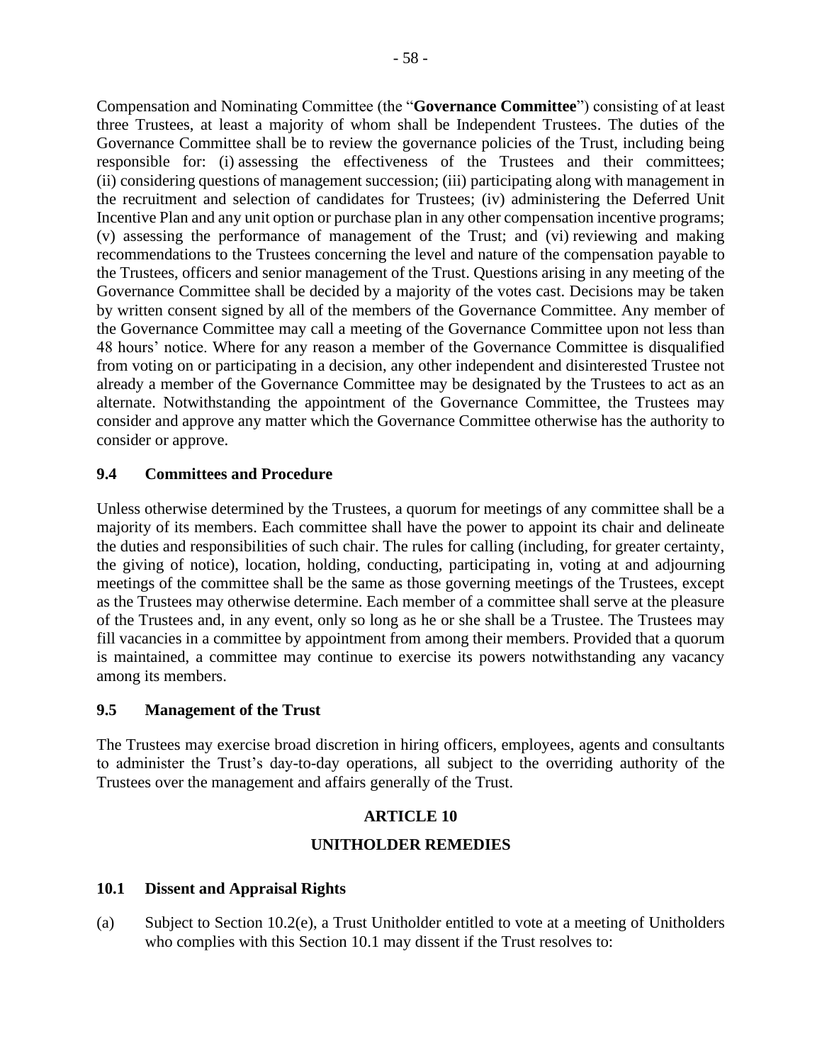Compensation and Nominating Committee (the "**Governance Committee**") consisting of at least three Trustees, at least a majority of whom shall be Independent Trustees. The duties of the Governance Committee shall be to review the governance policies of the Trust, including being responsible for: (i) assessing the effectiveness of the Trustees and their committees; (ii) considering questions of management succession; (iii) participating along with management in the recruitment and selection of candidates for Trustees; (iv) administering the Deferred Unit Incentive Plan and any unit option or purchase plan in any other compensation incentive programs; (v) assessing the performance of management of the Trust; and (vi) reviewing and making recommendations to the Trustees concerning the level and nature of the compensation payable to the Trustees, officers and senior management of the Trust. Questions arising in any meeting of the Governance Committee shall be decided by a majority of the votes cast. Decisions may be taken by written consent signed by all of the members of the Governance Committee. Any member of the Governance Committee may call a meeting of the Governance Committee upon not less than 48 hours' notice. Where for any reason a member of the Governance Committee is disqualified from voting on or participating in a decision, any other independent and disinterested Trustee not already a member of the Governance Committee may be designated by the Trustees to act as an alternate. Notwithstanding the appointment of the Governance Committee, the Trustees may consider and approve any matter which the Governance Committee otherwise has the authority to consider or approve.

### 9.4 Committees and Procedure

Unless otherwise determined by the Trustees, a quorum for meetings of any committee shall be a majority of its members. Each committee shall have the power to appoint its chair and delineate the duties and responsibilities of such chair. The rules for calling (including, for greater certainty, the giving of notice), location, holding, conducting, participating in, voting at and adjourning meetings of the committee shall be the same as those governing meetings of the Trustees, except as the Trustees may otherwise determine. Each member of a committee shall serve at the pleasure of the Trustees and, in any event, only so long as he or she shall be a Trustee. The Trustees may fill vacancies in a committee by appointment from among their members. Provided that a quorum is maintained, a committee may continue to exercise its powers notwithstanding any vacancy among its members.

### 9.5 Management of the Trust

The Trustees may exercise broad discretion in hiring officers, employees, agents and consultants to administer the Trust's day-to-day operations, all subject to the overriding authority of the Trustees over the management and affairs generally of the Trust.

## ARTICLE 10

## UNITHOLDER REMEDIES

### 10.1 Dissent and Appraisal Rights

(a) Subject to Section 10.2(e), a Trust Unitholder entitled to vote at a meeting of Unitholders who complies with this Section 10.1 may dissent if the Trust resolves to: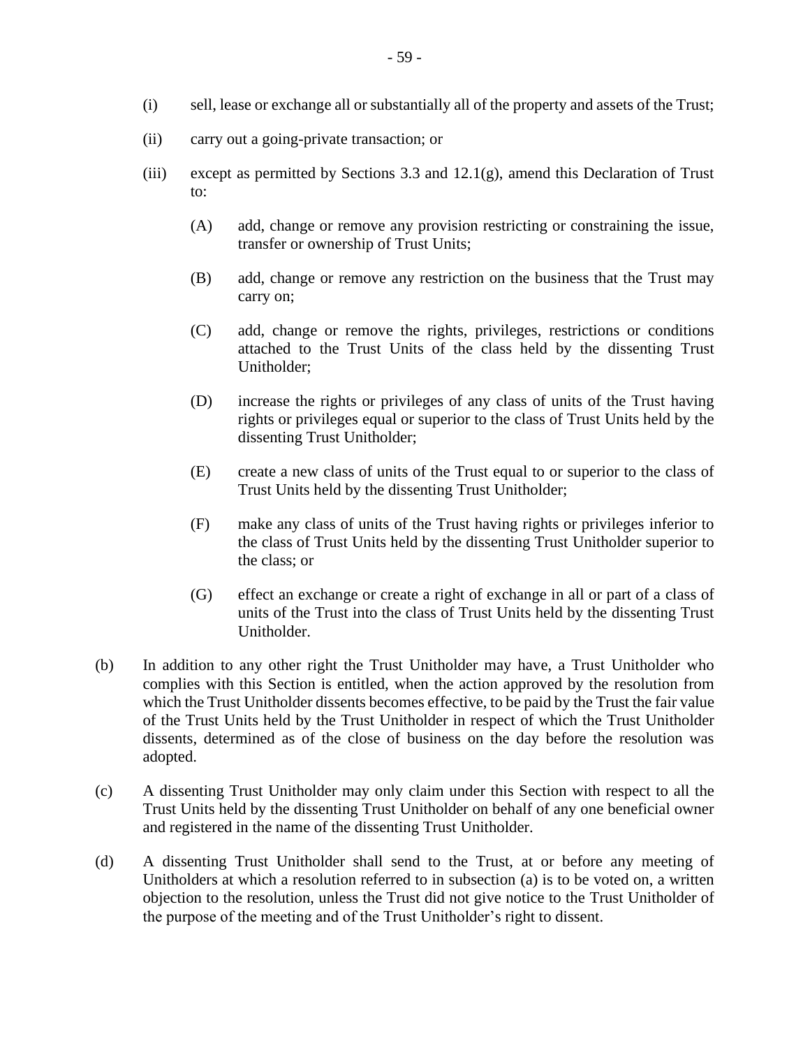(i) sell, lease or exchange all or substantially all of the property and assets of the Trust;

(ii) carry out a going-private transaction; or

(iii) except as permitted by Sections 3.3 and 12.1(g), amend this Declaration of Trust to:

  (A) add, change or remove any provision restricting or constraining the issue, transfer or ownership of Trust Units;

  (B) add, change or remove any restriction on the business that the Trust may carry on;

  (C) add, change or remove the rights, privileges, restrictions or conditions attached to the Trust Units of the class held by the dissenting Trust Unitholder;

  (D) increase the rights or privileges of any class of units of the Trust having rights or privileges equal or superior to the class of Trust Units held by the dissenting Trust Unitholder;

  (E) create a new class of units of the Trust equal to or superior to the class of Trust Units held by the dissenting Trust Unitholder;

  (F) make any class of units of the Trust having rights or privileges inferior to the class of Trust Units held by the dissenting Trust Unitholder superior to the class; or

  (G) effect an exchange or create a right of exchange in all or part of a class of units of the Trust into the class of Trust Units held by the dissenting Trust Unitholder.

(b) In addition to any other right the Trust Unitholder may have, a Trust Unitholder who complies with this Section is entitled, when the action approved by the resolution from which the Trust Unitholder dissents becomes effective, to be paid by the Trust the fair value of the Trust Units held by the Trust Unitholder in respect of which the Trust Unitholder dissents, determined as of the close of business on the day before the resolution was adopted.

(c) A dissenting Trust Unitholder may only claim under this Section with respect to all the Trust Units held by the dissenting Trust Unitholder on behalf of any one beneficial owner and registered in the name of the dissenting Trust Unitholder.

(d) A dissenting Trust Unitholder shall send to the Trust, at or before any meeting of Unitholders at which a resolution referred to in subsection (a) is to be voted on, a written objection to the resolution, unless the Trust did not give notice to the Trust Unitholder of the purpose of the meeting and of the Trust Unitholder's right to dissent.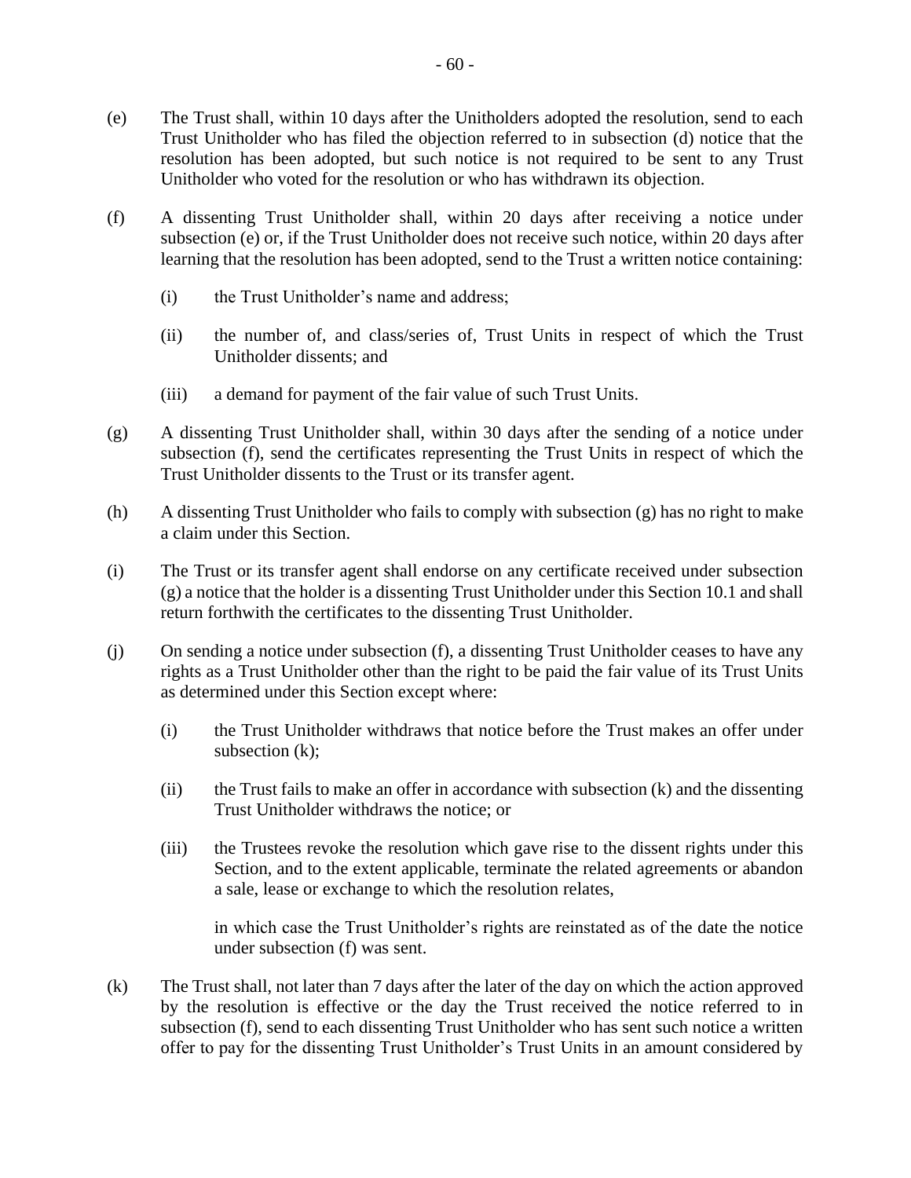(e) The Trust shall, within 10 days after the Unitholders adopted the resolution, send to each Trust Unitholder who has filed the objection referred to in subsection (d) notice that the resolution has been adopted, but such notice is not required to be sent to any Trust Unitholder who voted for the resolution or who has withdrawn its objection.

(f) A dissenting Trust Unitholder shall, within 20 days after receiving a notice under subsection (e) or, if the Trust Unitholder does not receive such notice, within 20 days after learning that the resolution has been adopted, send to the Trust a written notice containing:

(i) the Trust Unitholder's name and address;

(ii) the number of, and class/series of, Trust Units in respect of which the Trust Unitholder dissents; and

(iii) a demand for payment of the fair value of such Trust Units.

(g) A dissenting Trust Unitholder shall, within 30 days after the sending of a notice under subsection (f), send the certificates representing the Trust Units in respect of which the Trust Unitholder dissents to the Trust or its transfer agent.

(h) A dissenting Trust Unitholder who fails to comply with subsection (g) has no right to make a claim under this Section.

(i) The Trust or its transfer agent shall endorse on any certificate received under subsection (g) a notice that the holder is a dissenting Trust Unitholder under this Section 10.1 and shall return forthwith the certificates to the dissenting Trust Unitholder.

(j) On sending a notice under subsection (f), a dissenting Trust Unitholder ceases to have any rights as a Trust Unitholder other than the right to be paid the fair value of its Trust Units as determined under this Section except where:

(i) the Trust Unitholder withdraws that notice before the Trust makes an offer under subsection (k);

(ii) the Trust fails to make an offer in accordance with subsection (k) and the dissenting Trust Unitholder withdraws the notice; or

(iii) the Trustees revoke the resolution which gave rise to the dissent rights under this Section, and to the extent applicable, terminate the related agreements or abandon a sale, lease or exchange to which the resolution relates,

in which case the Trust Unitholder's rights are reinstated as of the date the notice under subsection (f) was sent.

(k) The Trust shall, not later than 7 days after the later of the day on which the action approved by the resolution is effective or the day the Trust received the notice referred to in subsection (f), send to each dissenting Trust Unitholder who has sent such notice a written offer to pay for the dissenting Trust Unitholder's Trust Units in an amount considered by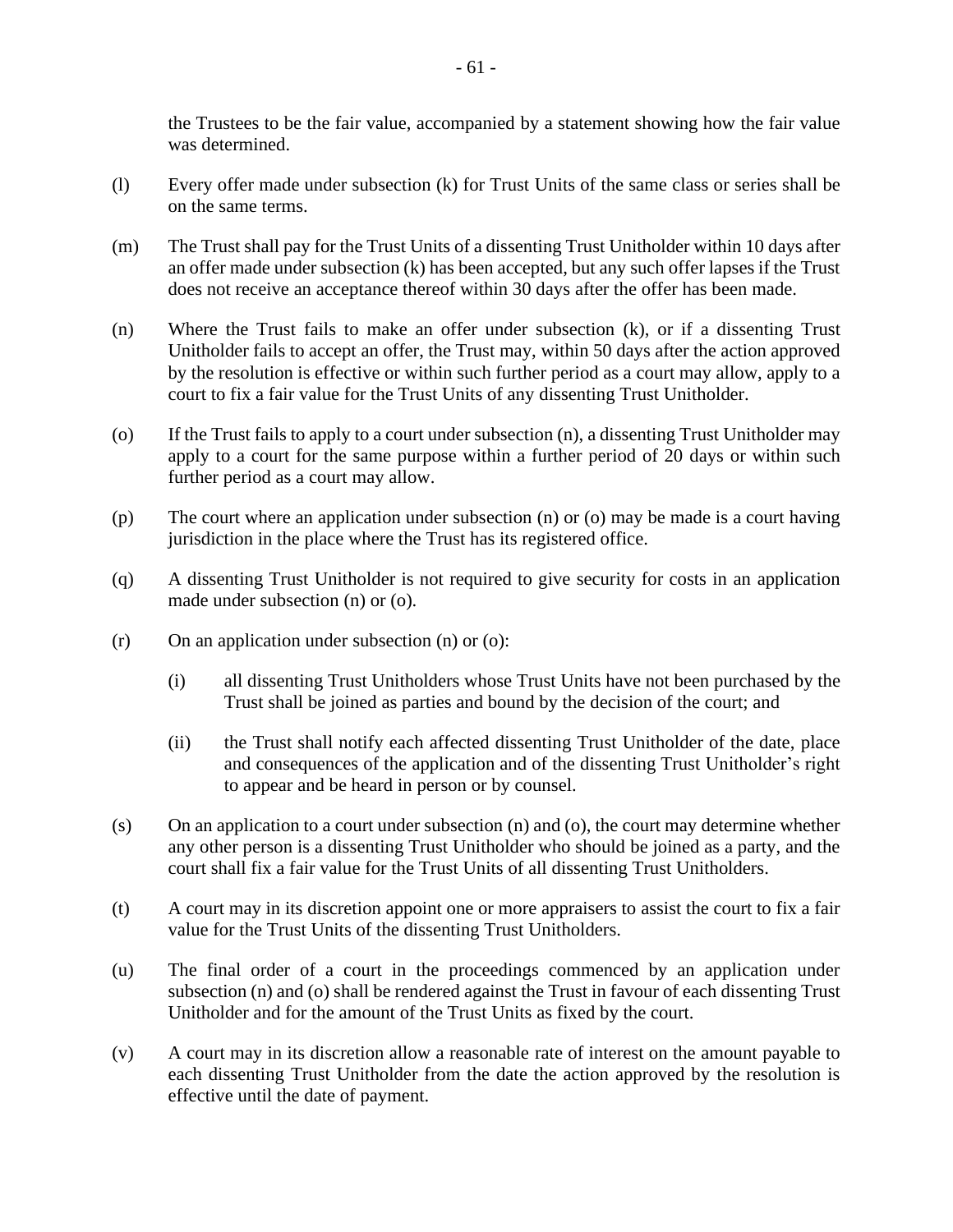the Trustees to be the fair value, accompanied by a statement showing how the fair value was determined.

(l) Every offer made under subsection (k) for Trust Units of the same class or series shall be on the same terms.

(m) The Trust shall pay for the Trust Units of a dissenting Trust Unitholder within 10 days after an offer made under subsection (k) has been accepted, but any such offer lapses if the Trust does not receive an acceptance thereof within 30 days after the offer has been made.

(n) Where the Trust fails to make an offer under subsection (k), or if a dissenting Trust Unitholder fails to accept an offer, the Trust may, within 50 days after the action approved by the resolution is effective or within such further period as a court may allow, apply to a court to fix a fair value for the Trust Units of any dissenting Trust Unitholder.

(o) If the Trust fails to apply to a court under subsection (n), a dissenting Trust Unitholder may apply to a court for the same purpose within a further period of 20 days or within such further period as a court may allow.

(p) The court where an application under subsection (n) or (o) may be made is a court having jurisdiction in the place where the Trust has its registered office.

(q) A dissenting Trust Unitholder is not required to give security for costs in an application made under subsection (n) or (o).

(r) On an application under subsection (n) or (o):

   (i) all dissenting Trust Unitholders whose Trust Units have not been purchased by the Trust shall be joined as parties and bound by the decision of the court; and

   (ii) the Trust shall notify each affected dissenting Trust Unitholder of the date, place and consequences of the application and of the dissenting Trust Unitholder's right to appear and be heard in person or by counsel.

(s) On an application to a court under subsection (n) and (o), the court may determine whether any other person is a dissenting Trust Unitholder who should be joined as a party, and the court shall fix a fair value for the Trust Units of all dissenting Trust Unitholders.

(t) A court may in its discretion appoint one or more appraisers to assist the court to fix a fair value for the Trust Units of the dissenting Trust Unitholders.

(u) The final order of a court in the proceedings commenced by an application under subsection (n) and (o) shall be rendered against the Trust in favour of each dissenting Trust Unitholder and for the amount of the Trust Units as fixed by the court.

(v) A court may in its discretion allow a reasonable rate of interest on the amount payable to each dissenting Trust Unitholder from the date the action approved by the resolution is effective until the date of payment.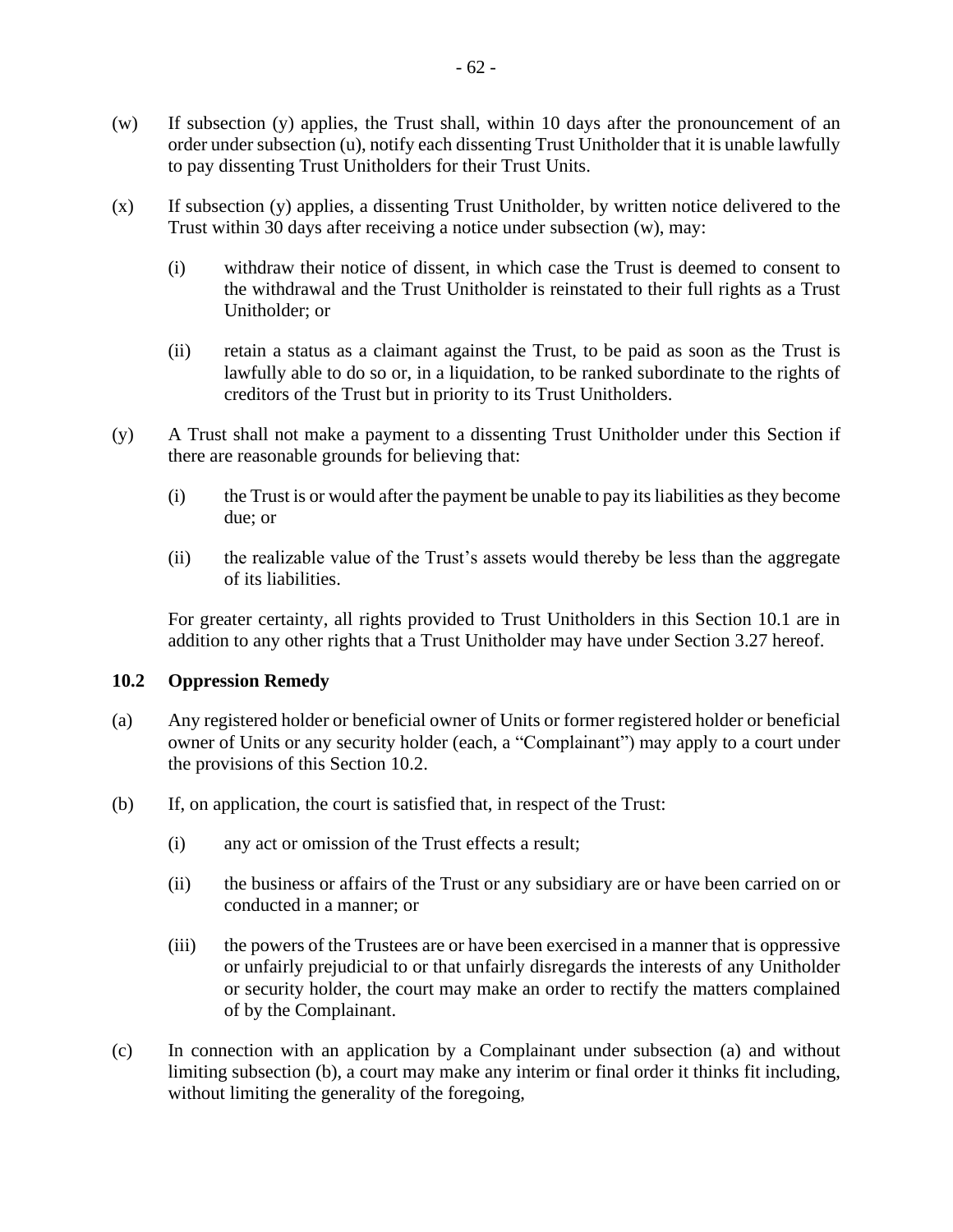(w) If subsection (y) applies, the Trust shall, within 10 days after the pronouncement of an order under subsection (u), notify each dissenting Trust Unitholder that it is unable lawfully to pay dissenting Trust Unitholders for their Trust Units.

(x) If subsection (y) applies, a dissenting Trust Unitholder, by written notice delivered to the Trust within 30 days after receiving a notice under subsection (w), may:

(i) withdraw their notice of dissent, in which case the Trust is deemed to consent to the withdrawal and the Trust Unitholder is reinstated to their full rights as a Trust Unitholder; or

(ii) retain a status as a claimant against the Trust, to be paid as soon as the Trust is lawfully able to do so or, in a liquidation, to be ranked subordinate to the rights of creditors of the Trust but in priority to its Trust Unitholders.

(y) A Trust shall not make a payment to a dissenting Trust Unitholder under this Section if there are reasonable grounds for believing that:

(i) the Trust is or would after the payment be unable to pay its liabilities as they become due; or

(ii) the realizable value of the Trust's assets would thereby be less than the aggregate of its liabilities.

For greater certainty, all rights provided to Trust Unitholders in this Section 10.1 are in addition to any other rights that a Trust Unitholder may have under Section 3.27 hereof.

### 10.2 Oppression Remedy

(a) Any registered holder or beneficial owner of Units or former registered holder or beneficial owner of Units or any security holder (each, a "Complainant") may apply to a court under the provisions of this Section 10.2.

(b) If, on application, the court is satisfied that, in respect of the Trust:

(i) any act or omission of the Trust effects a result;

(ii) the business or affairs of the Trust or any subsidiary are or have been carried on or conducted in a manner; or

(iii) the powers of the Trustees are or have been exercised in a manner that is oppressive or unfairly prejudicial to or that unfairly disregards the interests of any Unitholder or security holder, the court may make an order to rectify the matters complained of by the Complainant.

(c) In connection with an application by a Complainant under subsection (a) and without limiting subsection (b), a court may make any interim or final order it thinks fit including, without limiting the generality of the foregoing,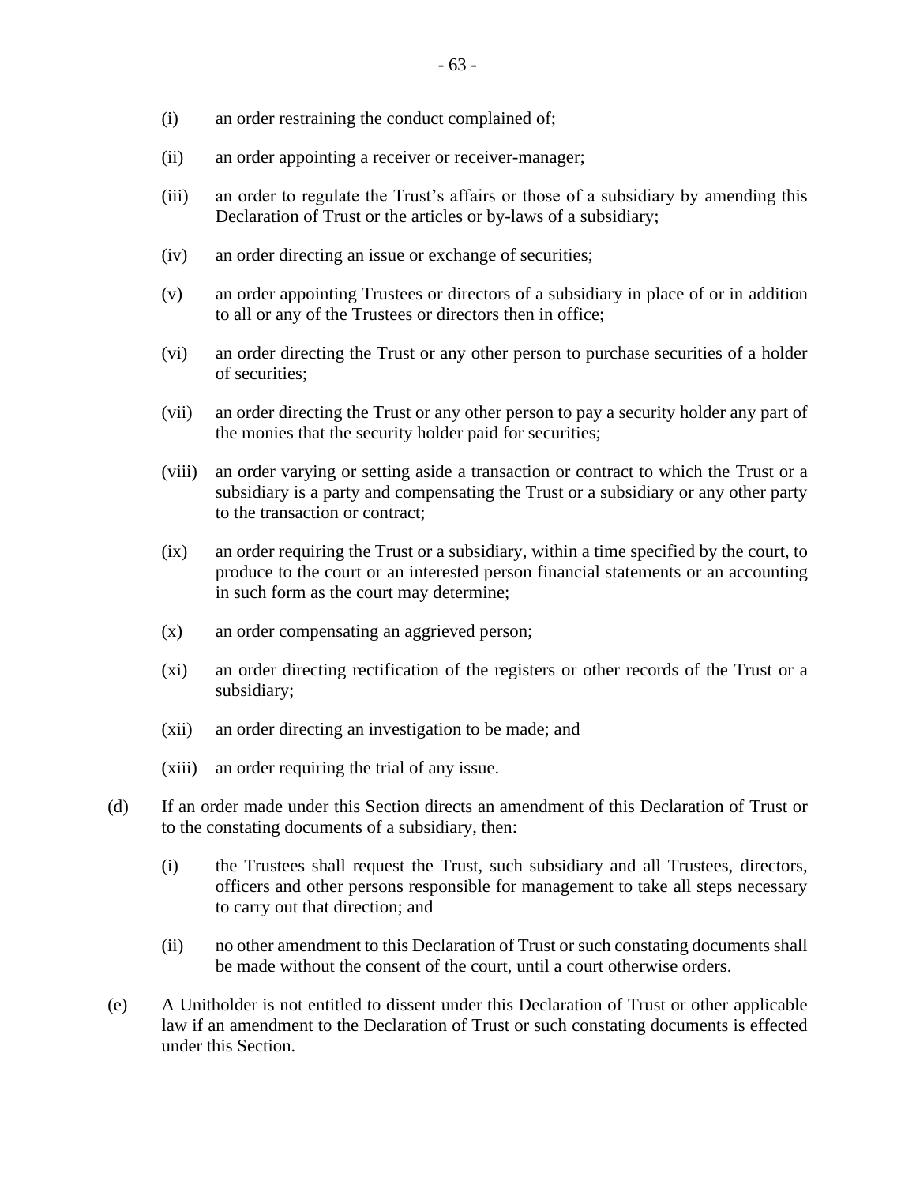(i) an order restraining the conduct complained of;

(ii) an order appointing a receiver or receiver-manager;

(iii) an order to regulate the Trust's affairs or those of a subsidiary by amending this Declaration of Trust or the articles or by-laws of a subsidiary;

(iv) an order directing an issue or exchange of securities;

(v) an order appointing Trustees or directors of a subsidiary in place of or in addition to all or any of the Trustees or directors then in office;

(vi) an order directing the Trust or any other person to purchase securities of a holder of securities;

(vii) an order directing the Trust or any other person to pay a security holder any part of the monies that the security holder paid for securities;

(viii) an order varying or setting aside a transaction or contract to which the Trust or a subsidiary is a party and compensating the Trust or a subsidiary or any other party to the transaction or contract;

(ix) an order requiring the Trust or a subsidiary, within a time specified by the court, to produce to the court or an interested person financial statements or an accounting in such form as the court may determine;

(x) an order compensating an aggrieved person;

(xi) an order directing rectification of the registers or other records of the Trust or a subsidiary;

(xii) an order directing an investigation to be made; and

(xiii) an order requiring the trial of any issue.

(d) If an order made under this Section directs an amendment of this Declaration of Trust or to the constating documents of a subsidiary, then:

(i) the Trustees shall request the Trust, such subsidiary and all Trustees, directors, officers and other persons responsible for management to take all steps necessary to carry out that direction; and

(ii) no other amendment to this Declaration of Trust or such constating documents shall be made without the consent of the court, until a court otherwise orders.

(e) A Unitholder is not entitled to dissent under this Declaration of Trust or other applicable law if an amendment to the Declaration of Trust or such constating documents is effected under this Section.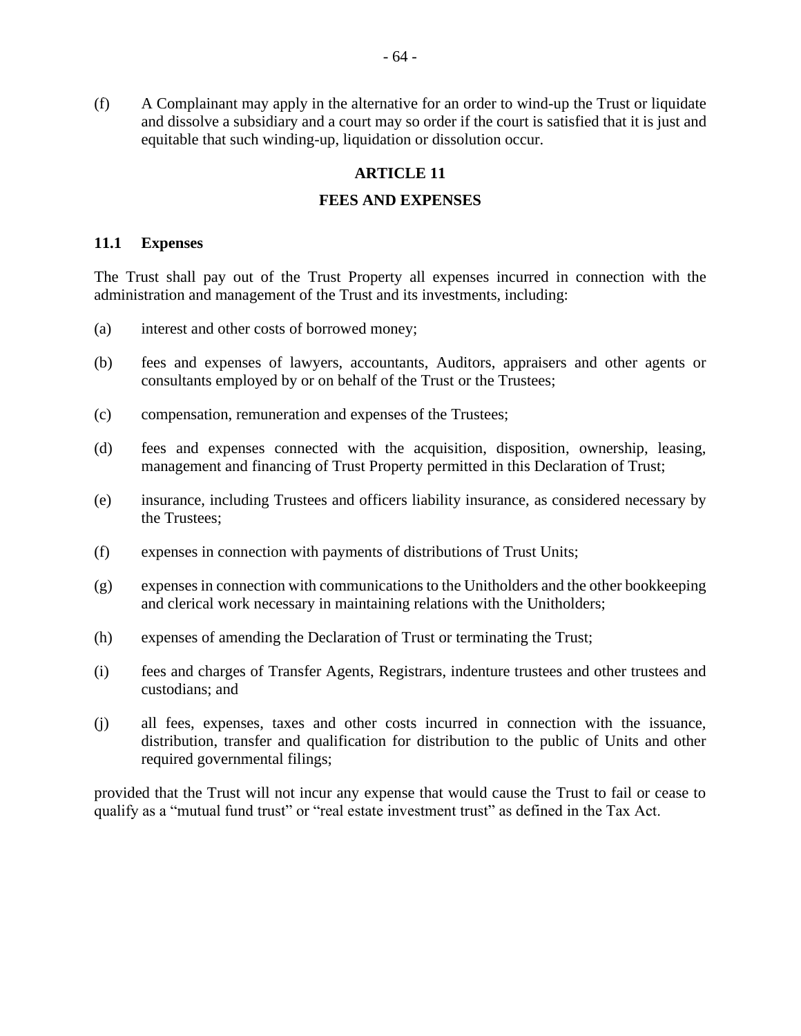(f) A Complainant may apply in the alternative for an order to wind-up the Trust or liquidate and dissolve a subsidiary and a court may so order if the court is satisfied that it is just and equitable that such winding-up, liquidation or dissolution occur.

## ARTICLE 11

## FEES AND EXPENSES

### 11.1 Expenses

The Trust shall pay out of the Trust Property all expenses incurred in connection with the administration and management of the Trust and its investments, including:

(a) interest and other costs of borrowed money;

(b) fees and expenses of lawyers, accountants, Auditors, appraisers and other agents or consultants employed by or on behalf of the Trust or the Trustees;

(c) compensation, remuneration and expenses of the Trustees;

(d) fees and expenses connected with the acquisition, disposition, ownership, leasing, management and financing of Trust Property permitted in this Declaration of Trust;

(e) insurance, including Trustees and officers liability insurance, as considered necessary by the Trustees;

(f) expenses in connection with payments of distributions of Trust Units;

(g) expenses in connection with communications to the Unitholders and the other bookkeeping and clerical work necessary in maintaining relations with the Unitholders;

(h) expenses of amending the Declaration of Trust or terminating the Trust;

(i) fees and charges of Transfer Agents, Registrars, indenture trustees and other trustees and custodians; and

(j) all fees, expenses, taxes and other costs incurred in connection with the issuance, distribution, transfer and qualification for distribution to the public of Units and other required governmental filings;

provided that the Trust will not incur any expense that would cause the Trust to fail or cease to qualify as a "mutual fund trust" or "real estate investment trust" as defined in the Tax Act.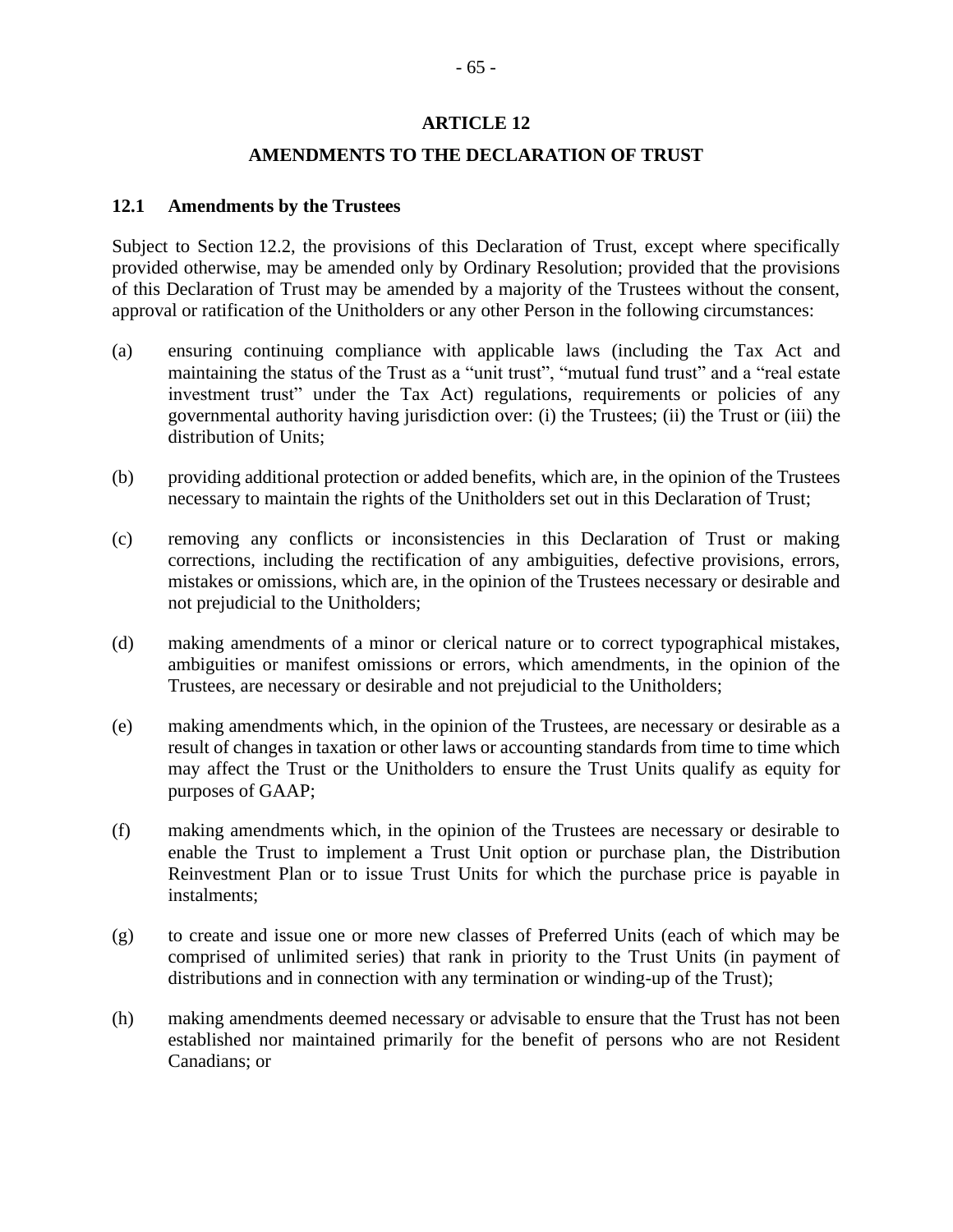## ARTICLE 12

## AMENDMENTS TO THE DECLARATION OF TRUST

### 12.1 Amendments by the Trustees

Subject to Section 12.2, the provisions of this Declaration of Trust, except where specifically provided otherwise, may be amended only by Ordinary Resolution; provided that the provisions of this Declaration of Trust may be amended by a majority of the Trustees without the consent, approval or ratification of the Unitholders or any other Person in the following circumstances:

(a) ensuring continuing compliance with applicable laws (including the Tax Act and maintaining the status of the Trust as a "unit trust", "mutual fund trust" and a "real estate investment trust" under the Tax Act) regulations, requirements or policies of any governmental authority having jurisdiction over: (i) the Trustees; (ii) the Trust or (iii) the distribution of Units;

(b) providing additional protection or added benefits, which are, in the opinion of the Trustees necessary to maintain the rights of the Unitholders set out in this Declaration of Trust;

(c) removing any conflicts or inconsistencies in this Declaration of Trust or making corrections, including the rectification of any ambiguities, defective provisions, errors, mistakes or omissions, which are, in the opinion of the Trustees necessary or desirable and not prejudicial to the Unitholders;

(d) making amendments of a minor or clerical nature or to correct typographical mistakes, ambiguities or manifest omissions or errors, which amendments, in the opinion of the Trustees, are necessary or desirable and not prejudicial to the Unitholders;

(e) making amendments which, in the opinion of the Trustees, are necessary or desirable as a result of changes in taxation or other laws or accounting standards from time to time which may affect the Trust or the Unitholders to ensure the Trust Units qualify as equity for purposes of GAAP;

(f) making amendments which, in the opinion of the Trustees are necessary or desirable to enable the Trust to implement a Trust Unit option or purchase plan, the Distribution Reinvestment Plan or to issue Trust Units for which the purchase price is payable in instalments;

(g) to create and issue one or more new classes of Preferred Units (each of which may be comprised of unlimited series) that rank in priority to the Trust Units (in payment of distributions and in connection with any termination or winding-up of the Trust);

(h) making amendments deemed necessary or advisable to ensure that the Trust has not been established nor maintained primarily for the benefit of persons who are not Resident Canadians; or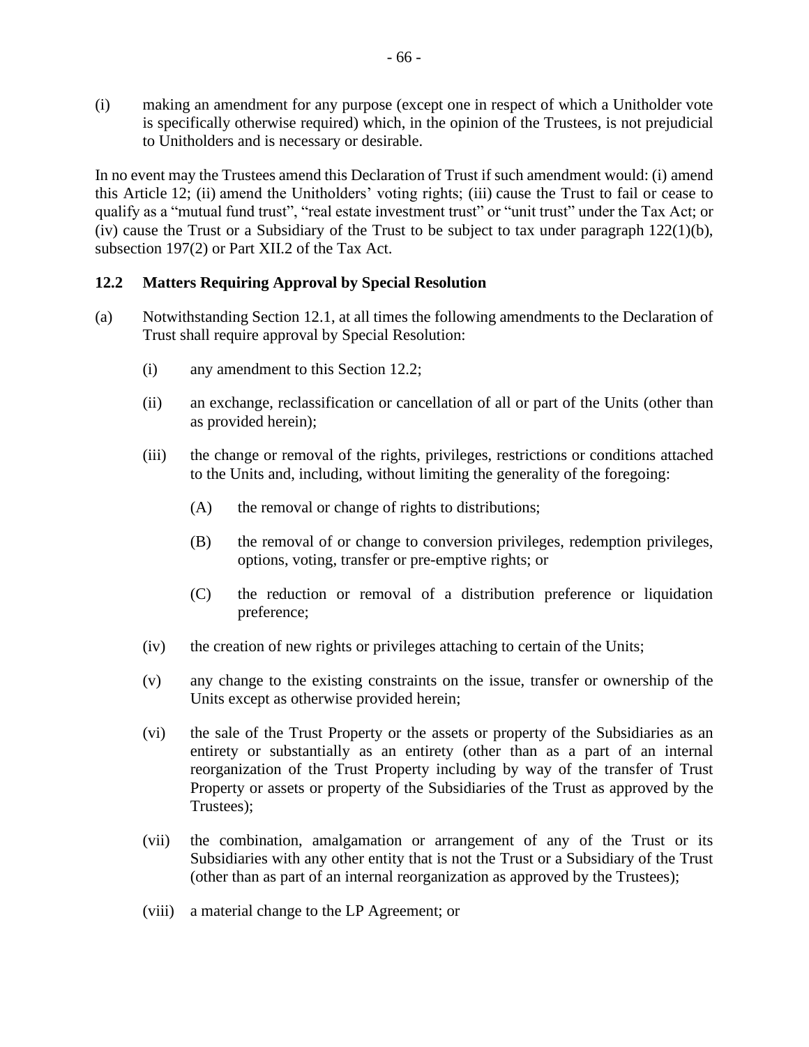(i) making an amendment for any purpose (except one in respect of which a Unitholder vote is specifically otherwise required) which, in the opinion of the Trustees, is not prejudicial to Unitholders and is necessary or desirable.

In no event may the Trustees amend this Declaration of Trust if such amendment would: (i) amend this Article 12; (ii) amend the Unitholders' voting rights; (iii) cause the Trust to fail or cease to qualify as a "mutual fund trust", "real estate investment trust" or "unit trust" under the Tax Act; or (iv) cause the Trust or a Subsidiary of the Trust to be subject to tax under paragraph 122(1)(b), subsection 197(2) or Part XII.2 of the Tax Act.

### 12.2 Matters Requiring Approval by Special Resolution

(a) Notwithstanding Section 12.1, at all times the following amendments to the Declaration of Trust shall require approval by Special Resolution:

   (i) any amendment to this Section 12.2;

   (ii) an exchange, reclassification or cancellation of all or part of the Units (other than as provided herein);

   (iii) the change or removal of the rights, privileges, restrictions or conditions attached to the Units and, including, without limiting the generality of the foregoing:

      (A) the removal or change of rights to distributions;

      (B) the removal of or change to conversion privileges, redemption privileges, options, voting, transfer or pre-emptive rights; or

      (C) the reduction or removal of a distribution preference or liquidation preference;

   (iv) the creation of new rights or privileges attaching to certain of the Units;

   (v) any change to the existing constraints on the issue, transfer or ownership of the Units except as otherwise provided herein;

   (vi) the sale of the Trust Property or the assets or property of the Subsidiaries as an entirety or substantially as an entirety (other than as a part of an internal reorganization of the Trust Property including by way of the transfer of Trust Property or assets or property of the Subsidiaries of the Trust as approved by the Trustees);

   (vii) the combination, amalgamation or arrangement of any of the Trust or its Subsidiaries with any other entity that is not the Trust or a Subsidiary of the Trust (other than as part of an internal reorganization as approved by the Trustees);

   (viii) a material change to the LP Agreement; or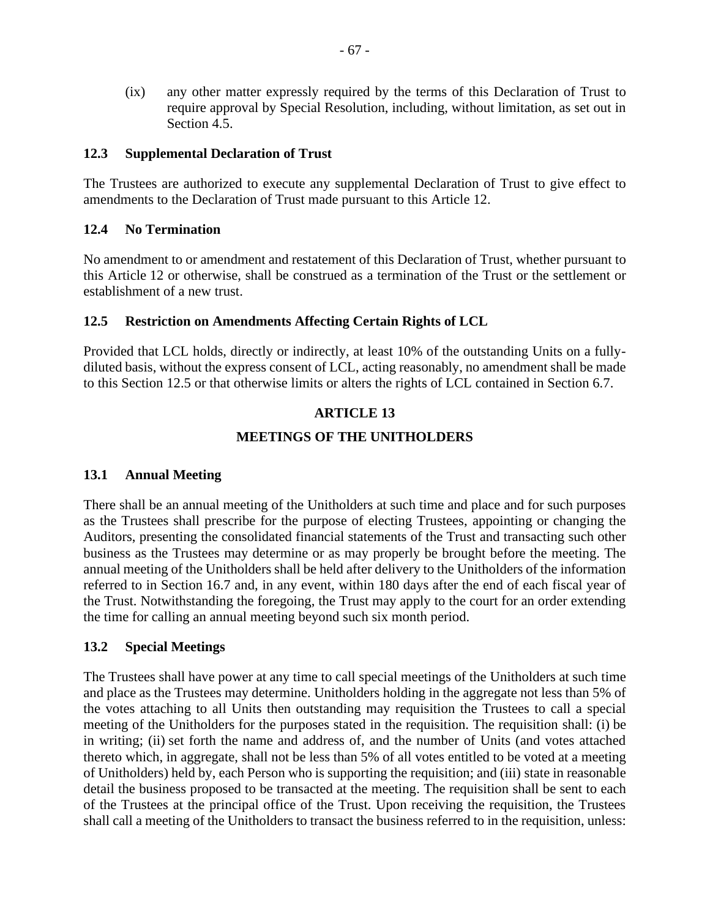(ix) any other matter expressly required by the terms of this Declaration of Trust to require approval by Special Resolution, including, without limitation, as set out in Section 4.5.

### 12.3 Supplemental Declaration of Trust

The Trustees are authorized to execute any supplemental Declaration of Trust to give effect to amendments to the Declaration of Trust made pursuant to this Article 12.

### 12.4 No Termination

No amendment to or amendment and restatement of this Declaration of Trust, whether pursuant to this Article 12 or otherwise, shall be construed as a termination of the Trust or the settlement or establishment of a new trust.

### 12.5 Restriction on Amendments Affecting Certain Rights of LCL

Provided that LCL holds, directly or indirectly, at least 10% of the outstanding Units on a fully-diluted basis, without the express consent of LCL, acting reasonably, no amendment shall be made to this Section 12.5 or that otherwise limits or alters the rights of LCL contained in Section 6.7.

## ARTICLE 13

## MEETINGS OF THE UNITHOLDERS

### 13.1 Annual Meeting

There shall be an annual meeting of the Unitholders at such time and place and for such purposes as the Trustees shall prescribe for the purpose of electing Trustees, appointing or changing the Auditors, presenting the consolidated financial statements of the Trust and transacting such other business as the Trustees may determine or as may properly be brought before the meeting. The annual meeting of the Unitholders shall be held after delivery to the Unitholders of the information referred to in Section 16.7 and, in any event, within 180 days after the end of each fiscal year of the Trust. Notwithstanding the foregoing, the Trust may apply to the court for an order extending the time for calling an annual meeting beyond such six month period.

### 13.2 Special Meetings

The Trustees shall have power at any time to call special meetings of the Unitholders at such time and place as the Trustees may determine. Unitholders holding in the aggregate not less than 5% of the votes attaching to all Units then outstanding may requisition the Trustees to call a special meeting of the Unitholders for the purposes stated in the requisition. The requisition shall: (i) be in writing; (ii) set forth the name and address of, and the number of Units (and votes attached thereto which, in aggregate, shall not be less than 5% of all votes entitled to be voted at a meeting of Unitholders) held by, each Person who is supporting the requisition; and (iii) state in reasonable detail the business proposed to be transacted at the meeting. The requisition shall be sent to each of the Trustees at the principal office of the Trust. Upon receiving the requisition, the Trustees shall call a meeting of the Unitholders to transact the business referred to in the requisition, unless: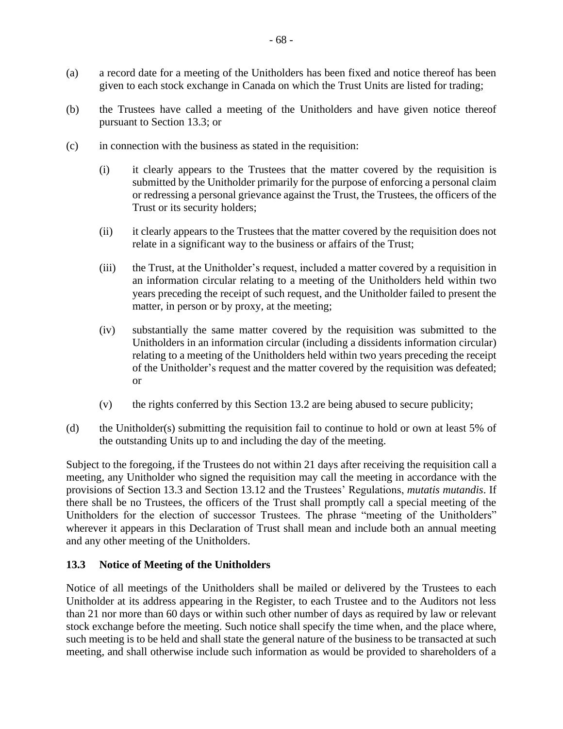(a) a record date for a meeting of the Unitholders has been fixed and notice thereof has been given to each stock exchange in Canada on which the Trust Units are listed for trading;

(b) the Trustees have called a meeting of the Unitholders and have given notice thereof pursuant to Section 13.3; or

(c) in connection with the business as stated in the requisition:

  (i) it clearly appears to the Trustees that the matter covered by the requisition is submitted by the Unitholder primarily for the purpose of enforcing a personal claim or redressing a personal grievance against the Trust, the Trustees, the officers of the Trust or its security holders;

  (ii) it clearly appears to the Trustees that the matter covered by the requisition does not relate in a significant way to the business or affairs of the Trust;

  (iii) the Trust, at the Unitholder's request, included a matter covered by a requisition in an information circular relating to a meeting of the Unitholders held within two years preceding the receipt of such request, and the Unitholder failed to present the matter, in person or by proxy, at the meeting;

  (iv) substantially the same matter covered by the requisition was submitted to the Unitholders in an information circular (including a dissidents information circular) relating to a meeting of the Unitholders held within two years preceding the receipt of the Unitholder's request and the matter covered by the requisition was defeated; or

  (v) the rights conferred by this Section 13.2 are being abused to secure publicity;

(d) the Unitholder(s) submitting the requisition fail to continue to hold or own at least 5% of the outstanding Units up to and including the day of the meeting.

Subject to the foregoing, if the Trustees do not within 21 days after receiving the requisition call a meeting, any Unitholder who signed the requisition may call the meeting in accordance with the provisions of Section 13.3 and Section 13.12 and the Trustees' Regulations, *mutatis mutandis*. If there shall be no Trustees, the officers of the Trust shall promptly call a special meeting of the Unitholders for the election of successor Trustees. The phrase "meeting of the Unitholders" wherever it appears in this Declaration of Trust shall mean and include both an annual meeting and any other meeting of the Unitholders.

### 13.3 Notice of Meeting of the Unitholders

Notice of all meetings of the Unitholders shall be mailed or delivered by the Trustees to each Unitholder at its address appearing in the Register, to each Trustee and to the Auditors not less than 21 nor more than 60 days or within such other number of days as required by law or relevant stock exchange before the meeting. Such notice shall specify the time when, and the place where, such meeting is to be held and shall state the general nature of the business to be transacted at such meeting, and shall otherwise include such information as would be provided to shareholders of a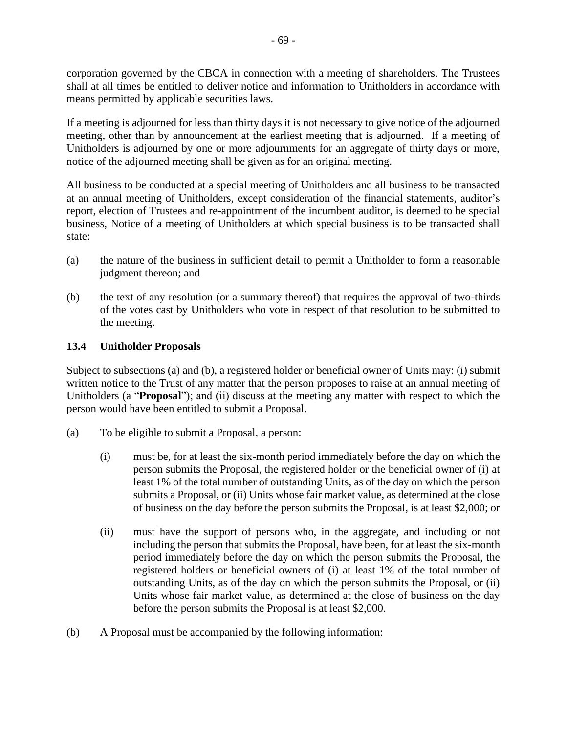corporation governed by the CBCA in connection with a meeting of shareholders. The Trustees shall at all times be entitled to deliver notice and information to Unitholders in accordance with means permitted by applicable securities laws.

If a meeting is adjourned for less than thirty days it is not necessary to give notice of the adjourned meeting, other than by announcement at the earliest meeting that is adjourned. If a meeting of Unitholders is adjourned by one or more adjournments for an aggregate of thirty days or more, notice of the adjourned meeting shall be given as for an original meeting.

All business to be conducted at a special meeting of Unitholders and all business to be transacted at an annual meeting of Unitholders, except consideration of the financial statements, auditor's report, election of Trustees and re-appointment of the incumbent auditor, is deemed to be special business, Notice of a meeting of Unitholders at which special business is to be transacted shall state:

(a) the nature of the business in sufficient detail to permit a Unitholder to form a reasonable judgment thereon; and

(b) the text of any resolution (or a summary thereof) that requires the approval of two-thirds of the votes cast by Unitholders who vote in respect of that resolution to be submitted to the meeting.

### 13.4 Unitholder Proposals

Subject to subsections (a) and (b), a registered holder or beneficial owner of Units may: (i) submit written notice to the Trust of any matter that the person proposes to raise at an annual meeting of Unitholders (a "**Proposal**"); and (ii) discuss at the meeting any matter with respect to which the person would have been entitled to submit a Proposal.

(a) To be eligible to submit a Proposal, a person:

  (i) must be, for at least the six-month period immediately before the day on which the person submits the Proposal, the registered holder or the beneficial owner of (i) at least 1% of the total number of outstanding Units, as of the day on which the person submits a Proposal, or (ii) Units whose fair market value, as determined at the close of business on the day before the person submits the Proposal, is at least $2,000; or

  (ii) must have the support of persons who, in the aggregate, and including or not including the person that submits the Proposal, have been, for at least the six-month period immediately before the day on which the person submits the Proposal, the registered holders or beneficial owners of (i) at least 1% of the total number of outstanding Units, as of the day on which the person submits the Proposal, or (ii) Units whose fair market value, as determined at the close of business on the day before the person submits the Proposal is at least $2,000.

(b) A Proposal must be accompanied by the following information: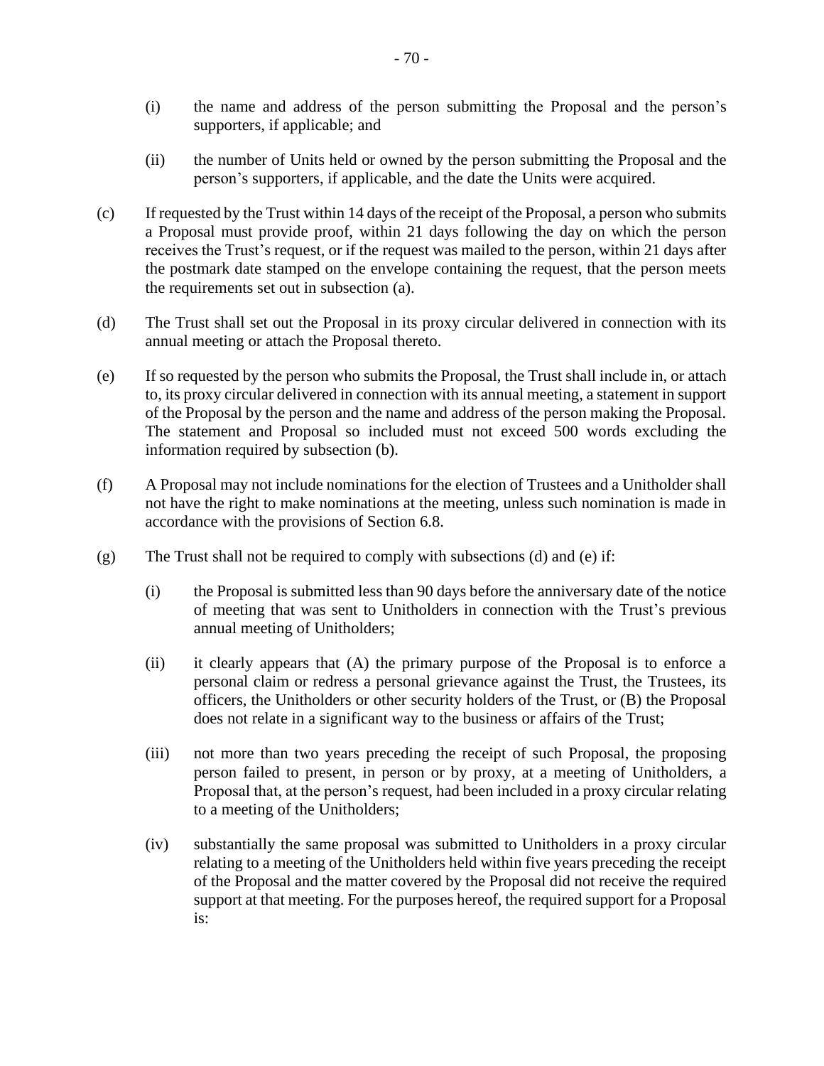(i) the name and address of the person submitting the Proposal and the person's supporters, if applicable; and

(ii) the number of Units held or owned by the person submitting the Proposal and the person's supporters, if applicable, and the date the Units were acquired.

(c) If requested by the Trust within 14 days of the receipt of the Proposal, a person who submits a Proposal must provide proof, within 21 days following the day on which the person receives the Trust's request, or if the request was mailed to the person, within 21 days after the postmark date stamped on the envelope containing the request, that the person meets the requirements set out in subsection (a).

(d) The Trust shall set out the Proposal in its proxy circular delivered in connection with its annual meeting or attach the Proposal thereto.

(e) If so requested by the person who submits the Proposal, the Trust shall include in, or attach to, its proxy circular delivered in connection with its annual meeting, a statement in support of the Proposal by the person and the name and address of the person making the Proposal. The statement and Proposal so included must not exceed 500 words excluding the information required by subsection (b).

(f) A Proposal may not include nominations for the election of Trustees and a Unitholder shall not have the right to make nominations at the meeting, unless such nomination is made in accordance with the provisions of Section 6.8.

(g) The Trust shall not be required to comply with subsections (d) and (e) if:

(i) the Proposal is submitted less than 90 days before the anniversary date of the notice of meeting that was sent to Unitholders in connection with the Trust's previous annual meeting of Unitholders;

(ii) it clearly appears that (A) the primary purpose of the Proposal is to enforce a personal claim or redress a personal grievance against the Trust, the Trustees, its officers, the Unitholders or other security holders of the Trust, or (B) the Proposal does not relate in a significant way to the business or affairs of the Trust;

(iii) not more than two years preceding the receipt of such Proposal, the proposing person failed to present, in person or by proxy, at a meeting of Unitholders, a Proposal that, at the person's request, had been included in a proxy circular relating to a meeting of the Unitholders;

(iv) substantially the same proposal was submitted to Unitholders in a proxy circular relating to a meeting of the Unitholders held within five years preceding the receipt of the Proposal and the matter covered by the Proposal did not receive the required support at that meeting. For the purposes hereof, the required support for a Proposal is: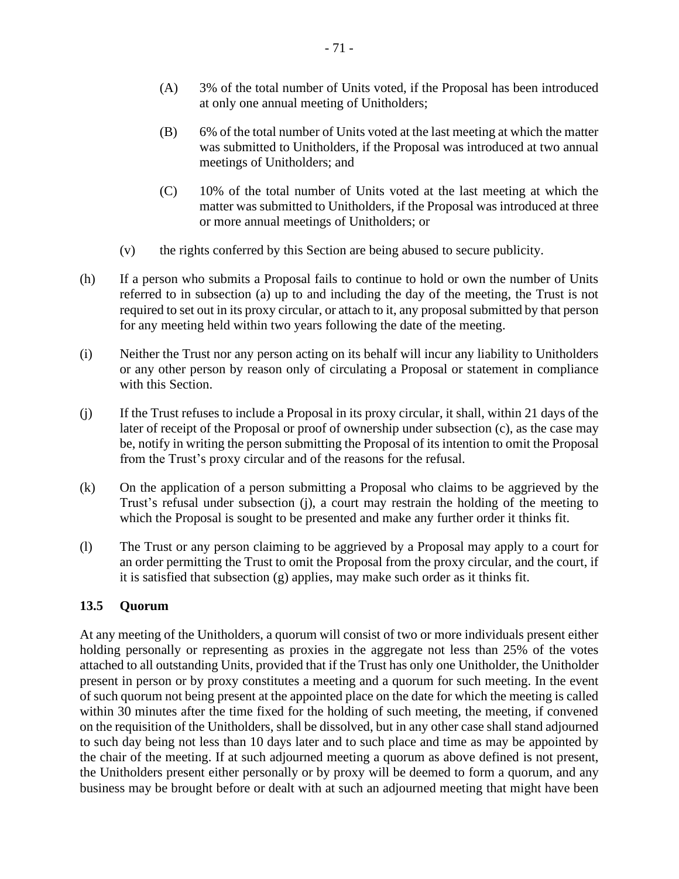(A) 3% of the total number of Units voted, if the Proposal has been introduced at only one annual meeting of Unitholders;

(B) 6% of the total number of Units voted at the last meeting at which the matter was submitted to Unitholders, if the Proposal was introduced at two annual meetings of Unitholders; and

(C) 10% of the total number of Units voted at the last meeting at which the matter was submitted to Unitholders, if the Proposal was introduced at three or more annual meetings of Unitholders; or

(v) the rights conferred by this Section are being abused to secure publicity.

(h) If a person who submits a Proposal fails to continue to hold or own the number of Units referred to in subsection (a) up to and including the day of the meeting, the Trust is not required to set out in its proxy circular, or attach to it, any proposal submitted by that person for any meeting held within two years following the date of the meeting.

(i) Neither the Trust nor any person acting on its behalf will incur any liability to Unitholders or any other person by reason only of circulating a Proposal or statement in compliance with this Section.

(j) If the Trust refuses to include a Proposal in its proxy circular, it shall, within 21 days of the later of receipt of the Proposal or proof of ownership under subsection (c), as the case may be, notify in writing the person submitting the Proposal of its intention to omit the Proposal from the Trust's proxy circular and of the reasons for the refusal.

(k) On the application of a person submitting a Proposal who claims to be aggrieved by the Trust's refusal under subsection (j), a court may restrain the holding of the meeting to which the Proposal is sought to be presented and make any further order it thinks fit.

(l) The Trust or any person claiming to be aggrieved by a Proposal may apply to a court for an order permitting the Trust to omit the Proposal from the proxy circular, and the court, if it is satisfied that subsection (g) applies, may make such order as it thinks fit.

### 13.5 Quorum

At any meeting of the Unitholders, a quorum will consist of two or more individuals present either holding personally or representing as proxies in the aggregate not less than 25% of the votes attached to all outstanding Units, provided that if the Trust has only one Unitholder, the Unitholder present in person or by proxy constitutes a meeting and a quorum for such meeting. In the event of such quorum not being present at the appointed place on the date for which the meeting is called within 30 minutes after the time fixed for the holding of such meeting, the meeting, if convened on the requisition of the Unitholders, shall be dissolved, but in any other case shall stand adjourned to such day being not less than 10 days later and to such place and time as may be appointed by the chair of the meeting. If at such adjourned meeting a quorum as above defined is not present, the Unitholders present either personally or by proxy will be deemed to form a quorum, and any business may be brought before or dealt with at such an adjourned meeting that might have been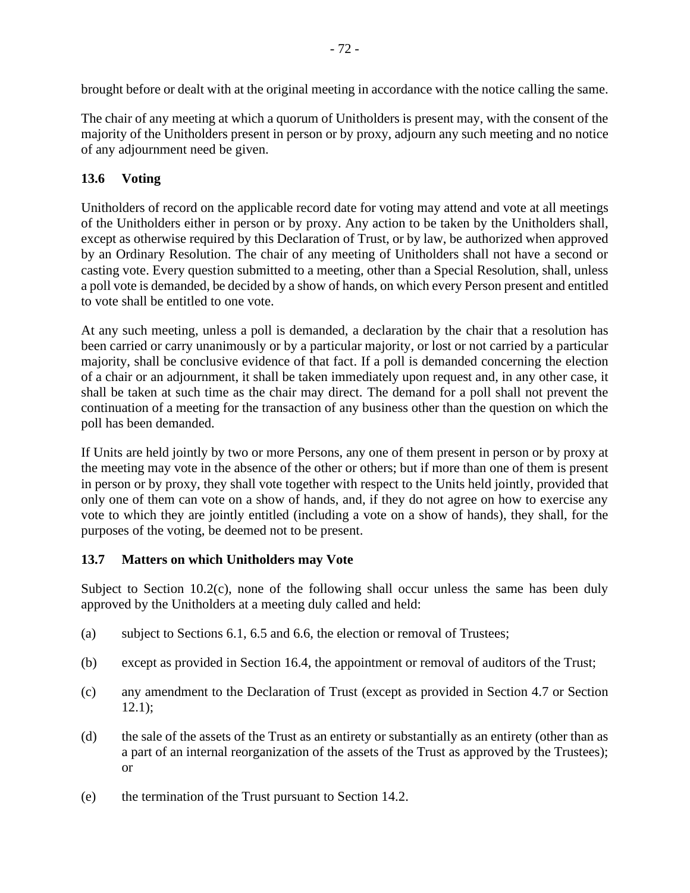brought before or dealt with at the original meeting in accordance with the notice calling the same.

The chair of any meeting at which a quorum of Unitholders is present may, with the consent of the majority of the Unitholders present in person or by proxy, adjourn any such meeting and no notice of any adjournment need be given.

### 13.6 Voting

Unitholders of record on the applicable record date for voting may attend and vote at all meetings of the Unitholders either in person or by proxy. Any action to be taken by the Unitholders shall, except as otherwise required by this Declaration of Trust, or by law, be authorized when approved by an Ordinary Resolution. The chair of any meeting of Unitholders shall not have a second or casting vote. Every question submitted to a meeting, other than a Special Resolution, shall, unless a poll vote is demanded, be decided by a show of hands, on which every Person present and entitled to vote shall be entitled to one vote.

At any such meeting, unless a poll is demanded, a declaration by the chair that a resolution has been carried or carry unanimously or by a particular majority, or lost or not carried by a particular majority, shall be conclusive evidence of that fact. If a poll is demanded concerning the election of a chair or an adjournment, it shall be taken immediately upon request and, in any other case, it shall be taken at such time as the chair may direct. The demand for a poll shall not prevent the continuation of a meeting for the transaction of any business other than the question on which the poll has been demanded.

If Units are held jointly by two or more Persons, any one of them present in person or by proxy at the meeting may vote in the absence of the other or others; but if more than one of them is present in person or by proxy, they shall vote together with respect to the Units held jointly, provided that only one of them can vote on a show of hands, and, if they do not agree on how to exercise any vote to which they are jointly entitled (including a vote on a show of hands), they shall, for the purposes of the voting, be deemed not to be present.

### 13.7 Matters on which Unitholders may Vote

Subject to Section 10.2(c), none of the following shall occur unless the same has been duly approved by the Unitholders at a meeting duly called and held:

(a) subject to Sections 6.1, 6.5 and 6.6, the election or removal of Trustees;

(b) except as provided in Section 16.4, the appointment or removal of auditors of the Trust;

(c) any amendment to the Declaration of Trust (except as provided in Section 4.7 or Section 12.1);

(d) the sale of the assets of the Trust as an entirety or substantially as an entirety (other than as a part of an internal reorganization of the assets of the Trust as approved by the Trustees); or

(e) the termination of the Trust pursuant to Section 14.2.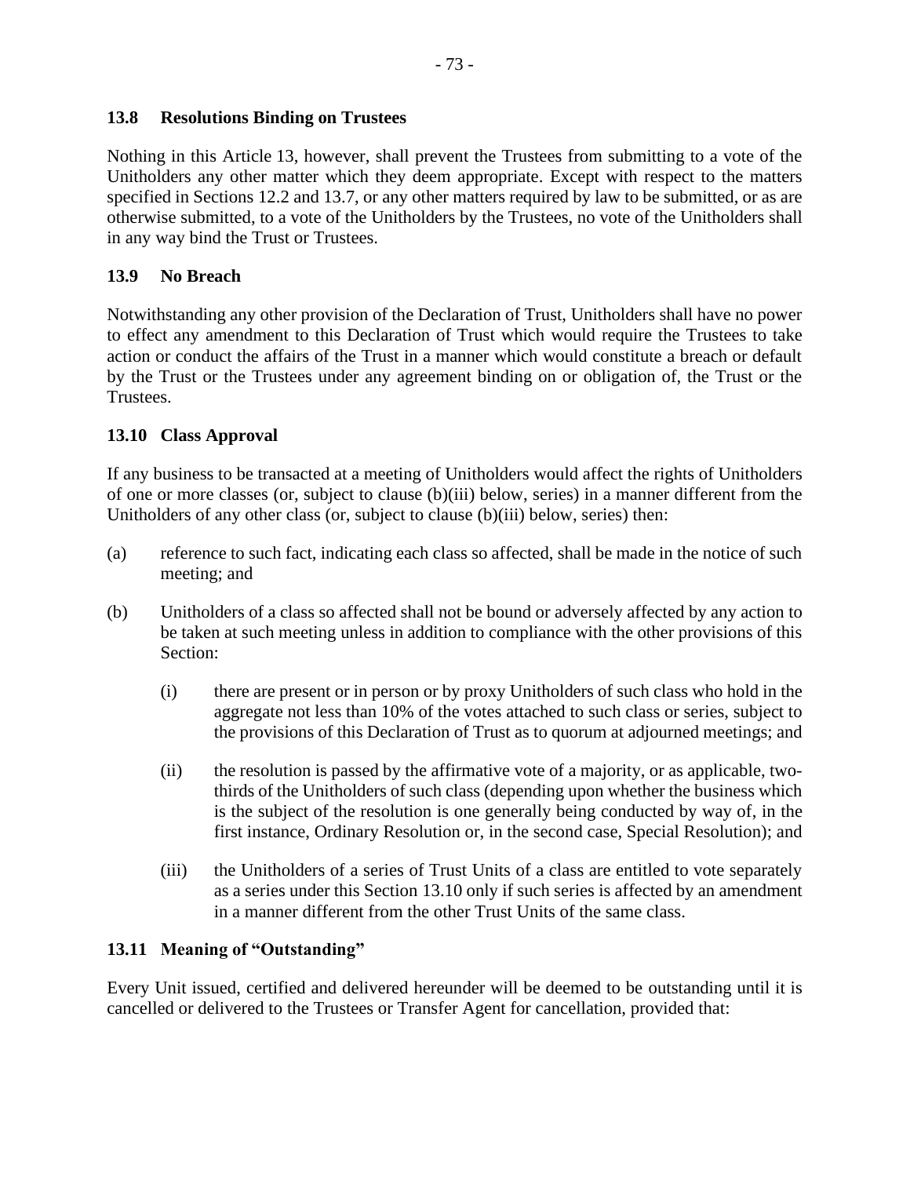### 13.8 Resolutions Binding on Trustees

Nothing in this Article 13, however, shall prevent the Trustees from submitting to a vote of the Unitholders any other matter which they deem appropriate. Except with respect to the matters specified in Sections 12.2 and 13.7, or any other matters required by law to be submitted, or as are otherwise submitted, to a vote of the Unitholders by the Trustees, no vote of the Unitholders shall in any way bind the Trust or Trustees.

### 13.9 No Breach

Notwithstanding any other provision of the Declaration of Trust, Unitholders shall have no power to effect any amendment to this Declaration of Trust which would require the Trustees to take action or conduct the affairs of the Trust in a manner which would constitute a breach or default by the Trust or the Trustees under any agreement binding on or obligation of, the Trust or the Trustees.

### 13.10 Class Approval

If any business to be transacted at a meeting of Unitholders would affect the rights of Unitholders of one or more classes (or, subject to clause (b)(iii) below, series) in a manner different from the Unitholders of any other class (or, subject to clause (b)(iii) below, series) then:

(a) reference to such fact, indicating each class so affected, shall be made in the notice of such meeting; and

(b) Unitholders of a class so affected shall not be bound or adversely affected by any action to be taken at such meeting unless in addition to compliance with the other provisions of this Section:

   (i) there are present or in person or by proxy Unitholders of such class who hold in the aggregate not less than 10% of the votes attached to such class or series, subject to the provisions of this Declaration of Trust as to quorum at adjourned meetings; and

   (ii) the resolution is passed by the affirmative vote of a majority, or as applicable, two-thirds of the Unitholders of such class (depending upon whether the business which is the subject of the resolution is one generally being conducted by way of, in the first instance, Ordinary Resolution or, in the second case, Special Resolution); and

   (iii) the Unitholders of a series of Trust Units of a class are entitled to vote separately as a series under this Section 13.10 only if such series is affected by an amendment in a manner different from the other Trust Units of the same class.

### 13.11 Meaning of "Outstanding"

Every Unit issued, certified and delivered hereunder will be deemed to be outstanding until it is cancelled or delivered to the Trustees or Transfer Agent for cancellation, provided that: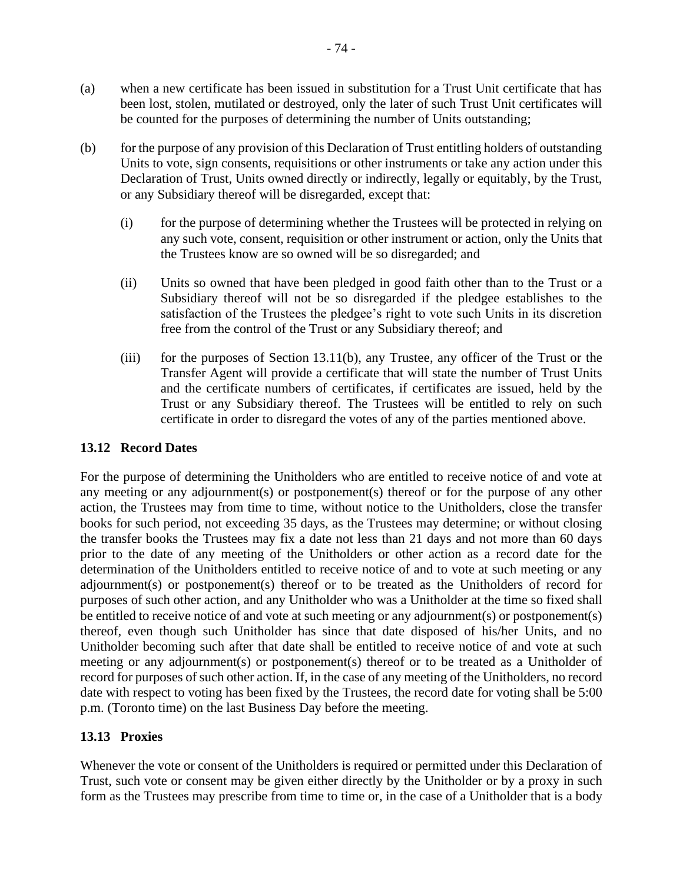(a) when a new certificate has been issued in substitution for a Trust Unit certificate that has been lost, stolen, mutilated or destroyed, only the later of such Trust Unit certificates will be counted for the purposes of determining the number of Units outstanding;

(b) for the purpose of any provision of this Declaration of Trust entitling holders of outstanding Units to vote, sign consents, requisitions or other instruments or take any action under this Declaration of Trust, Units owned directly or indirectly, legally or equitably, by the Trust, or any Subsidiary thereof will be disregarded, except that:

   (i) for the purpose of determining whether the Trustees will be protected in relying on any such vote, consent, requisition or other instrument or action, only the Units that the Trustees know are so owned will be so disregarded; and

   (ii) Units so owned that have been pledged in good faith other than to the Trust or a Subsidiary thereof will not be so disregarded if the pledgee establishes to the satisfaction of the Trustees the pledgee's right to vote such Units in its discretion free from the control of the Trust or any Subsidiary thereof; and

   (iii) for the purposes of Section 13.11(b), any Trustee, any officer of the Trust or the Transfer Agent will provide a certificate that will state the number of Trust Units and the certificate numbers of certificates, if certificates are issued, held by the Trust or any Subsidiary thereof. The Trustees will be entitled to rely on such certificate in order to disregard the votes of any of the parties mentioned above.

### 13.12 Record Dates

For the purpose of determining the Unitholders who are entitled to receive notice of and vote at any meeting or any adjournment(s) or postponement(s) thereof or for the purpose of any other action, the Trustees may from time to time, without notice to the Unitholders, close the transfer books for such period, not exceeding 35 days, as the Trustees may determine; or without closing the transfer books the Trustees may fix a date not less than 21 days and not more than 60 days prior to the date of any meeting of the Unitholders or other action as a record date for the determination of the Unitholders entitled to receive notice of and to vote at such meeting or any adjournment(s) or postponement(s) thereof or to be treated as the Unitholders of record for purposes of such other action, and any Unitholder who was a Unitholder at the time so fixed shall be entitled to receive notice of and vote at such meeting or any adjournment(s) or postponement(s) thereof, even though such Unitholder has since that date disposed of his/her Units, and no Unitholder becoming such after that date shall be entitled to receive notice of and vote at such meeting or any adjournment(s) or postponement(s) thereof or to be treated as a Unitholder of record for purposes of such other action. If, in the case of any meeting of the Unitholders, no record date with respect to voting has been fixed by the Trustees, the record date for voting shall be 5:00 p.m. (Toronto time) on the last Business Day before the meeting.

### 13.13 Proxies

Whenever the vote or consent of the Unitholders is required or permitted under this Declaration of Trust, such vote or consent may be given either directly by the Unitholder or by a proxy in such form as the Trustees may prescribe from time to time or, in the case of a Unitholder that is a body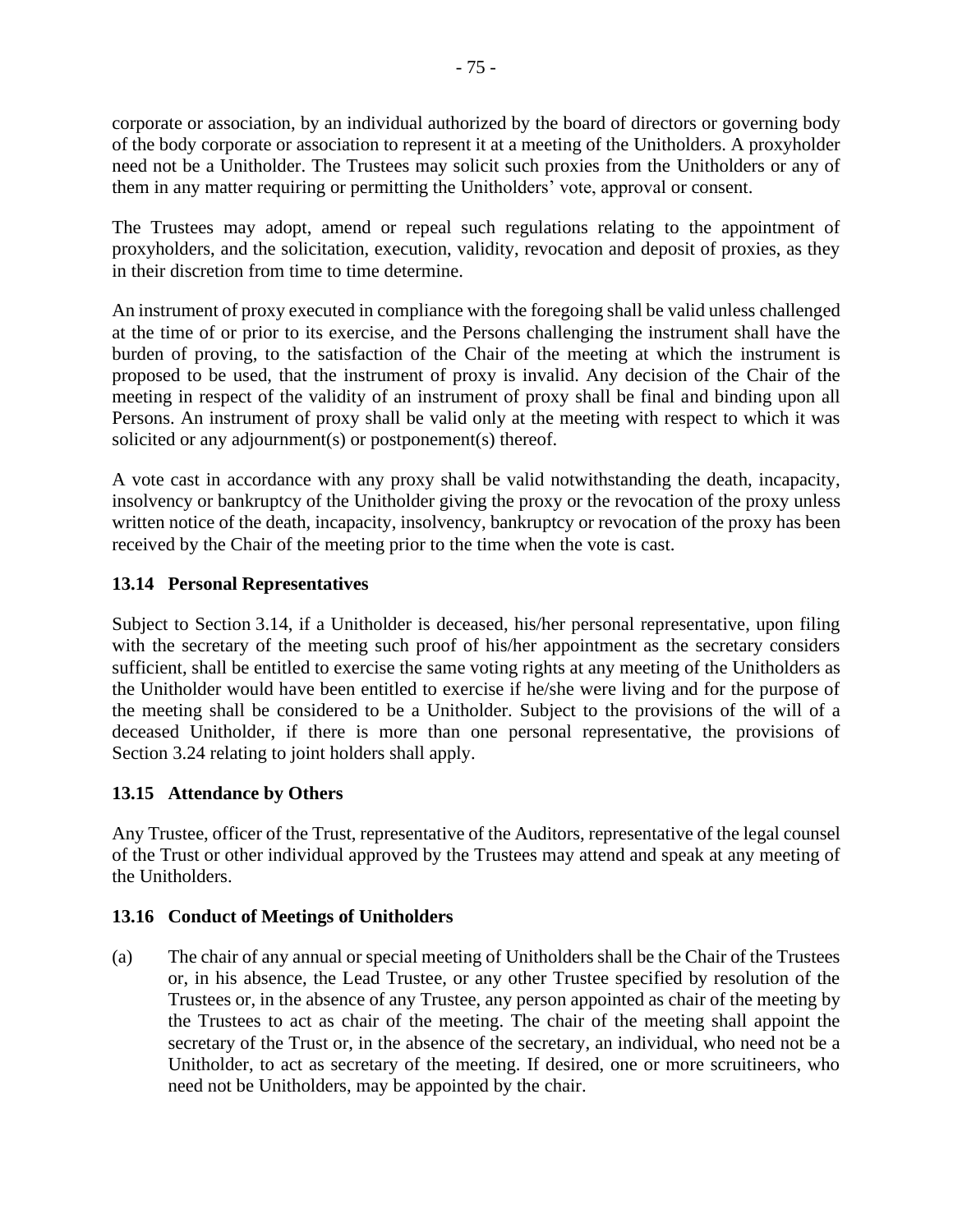corporate or association, by an individual authorized by the board of directors or governing body of the body corporate or association to represent it at a meeting of the Unitholders. A proxyholder need not be a Unitholder. The Trustees may solicit such proxies from the Unitholders or any of them in any matter requiring or permitting the Unitholders' vote, approval or consent.

The Trustees may adopt, amend or repeal such regulations relating to the appointment of proxyholders, and the solicitation, execution, validity, revocation and deposit of proxies, as they in their discretion from time to time determine.

An instrument of proxy executed in compliance with the foregoing shall be valid unless challenged at the time of or prior to its exercise, and the Persons challenging the instrument shall have the burden of proving, to the satisfaction of the Chair of the meeting at which the instrument is proposed to be used, that the instrument of proxy is invalid. Any decision of the Chair of the meeting in respect of the validity of an instrument of proxy shall be final and binding upon all Persons. An instrument of proxy shall be valid only at the meeting with respect to which it was solicited or any adjournment(s) or postponement(s) thereof.

A vote cast in accordance with any proxy shall be valid notwithstanding the death, incapacity, insolvency or bankruptcy of the Unitholder giving the proxy or the revocation of the proxy unless written notice of the death, incapacity, insolvency, bankruptcy or revocation of the proxy has been received by the Chair of the meeting prior to the time when the vote is cast.

### 13.14 Personal Representatives

Subject to Section 3.14, if a Unitholder is deceased, his/her personal representative, upon filing with the secretary of the meeting such proof of his/her appointment as the secretary considers sufficient, shall be entitled to exercise the same voting rights at any meeting of the Unitholders as the Unitholder would have been entitled to exercise if he/she were living and for the purpose of the meeting shall be considered to be a Unitholder. Subject to the provisions of the will of a deceased Unitholder, if there is more than one personal representative, the provisions of Section 3.24 relating to joint holders shall apply.

### 13.15 Attendance by Others

Any Trustee, officer of the Trust, representative of the Auditors, representative of the legal counsel of the Trust or other individual approved by the Trustees may attend and speak at any meeting of the Unitholders.

### 13.16 Conduct of Meetings of Unitholders

(a) The chair of any annual or special meeting of Unitholders shall be the Chair of the Trustees or, in his absence, the Lead Trustee, or any other Trustee specified by resolution of the Trustees or, in the absence of any Trustee, any person appointed as chair of the meeting by the Trustees to act as chair of the meeting. The chair of the meeting shall appoint the secretary of the Trust or, in the absence of the secretary, an individual, who need not be a Unitholder, to act as secretary of the meeting. If desired, one or more scruitineers, who need not be Unitholders, may be appointed by the chair.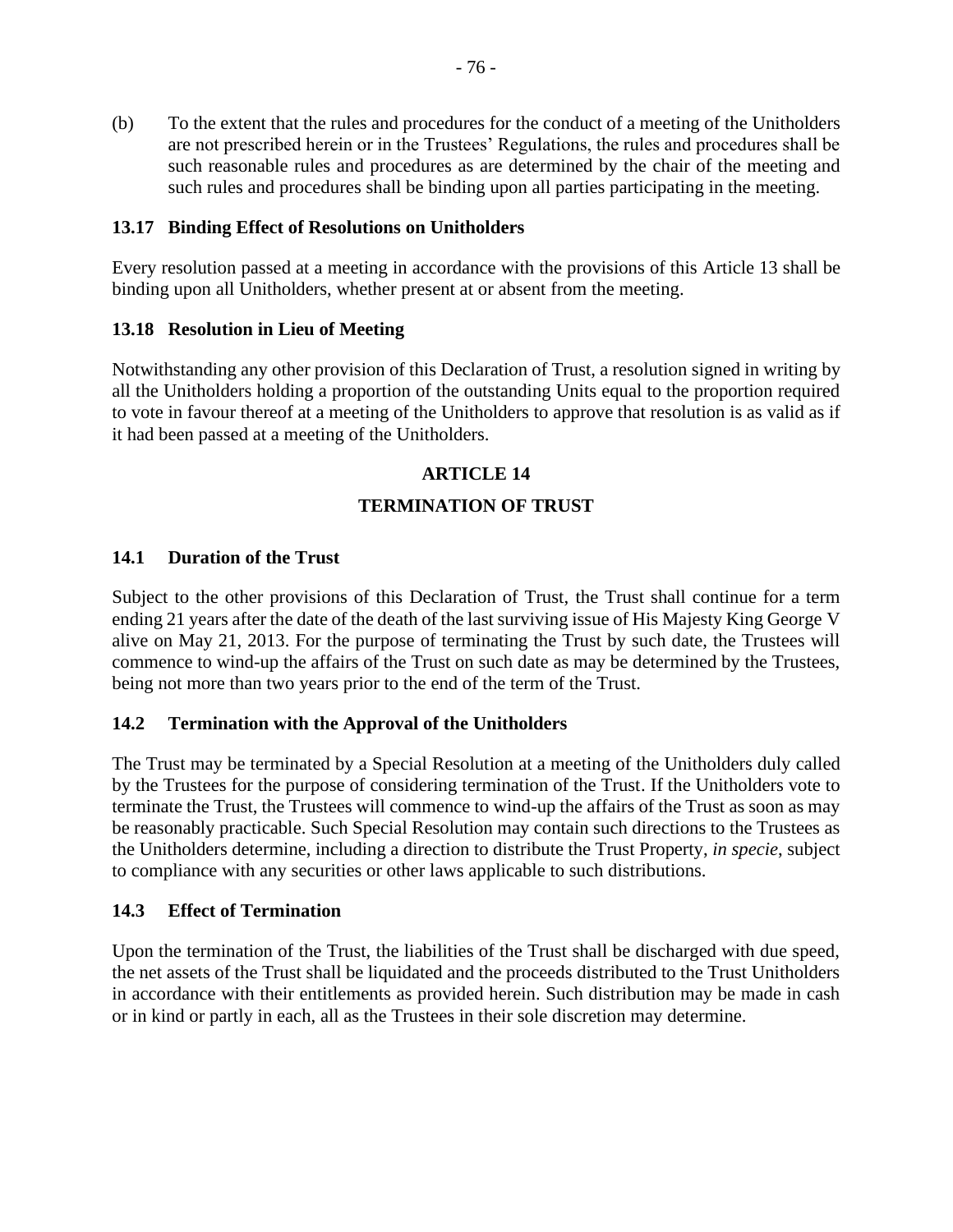(b) To the extent that the rules and procedures for the conduct of a meeting of the Unitholders are not prescribed herein or in the Trustees' Regulations, the rules and procedures shall be such reasonable rules and procedures as are determined by the chair of the meeting and such rules and procedures shall be binding upon all parties participating in the meeting.

### 13.17 Binding Effect of Resolutions on Unitholders

Every resolution passed at a meeting in accordance with the provisions of this Article 13 shall be binding upon all Unitholders, whether present at or absent from the meeting.

### 13.18 Resolution in Lieu of Meeting

Notwithstanding any other provision of this Declaration of Trust, a resolution signed in writing by all the Unitholders holding a proportion of the outstanding Units equal to the proportion required to vote in favour thereof at a meeting of the Unitholders to approve that resolution is as valid as if it had been passed at a meeting of the Unitholders.

## ARTICLE 14

## TERMINATION OF TRUST

### 14.1 Duration of the Trust

Subject to the other provisions of this Declaration of Trust, the Trust shall continue for a term ending 21 years after the date of the death of the last surviving issue of His Majesty King George V alive on May 21, 2013. For the purpose of terminating the Trust by such date, the Trustees will commence to wind-up the affairs of the Trust on such date as may be determined by the Trustees, being not more than two years prior to the end of the term of the Trust.

### 14.2 Termination with the Approval of the Unitholders

The Trust may be terminated by a Special Resolution at a meeting of the Unitholders duly called by the Trustees for the purpose of considering termination of the Trust. If the Unitholders vote to terminate the Trust, the Trustees will commence to wind-up the affairs of the Trust as soon as may be reasonably practicable. Such Special Resolution may contain such directions to the Trustees as the Unitholders determine, including a direction to distribute the Trust Property, *in specie*, subject to compliance with any securities or other laws applicable to such distributions.

### 14.3 Effect of Termination

Upon the termination of the Trust, the liabilities of the Trust shall be discharged with due speed, the net assets of the Trust shall be liquidated and the proceeds distributed to the Trust Unitholders in accordance with their entitlements as provided herein. Such distribution may be made in cash or in kind or partly in each, all as the Trustees in their sole discretion may determine.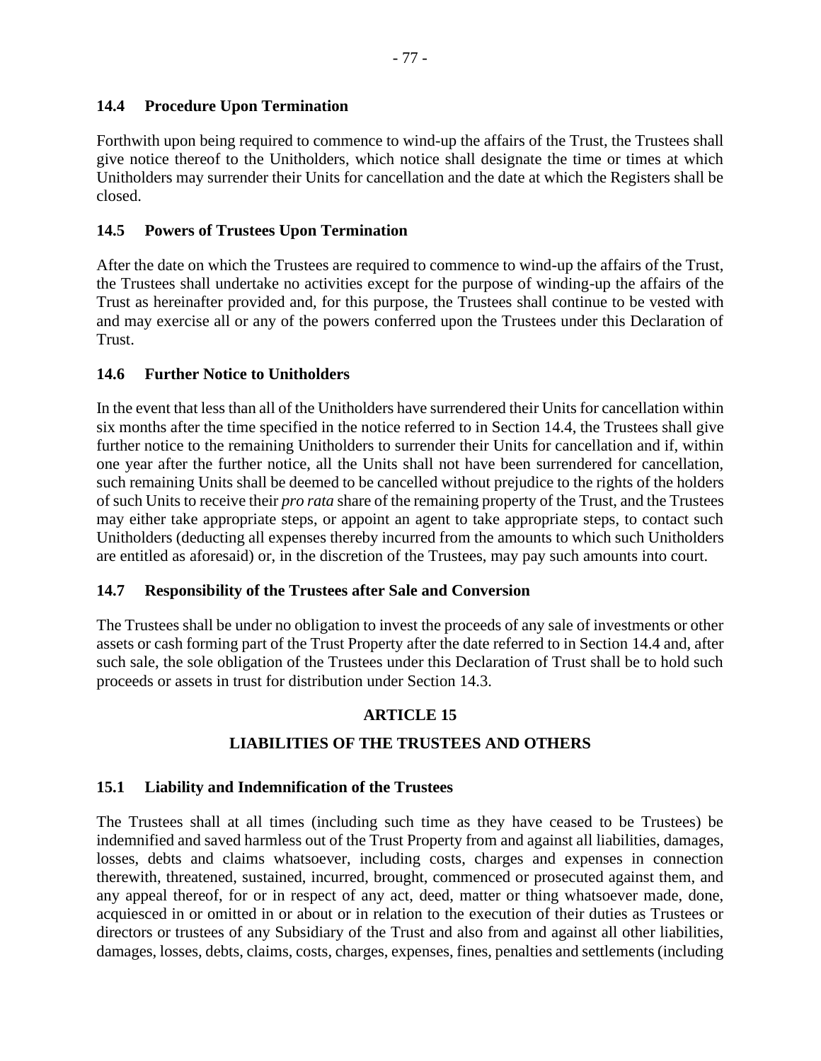### 14.4 Procedure Upon Termination

Forthwith upon being required to commence to wind-up the affairs of the Trust, the Trustees shall give notice thereof to the Unitholders, which notice shall designate the time or times at which Unitholders may surrender their Units for cancellation and the date at which the Registers shall be closed.

### 14.5 Powers of Trustees Upon Termination

After the date on which the Trustees are required to commence to wind-up the affairs of the Trust, the Trustees shall undertake no activities except for the purpose of winding-up the affairs of the Trust as hereinafter provided and, for this purpose, the Trustees shall continue to be vested with and may exercise all or any of the powers conferred upon the Trustees under this Declaration of Trust.

### 14.6 Further Notice to Unitholders

In the event that less than all of the Unitholders have surrendered their Units for cancellation within six months after the time specified in the notice referred to in Section 14.4, the Trustees shall give further notice to the remaining Unitholders to surrender their Units for cancellation and if, within one year after the further notice, all the Units shall not have been surrendered for cancellation, such remaining Units shall be deemed to be cancelled without prejudice to the rights of the holders of such Units to receive their *pro rata* share of the remaining property of the Trust, and the Trustees may either take appropriate steps, or appoint an agent to take appropriate steps, to contact such Unitholders (deducting all expenses thereby incurred from the amounts to which such Unitholders are entitled as aforesaid) or, in the discretion of the Trustees, may pay such amounts into court.

### 14.7 Responsibility of the Trustees after Sale and Conversion

The Trustees shall be under no obligation to invest the proceeds of any sale of investments or other assets or cash forming part of the Trust Property after the date referred to in Section 14.4 and, after such sale, the sole obligation of the Trustees under this Declaration of Trust shall be to hold such proceeds or assets in trust for distribution under Section 14.3.

## ARTICLE 15

## LIABILITIES OF THE TRUSTEES AND OTHERS

### 15.1 Liability and Indemnification of the Trustees

The Trustees shall at all times (including such time as they have ceased to be Trustees) be indemnified and saved harmless out of the Trust Property from and against all liabilities, damages, losses, debts and claims whatsoever, including costs, charges and expenses in connection therewith, threatened, sustained, incurred, brought, commenced or prosecuted against them, and any appeal thereof, for or in respect of any act, deed, matter or thing whatsoever made, done, acquiesced in or omitted in or about or in relation to the execution of their duties as Trustees or directors or trustees of any Subsidiary of the Trust and also from and against all other liabilities, damages, losses, debts, claims, costs, charges, expenses, fines, penalties and settlements (including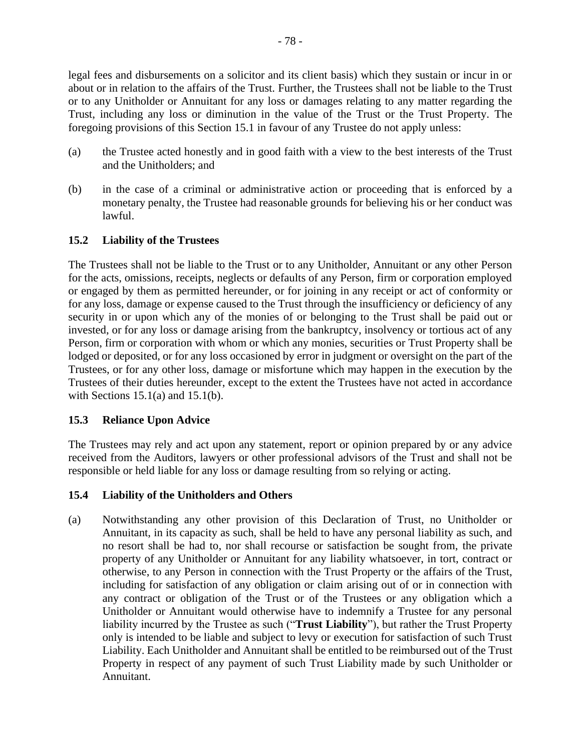legal fees and disbursements on a solicitor and its client basis) which they sustain or incur in or about or in relation to the affairs of the Trust. Further, the Trustees shall not be liable to the Trust or to any Unitholder or Annuitant for any loss or damages relating to any matter regarding the Trust, including any loss or diminution in the value of the Trust or the Trust Property. The foregoing provisions of this Section 15.1 in favour of any Trustee do not apply unless:

(a) the Trustee acted honestly and in good faith with a view to the best interests of the Trust and the Unitholders; and

(b) in the case of a criminal or administrative action or proceeding that is enforced by a monetary penalty, the Trustee had reasonable grounds for believing his or her conduct was lawful.

### 15.2 Liability of the Trustees

The Trustees shall not be liable to the Trust or to any Unitholder, Annuitant or any other Person for the acts, omissions, receipts, neglects or defaults of any Person, firm or corporation employed or engaged by them as permitted hereunder, or for joining in any receipt or act of conformity or for any loss, damage or expense caused to the Trust through the insufficiency or deficiency of any security in or upon which any of the monies of or belonging to the Trust shall be paid out or invested, or for any loss or damage arising from the bankruptcy, insolvency or tortious act of any Person, firm or corporation with whom or which any monies, securities or Trust Property shall be lodged or deposited, or for any loss occasioned by error in judgment or oversight on the part of the Trustees, or for any other loss, damage or misfortune which may happen in the execution by the Trustees of their duties hereunder, except to the extent the Trustees have not acted in accordance with Sections 15.1(a) and 15.1(b).

### 15.3 Reliance Upon Advice

The Trustees may rely and act upon any statement, report or opinion prepared by or any advice received from the Auditors, lawyers or other professional advisors of the Trust and shall not be responsible or held liable for any loss or damage resulting from so relying or acting.

### 15.4 Liability of the Unitholders and Others

(a) Notwithstanding any other provision of this Declaration of Trust, no Unitholder or Annuitant, in its capacity as such, shall be held to have any personal liability as such, and no resort shall be had to, nor shall recourse or satisfaction be sought from, the private property of any Unitholder or Annuitant for any liability whatsoever, in tort, contract or otherwise, to any Person in connection with the Trust Property or the affairs of the Trust, including for satisfaction of any obligation or claim arising out of or in connection with any contract or obligation of the Trust or of the Trustees or any obligation which a Unitholder or Annuitant would otherwise have to indemnify a Trustee for any personal liability incurred by the Trustee as such ("**Trust Liability**"), but rather the Trust Property only is intended to be liable and subject to levy or execution for satisfaction of such Trust Liability. Each Unitholder and Annuitant shall be entitled to be reimbursed out of the Trust Property in respect of any payment of such Trust Liability made by such Unitholder or Annuitant.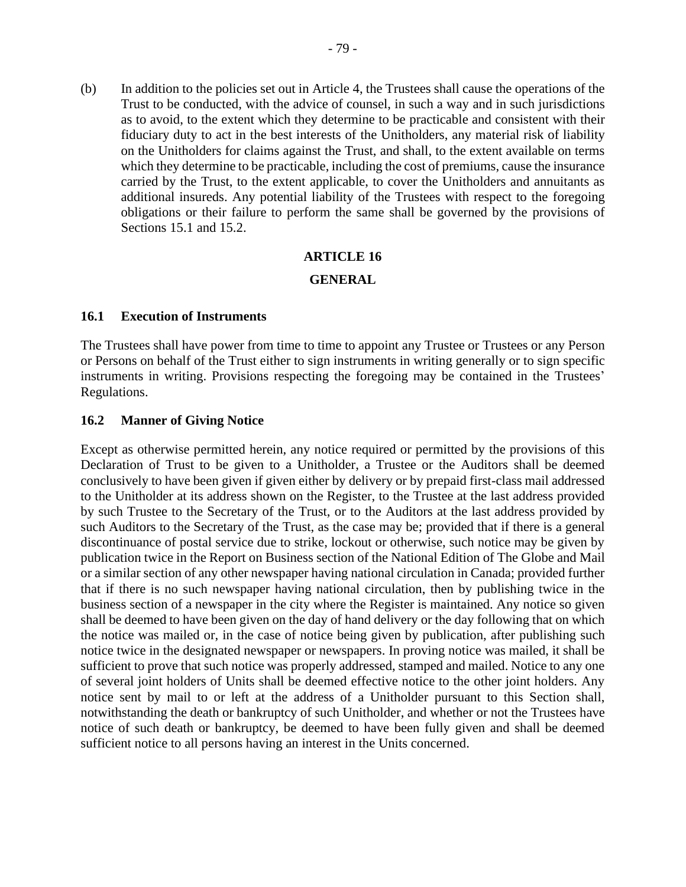(b) In addition to the policies set out in Article 4, the Trustees shall cause the operations of the Trust to be conducted, with the advice of counsel, in such a way and in such jurisdictions as to avoid, to the extent which they determine to be practicable and consistent with their fiduciary duty to act in the best interests of the Unitholders, any material risk of liability on the Unitholders for claims against the Trust, and shall, to the extent available on terms which they determine to be practicable, including the cost of premiums, cause the insurance carried by the Trust, to the extent applicable, to cover the Unitholders and annuitants as additional insureds. Any potential liability of the Trustees with respect to the foregoing obligations or their failure to perform the same shall be governed by the provisions of Sections 15.1 and 15.2.

## ARTICLE 16

## GENERAL

### 16.1 Execution of Instruments

The Trustees shall have power from time to time to appoint any Trustee or Trustees or any Person or Persons on behalf of the Trust either to sign instruments in writing generally or to sign specific instruments in writing. Provisions respecting the foregoing may be contained in the Trustees' Regulations.

### 16.2 Manner of Giving Notice

Except as otherwise permitted herein, any notice required or permitted by the provisions of this Declaration of Trust to be given to a Unitholder, a Trustee or the Auditors shall be deemed conclusively to have been given if given either by delivery or by prepaid first-class mail addressed to the Unitholder at its address shown on the Register, to the Trustee at the last address provided by such Trustee to the Secretary of the Trust, or to the Auditors at the last address provided by such Auditors to the Secretary of the Trust, as the case may be; provided that if there is a general discontinuance of postal service due to strike, lockout or otherwise, such notice may be given by publication twice in the Report on Business section of the National Edition of The Globe and Mail or a similar section of any other newspaper having national circulation in Canada; provided further that if there is no such newspaper having national circulation, then by publishing twice in the business section of a newspaper in the city where the Register is maintained. Any notice so given shall be deemed to have been given on the day of hand delivery or the day following that on which the notice was mailed or, in the case of notice being given by publication, after publishing such notice twice in the designated newspaper or newspapers. In proving notice was mailed, it shall be sufficient to prove that such notice was properly addressed, stamped and mailed. Notice to any one of several joint holders of Units shall be deemed effective notice to the other joint holders. Any notice sent by mail to or left at the address of a Unitholder pursuant to this Section shall, notwithstanding the death or bankruptcy of such Unitholder, and whether or not the Trustees have notice of such death or bankruptcy, be deemed to have been fully given and shall be deemed sufficient notice to all persons having an interest in the Units concerned.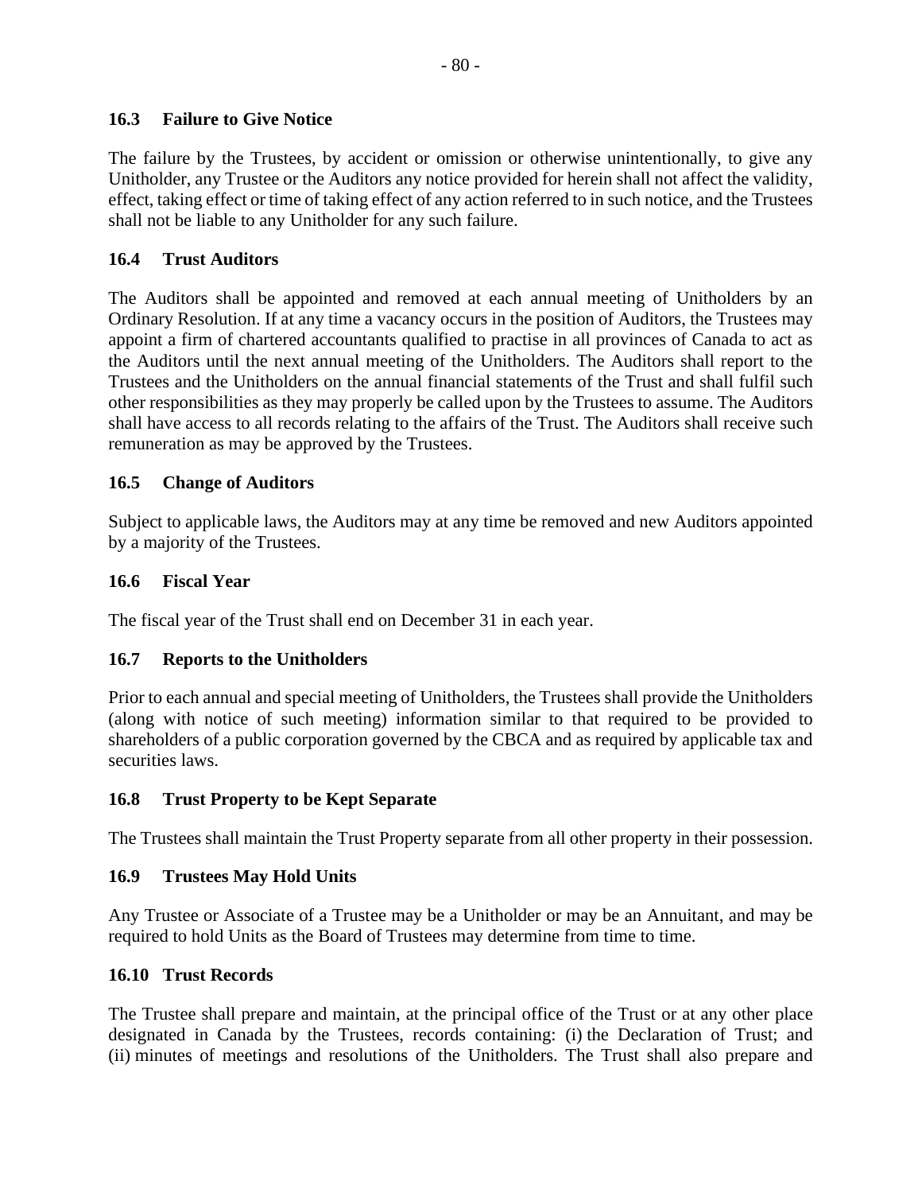### 16.3 Failure to Give Notice

The failure by the Trustees, by accident or omission or otherwise unintentionally, to give any Unitholder, any Trustee or the Auditors any notice provided for herein shall not affect the validity, effect, taking effect or time of taking effect of any action referred to in such notice, and the Trustees shall not be liable to any Unitholder for any such failure.

### 16.4 Trust Auditors

The Auditors shall be appointed and removed at each annual meeting of Unitholders by an Ordinary Resolution. If at any time a vacancy occurs in the position of Auditors, the Trustees may appoint a firm of chartered accountants qualified to practise in all provinces of Canada to act as the Auditors until the next annual meeting of the Unitholders. The Auditors shall report to the Trustees and the Unitholders on the annual financial statements of the Trust and shall fulfil such other responsibilities as they may properly be called upon by the Trustees to assume. The Auditors shall have access to all records relating to the affairs of the Trust. The Auditors shall receive such remuneration as may be approved by the Trustees.

### 16.5 Change of Auditors

Subject to applicable laws, the Auditors may at any time be removed and new Auditors appointed by a majority of the Trustees.

### 16.6 Fiscal Year

The fiscal year of the Trust shall end on December 31 in each year.

### 16.7 Reports to the Unitholders

Prior to each annual and special meeting of Unitholders, the Trustees shall provide the Unitholders (along with notice of such meeting) information similar to that required to be provided to shareholders of a public corporation governed by the CBCA and as required by applicable tax and securities laws.

### 16.8 Trust Property to be Kept Separate

The Trustees shall maintain the Trust Property separate from all other property in their possession.

### 16.9 Trustees May Hold Units

Any Trustee or Associate of a Trustee may be a Unitholder or may be an Annuitant, and may be required to hold Units as the Board of Trustees may determine from time to time.

### 16.10 Trust Records

The Trustee shall prepare and maintain, at the principal office of the Trust or at any other place designated in Canada by the Trustees, records containing: (i) the Declaration of Trust; and (ii) minutes of meetings and resolutions of the Unitholders. The Trust shall also prepare and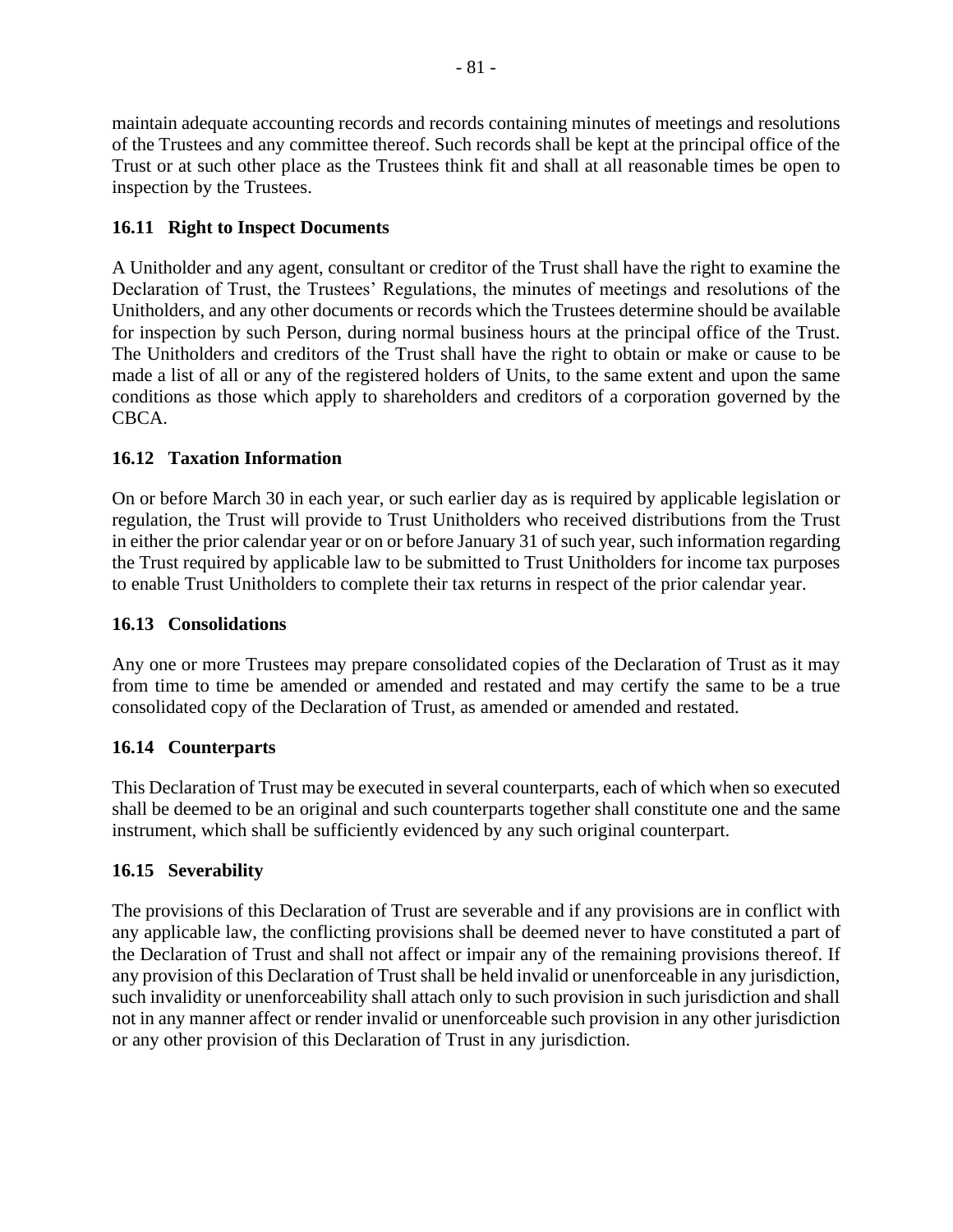maintain adequate accounting records and records containing minutes of meetings and resolutions of the Trustees and any committee thereof. Such records shall be kept at the principal office of the Trust or at such other place as the Trustees think fit and shall at all reasonable times be open to inspection by the Trustees.

### 16.11 Right to Inspect Documents

A Unitholder and any agent, consultant or creditor of the Trust shall have the right to examine the Declaration of Trust, the Trustees' Regulations, the minutes of meetings and resolutions of the Unitholders, and any other documents or records which the Trustees determine should be available for inspection by such Person, during normal business hours at the principal office of the Trust. The Unitholders and creditors of the Trust shall have the right to obtain or make or cause to be made a list of all or any of the registered holders of Units, to the same extent and upon the same conditions as those which apply to shareholders and creditors of a corporation governed by the CBCA.

### 16.12 Taxation Information

On or before March 30 in each year, or such earlier day as is required by applicable legislation or regulation, the Trust will provide to Trust Unitholders who received distributions from the Trust in either the prior calendar year or on or before January 31 of such year, such information regarding the Trust required by applicable law to be submitted to Trust Unitholders for income tax purposes to enable Trust Unitholders to complete their tax returns in respect of the prior calendar year.

### 16.13 Consolidations

Any one or more Trustees may prepare consolidated copies of the Declaration of Trust as it may from time to time be amended or amended and restated and may certify the same to be a true consolidated copy of the Declaration of Trust, as amended or amended and restated.

### 16.14 Counterparts

This Declaration of Trust may be executed in several counterparts, each of which when so executed shall be deemed to be an original and such counterparts together shall constitute one and the same instrument, which shall be sufficiently evidenced by any such original counterpart.

### 16.15 Severability

The provisions of this Declaration of Trust are severable and if any provisions are in conflict with any applicable law, the conflicting provisions shall be deemed never to have constituted a part of the Declaration of Trust and shall not affect or impair any of the remaining provisions thereof. If any provision of this Declaration of Trust shall be held invalid or unenforceable in any jurisdiction, such invalidity or unenforceability shall attach only to such provision in such jurisdiction and shall not in any manner affect or render invalid or unenforceable such provision in any other jurisdiction or any other provision of this Declaration of Trust in any jurisdiction.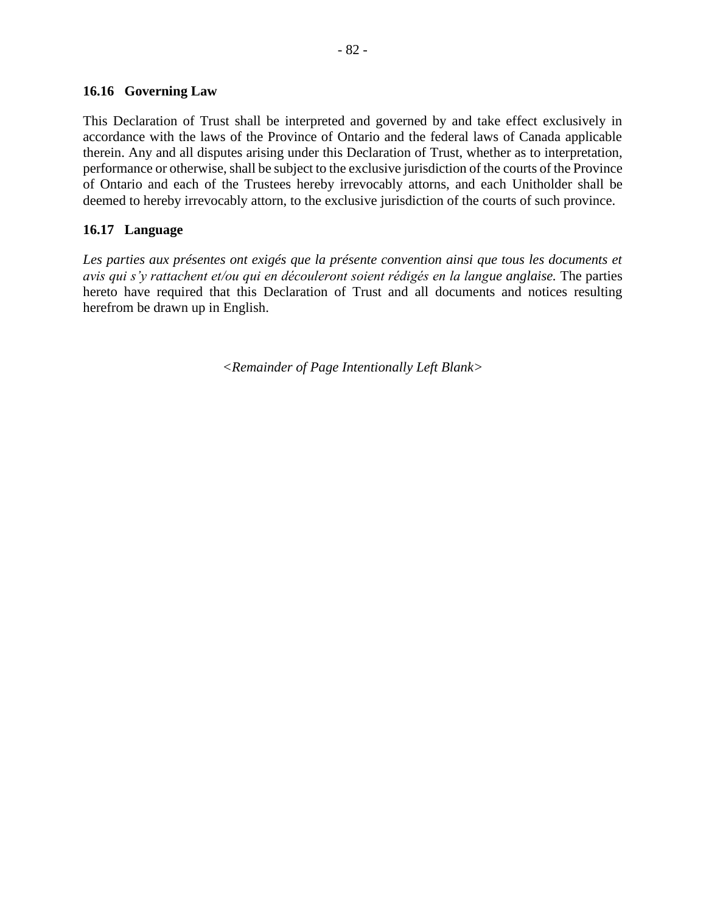### 16.16 Governing Law

This Declaration of Trust shall be interpreted and governed by and take effect exclusively in accordance with the laws of the Province of Ontario and the federal laws of Canada applicable therein. Any and all disputes arising under this Declaration of Trust, whether as to interpretation, performance or otherwise, shall be subject to the exclusive jurisdiction of the courts of the Province of Ontario and each of the Trustees hereby irrevocably attorns, and each Unitholder shall be deemed to hereby irrevocably attorn, to the exclusive jurisdiction of the courts of such province.

### 16.17 Language

*Les parties aux présentes ont exigés que la présente convention ainsi que tous les documents et avis qui s'y rattachent et/ou qui en découleront soient rédigés en la langue anglaise.* The parties hereto have required that this Declaration of Trust and all documents and notices resulting herefrom be drawn up in English.

*<Remainder of Page Intentionally Left Blank>*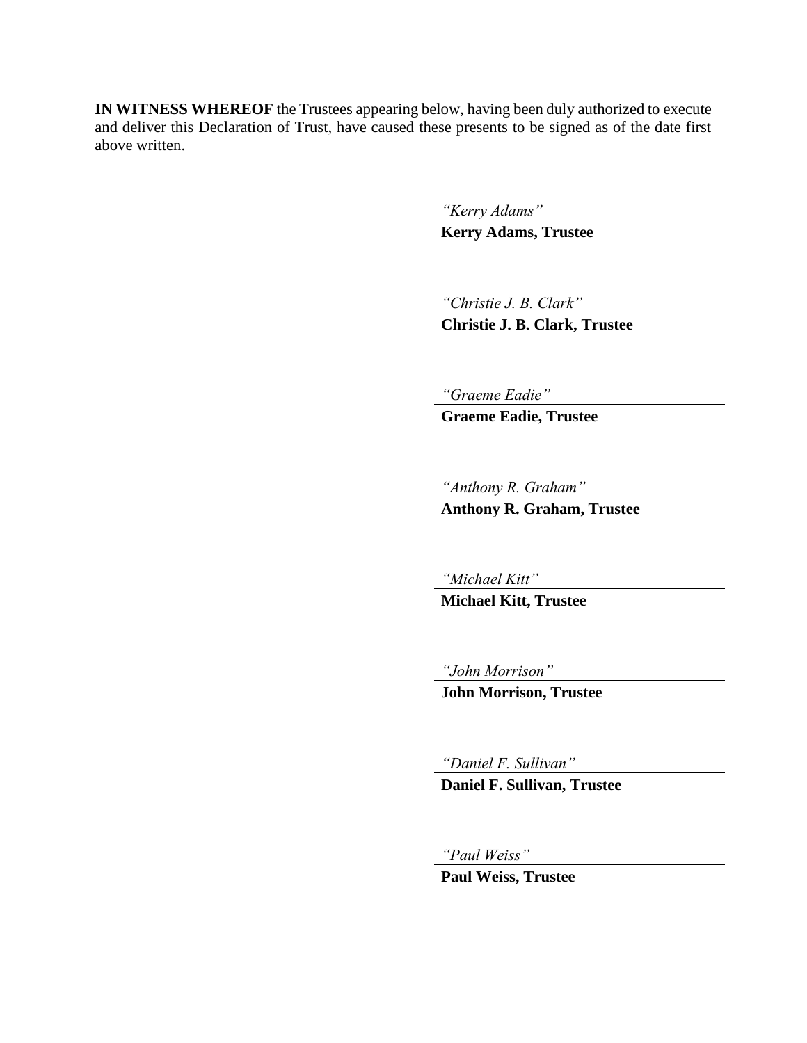**IN WITNESS WHEREOF** the Trustees appearing below, having been duly authorized to execute and deliver this Declaration of Trust, have caused these presents to be signed as of the date first above written.

*"Kerry Adams"*
**Kerry Adams, Trustee**

*"Christie J. B. Clark"*
**Christie J. B. Clark, Trustee**

*"Graeme Eadie"*
**Graeme Eadie, Trustee**

*"Anthony R. Graham"*
**Anthony R. Graham, Trustee**

*"Michael Kitt"*
**Michael Kitt, Trustee**

*"John Morrison"*
**John Morrison, Trustee**

*"Daniel F. Sullivan"*
**Daniel F. Sullivan, Trustee**

*"Paul Weiss"*
**Paul Weiss, Trustee**